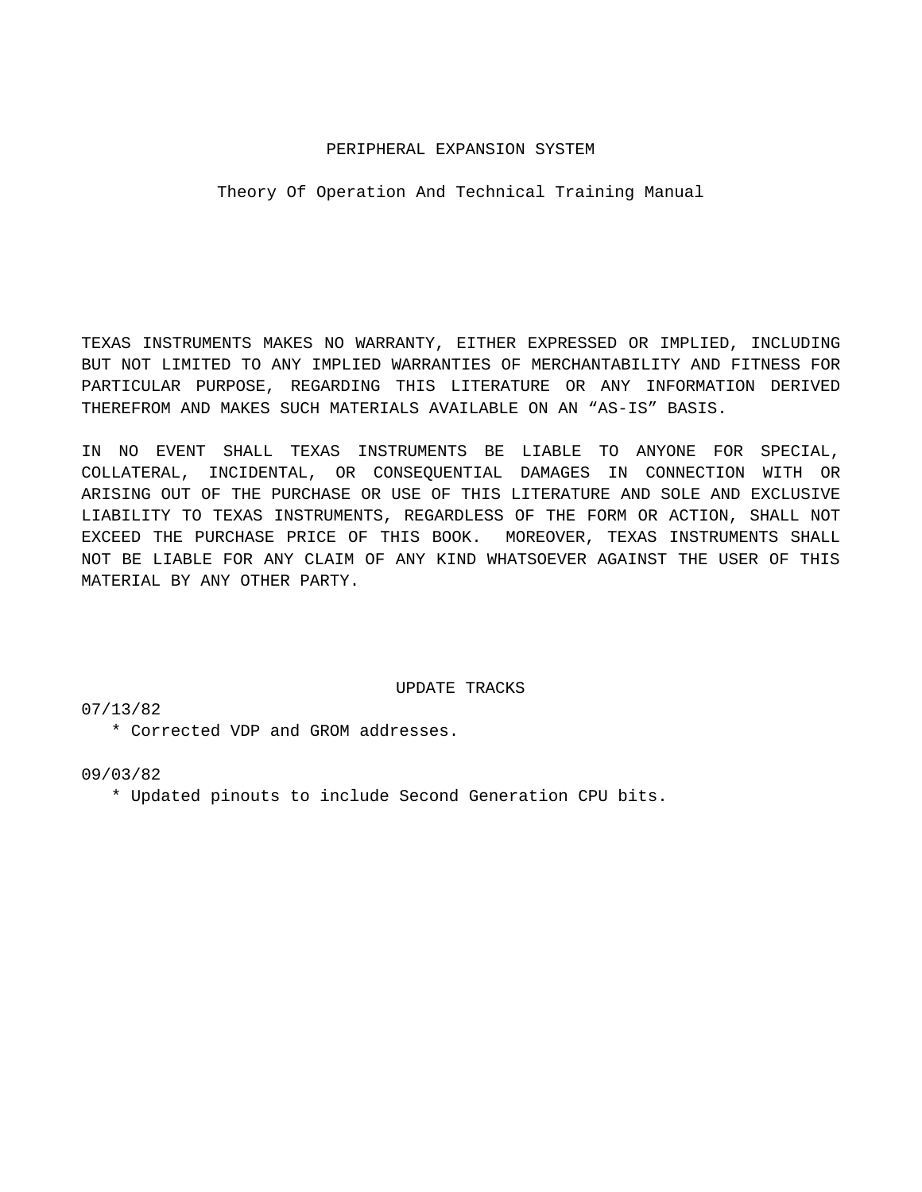# PERIPHERAL EXPANSION SYSTEM

## Theory Of Operation And Technical Training Manual

TEXAS INSTRUMENTS MAKES NO WARRANTY, EITHER EXPRESSED OR IMPLIED, INCLUDING BUT NOT LIMITED TO ANY IMPLIED WARRANTIES OF MERCHANTABILITY AND FITNESS FOR PARTICULAR PURPOSE, REGARDING THIS LITERATURE OR ANY INFORMATION DERIVED THEREFROM AND MAKES SUCH MATERIALS AVAILABLE ON AN “AS-IS” BASIS.

IN NO EVENT SHALL TEXAS INSTRUMENTS BE LIABLE TO ANYONE FOR SPECIAL, COLLATERAL, INCIDENTAL, OR CONSEQUENTIAL DAMAGES IN CONNECTION WITH OR ARISING OUT OF THE PURCHASE OR USE OF THIS LITERATURE AND SOLE AND EXCLUSIVE LIABILITY TO TEXAS INSTRUMENTS, REGARDLESS OF THE FORM OR ACTION, SHALL NOT EXCEED THE PURCHASE PRICE OF THIS BOOK. MOREOVER, TEXAS INSTRUMENTS SHALL NOT BE LIABLE FOR ANY CLAIM OF ANY KIND WHATSOEVER AGAINST THE USER OF THIS MATERIAL BY ANY OTHER PARTY.

### UPDATE TRACKS

07/13/82

* Corrected VDP and GROM addresses.

09/03/82

* Updated pinouts to include Second Generation CPU bits.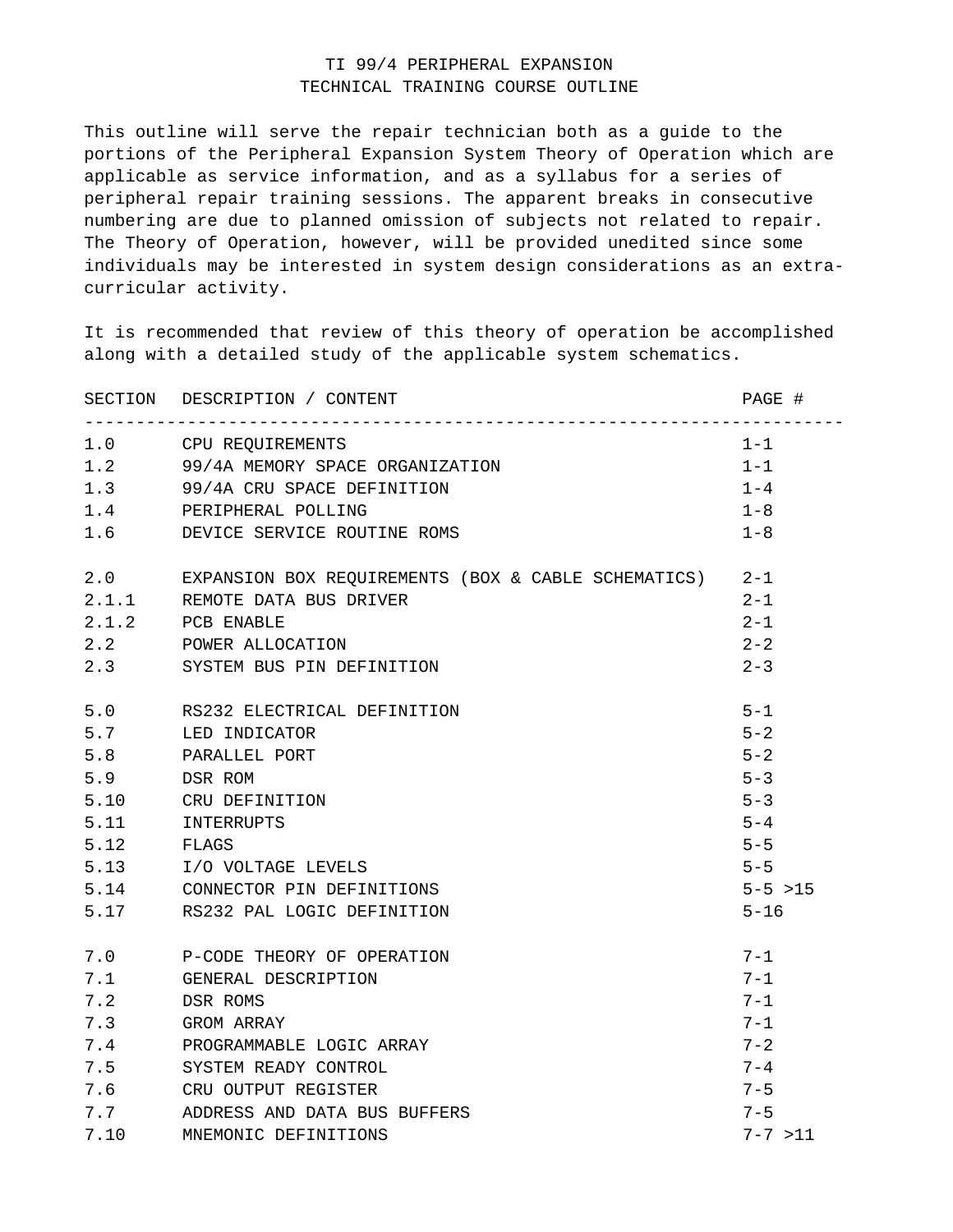# TI 99/4 PERIPHERAL EXPANSION
## TECHNICAL TRAINING COURSE OUTLINE

This outline will serve the repair technician both as a guide to the portions of the Peripheral Expansion System Theory of Operation which are applicable as service information, and as a syllabus for a series of peripheral repair training sessions. The apparent breaks in consecutive numbering are due to planned omission of subjects not related to repair. The Theory of Operation, however, will be provided unedited since some individuals may be interested in system design considerations as an extra-curricular activity.

It is recommended that review of this theory of operation be accomplished along with a detailed study of the applicable system schematics.

| SECTION | DESCRIPTION / CONTENT | PAGE # |
|---|---|---|
| 1.0 | CPU REQUIREMENTS | 1-1 |
| 1.2 | 99/4A MEMORY SPACE ORGANIZATION | 1-1 |
| 1.3 | 99/4A CRU SPACE DEFINITION | 1-4 |
| 1.4 | PERIPHERAL POLLING | 1-8 |
| 1.6 | DEVICE SERVICE ROUTINE ROMS | 1-8 |
| | | |
| 2.0 | EXPANSION BOX REQUIREMENTS (BOX & CABLE SCHEMATICS) | 2-1 |
| 2.1.1 | REMOTE DATA BUS DRIVER | 2-1 |
| 2.1.2 | PCB ENABLE | 2-1 |
| 2.2 | POWER ALLOCATION | 2-2 |
| 2.3 | SYSTEM BUS PIN DEFINITION | 2-3 |
| | | |
| 5.0 | RS232 ELECTRICAL DEFINITION | 5-1 |
| 5.7 | LED INDICATOR | 5-2 |
| 5.8 | PARALLEL PORT | 5-2 |
| 5.9 | DSR ROM | 5-3 |
| 5.10 | CRU DEFINITION | 5-3 |
| 5.11 | INTERRUPTS | 5-4 |
| 5.12 | FLAGS | 5-5 |
| 5.13 | I/O VOLTAGE LEVELS | 5-5 |
| 5.14 | CONNECTOR PIN DEFINITIONS | 5-5 >15 |
| 5.17 | RS232 PAL LOGIC DEFINITION | 5-16 |
| | | |
| 7.0 | P-CODE THEORY OF OPERATION | 7-1 |
| 7.1 | GENERAL DESCRIPTION | 7-1 |
| 7.2 | DSR ROMS | 7-1 |
| 7.3 | GROM ARRAY | 7-1 |
| 7.4 | PROGRAMMABLE LOGIC ARRAY | 7-2 |
| 7.5 | SYSTEM READY CONTROL | 7-4 |
| 7.6 | CRU OUTPUT REGISTER | 7-5 |
| 7.7 | ADDRESS AND DATA BUS BUFFERS | 7-5 |
| 7.10 | MNEMONIC DEFINITIONS | 7-7 >11 |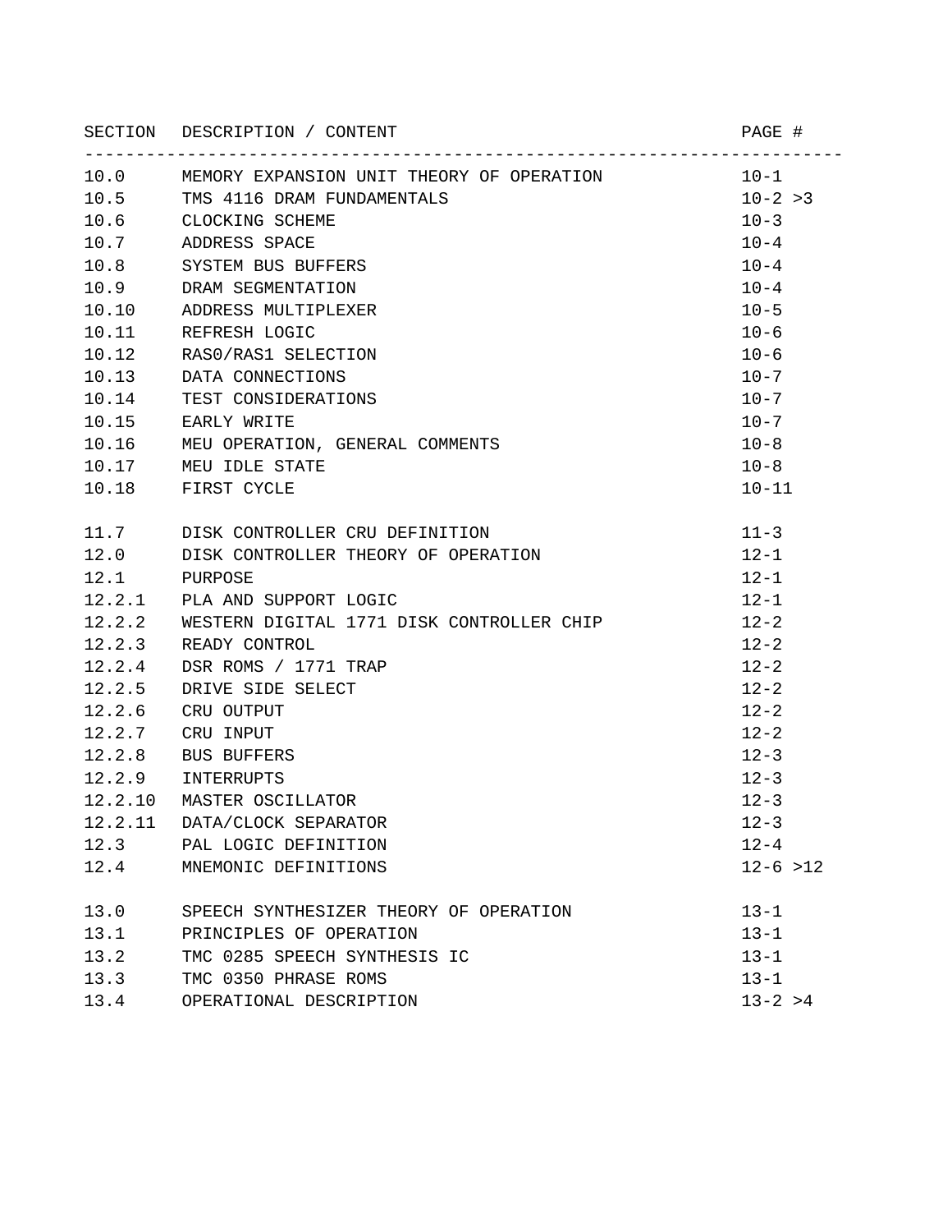| SECTION | DESCRIPTION / CONTENT | PAGE # |
|---|---|---|
| 10.0 | MEMORY EXPANSION UNIT THEORY OF OPERATION | 10-1 |
| 10.5 | TMS 4116 DRAM FUNDAMENTALS | 10-2 >3 |
| 10.6 | CLOCKING SCHEME | 10-3 |
| 10.7 | ADDRESS SPACE | 10-4 |
| 10.8 | SYSTEM BUS BUFFERS | 10-4 |
| 10.9 | DRAM SEGMENTATION | 10-4 |
| 10.10 | ADDRESS MULTIPLEXER | 10-5 |
| 10.11 | REFRESH LOGIC | 10-6 |
| 10.12 | RAS0/RAS1 SELECTION | 10-6 |
| 10.13 | DATA CONNECTIONS | 10-7 |
| 10.14 | TEST CONSIDERATIONS | 10-7 |
| 10.15 | EARLY WRITE | 10-7 |
| 10.16 | MEU OPERATION, GENERAL COMMENTS | 10-8 |
| 10.17 | MEU IDLE STATE | 10-8 |
| 10.18 | FIRST CYCLE | 10-11 |
| | | |
| 11.7 | DISK CONTROLLER CRU DEFINITION | 11-3 |
| 12.0 | DISK CONTROLLER THEORY OF OPERATION | 12-1 |
| 12.1 | PURPOSE | 12-1 |
| 12.2.1 | PLA AND SUPPORT LOGIC | 12-1 |
| 12.2.2 | WESTERN DIGITAL 1771 DISK CONTROLLER CHIP | 12-2 |
| 12.2.3 | READY CONTROL | 12-2 |
| 12.2.4 | DSR ROMS / 1771 TRAP | 12-2 |
| 12.2.5 | DRIVE SIDE SELECT | 12-2 |
| 12.2.6 | CRU OUTPUT | 12-2 |
| 12.2.7 | CRU INPUT | 12-2 |
| 12.2.8 | BUS BUFFERS | 12-3 |
| 12.2.9 | INTERRUPTS | 12-3 |
| 12.2.10 | MASTER OSCILLATOR | 12-3 |
| 12.2.11 | DATA/CLOCK SEPARATOR | 12-3 |
| 12.3 | PAL LOGIC DEFINITION | 12-4 |
| 12.4 | MNEMONIC DEFINITIONS | 12-6 >12 |
| | | |
| 13.0 | SPEECH SYNTHESIZER THEORY OF OPERATION | 13-1 |
| 13.1 | PRINCIPLES OF OPERATION | 13-1 |
| 13.2 | TMC 0285 SPEECH SYNTHESIS IC | 13-1 |
| 13.3 | TMC 0350 PHRASE ROMS | 13-1 |
| 13.4 | OPERATIONAL DESCRIPTION | 13-2 >4 |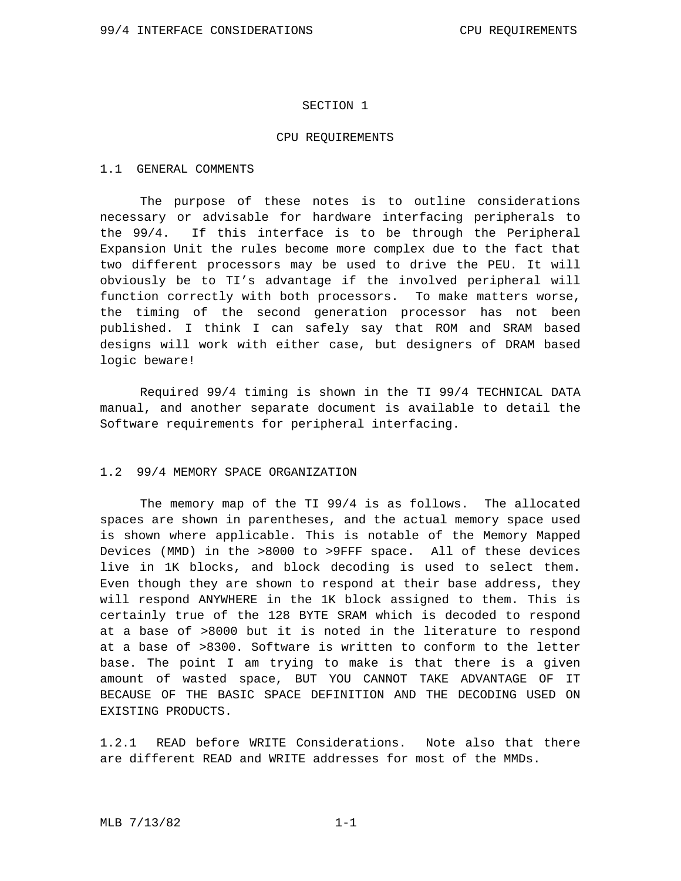# SECTION 1

# CPU REQUIREMENTS

## 1.1 GENERAL COMMENTS

The purpose of these notes is to outline considerations necessary or advisable for hardware interfacing peripherals to the 99/4. If this interface is to be through the Peripheral Expansion Unit the rules become more complex due to the fact that two different processors may be used to drive the PEU. It will obviously be to TI's advantage if the involved peripheral will function correctly with both processors. To make matters worse, the timing of the second generation processor has not been published. I think I can safely say that ROM and SRAM based designs will work with either case, but designers of DRAM based logic beware!

Required 99/4 timing is shown in the TI 99/4 TECHNICAL DATA manual, and another separate document is available to detail the Software requirements for peripheral interfacing.

## 1.2 99/4 MEMORY SPACE ORGANIZATION

The memory map of the TI 99/4 is as follows. The allocated spaces are shown in parentheses, and the actual memory space used is shown where applicable. This is notable of the Memory Mapped Devices (MMD) in the >8000 to >9FFF space. All of these devices live in 1K blocks, and block decoding is used to select them. Even though they are shown to respond at their base address, they will respond ANYWHERE in the 1K block assigned to them. This is certainly true of the 128 BYTE SRAM which is decoded to respond at a base of >8000 but it is noted in the literature to respond at a base of >8300. Software is written to conform to the letter base. The point I am trying to make is that there is a given amount of wasted space, BUT YOU CANNOT TAKE ADVANTAGE OF IT BECAUSE OF THE BASIC SPACE DEFINITION AND THE DECODING USED ON EXISTING PRODUCTS.

1.2.1 READ before WRITE Considerations. Note also that there are different READ and WRITE addresses for most of the MMDs.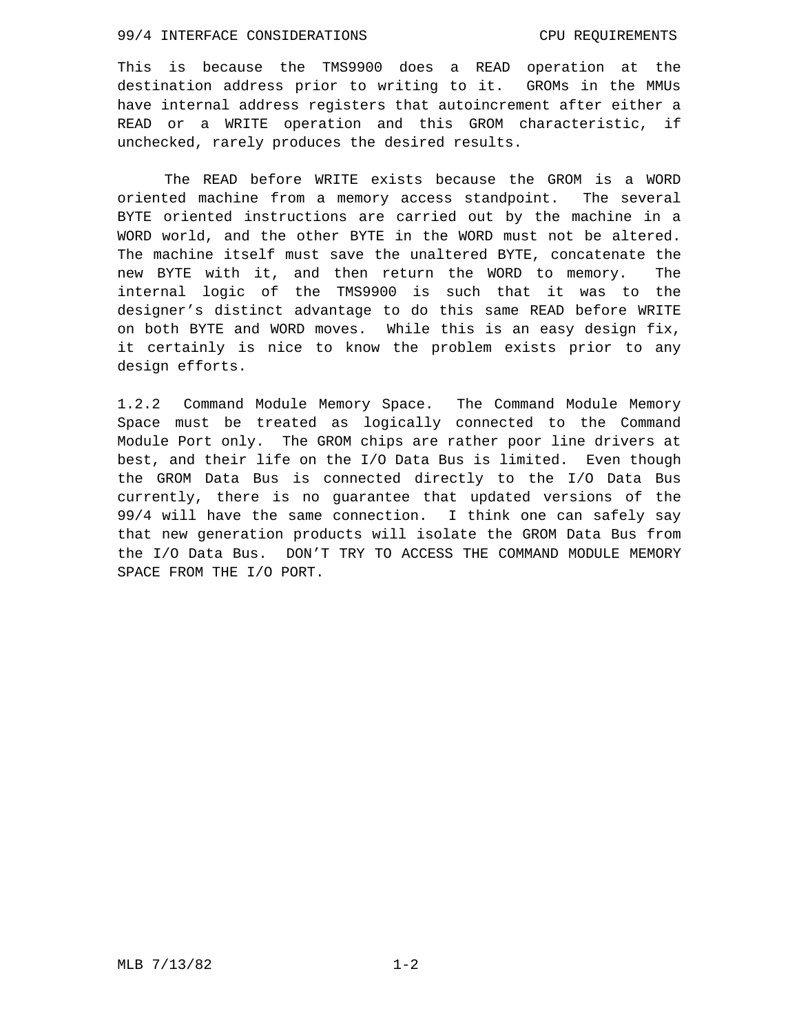This is because the TMS9900 does a READ operation at the destination address prior to writing to it. GROMs in the MMUs have internal address registers that autoincrement after either a READ or a WRITE operation and this GROM characteristic, if unchecked, rarely produces the desired results.

The READ before WRITE exists because the GROM is a WORD oriented machine from a memory access standpoint. The several BYTE oriented instructions are carried out by the machine in a WORD world, and the other BYTE in the WORD must not be altered. The machine itself must save the unaltered BYTE, concatenate the new BYTE with it, and then return the WORD to memory. The internal logic of the TMS9900 is such that it was to the designer's distinct advantage to do this same READ before WRITE on both BYTE and WORD moves. While this is an easy design fix, it certainly is nice to know the problem exists prior to any design efforts.

1.2.2 Command Module Memory Space. The Command Module Memory Space must be treated as logically connected to the Command Module Port only. The GROM chips are rather poor line drivers at best, and their life on the I/O Data Bus is limited. Even though the GROM Data Bus is connected directly to the I/O Data Bus currently, there is no guarantee that updated versions of the 99/4 will have the same connection. I think one can safely say that new generation products will isolate the GROM Data Bus from the I/O Data Bus. DON'T TRY TO ACCESS THE COMMAND MODULE MEMORY SPACE FROM THE I/O PORT.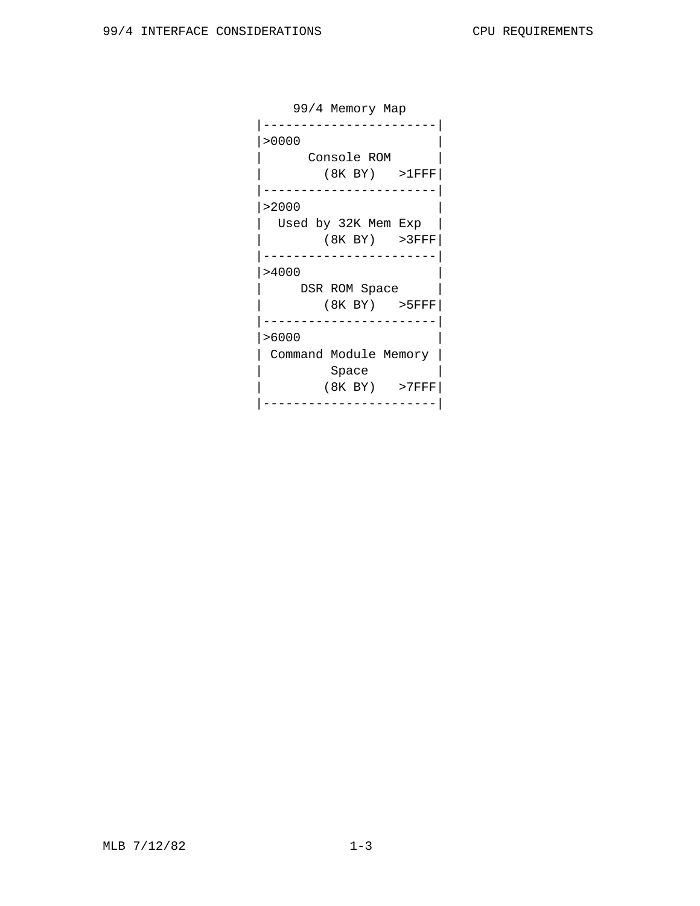99/4 Memory Map

```
|-----------------------|
|>0000                  |
|      Console ROM      |
|        (8K BY)   >1FFF|
|-----------------------|
|>2000                  |
|  Used by 32K Mem Exp  |
|        (8K BY)   >3FFF|
|-----------------------|
|>4000                  |
|     DSR ROM Space     |
|        (8K BY)   >5FFF|
|-----------------------|
|>6000                  |
| Command Module Memory |
|         Space         |
|        (8K BY)   >7FFF|
|-----------------------|
```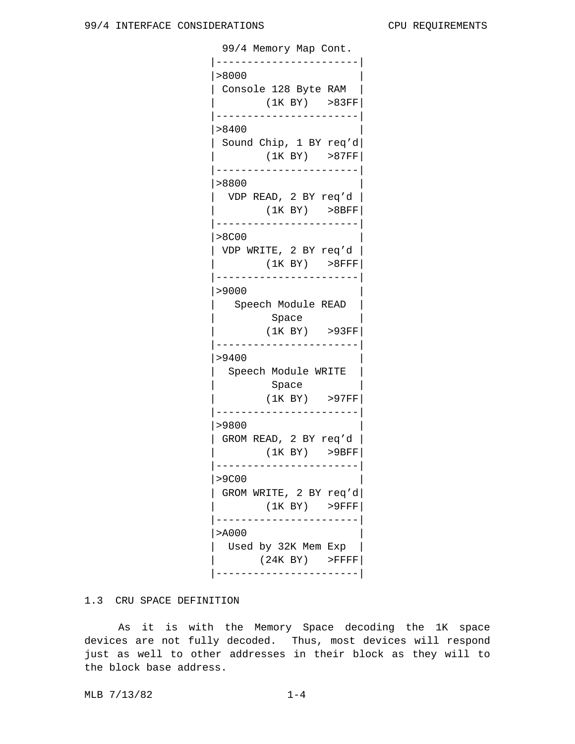99/4 Memory Map Cont.

```
|-----------------------|
|>8000                  |
| Console 128 Byte RAM  |
|        (1K BY)   >83FF|
|-----------------------|
|>8400                  |
| Sound Chip, 1 BY req'd|
|        (1K BY)   >87FF|
|-----------------------|
|>8800                  |
|  VDP READ, 2 BY req'd |
|        (1K BY)   >8BFF|
|-----------------------|
|>8C00                  |
| VDP WRITE, 2 BY req'd |
|        (1K BY)   >8FFF|
|-----------------------|
|>9000                  |
|   Speech Module READ  |
|         Space         |
|        (1K BY)   >93FF|
|-----------------------|
|>9400                  |
|  Speech Module WRITE  |
|         Space         |
|        (1K BY)   >97FF|
|-----------------------|
|>9800                  |
| GROM READ, 2 BY req'd |
|        (1K BY)   >9BFF|
|-----------------------|
|>9C00                  |
| GROM WRITE, 2 BY req'd|
|        (1K BY)   >9FFF|
|-----------------------|
|>A000                  |
|  Used by 32K Mem Exp  |
|       (24K BY)   >FFFF|
|-----------------------|
```

## 1.3 CRU SPACE DEFINITION

As it is with the Memory Space decoding the 1K space devices are not fully decoded. Thus, most devices will respond just as well to other addresses in their block as they will to the block base address.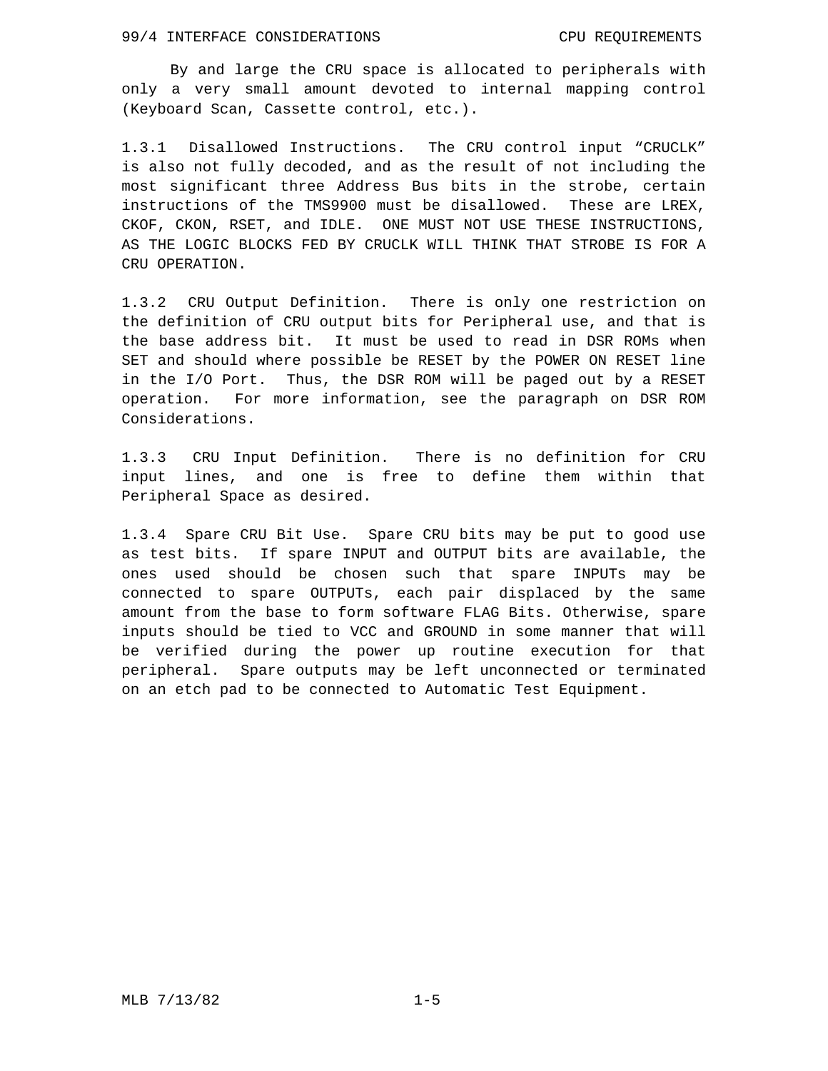By and large the CRU space is allocated to peripherals with only a very small amount devoted to internal mapping control (Keyboard Scan, Cassette control, etc.).

1.3.1 Disallowed Instructions. The CRU control input “CRUCLK” is also not fully decoded, and as the result of not including the most significant three Address Bus bits in the strobe, certain instructions of the TMS9900 must be disallowed. These are LREX, CKOF, CKON, RSET, and IDLE. ONE MUST NOT USE THESE INSTRUCTIONS, AS THE LOGIC BLOCKS FED BY CRUCLK WILL THINK THAT STROBE IS FOR A CRU OPERATION.

1.3.2 CRU Output Definition. There is only one restriction on the definition of CRU output bits for Peripheral use, and that is the base address bit. It must be used to read in DSR ROMs when SET and should where possible be RESET by the POWER ON RESET line in the I/O Port. Thus, the DSR ROM will be paged out by a RESET operation. For more information, see the paragraph on DSR ROM Considerations.

1.3.3 CRU Input Definition. There is no definition for CRU input lines, and one is free to define them within that Peripheral Space as desired.

1.3.4 Spare CRU Bit Use. Spare CRU bits may be put to good use as test bits. If spare INPUT and OUTPUT bits are available, the ones used should be chosen such that spare INPUTs may be connected to spare OUTPUTs, each pair displaced by the same amount from the base to form software FLAG Bits. Otherwise, spare inputs should be tied to VCC and GROUND in some manner that will be verified during the power up routine execution for that peripheral. Spare outputs may be left unconnected or terminated on an etch pad to be connected to Automatic Test Equipment.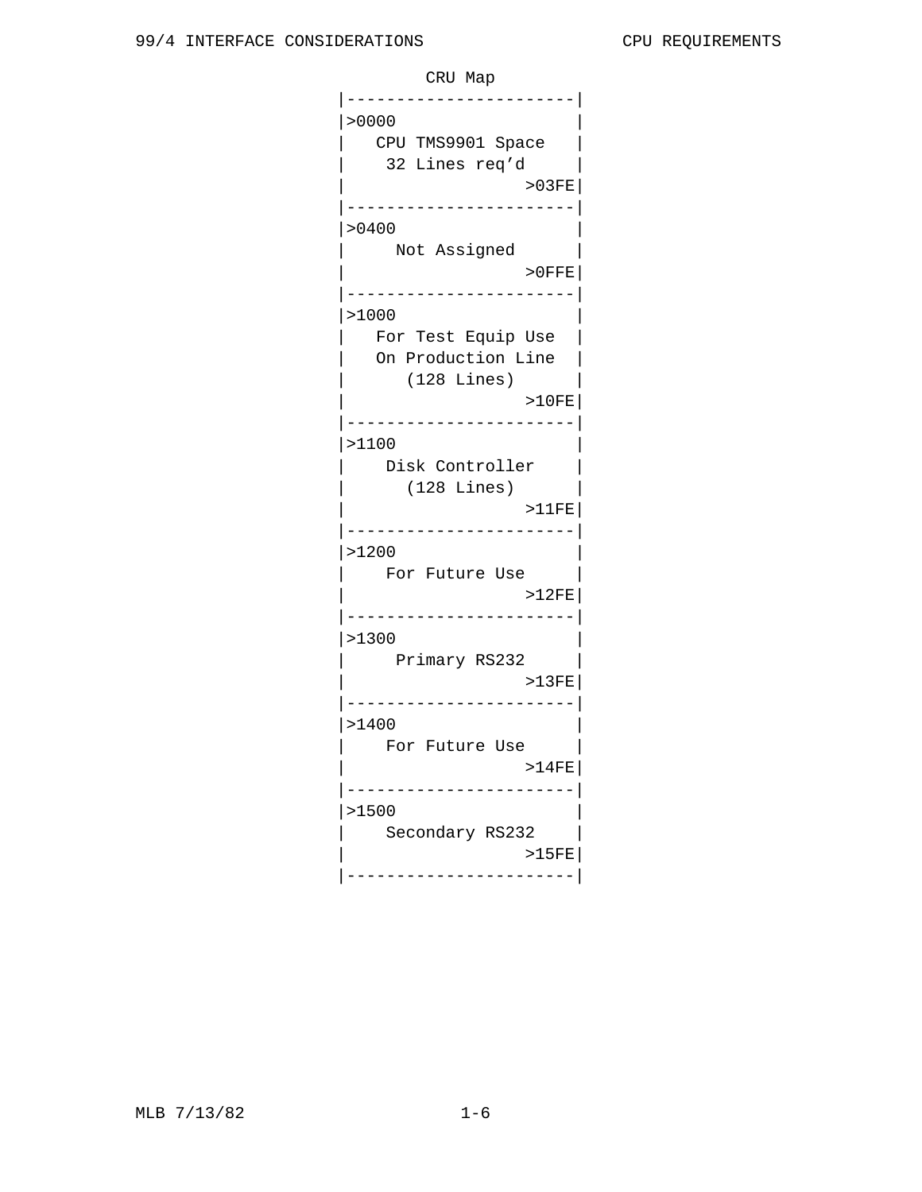CRU Map

```
|-----------------------|
|>0000                  |
|   CPU TMS9901 Space   |
|    32 Lines req'd     |
|                  >03FE|
|-----------------------|
|>0400                  |
|     Not Assigned      |
|                  >0FFE|
|-----------------------|
|>1000                  |
|   For Test Equip Use  |
|   On Production Line  |
|      (128 Lines)      |
|                  >10FE|
|-----------------------|
|>1100                  |
|    Disk Controller    |
|      (128 Lines)      |
|                  >11FE|
|-----------------------|
|>1200                  |
|    For Future Use     |
|                  >12FE|
|-----------------------|
|>1300                  |
|     Primary RS232     |
|                  >13FE|
|-----------------------|
|>1400                  |
|    For Future Use     |
|                  >14FE|
|-----------------------|
|>1500                  |
|    Secondary RS232    |
|                  >15FE|
|-----------------------|
```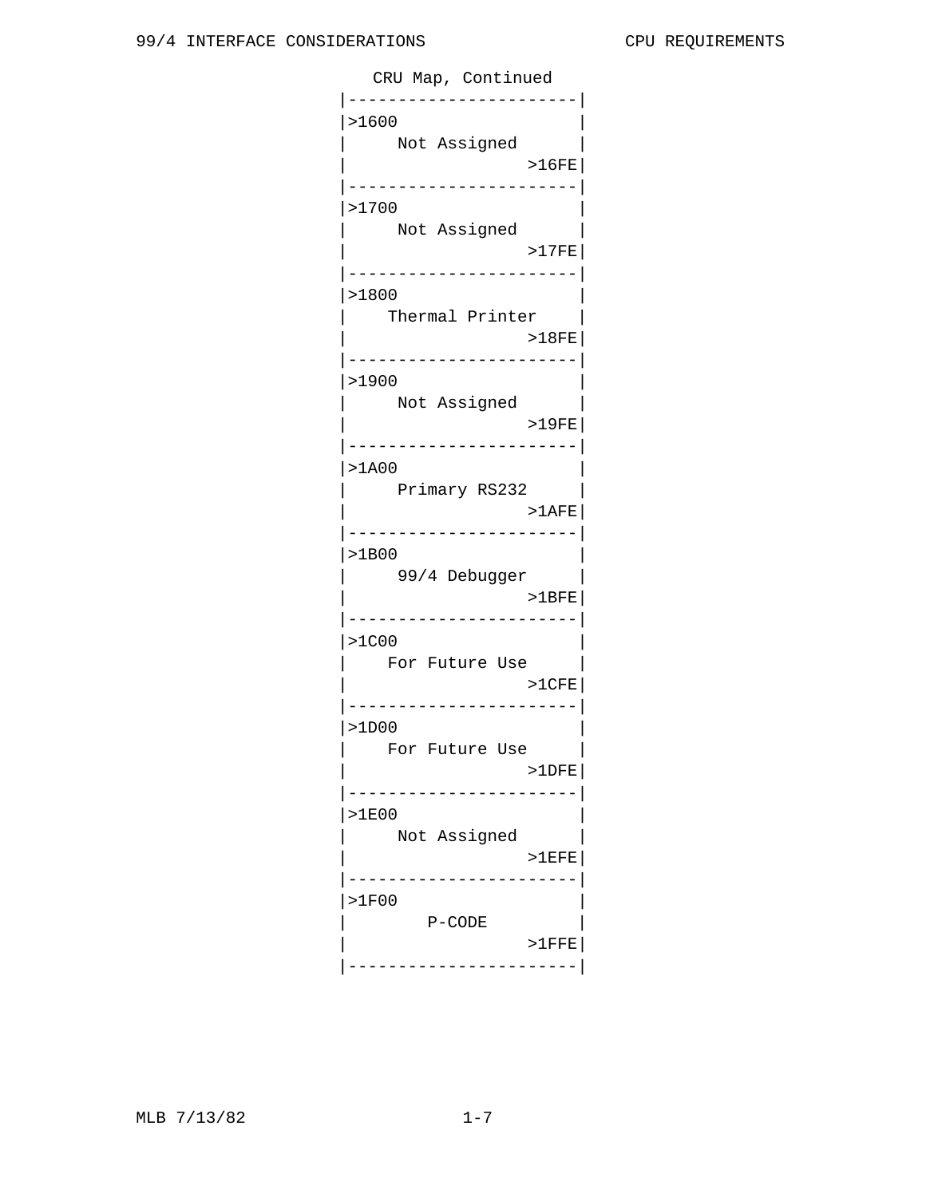CRU Map, Continued

| Start | Assignment | End |
|---|---|---|
| >1600 | Not Assigned | >16FE |
| >1700 | Not Assigned | >17FE |
| >1800 | Thermal Printer | >18FE |
| >1900 | Not Assigned | >19FE |
| >1A00 | Primary RS232 | >1AFE |
| >1B00 | 99/4 Debugger | >1BFE |
| >1C00 | For Future Use | >1CFE |
| >1D00 | For Future Use | >1DFE |
| >1E00 | Not Assigned | >1EFE |
| >1F00 | P-CODE | >1FFE |

MLB 7/13/82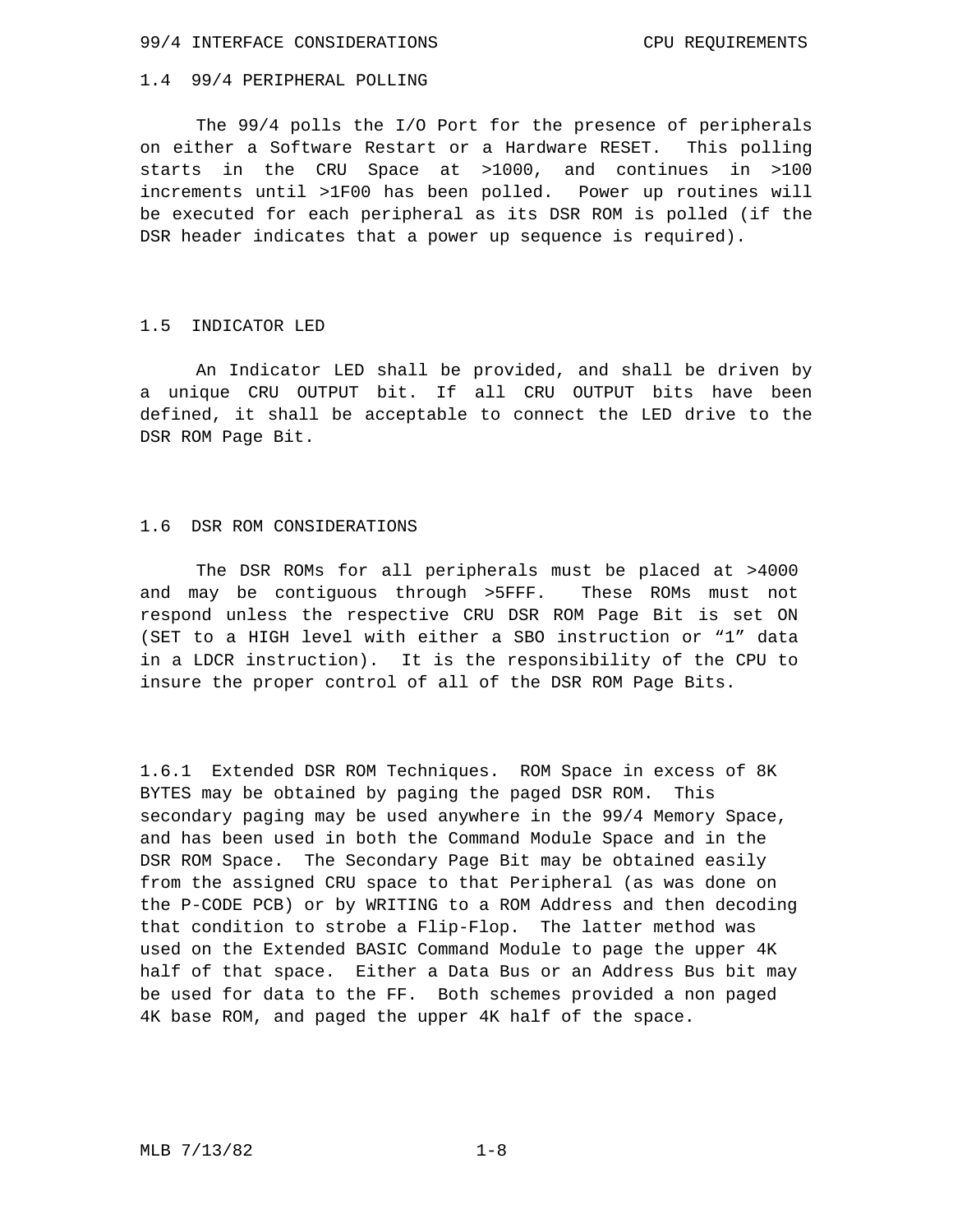## 1.4 99/4 PERIPHERAL POLLING

The 99/4 polls the I/O Port for the presence of peripherals on either a Software Restart or a Hardware RESET. This polling starts in the CRU Space at >1000, and continues in >100 increments until >1F00 has been polled. Power up routines will be executed for each peripheral as its DSR ROM is polled (if the DSR header indicates that a power up sequence is required).

## 1.5 INDICATOR LED

An Indicator LED shall be provided, and shall be driven by a unique CRU OUTPUT bit. If all CRU OUTPUT bits have been defined, it shall be acceptable to connect the LED drive to the DSR ROM Page Bit.

## 1.6 DSR ROM CONSIDERATIONS

The DSR ROMs for all peripherals must be placed at >4000 and may be contiguous through >5FFF. These ROMs must not respond unless the respective CRU DSR ROM Page Bit is set ON (SET to a HIGH level with either a SBO instruction or "1" data in a LDCR instruction). It is the responsibility of the CPU to insure the proper control of all of the DSR ROM Page Bits.

1.6.1 Extended DSR ROM Techniques. ROM Space in excess of 8K BYTES may be obtained by paging the paged DSR ROM. This secondary paging may be used anywhere in the 99/4 Memory Space, and has been used in both the Command Module Space and in the DSR ROM Space. The Secondary Page Bit may be obtained easily from the assigned CRU space to that Peripheral (as was done on the P-CODE PCB) or by WRITING to a ROM Address and then decoding that condition to strobe a Flip-Flop. The latter method was used on the Extended BASIC Command Module to page the upper 4K half of that space. Either a Data Bus or an Address Bus bit may be used for data to the FF. Both schemes provided a non paged 4K base ROM, and paged the upper 4K half of the space.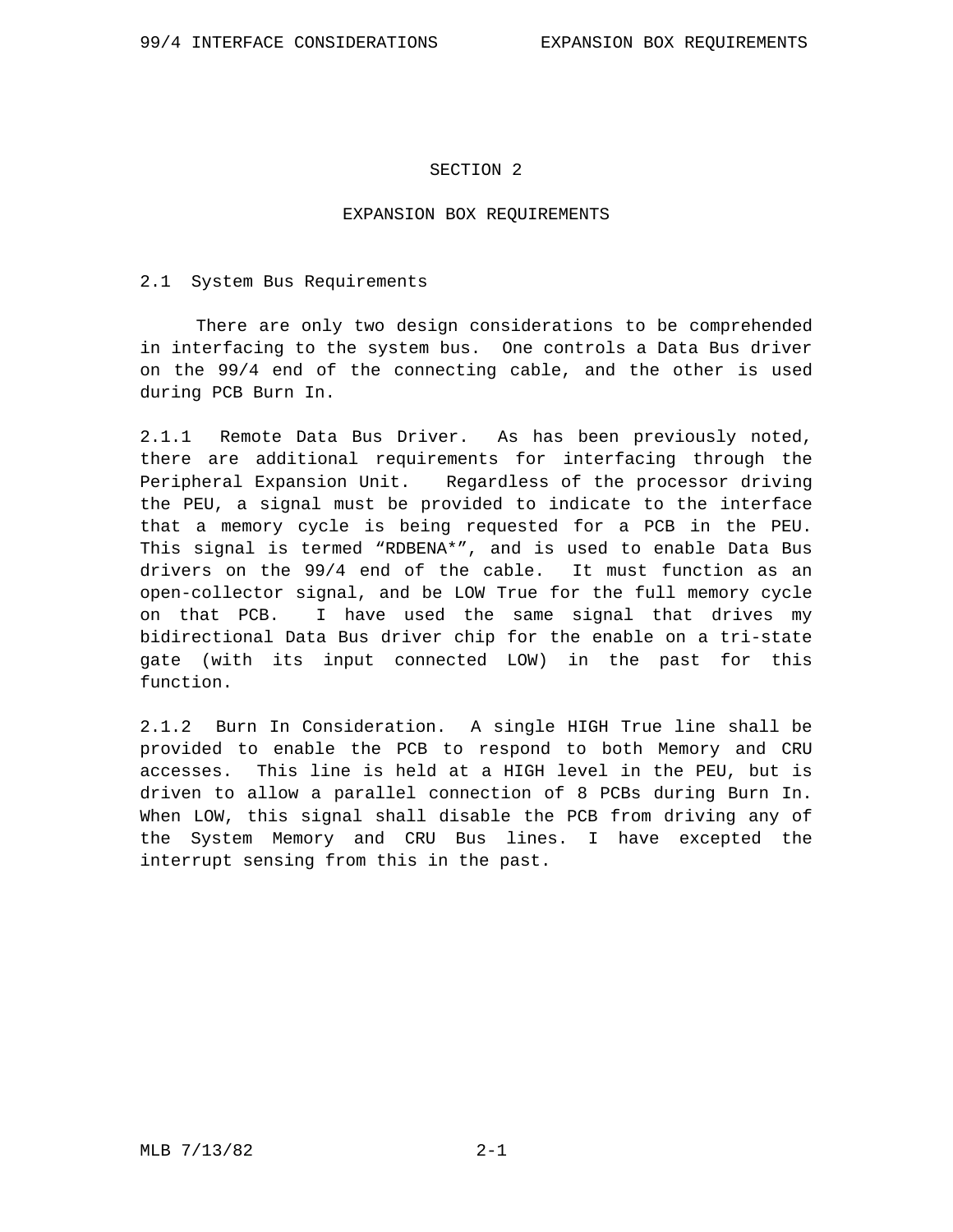# SECTION 2

# EXPANSION BOX REQUIREMENTS

## 2.1 System Bus Requirements

There are only two design considerations to be comprehended in interfacing to the system bus. One controls a Data Bus driver on the 99/4 end of the connecting cable, and the other is used during PCB Burn In.

2.1.1 Remote Data Bus Driver. As has been previously noted, there are additional requirements for interfacing through the Peripheral Expansion Unit. Regardless of the processor driving the PEU, a signal must be provided to indicate to the interface that a memory cycle is being requested for a PCB in the PEU. This signal is termed “RDBENA*”, and is used to enable Data Bus drivers on the 99/4 end of the cable. It must function as an open-collector signal, and be LOW True for the full memory cycle on that PCB. I have used the same signal that drives my bidirectional Data Bus driver chip for the enable on a tri-state gate (with its input connected LOW) in the past for this function.

2.1.2 Burn In Consideration. A single HIGH True line shall be provided to enable the PCB to respond to both Memory and CRU accesses. This line is held at a HIGH level in the PEU, but is driven to allow a parallel connection of 8 PCBs during Burn In. When LOW, this signal shall disable the PCB from driving any of the System Memory and CRU Bus lines. I have excepted the interrupt sensing from this in the past.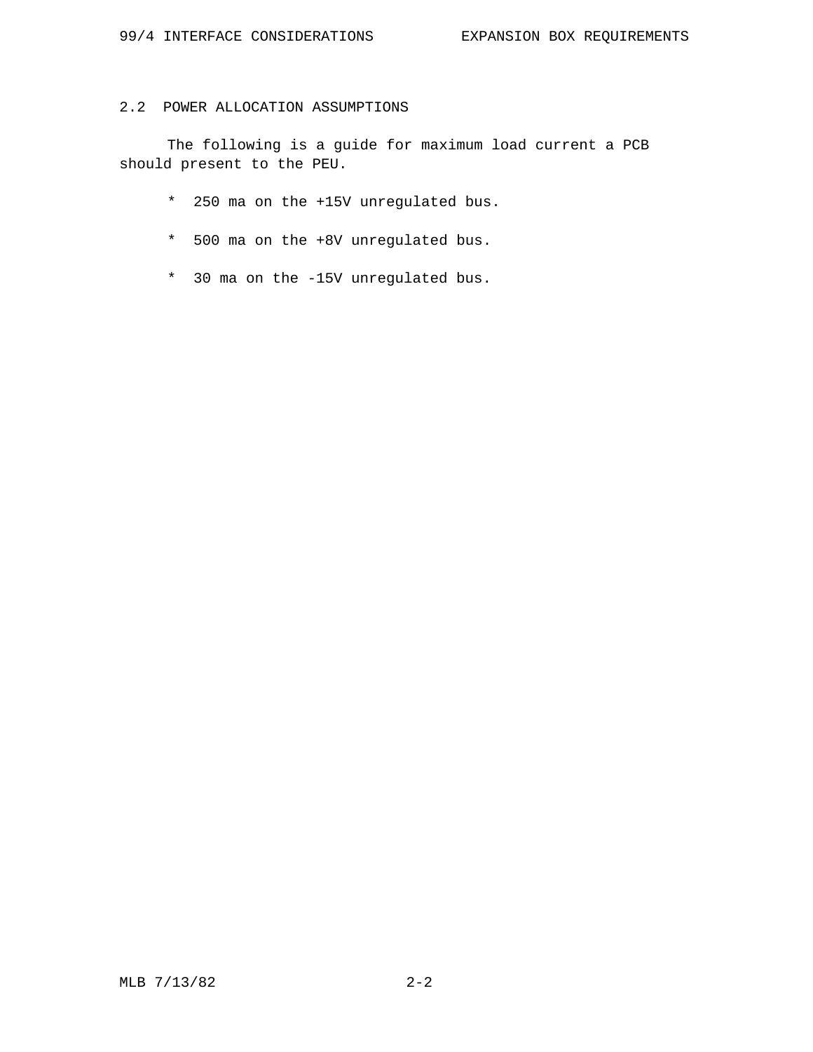## 2.2 POWER ALLOCATION ASSUMPTIONS

The following is a guide for maximum load current a PCB should present to the PEU.

* 250 ma on the +15V unregulated bus.
* 500 ma on the +8V unregulated bus.
* 30 ma on the -15V unregulated bus.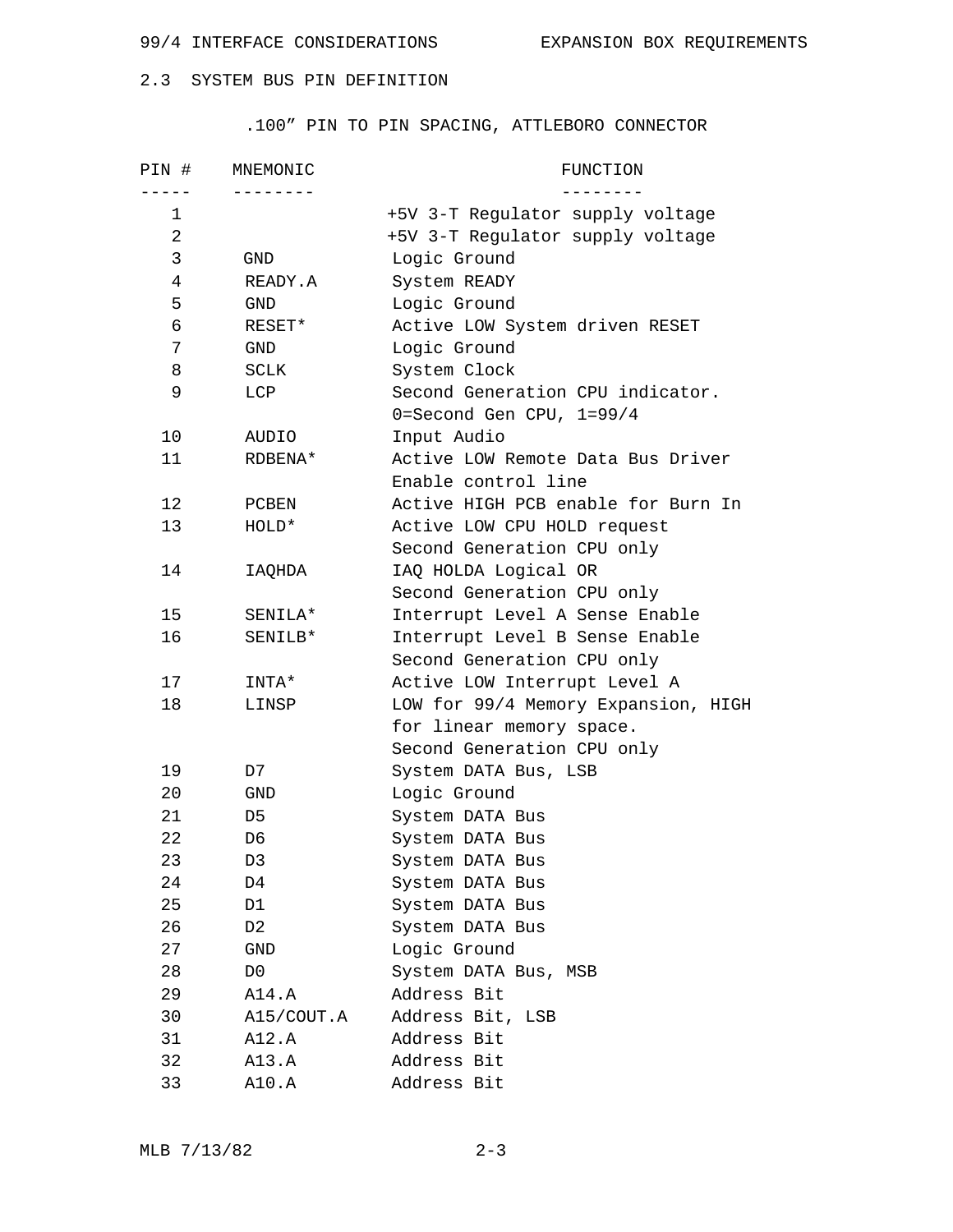## 2.3 SYSTEM BUS PIN DEFINITION

.100" PIN TO PIN SPACING, ATTLEBORO CONNECTOR

| PIN # | MNEMONIC | FUNCTION |
|---|---|---|
| 1 | | +5V 3-T Regulator supply voltage |
| 2 | | +5V 3-T Regulator supply voltage |
| 3 | GND | Logic Ground |
| 4 | READY.A | System READY |
| 5 | GND | Logic Ground |
| 6 | RESET* | Active LOW System driven RESET |
| 7 | GND | Logic Ground |
| 8 | SCLK | System Clock |
| 9 | LCP | Second Generation CPU indicator. 0=Second Gen CPU, 1=99/4 |
| 10 | AUDIO | Input Audio |
| 11 | RDBENA* | Active LOW Remote Data Bus Driver Enable control line |
| 12 | PCBEN | Active HIGH PCB enable for Burn In |
| 13 | HOLD* | Active LOW CPU HOLD request Second Generation CPU only |
| 14 | IAQHDA | IAQ HOLDA Logical OR Second Generation CPU only |
| 15 | SENILA* | Interrupt Level A Sense Enable |
| 16 | SENILB* | Interrupt Level B Sense Enable Second Generation CPU only |
| 17 | INTA* | Active LOW Interrupt Level A |
| 18 | LINSP | LOW for 99/4 Memory Expansion, HIGH for linear memory space. Second Generation CPU only |
| 19 | D7 | System DATA Bus, LSB |
| 20 | GND | Logic Ground |
| 21 | D5 | System DATA Bus |
| 22 | D6 | System DATA Bus |
| 23 | D3 | System DATA Bus |
| 24 | D4 | System DATA Bus |
| 25 | D1 | System DATA Bus |
| 26 | D2 | System DATA Bus |
| 27 | GND | Logic Ground |
| 28 | D0 | System DATA Bus, MSB |
| 29 | A14.A | Address Bit |
| 30 | A15/COUT.A | Address Bit, LSB |
| 31 | A12.A | Address Bit |
| 32 | A13.A | Address Bit |
| 33 | A10.A | Address Bit |

MLB 7/13/82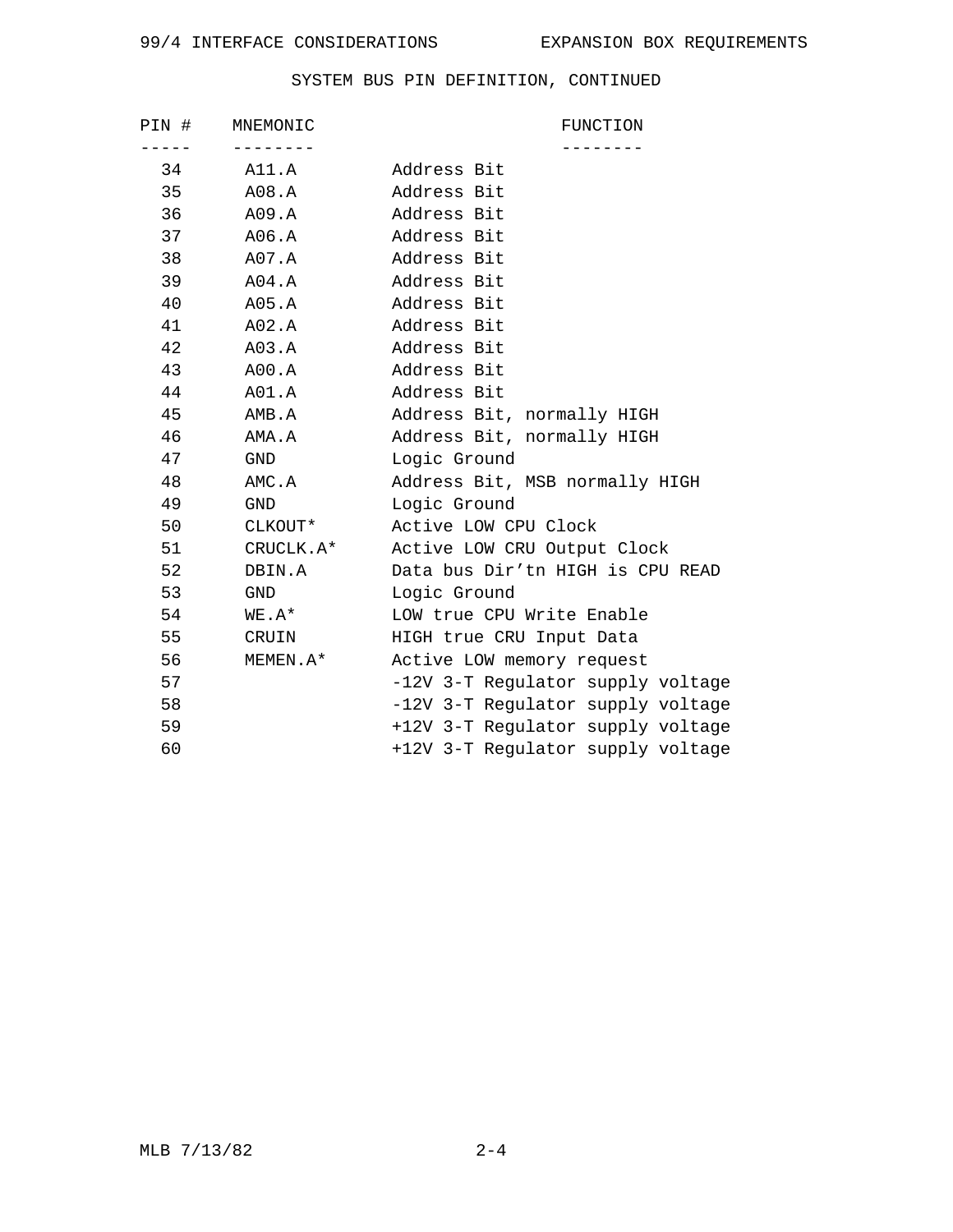## SYSTEM BUS PIN DEFINITION, CONTINUED

| PIN # | MNEMONIC | FUNCTION |
|---|---|---|
| 34 | A11.A | Address Bit |
| 35 | A08.A | Address Bit |
| 36 | A09.A | Address Bit |
| 37 | A06.A | Address Bit |
| 38 | A07.A | Address Bit |
| 39 | A04.A | Address Bit |
| 40 | A05.A | Address Bit |
| 41 | A02.A | Address Bit |
| 42 | A03.A | Address Bit |
| 43 | A00.A | Address Bit |
| 44 | A01.A | Address Bit |
| 45 | AMB.A | Address Bit, normally HIGH |
| 46 | AMA.A | Address Bit, normally HIGH |
| 47 | GND | Logic Ground |
| 48 | AMC.A | Address Bit, MSB normally HIGH |
| 49 | GND | Logic Ground |
| 50 | CLKOUT* | Active LOW CPU Clock |
| 51 | CRUCLK.A* | Active LOW CRU Output Clock |
| 52 | DBIN.A | Data bus Dir'tn HIGH is CPU READ |
| 53 | GND | Logic Ground |
| 54 | WE.A* | LOW true CPU Write Enable |
| 55 | CRUIN | HIGH true CRU Input Data |
| 56 | MEMEN.A* | Active LOW memory request |
| 57 | | -12V 3-T Regulator supply voltage |
| 58 | | -12V 3-T Regulator supply voltage |
| 59 | | +12V 3-T Regulator supply voltage |
| 60 | | +12V 3-T Regulator supply voltage |

MLB 7/13/82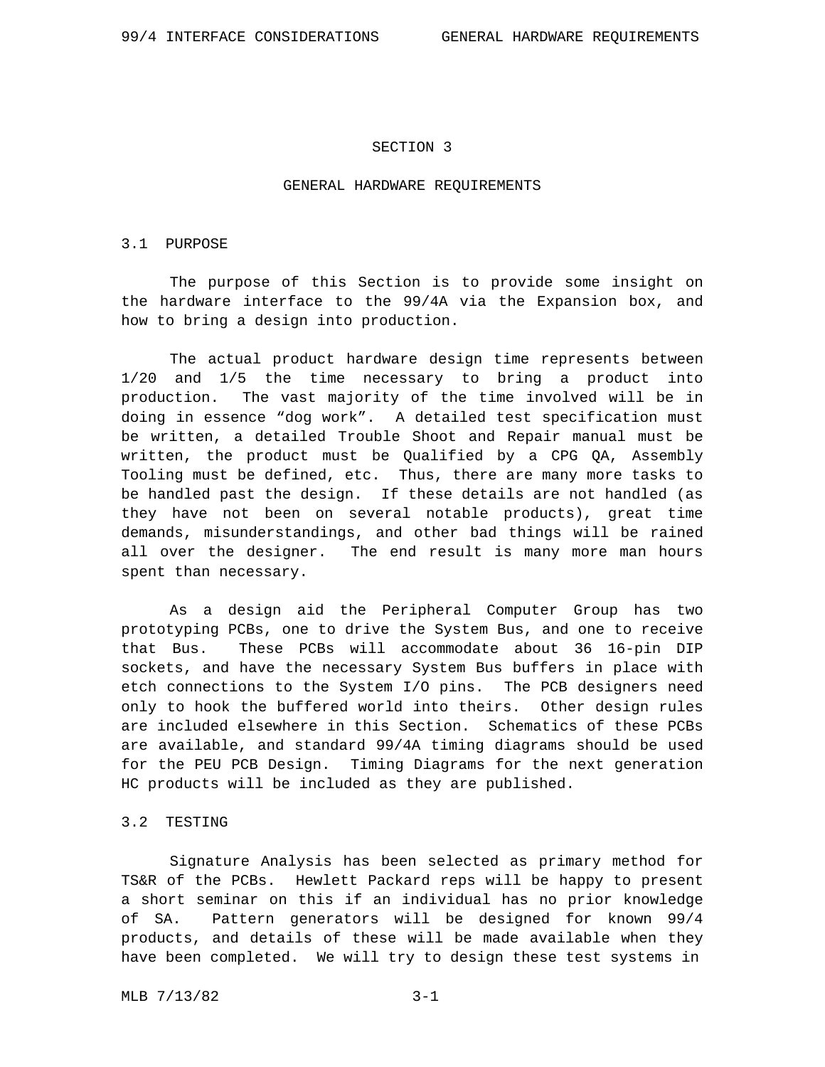# SECTION 3

# GENERAL HARDWARE REQUIREMENTS

## 3.1 PURPOSE

The purpose of this Section is to provide some insight on the hardware interface to the 99/4A via the Expansion box, and how to bring a design into production.

The actual product hardware design time represents between 1/20 and 1/5 the time necessary to bring a product into production. The vast majority of the time involved will be in doing in essence “dog work”. A detailed test specification must be written, a detailed Trouble Shoot and Repair manual must be written, the product must be Qualified by a CPG QA, Assembly Tooling must be defined, etc. Thus, there are many more tasks to be handled past the design. If these details are not handled (as they have not been on several notable products), great time demands, misunderstandings, and other bad things will be rained all over the designer. The end result is many more man hours spent than necessary.

As a design aid the Peripheral Computer Group has two prototyping PCBs, one to drive the System Bus, and one to receive that Bus. These PCBs will accommodate about 36 16-pin DIP sockets, and have the necessary System Bus buffers in place with etch connections to the System I/O pins. The PCB designers need only to hook the buffered world into theirs. Other design rules are included elsewhere in this Section. Schematics of these PCBs are available, and standard 99/4A timing diagrams should be used for the PEU PCB Design. Timing Diagrams for the next generation HC products will be included as they are published.

## 3.2 TESTING

Signature Analysis has been selected as primary method for TS&R of the PCBs. Hewlett Packard reps will be happy to present a short seminar on this if an individual has no prior knowledge of SA. Pattern generators will be designed for known 99/4 products, and details of these will be made available when they have been completed. We will try to design these test systems in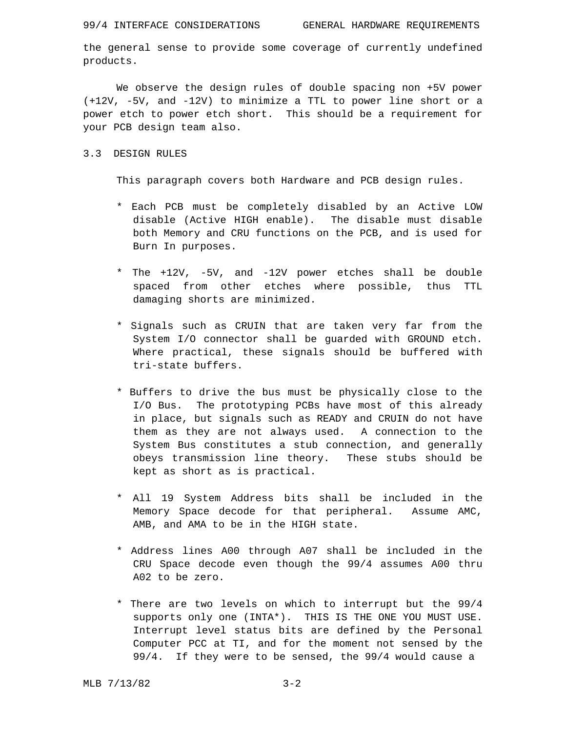the general sense to provide some coverage of currently undefined products.

We observe the design rules of double spacing non +5V power (+12V, -5V, and -12V) to minimize a TTL to power line short or a power etch to power etch short. This should be a requirement for your PCB design team also.

## 3.3 DESIGN RULES

This paragraph covers both Hardware and PCB design rules.

* Each PCB must be completely disabled by an Active LOW disable (Active HIGH enable). The disable must disable both Memory and CRU functions on the PCB, and is used for Burn In purposes.

* The +12V, -5V, and -12V power etches shall be double spaced from other etches where possible, thus TTL damaging shorts are minimized.

* Signals such as CRUIN that are taken very far from the System I/O connector shall be guarded with GROUND etch. Where practical, these signals should be buffered with tri-state buffers.

* Buffers to drive the bus must be physically close to the I/O Bus. The prototyping PCBs have most of this already in place, but signals such as READY and CRUIN do not have them as they are not always used. A connection to the System Bus constitutes a stub connection, and generally obeys transmission line theory. These stubs should be kept as short as is practical.

* All 19 System Address bits shall be included in the Memory Space decode for that peripheral. Assume AMC, AMB, and AMA to be in the HIGH state.

* Address lines A00 through A07 shall be included in the CRU Space decode even though the 99/4 assumes A00 thru A02 to be zero.

* There are two levels on which to interrupt but the 99/4 supports only one (INTA*). THIS IS THE ONE YOU MUST USE. Interrupt level status bits are defined by the Personal Computer PCC at TI, and for the moment not sensed by the 99/4. If they were to be sensed, the 99/4 would cause a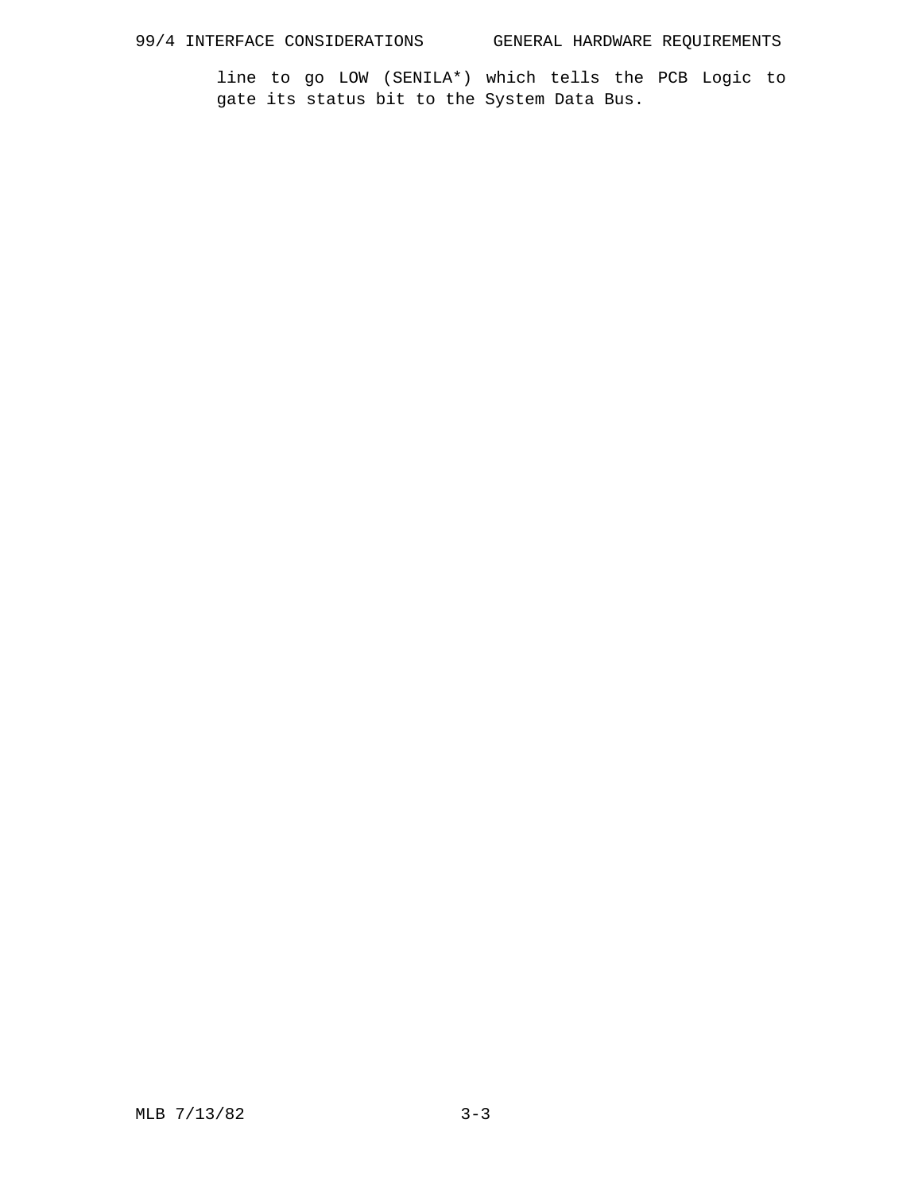line to go LOW (SENILA*) which tells the PCB Logic to gate its status bit to the System Data Bus.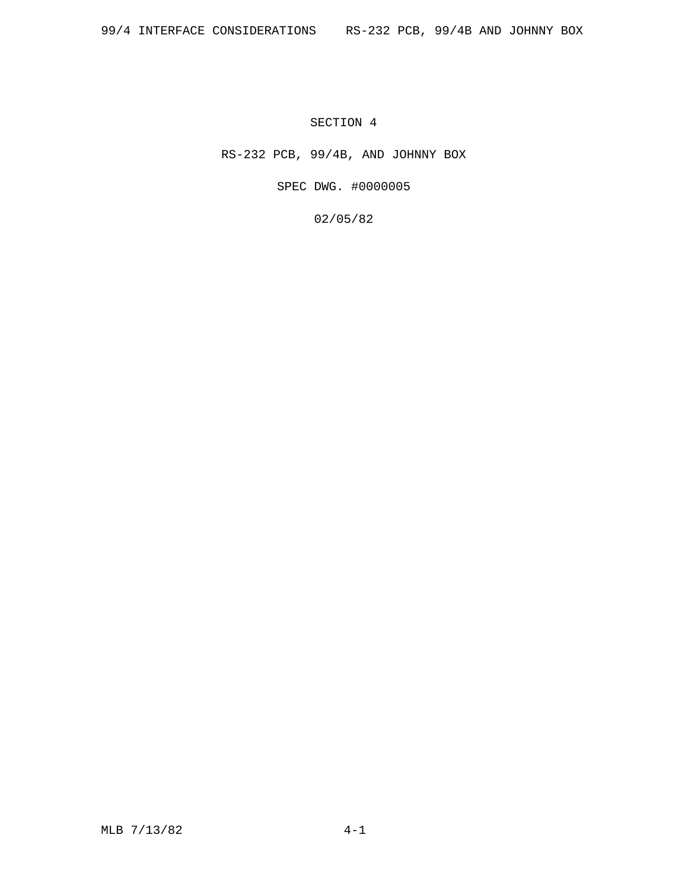# SECTION 4

## RS-232 PCB, 99/4B, AND JOHNNY BOX

SPEC DWG. #0000005

02/05/82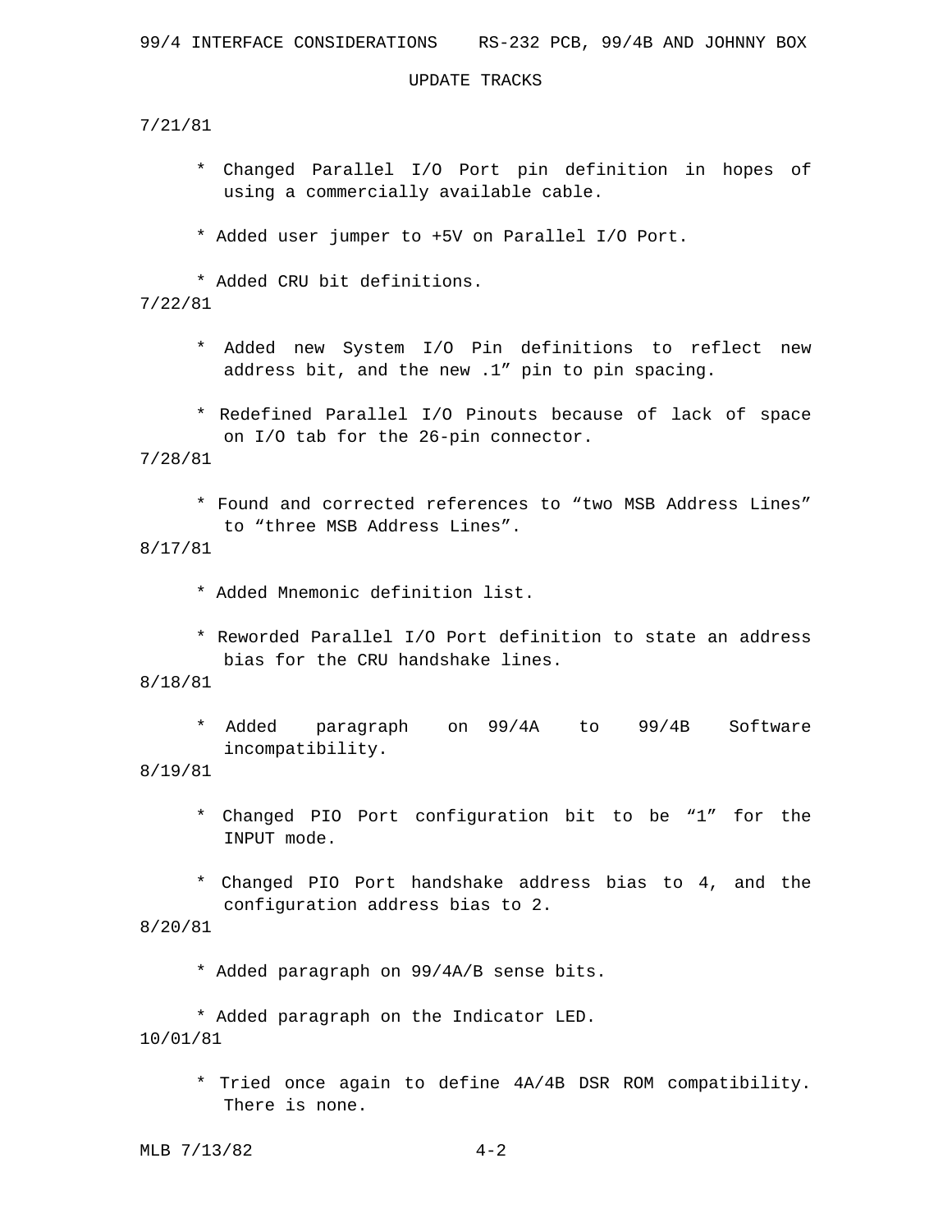## UPDATE TRACKS

7/21/81

- Changed Parallel I/O Port pin definition in hopes of using a commercially available cable.
- Added user jumper to +5V on Parallel I/O Port.
- Added CRU bit definitions.

7/22/81

- Added new System I/O Pin definitions to reflect new address bit, and the new .1” pin to pin spacing.
- Redefined Parallel I/O Pinouts because of lack of space on I/O tab for the 26-pin connector.

7/28/81

- Found and corrected references to “two MSB Address Lines” to “three MSB Address Lines”.

8/17/81

- Added Mnemonic definition list.
- Reworded Parallel I/O Port definition to state an address bias for the CRU handshake lines.

8/18/81

- Added paragraph on 99/4A to 99/4B Software incompatibility.

8/19/81

- Changed PIO Port configuration bit to be “1” for the INPUT mode.
- Changed PIO Port handshake address bias to 4, and the configuration address bias to 2.

8/20/81

- Added paragraph on 99/4A/B sense bits.
- Added paragraph on the Indicator LED.

10/01/81

- Tried once again to define 4A/4B DSR ROM compatibility. There is none.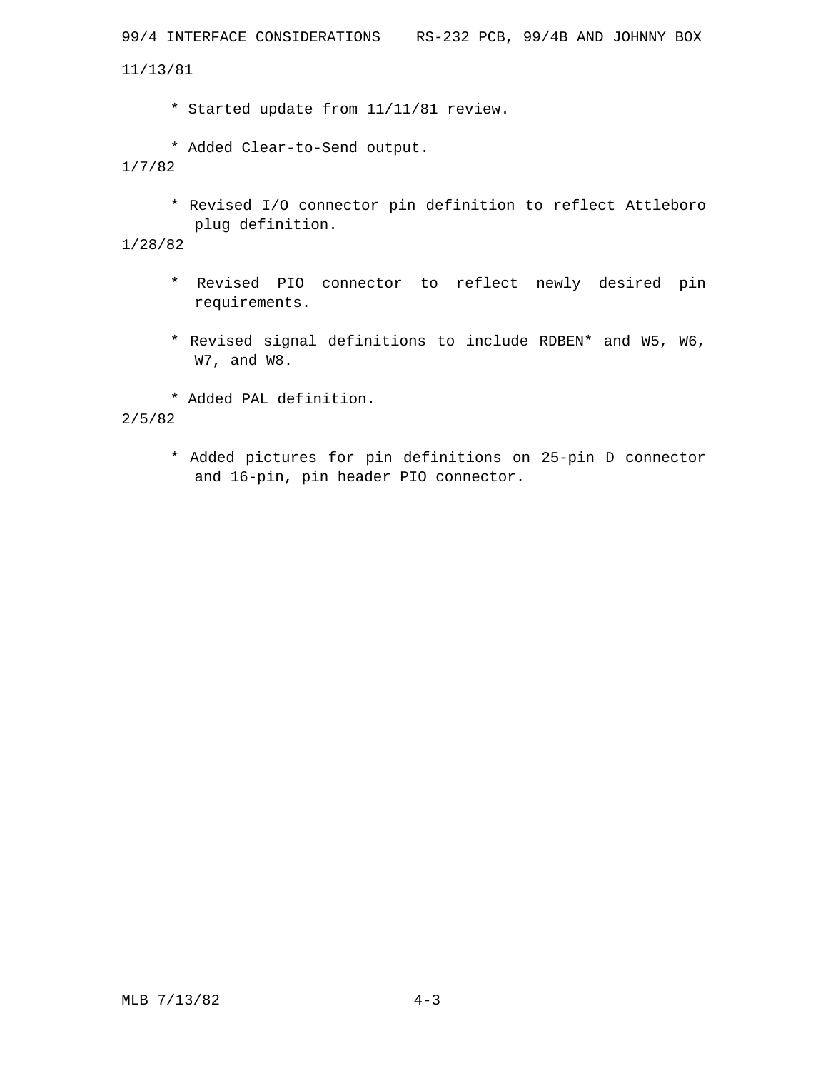11/13/81

* Started update from 11/11/81 review.

* Added Clear-to-Send output.

1/7/82

* Revised I/O connector pin definition to reflect Attleboro plug definition.

1/28/82

* Revised PIO connector to reflect newly desired pin requirements.

* Revised signal definitions to include RDBEN* and W5, W6, W7, and W8.

* Added PAL definition.

2/5/82

* Added pictures for pin definitions on 25-pin D connector and 16-pin, pin header PIO connector.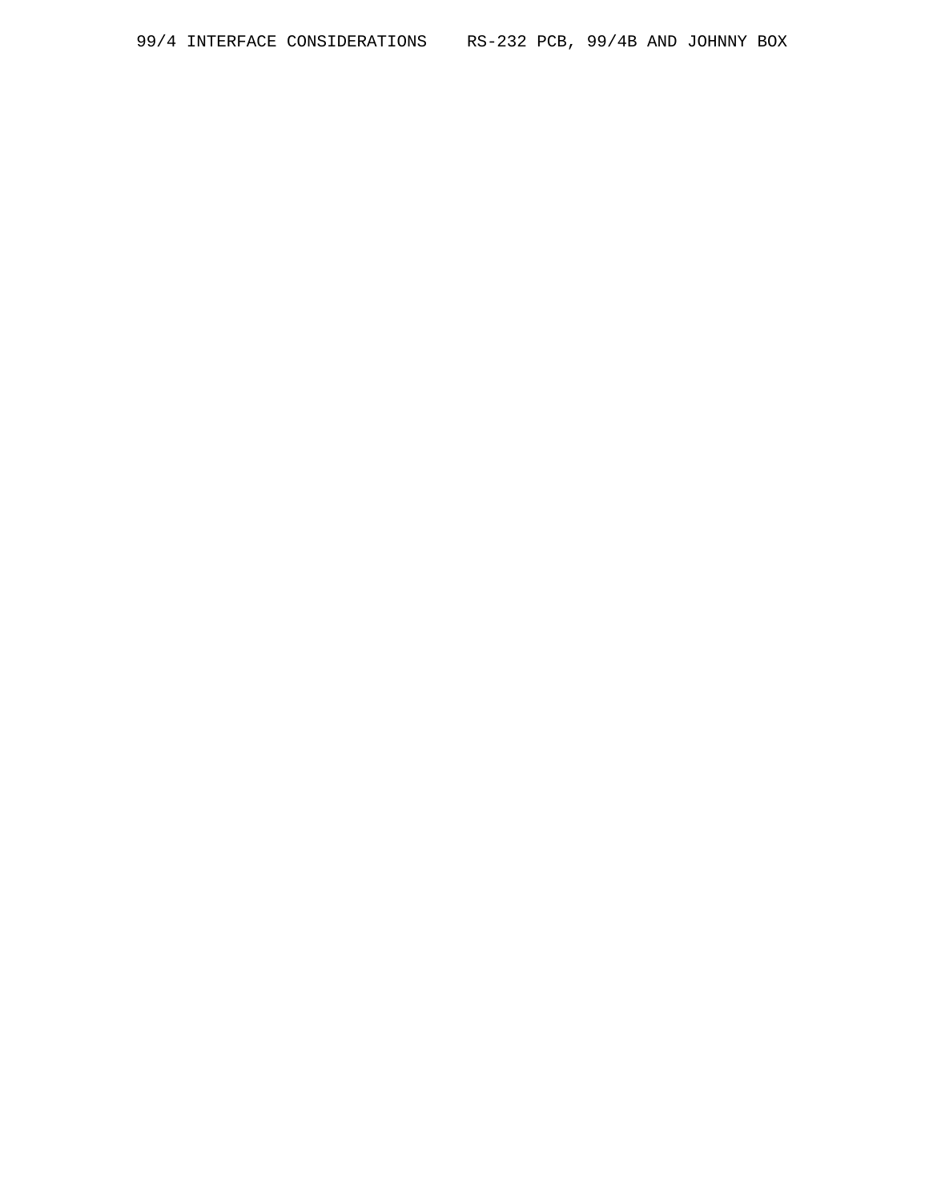99/4 INTERFACE CONSIDERATIONS    RS-232 PCB, 99/4B AND JOHNNY BOX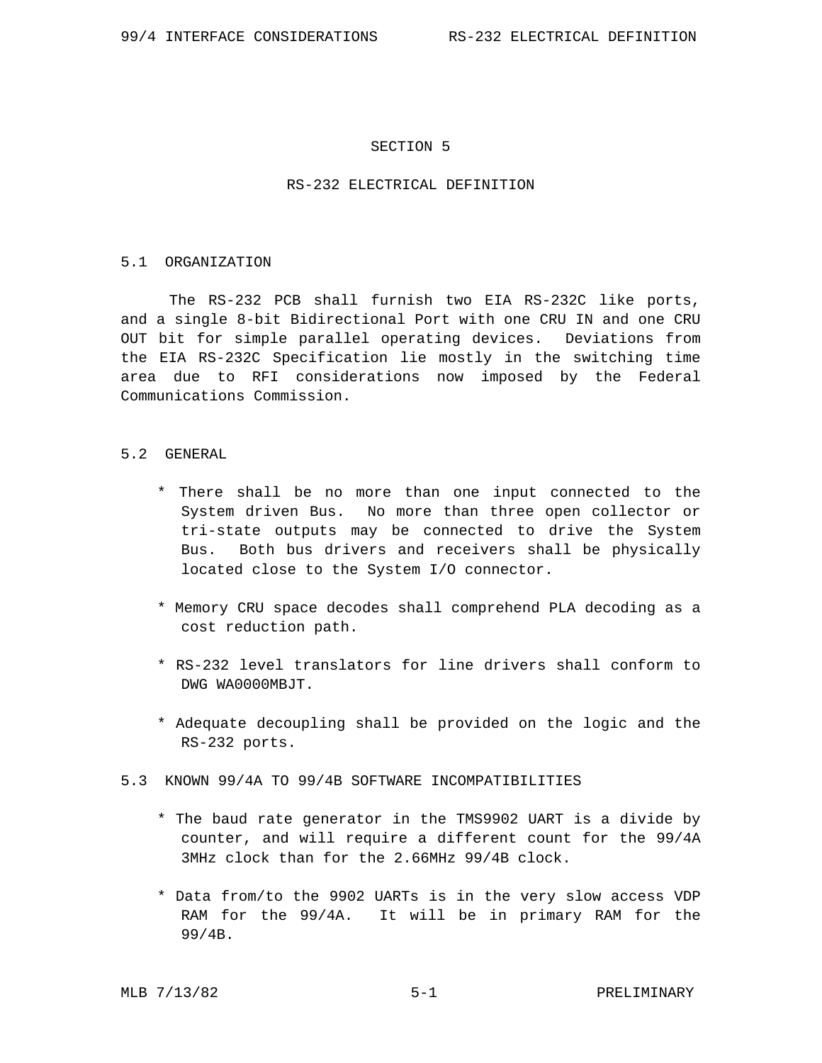# SECTION 5

# RS-232 ELECTRICAL DEFINITION

## 5.1 ORGANIZATION

The RS-232 PCB shall furnish two EIA RS-232C like ports, and a single 8-bit Bidirectional Port with one CRU IN and one CRU OUT bit for simple parallel operating devices. Deviations from the EIA RS-232C Specification lie mostly in the switching time area due to RFI considerations now imposed by the Federal Communications Commission.

## 5.2 GENERAL

- There shall be no more than one input connected to the System driven Bus. No more than three open collector or tri-state outputs may be connected to drive the System Bus. Both bus drivers and receivers shall be physically located close to the System I/O connector.
- Memory CRU space decodes shall comprehend PLA decoding as a cost reduction path.
- RS-232 level translators for line drivers shall conform to DWG WA0000MBJT.
- Adequate decoupling shall be provided on the logic and the RS-232 ports.

## 5.3 KNOWN 99/4A TO 99/4B SOFTWARE INCOMPATIBILITIES

- The baud rate generator in the TMS9902 UART is a divide by counter, and will require a different count for the 99/4A 3MHz clock than for the 2.66MHz 99/4B clock.
- Data from/to the 9902 UARTs is in the very slow access VDP RAM for the 99/4A. It will be in primary RAM for the 99/4B.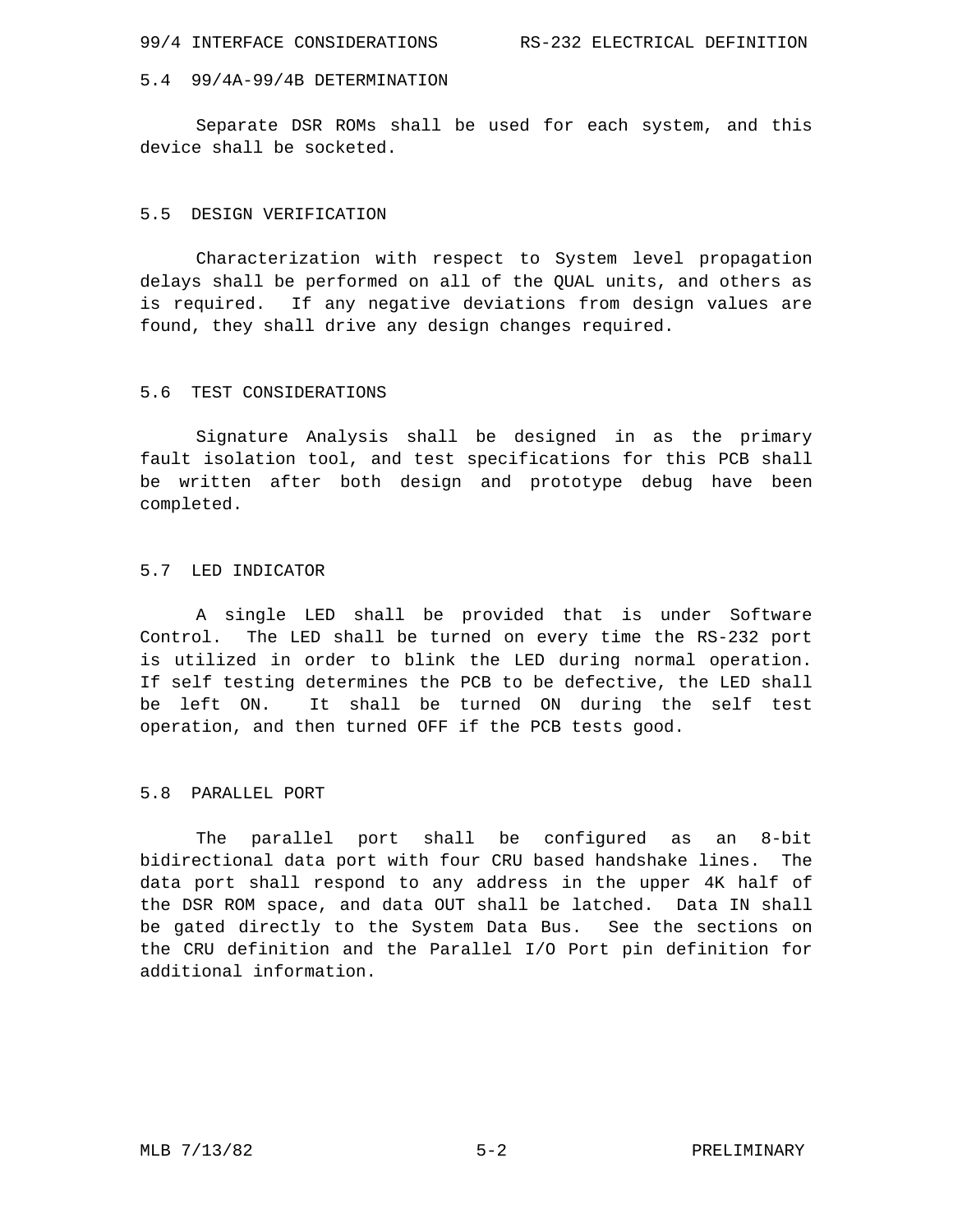## 5.4 99/4A-99/4B DETERMINATION

Separate DSR ROMs shall be used for each system, and this device shall be socketed.

## 5.5 DESIGN VERIFICATION

Characterization with respect to System level propagation delays shall be performed on all of the QUAL units, and others as is required. If any negative deviations from design values are found, they shall drive any design changes required.

## 5.6 TEST CONSIDERATIONS

Signature Analysis shall be designed in as the primary fault isolation tool, and test specifications for this PCB shall be written after both design and prototype debug have been completed.

## 5.7 LED INDICATOR

A single LED shall be provided that is under Software Control. The LED shall be turned on every time the RS-232 port is utilized in order to blink the LED during normal operation. If self testing determines the PCB to be defective, the LED shall be left ON. It shall be turned ON during the self test operation, and then turned OFF if the PCB tests good.

## 5.8 PARALLEL PORT

The parallel port shall be configured as an 8-bit bidirectional data port with four CRU based handshake lines. The data port shall respond to any address in the upper 4K half of the DSR ROM space, and data OUT shall be latched. Data IN shall be gated directly to the System Data Bus. See the sections on the CRU definition and the Parallel I/O Port pin definition for additional information.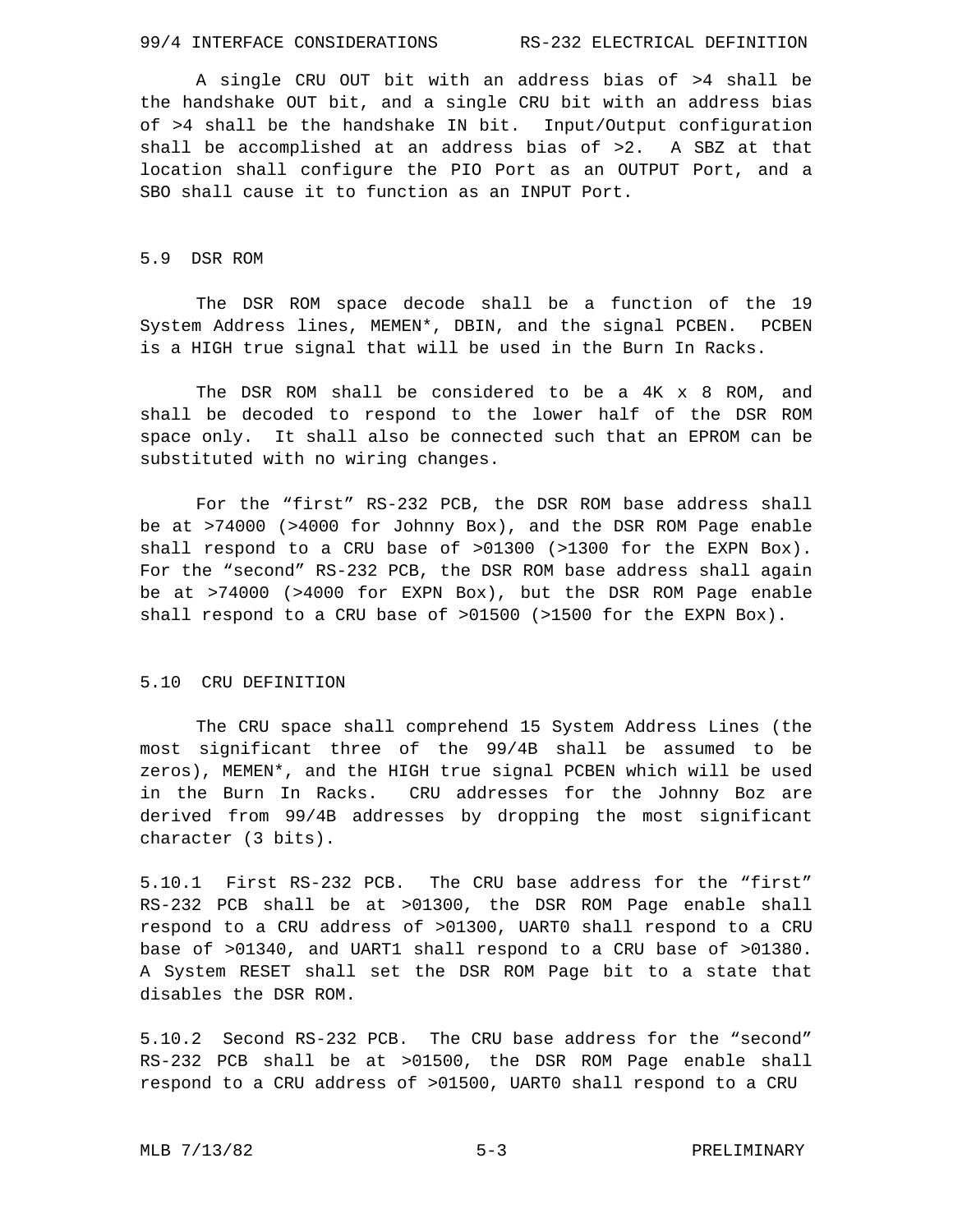A single CRU OUT bit with an address bias of >4 shall be the handshake OUT bit, and a single CRU bit with an address bias of >4 shall be the handshake IN bit. Input/Output configuration shall be accomplished at an address bias of >2. A SBZ at that location shall configure the PIO Port as an OUTPUT Port, and a SBO shall cause it to function as an INPUT Port.

## 5.9 DSR ROM

The DSR ROM space decode shall be a function of the 19 System Address lines, MEMEN*, DBIN, and the signal PCBEN. PCBEN is a HIGH true signal that will be used in the Burn In Racks.

The DSR ROM shall be considered to be a 4K x 8 ROM, and shall be decoded to respond to the lower half of the DSR ROM space only. It shall also be connected such that an EPROM can be substituted with no wiring changes.

For the “first” RS-232 PCB, the DSR ROM base address shall be at >74000 (>4000 for Johnny Box), and the DSR ROM Page enable shall respond to a CRU base of >01300 (>1300 for the EXPN Box). For the “second” RS-232 PCB, the DSR ROM base address shall again be at >74000 (>4000 for EXPN Box), but the DSR ROM Page enable shall respond to a CRU base of >01500 (>1500 for the EXPN Box).

## 5.10 CRU DEFINITION

The CRU space shall comprehend 15 System Address Lines (the most significant three of the 99/4B shall be assumed to be zeros), MEMEN*, and the HIGH true signal PCBEN which will be used in the Burn In Racks. CRU addresses for the Johnny Boz are derived from 99/4B addresses by dropping the most significant character (3 bits).

5.10.1 First RS-232 PCB. The CRU base address for the “first” RS-232 PCB shall be at >01300, the DSR ROM Page enable shall respond to a CRU address of >01300, UART0 shall respond to a CRU base of >01340, and UART1 shall respond to a CRU base of >01380. A System RESET shall set the DSR ROM Page bit to a state that disables the DSR ROM.

5.10.2 Second RS-232 PCB. The CRU base address for the “second” RS-232 PCB shall be at >01500, the DSR ROM Page enable shall respond to a CRU address of >01500, UART0 shall respond to a CRU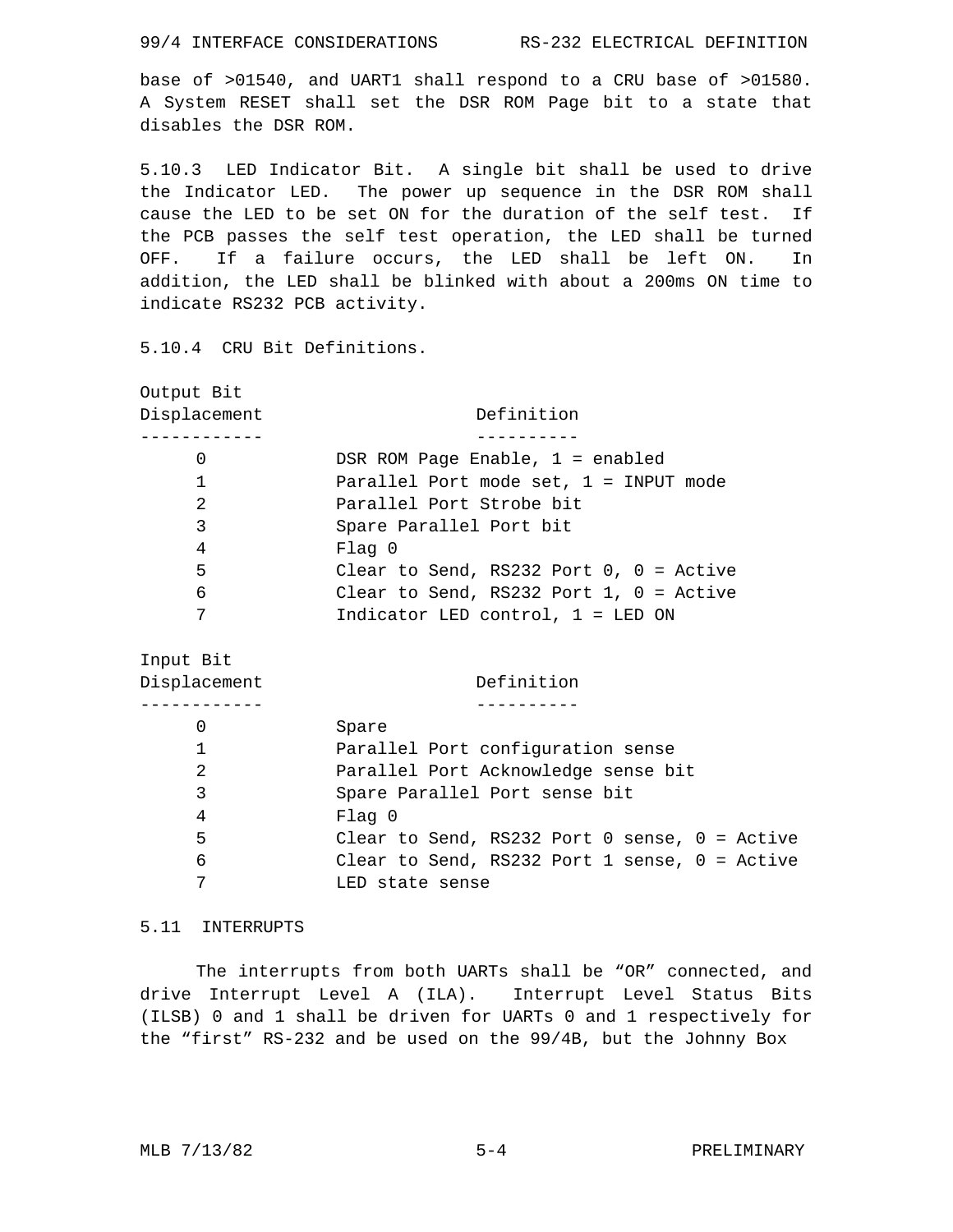base of >01540, and UART1 shall respond to a CRU base of >01580. A System RESET shall set the DSR ROM Page bit to a state that disables the DSR ROM.

5.10.3 LED Indicator Bit. A single bit shall be used to drive the Indicator LED. The power up sequence in the DSR ROM shall cause the LED to be set ON for the duration of the self test. If the PCB passes the self test operation, the LED shall be turned OFF. If a failure occurs, the LED shall be left ON. In addition, the LED shall be blinked with about a 200ms ON time to indicate RS232 PCB activity.

5.10.4 CRU Bit Definitions.

| Output Bit Displacement | Definition |
|---|---|
| 0 | DSR ROM Page Enable, 1 = enabled |
| 1 | Parallel Port mode set, 1 = INPUT mode |
| 2 | Parallel Port Strobe bit |
| 3 | Spare Parallel Port bit |
| 4 | Flag 0 |
| 5 | Clear to Send, RS232 Port 0, 0 = Active |
| 6 | Clear to Send, RS232 Port 1, 0 = Active |
| 7 | Indicator LED control, 1 = LED ON |

| Input Bit Displacement | Definition |
|---|---|
| 0 | Spare |
| 1 | Parallel Port configuration sense |
| 2 | Parallel Port Acknowledge sense bit |
| 3 | Spare Parallel Port sense bit |
| 4 | Flag 0 |
| 5 | Clear to Send, RS232 Port 0 sense, 0 = Active |
| 6 | Clear to Send, RS232 Port 1 sense, 0 = Active |
| 7 | LED state sense |

## 5.11 INTERRUPTS

The interrupts from both UARTs shall be "OR" connected, and drive Interrupt Level A (ILA). Interrupt Level Status Bits (ILSB) 0 and 1 shall be driven for UARTs 0 and 1 respectively for the "first" RS-232 and be used on the 99/4B, but the Johnny Box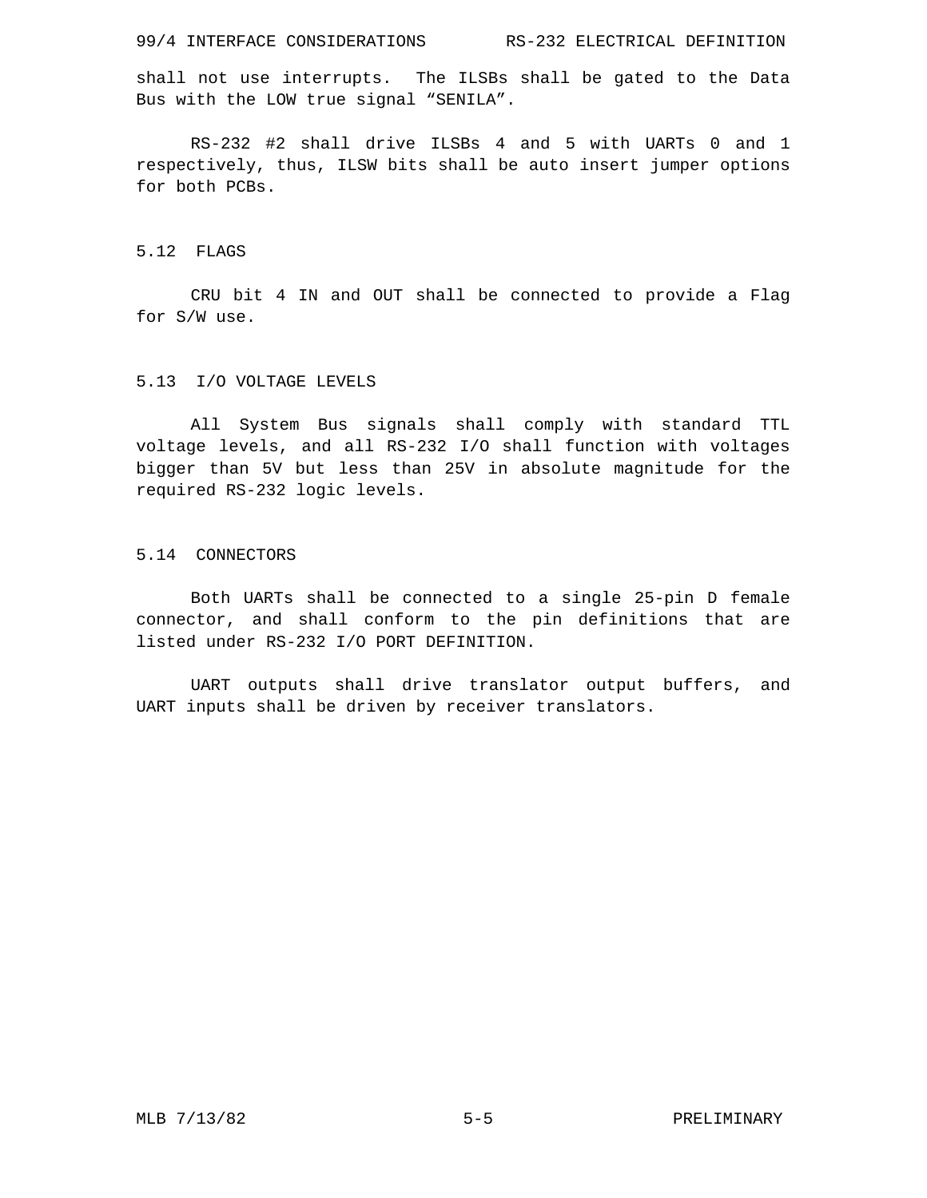shall not use interrupts. The ILSBs shall be gated to the Data Bus with the LOW true signal “SENILA”.

RS-232 #2 shall drive ILSBs 4 and 5 with UARTs 0 and 1 respectively, thus, ILSW bits shall be auto insert jumper options for both PCBs.

## 5.12 FLAGS

CRU bit 4 IN and OUT shall be connected to provide a Flag for S/W use.

## 5.13 I/O VOLTAGE LEVELS

All System Bus signals shall comply with standard TTL voltage levels, and all RS-232 I/O shall function with voltages bigger than 5V but less than 25V in absolute magnitude for the required RS-232 logic levels.

## 5.14 CONNECTORS

Both UARTs shall be connected to a single 25-pin D female connector, and shall conform to the pin definitions that are listed under RS-232 I/O PORT DEFINITION.

UART outputs shall drive translator output buffers, and UART inputs shall be driven by receiver translators.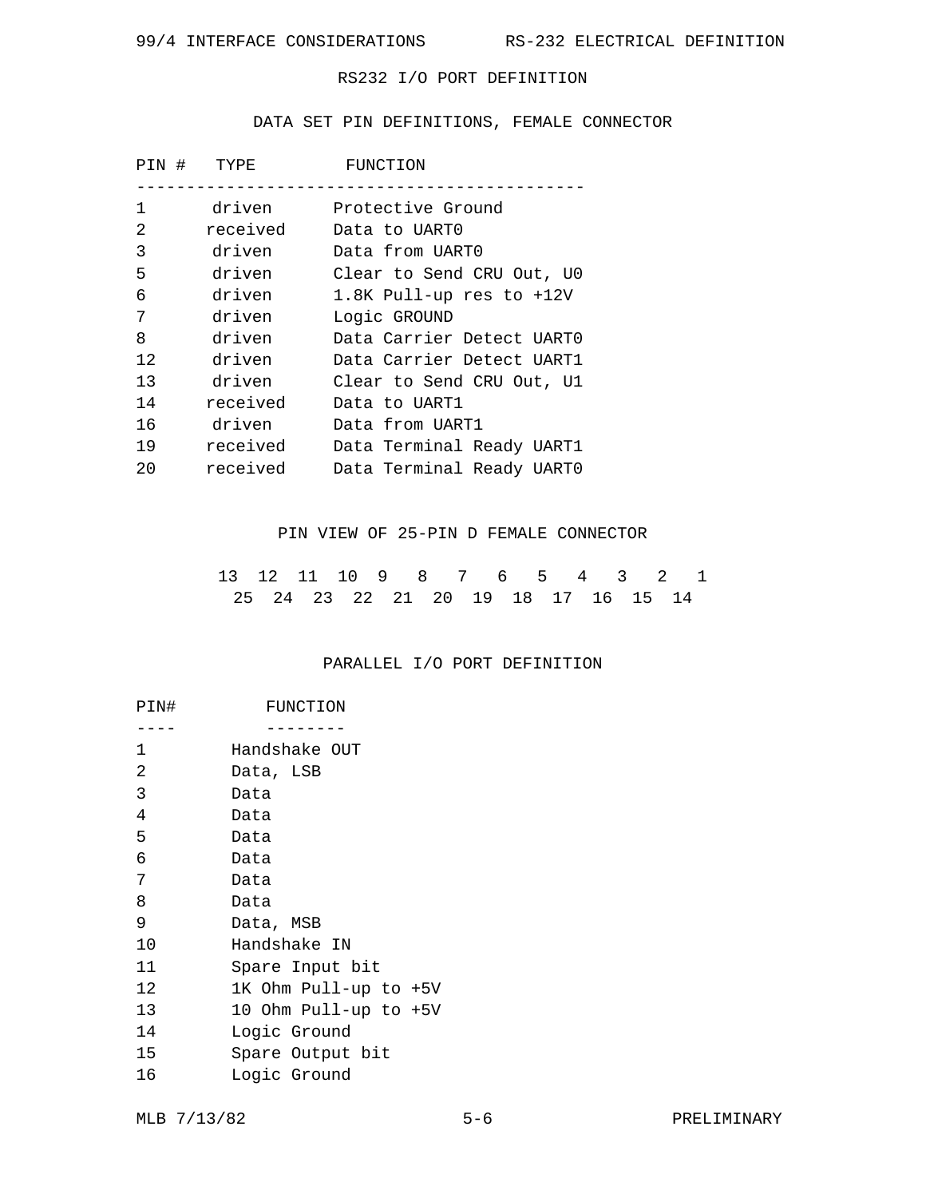## RS232 I/O PORT DEFINITION

### DATA SET PIN DEFINITIONS, FEMALE CONNECTOR

| PIN # | TYPE | FUNCTION |
|---|---|---|
| 1 | driven | Protective Ground |
| 2 | received | Data to UART0 |
| 3 | driven | Data from UART0 |
| 5 | driven | Clear to Send CRU Out, U0 |
| 6 | driven | 1.8K Pull-up res to +12V |
| 7 | driven | Logic GROUND |
| 8 | driven | Data Carrier Detect UART0 |
| 12 | driven | Data Carrier Detect UART1 |
| 13 | driven | Clear to Send CRU Out, U1 |
| 14 | received | Data to UART1 |
| 16 | driven | Data from UART1 |
| 19 | received | Data Terminal Ready UART1 |
| 20 | received | Data Terminal Ready UART0 |

### PIN VIEW OF 25-PIN D FEMALE CONNECTOR

```
13  12  11  10  9   8   7   6   5   4   3   2   1
  25  24  23  22  21  20  19  18  17  16  15  14
```

## PARALLEL I/O PORT DEFINITION

| PIN# | FUNCTION |
|---|---|
| 1 | Handshake OUT |
| 2 | Data, LSB |
| 3 | Data |
| 4 | Data |
| 5 | Data |
| 6 | Data |
| 7 | Data |
| 8 | Data |
| 9 | Data, MSB |
| 10 | Handshake IN |
| 11 | Spare Input bit |
| 12 | 1K Ohm Pull-up to +5V |
| 13 | 10 Ohm Pull-up to +5V |
| 14 | Logic Ground |
| 15 | Spare Output bit |
| 16 | Logic Ground |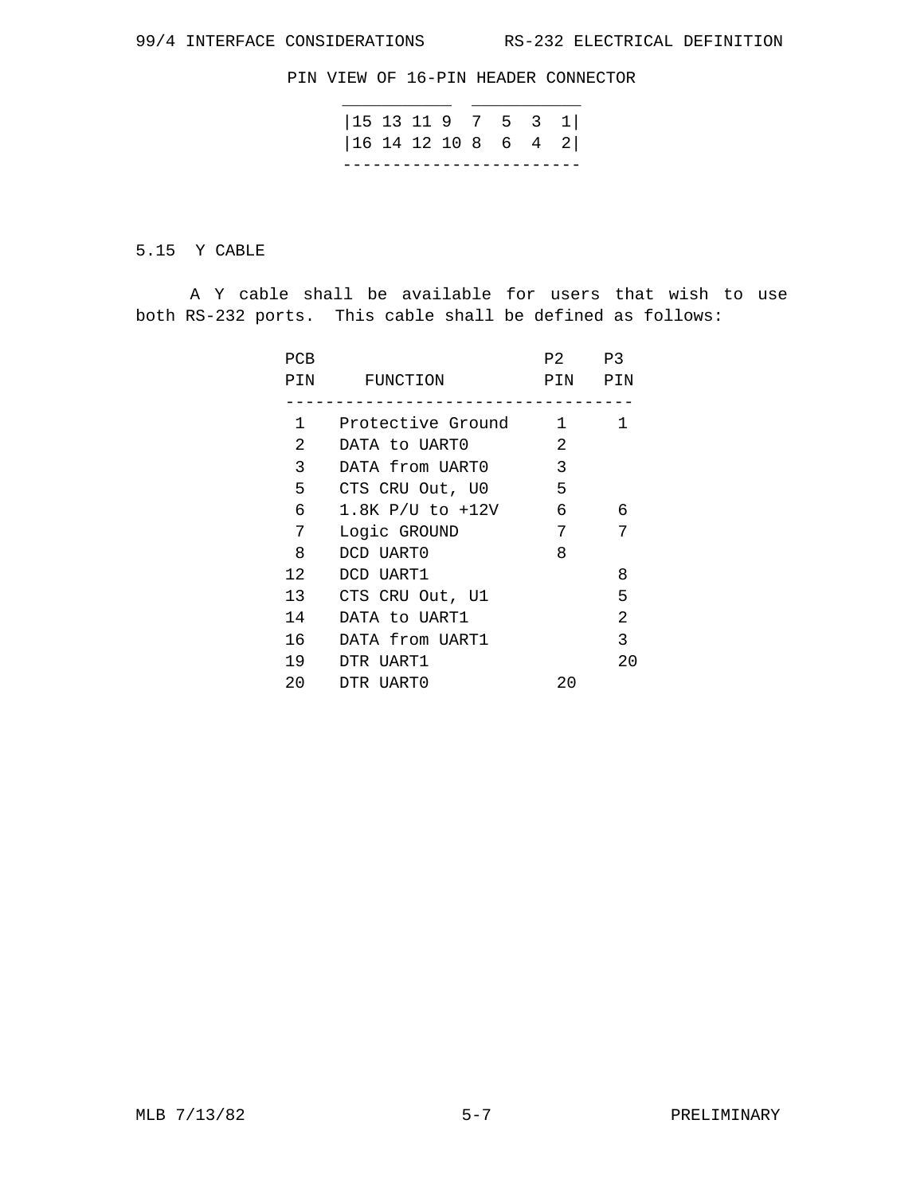PIN VIEW OF 16-PIN HEADER CONNECTOR

```
 ___________  ___________
|15 13 11 9  7  5  3  1|
|16 14 12 10 8  6  4  2|
------------------------
```

## 5.15 Y CABLE

A Y cable shall be available for users that wish to use both RS-232 ports. This cable shall be defined as follows:

| PCB PIN | FUNCTION | P2 PIN | P3 PIN |
|---|---|---|---|
| 1 | Protective Ground | 1 | 1 |
| 2 | DATA to UART0 | 2 | |
| 3 | DATA from UART0 | 3 | |
| 5 | CTS CRU Out, U0 | 5 | |
| 6 | 1.8K P/U to +12V | 6 | 6 |
| 7 | Logic GROUND | 7 | 7 |
| 8 | DCD UART0 | 8 | |
| 12 | DCD UART1 | | 8 |
| 13 | CTS CRU Out, U1 | | 5 |
| 14 | DATA to UART1 | | 2 |
| 16 | DATA from UART1 | | 3 |
| 19 | DTR UART1 | | 20 |
| 20 | DTR UART0 | 20 | |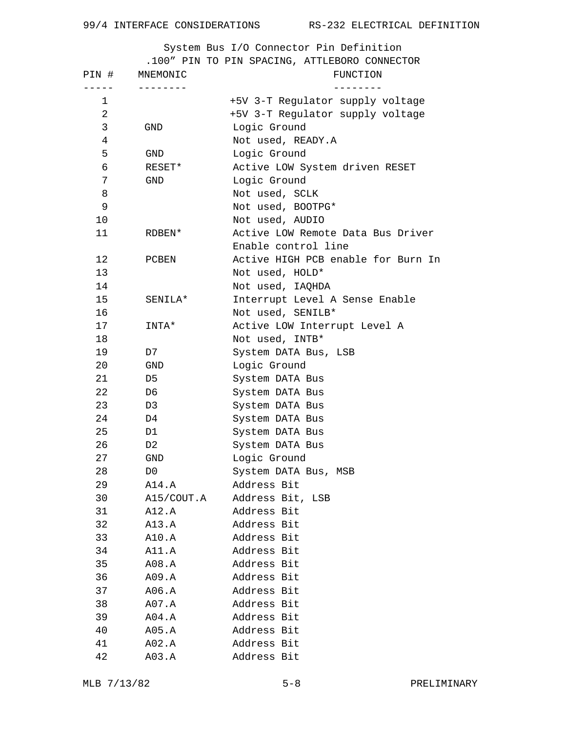## System Bus I/O Connector Pin Definition

.100" PIN TO PIN SPACING, ATTLEBORO CONNECTOR

| PIN # | MNEMONIC | FUNCTION |
|---|---|---|
| 1 | | +5V 3-T Regulator supply voltage |
| 2 | | +5V 3-T Regulator supply voltage |
| 3 | GND | Logic Ground |
| 4 | | Not used, READY.A |
| 5 | GND | Logic Ground |
| 6 | RESET* | Active LOW System driven RESET |
| 7 | GND | Logic Ground |
| 8 | | Not used, SCLK |
| 9 | | Not used, BOOTPG* |
| 10 | | Not used, AUDIO |
| 11 | RDBEN* | Active LOW Remote Data Bus Driver Enable control line |
| 12 | PCBEN | Active HIGH PCB enable for Burn In |
| 13 | | Not used, HOLD* |
| 14 | | Not used, IAQHDA |
| 15 | SENILA* | Interrupt Level A Sense Enable |
| 16 | | Not used, SENILB* |
| 17 | INTA* | Active LOW Interrupt Level A |
| 18 | | Not used, INTB* |
| 19 | D7 | System DATA Bus, LSB |
| 20 | GND | Logic Ground |
| 21 | D5 | System DATA Bus |
| 22 | D6 | System DATA Bus |
| 23 | D3 | System DATA Bus |
| 24 | D4 | System DATA Bus |
| 25 | D1 | System DATA Bus |
| 26 | D2 | System DATA Bus |
| 27 | GND | Logic Ground |
| 28 | D0 | System DATA Bus, MSB |
| 29 | A14.A | Address Bit |
| 30 | A15/COUT.A | Address Bit, LSB |
| 31 | A12.A | Address Bit |
| 32 | A13.A | Address Bit |
| 33 | A10.A | Address Bit |
| 34 | A11.A | Address Bit |
| 35 | A08.A | Address Bit |
| 36 | A09.A | Address Bit |
| 37 | A06.A | Address Bit |
| 38 | A07.A | Address Bit |
| 39 | A04.A | Address Bit |
| 40 | A05.A | Address Bit |
| 41 | A02.A | Address Bit |
| 42 | A03.A | Address Bit |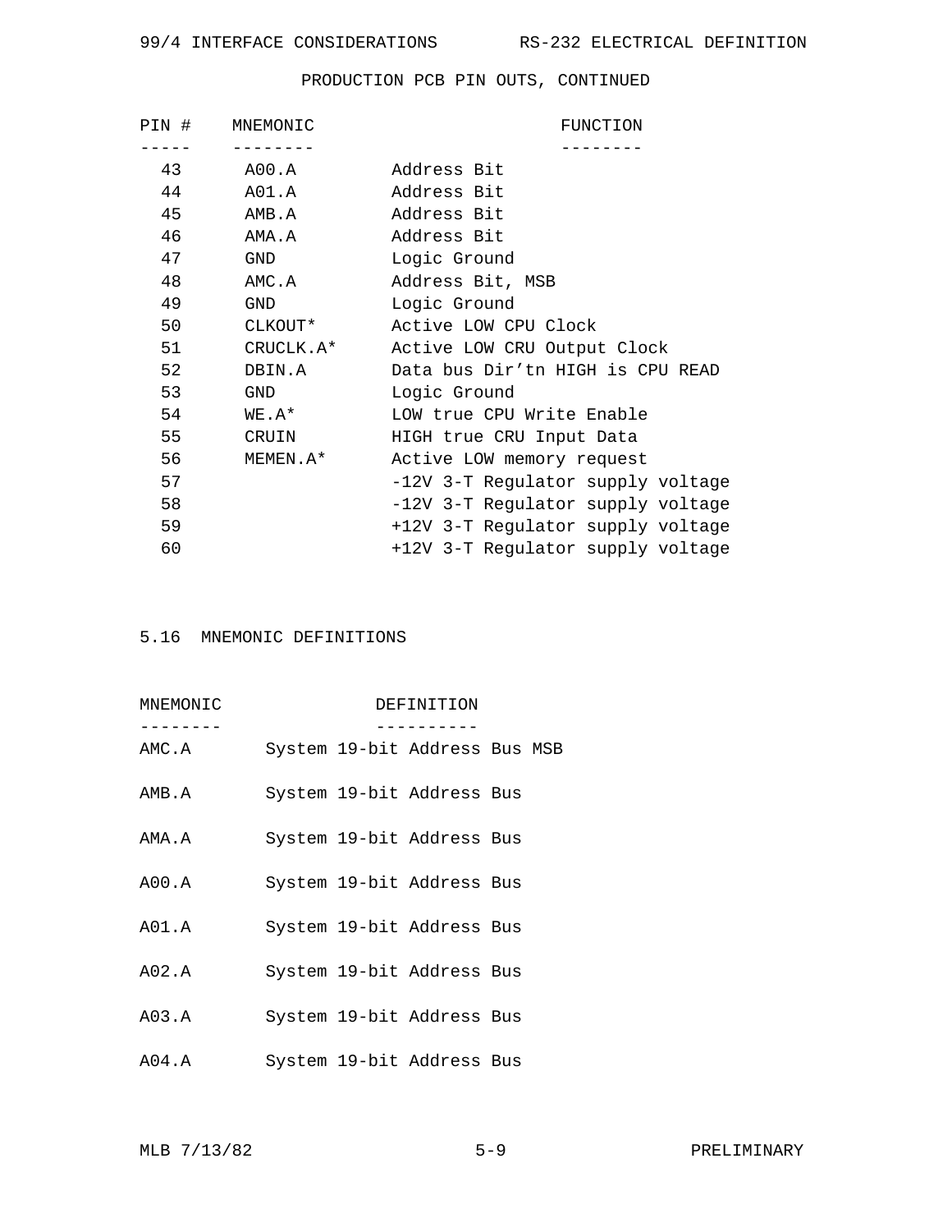PRODUCTION PCB PIN OUTS, CONTINUED

| PIN # | MNEMONIC | FUNCTION |
| --- | --- | --- |
| 43 | A00.A | Address Bit |
| 44 | A01.A | Address Bit |
| 45 | AMB.A | Address Bit |
| 46 | AMA.A | Address Bit |
| 47 | GND | Logic Ground |
| 48 | AMC.A | Address Bit, MSB |
| 49 | GND | Logic Ground |
| 50 | CLKOUT* | Active LOW CPU Clock |
| 51 | CRUCLK.A* | Active LOW CRU Output Clock |
| 52 | DBIN.A | Data bus Dir’tn HIGH is CPU READ |
| 53 | GND | Logic Ground |
| 54 | WE.A* | LOW true CPU Write Enable |
| 55 | CRUIN | HIGH true CRU Input Data |
| 56 | MEMEN.A* | Active LOW memory request |
| 57 | | -12V 3-T Regulator supply voltage |
| 58 | | -12V 3-T Regulator supply voltage |
| 59 | | +12V 3-T Regulator supply voltage |
| 60 | | +12V 3-T Regulator supply voltage |

## 5.16 MNEMONIC DEFINITIONS

| MNEMONIC | DEFINITION |
| --- | --- |
| AMC.A | System 19-bit Address Bus MSB |
| AMB.A | System 19-bit Address Bus |
| AMA.A | System 19-bit Address Bus |
| A00.A | System 19-bit Address Bus |
| A01.A | System 19-bit Address Bus |
| A02.A | System 19-bit Address Bus |
| A03.A | System 19-bit Address Bus |
| A04.A | System 19-bit Address Bus |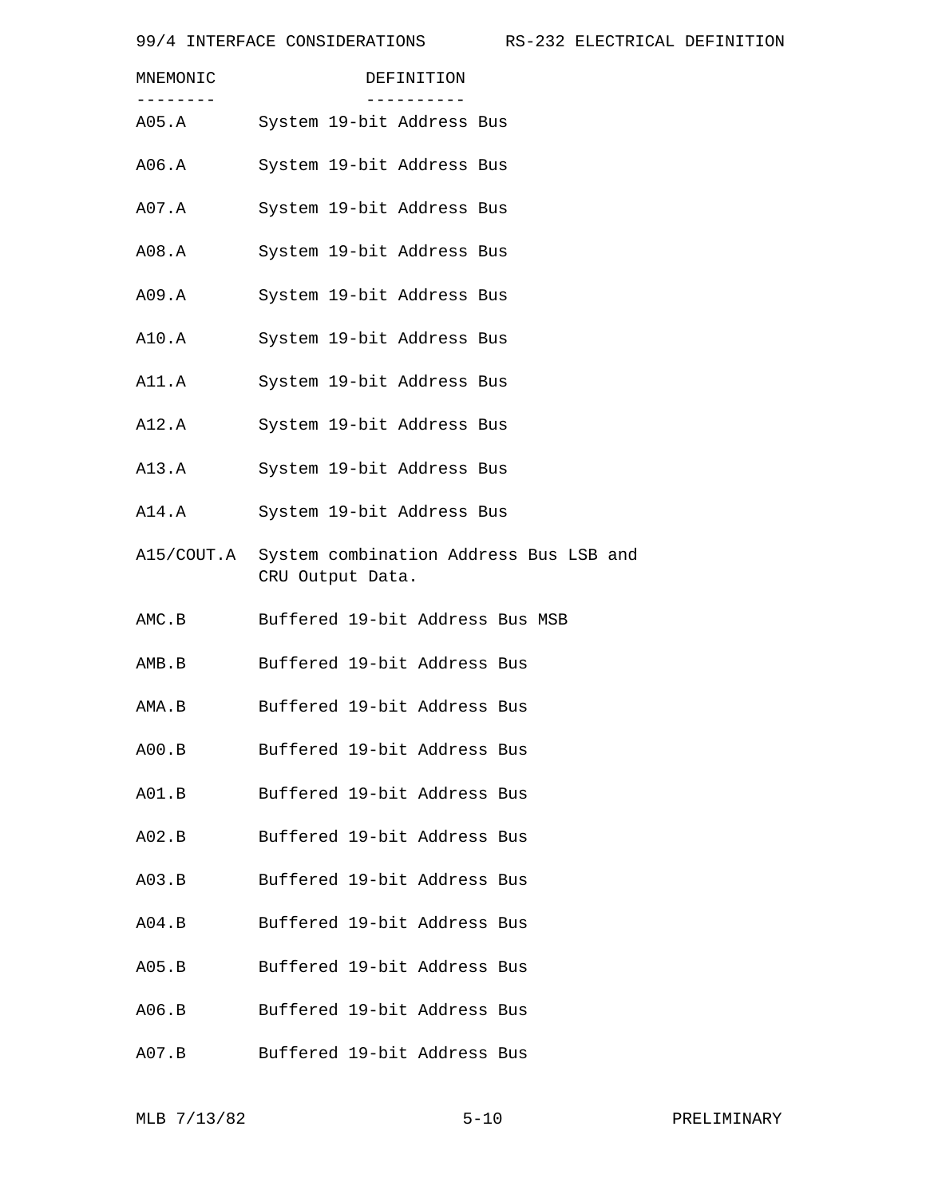| MNEMONIC | DEFINITION |
| --- | --- |
| A05.A | System 19-bit Address Bus |
| A06.A | System 19-bit Address Bus |
| A07.A | System 19-bit Address Bus |
| A08.A | System 19-bit Address Bus |
| A09.A | System 19-bit Address Bus |
| A10.A | System 19-bit Address Bus |
| A11.A | System 19-bit Address Bus |
| A12.A | System 19-bit Address Bus |
| A13.A | System 19-bit Address Bus |
| A14.A | System 19-bit Address Bus |
| A15/COUT.A | System combination Address Bus LSB and CRU Output Data. |
| AMC.B | Buffered 19-bit Address Bus MSB |
| AMB.B | Buffered 19-bit Address Bus |
| AMA.B | Buffered 19-bit Address Bus |
| A00.B | Buffered 19-bit Address Bus |
| A01.B | Buffered 19-bit Address Bus |
| A02.B | Buffered 19-bit Address Bus |
| A03.B | Buffered 19-bit Address Bus |
| A04.B | Buffered 19-bit Address Bus |
| A05.B | Buffered 19-bit Address Bus |
| A06.B | Buffered 19-bit Address Bus |
| A07.B | Buffered 19-bit Address Bus |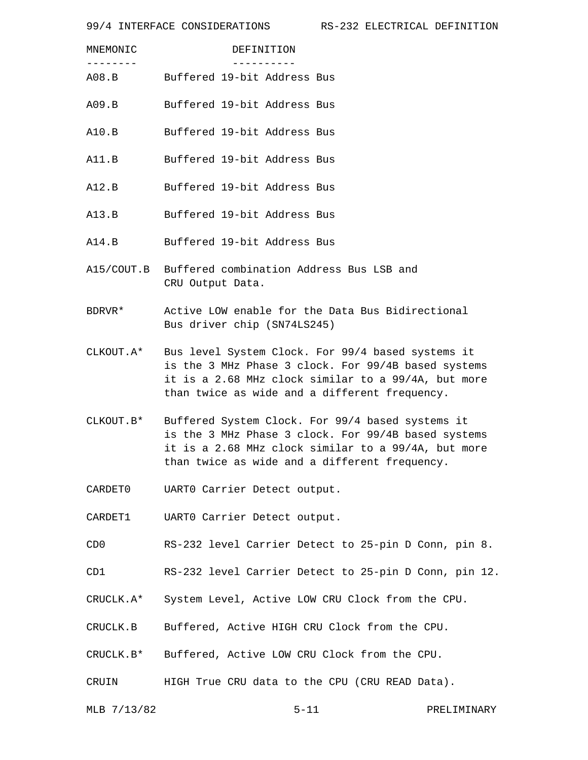| MNEMONIC | DEFINITION |
| --- | --- |
| A08.B | Buffered 19-bit Address Bus |
| A09.B | Buffered 19-bit Address Bus |
| A10.B | Buffered 19-bit Address Bus |
| A11.B | Buffered 19-bit Address Bus |
| A12.B | Buffered 19-bit Address Bus |
| A13.B | Buffered 19-bit Address Bus |
| A14.B | Buffered 19-bit Address Bus |
| A15/COUT.B | Buffered combination Address Bus LSB and CRU Output Data. |
| BDRVR* | Active LOW enable for the Data Bus Bidirectional Bus driver chip (SN74LS245) |
| CLKOUT.A* | Bus level System Clock. For 99/4 based systems it is the 3 MHz Phase 3 clock. For 99/4B based systems it is a 2.68 MHz clock similar to a 99/4A, but more than twice as wide and a different frequency. |
| CLKOUT.B* | Buffered System Clock. For 99/4 based systems it is the 3 MHz Phase 3 clock. For 99/4B based systems it is a 2.68 MHz clock similar to a 99/4A, but more than twice as wide and a different frequency. |
| CARDET0 | UART0 Carrier Detect output. |
| CARDET1 | UART0 Carrier Detect output. |
| CD0 | RS-232 level Carrier Detect to 25-pin D Conn, pin 8. |
| CD1 | RS-232 level Carrier Detect to 25-pin D Conn, pin 12. |
| CRUCLK.A* | System Level, Active LOW CRU Clock from the CPU. |
| CRUCLK.B | Buffered, Active HIGH CRU Clock from the CPU. |
| CRUCLK.B* | Buffered, Active LOW CRU Clock from the CPU. |
| CRUIN | HIGH True CRU data to the CPU (CRU READ Data). |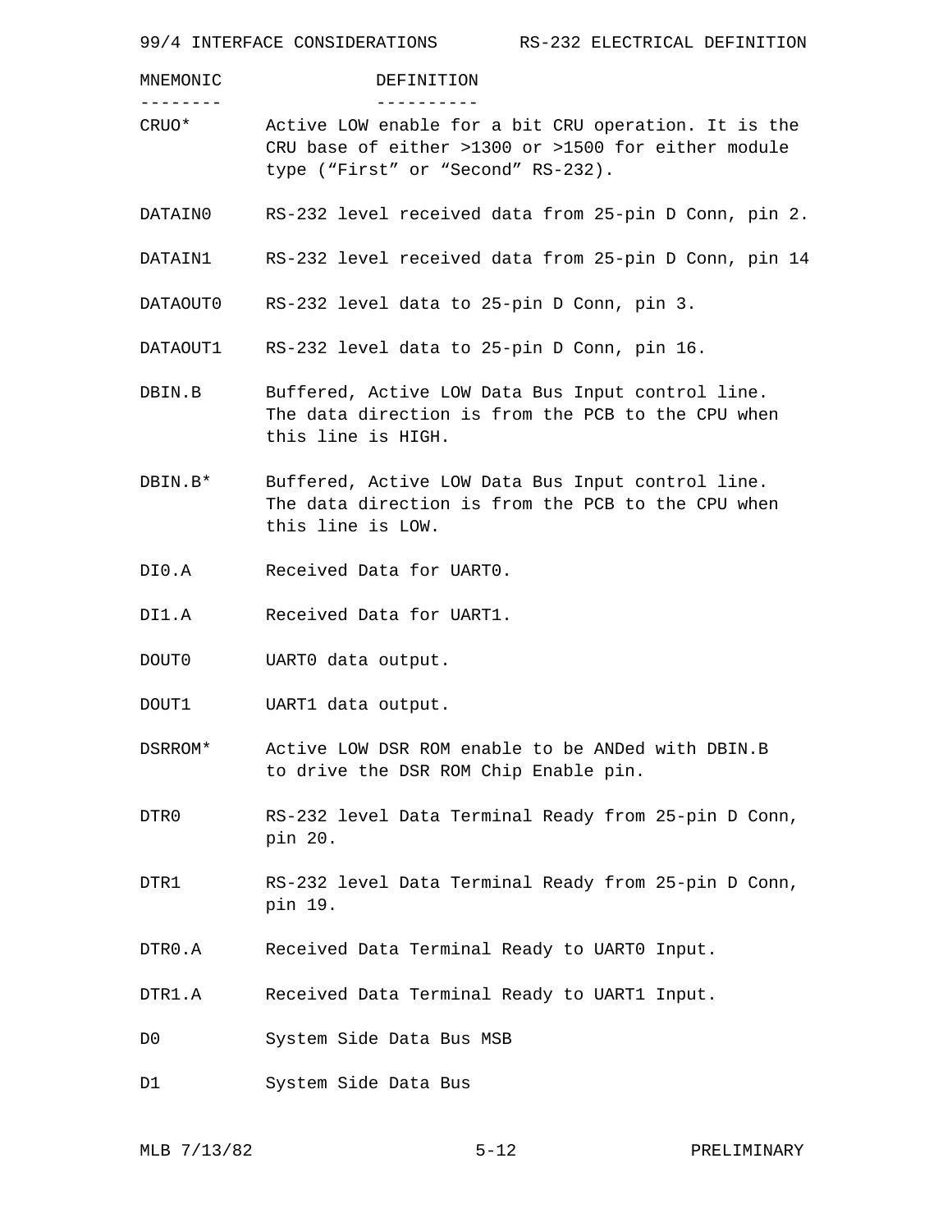| MNEMONIC | DEFINITION |
| --- | --- |
| CRUO* | Active LOW enable for a bit CRU operation. It is the CRU base of either >1300 or >1500 for either module type (“First” or “Second” RS-232). |
| DATAIN0 | RS-232 level received data from 25-pin D Conn, pin 2. |
| DATAIN1 | RS-232 level received data from 25-pin D Conn, pin 14 |
| DATAOUT0 | RS-232 level data to 25-pin D Conn, pin 3. |
| DATAOUT1 | RS-232 level data to 25-pin D Conn, pin 16. |
| DBIN.B | Buffered, Active LOW Data Bus Input control line. The data direction is from the PCB to the CPU when this line is HIGH. |
| DBIN.B* | Buffered, Active LOW Data Bus Input control line. The data direction is from the PCB to the CPU when this line is LOW. |
| DI0.A | Received Data for UART0. |
| DI1.A | Received Data for UART1. |
| DOUT0 | UART0 data output. |
| DOUT1 | UART1 data output. |
| DSRROM* | Active LOW DSR ROM enable to be ANDed with DBIN.B to drive the DSR ROM Chip Enable pin. |
| DTR0 | RS-232 level Data Terminal Ready from 25-pin D Conn, pin 20. |
| DTR1 | RS-232 level Data Terminal Ready from 25-pin D Conn, pin 19. |
| DTR0.A | Received Data Terminal Ready to UART0 Input. |
| DTR1.A | Received Data Terminal Ready to UART1 Input. |
| D0 | System Side Data Bus MSB |
| D1 | System Side Data Bus |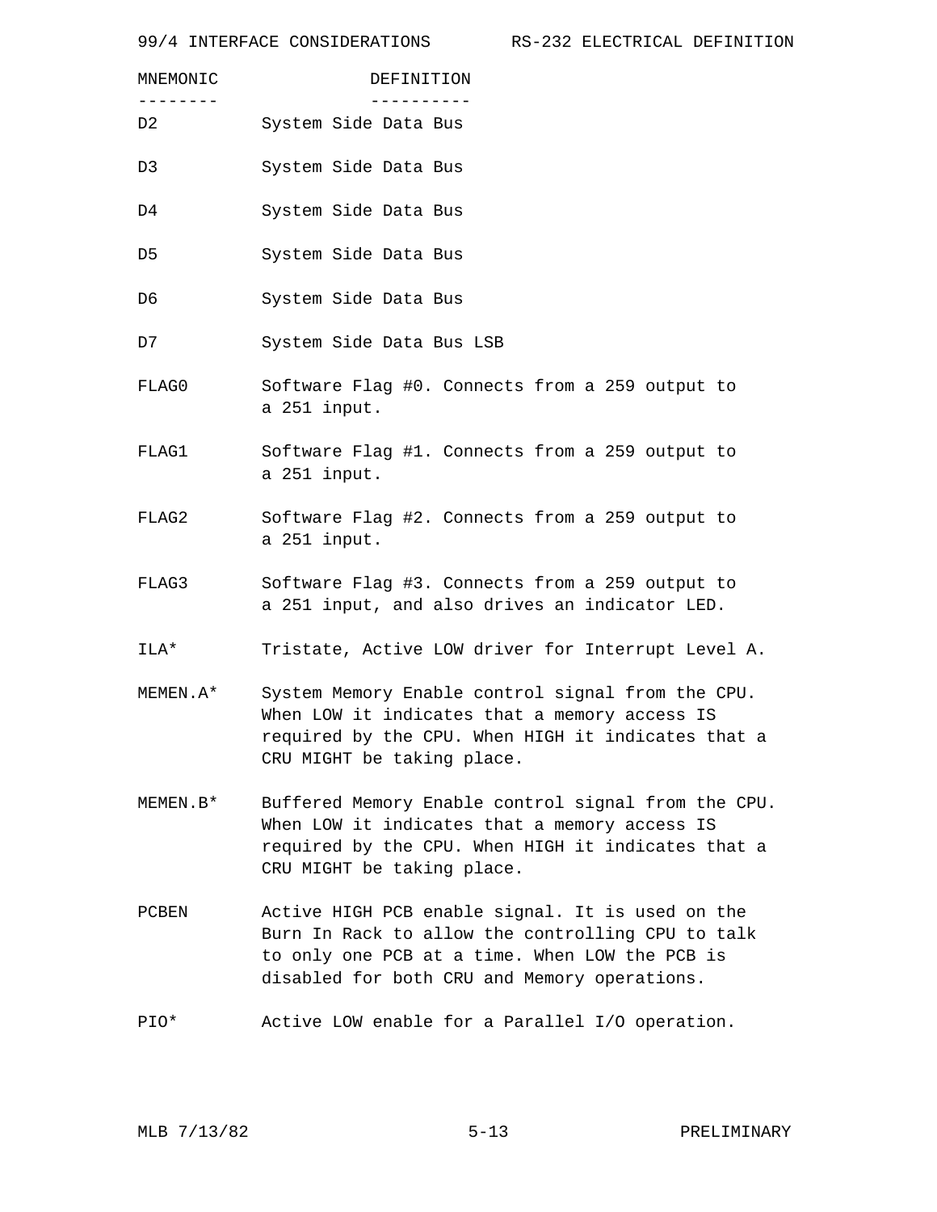| MNEMONIC | DEFINITION |
| --- | --- |
| D2 | System Side Data Bus |
| D3 | System Side Data Bus |
| D4 | System Side Data Bus |
| D5 | System Side Data Bus |
| D6 | System Side Data Bus |
| D7 | System Side Data Bus LSB |
| FLAG0 | Software Flag #0. Connects from a 259 output to a 251 input. |
| FLAG1 | Software Flag #1. Connects from a 259 output to a 251 input. |
| FLAG2 | Software Flag #2. Connects from a 259 output to a 251 input. |
| FLAG3 | Software Flag #3. Connects from a 259 output to a 251 input, and also drives an indicator LED. |
| ILA* | Tristate, Active LOW driver for Interrupt Level A. |
| MEMEN.A* | System Memory Enable control signal from the CPU. When LOW it indicates that a memory access IS required by the CPU. When HIGH it indicates that a CRU MIGHT be taking place. |
| MEMEN.B* | Buffered Memory Enable control signal from the CPU. When LOW it indicates that a memory access IS required by the CPU. When HIGH it indicates that a CRU MIGHT be taking place. |
| PCBEN | Active HIGH PCB enable signal. It is used on the Burn In Rack to allow the controlling CPU to talk to only one PCB at a time. When LOW the PCB is disabled for both CRU and Memory operations. |
| PIO* | Active LOW enable for a Parallel I/O operation. |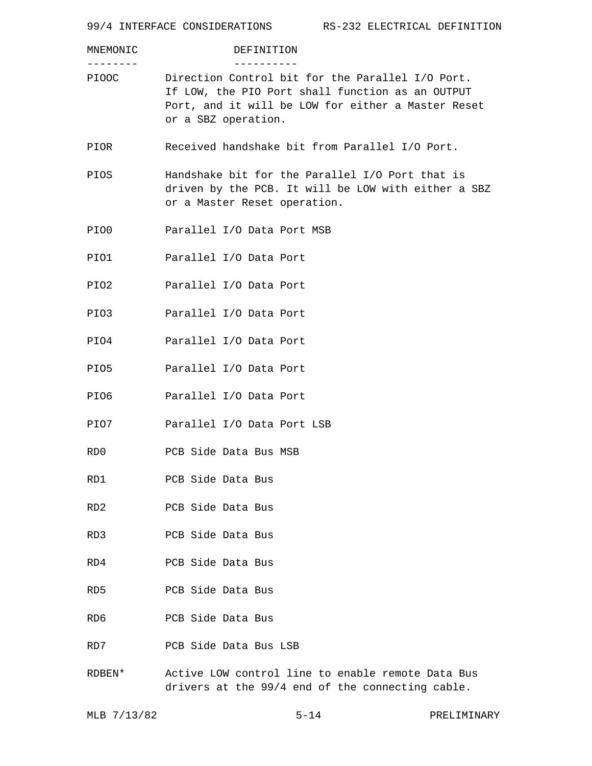| MNEMONIC | DEFINITION |
| --- | --- |
| PIOOC | Direction Control bit for the Parallel I/O Port. If LOW, the PIO Port shall function as an OUTPUT Port, and it will be LOW for either a Master Reset or a SBZ operation. |
| PIOR | Received handshake bit from Parallel I/O Port. |
| PIOS | Handshake bit for the Parallel I/O Port that is driven by the PCB. It will be LOW with either a SBZ or a Master Reset operation. |
| PIO0 | Parallel I/O Data Port MSB |
| PIO1 | Parallel I/O Data Port |
| PIO2 | Parallel I/O Data Port |
| PIO3 | Parallel I/O Data Port |
| PIO4 | Parallel I/O Data Port |
| PIO5 | Parallel I/O Data Port |
| PIO6 | Parallel I/O Data Port |
| PIO7 | Parallel I/O Data Port LSB |
| RD0 | PCB Side Data Bus MSB |
| RD1 | PCB Side Data Bus |
| RD2 | PCB Side Data Bus |
| RD3 | PCB Side Data Bus |
| RD4 | PCB Side Data Bus |
| RD5 | PCB Side Data Bus |
| RD6 | PCB Side Data Bus |
| RD7 | PCB Side Data Bus LSB |
| RDBEN* | Active LOW control line to enable remote Data Bus drivers at the 99/4 end of the connecting cable. |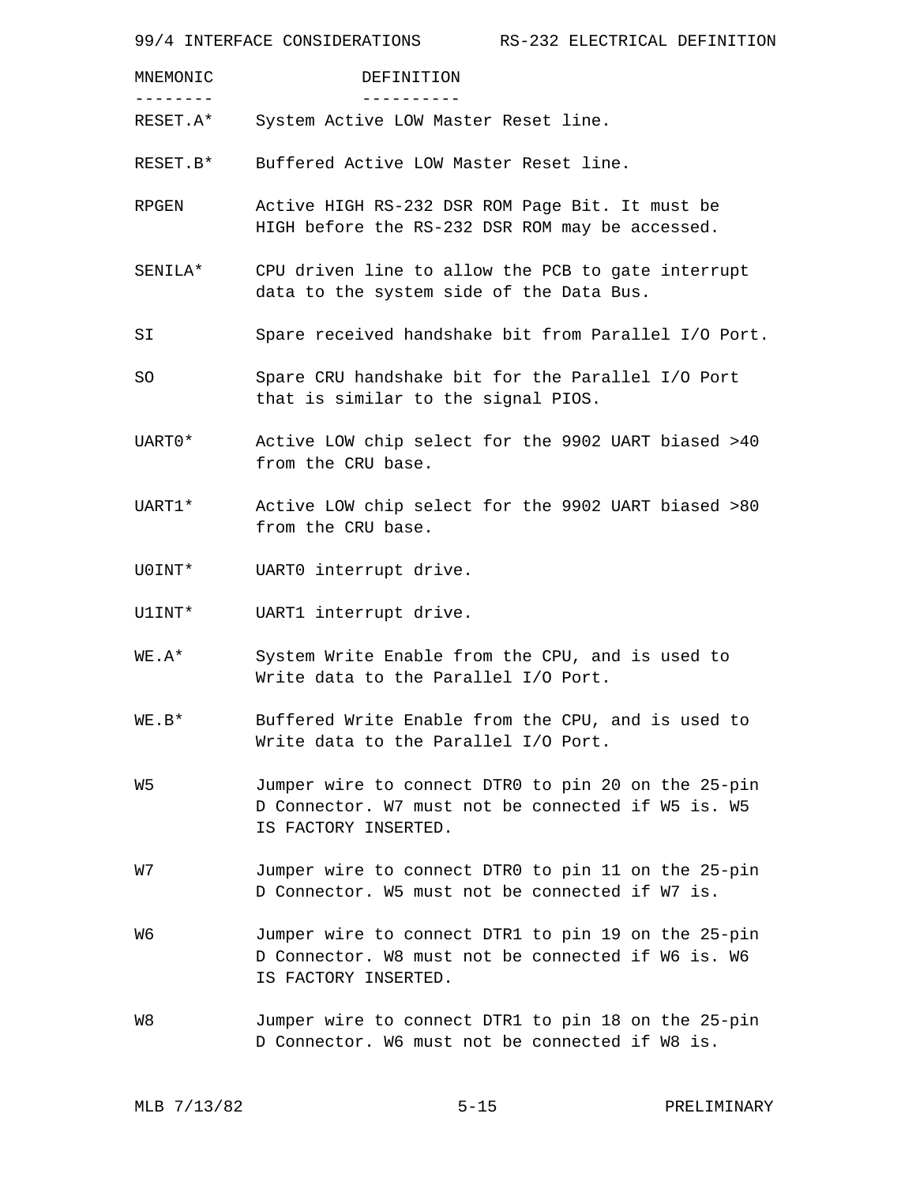| MNEMONIC | DEFINITION |
| --- | --- |
| RESET.A* | System Active LOW Master Reset line. |
| RESET.B* | Buffered Active LOW Master Reset line. |
| RPGEN | Active HIGH RS-232 DSR ROM Page Bit. It must be HIGH before the RS-232 DSR ROM may be accessed. |
| SENILA* | CPU driven line to allow the PCB to gate interrupt data to the system side of the Data Bus. |
| SI | Spare received handshake bit from Parallel I/O Port. |
| SO | Spare CRU handshake bit for the Parallel I/O Port that is similar to the signal PIOS. |
| UART0* | Active LOW chip select for the 9902 UART biased >40 from the CRU base. |
| UART1* | Active LOW chip select for the 9902 UART biased >80 from the CRU base. |
| U0INT* | UART0 interrupt drive. |
| U1INT* | UART1 interrupt drive. |
| WE.A* | System Write Enable from the CPU, and is used to Write data to the Parallel I/O Port. |
| WE.B* | Buffered Write Enable from the CPU, and is used to Write data to the Parallel I/O Port. |
| W5 | Jumper wire to connect DTR0 to pin 20 on the 25-pin D Connector. W7 must not be connected if W5 is. W5 IS FACTORY INSERTED. |
| W7 | Jumper wire to connect DTR0 to pin 11 on the 25-pin D Connector. W5 must not be connected if W7 is. |
| W6 | Jumper wire to connect DTR1 to pin 19 on the 25-pin D Connector. W8 must not be connected if W6 is. W6 IS FACTORY INSERTED. |
| W8 | Jumper wire to connect DTR1 to pin 18 on the 25-pin D Connector. W6 must not be connected if W8 is. |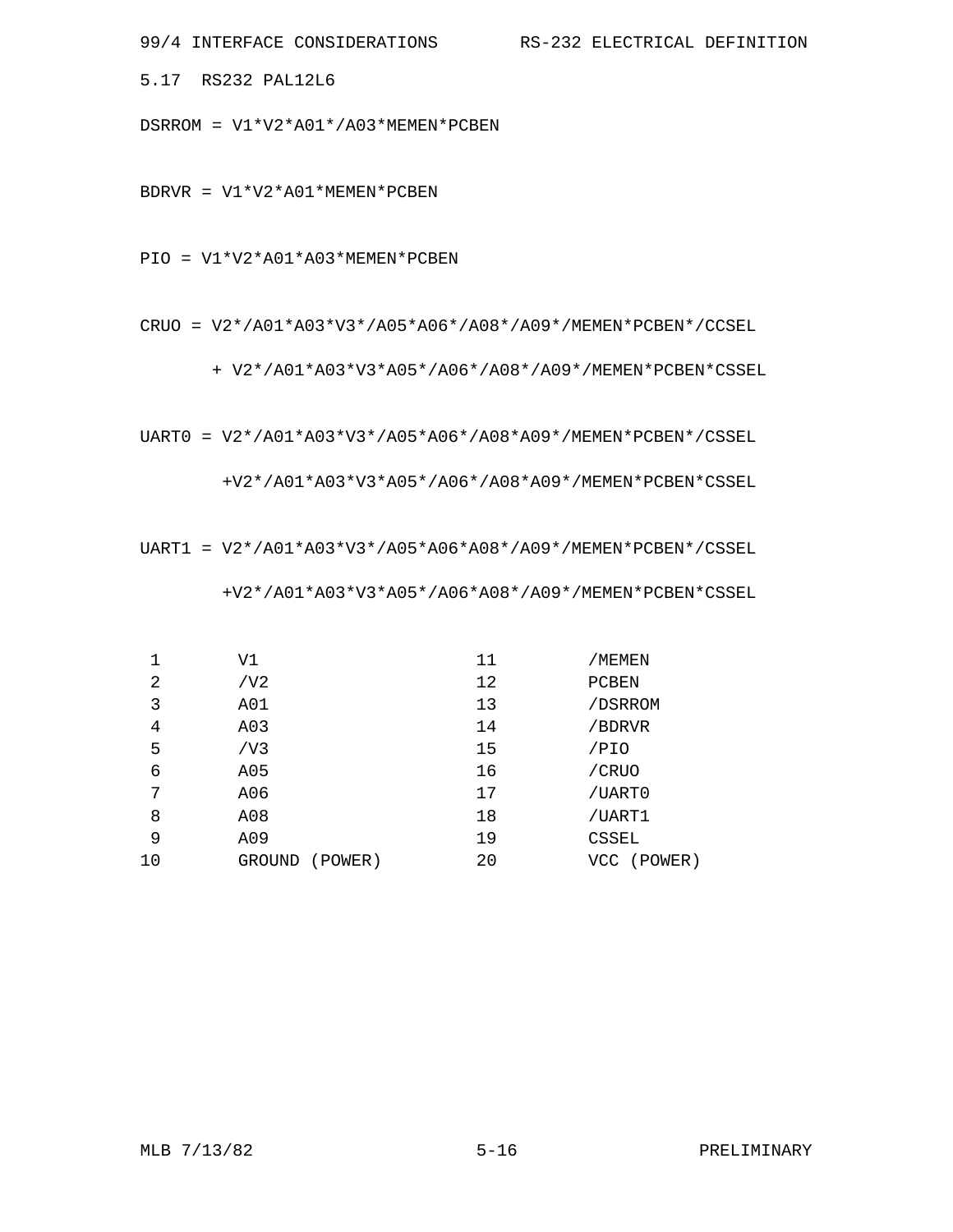## 5.17 RS232 PAL12L6

```
DSRROM = V1*V2*A01*/A03*MEMEN*PCBEN


BDRVR = V1*V2*A01*MEMEN*PCBEN


PIO = V1*V2*A01*A03*MEMEN*PCBEN


CRUO = V2*/A01*A03*V3*/A05*A06*/A08*/A09*/MEMEN*PCBEN*/CCSEL

       + V2*/A01*A03*V3*A05*/A06*/A08*/A09*/MEMEN*PCBEN*CSSEL


UART0 = V2*/A01*A03*V3*/A05*A06*/A08*A09*/MEMEN*PCBEN*/CSSEL

        +V2*/A01*A03*V3*A05*/A06*/A08*A09*/MEMEN*PCBEN*CSSEL


UART1 = V2*/A01*A03*V3*/A05*A06*A08*/A09*/MEMEN*PCBEN*/CSSEL

        +V2*/A01*A03*V3*A05*/A06*A08*/A09*/MEMEN*PCBEN*CSSEL
```

| | | | |
|---|---|---|---|
| 1 | V1 | 11 | /MEMEN |
| 2 | /V2 | 12 | PCBEN |
| 3 | A01 | 13 | /DSRROM |
| 4 | A03 | 14 | /BDRVR |
| 5 | /V3 | 15 | /PIO |
| 6 | A05 | 16 | /CRUO |
| 7 | A06 | 17 | /UART0 |
| 8 | A08 | 18 | /UART1 |
| 9 | A09 | 19 | CSSEL |
| 10 | GROUND (POWER) | 20 | VCC (POWER) |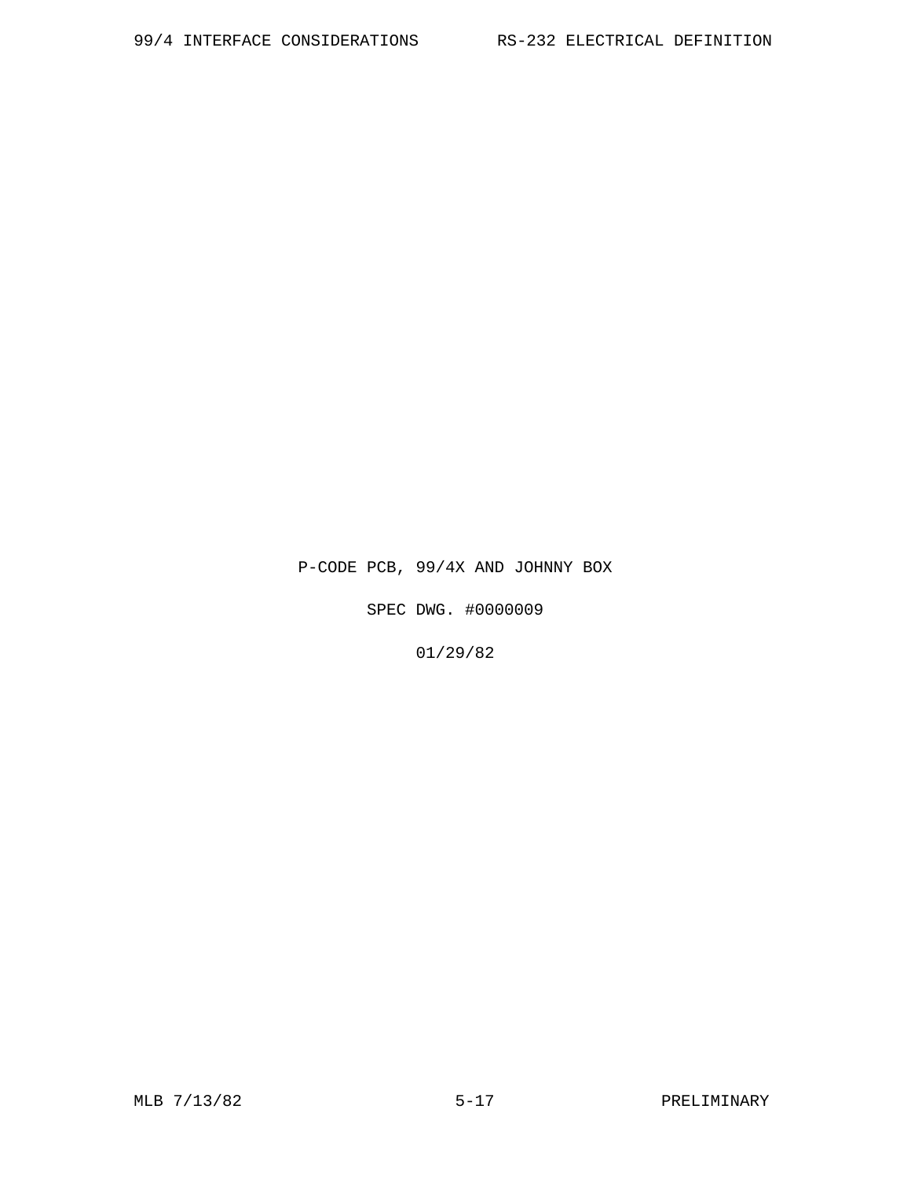P-CODE PCB, 99/4X AND JOHNNY BOX

SPEC DWG. #0000009

01/29/82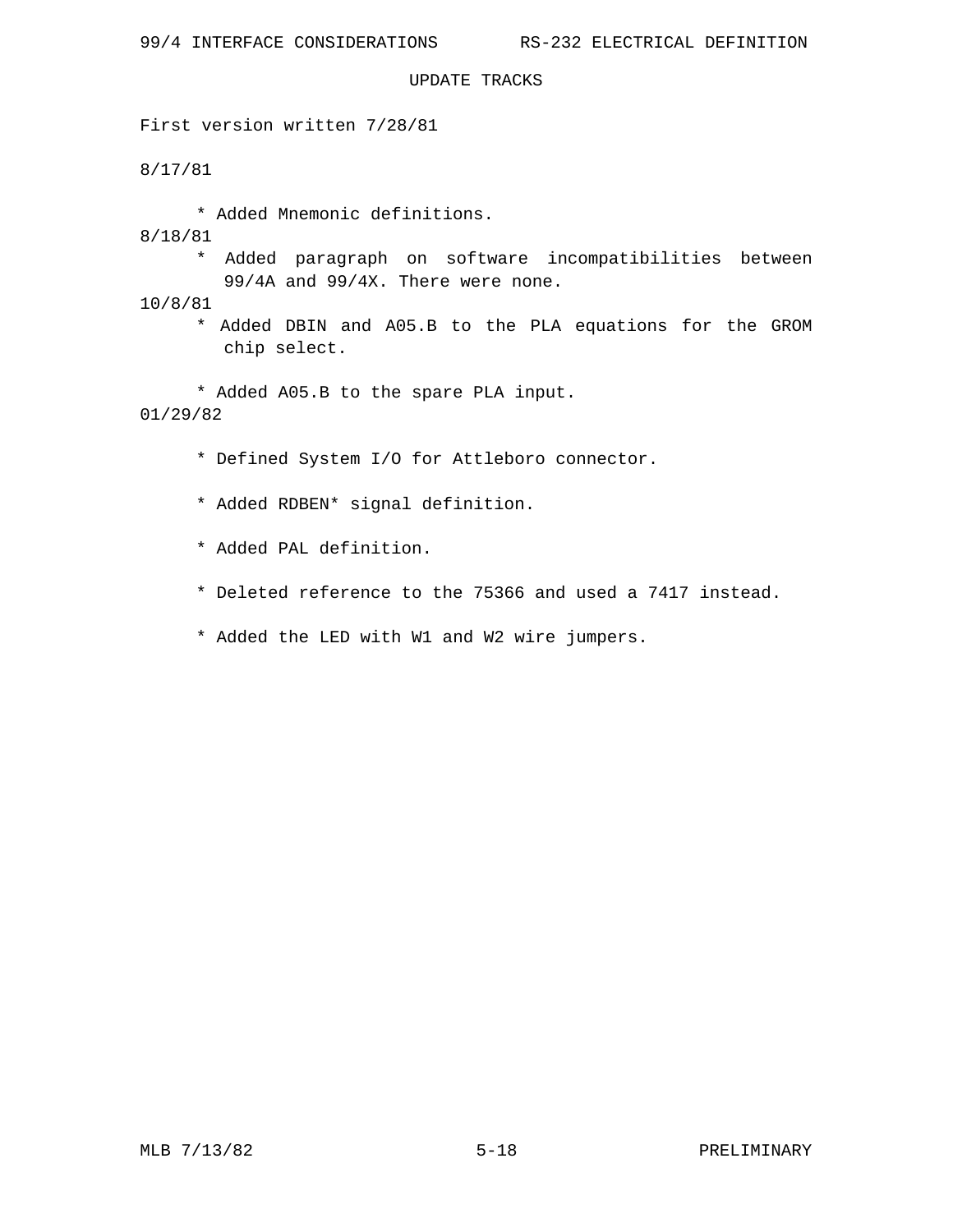## UPDATE TRACKS

First version written 7/28/81

8/17/81

- Added Mnemonic definitions.

8/18/81

- Added paragraph on software incompatibilities between 99/4A and 99/4X. There were none.

10/8/81

- Added DBIN and A05.B to the PLA equations for the GROM chip select.
- Added A05.B to the spare PLA input.

01/29/82

- Defined System I/O for Attleboro connector.
- Added RDBEN* signal definition.
- Added PAL definition.
- Deleted reference to the 75366 and used a 7417 instead.
- Added the LED with W1 and W2 wire jumpers.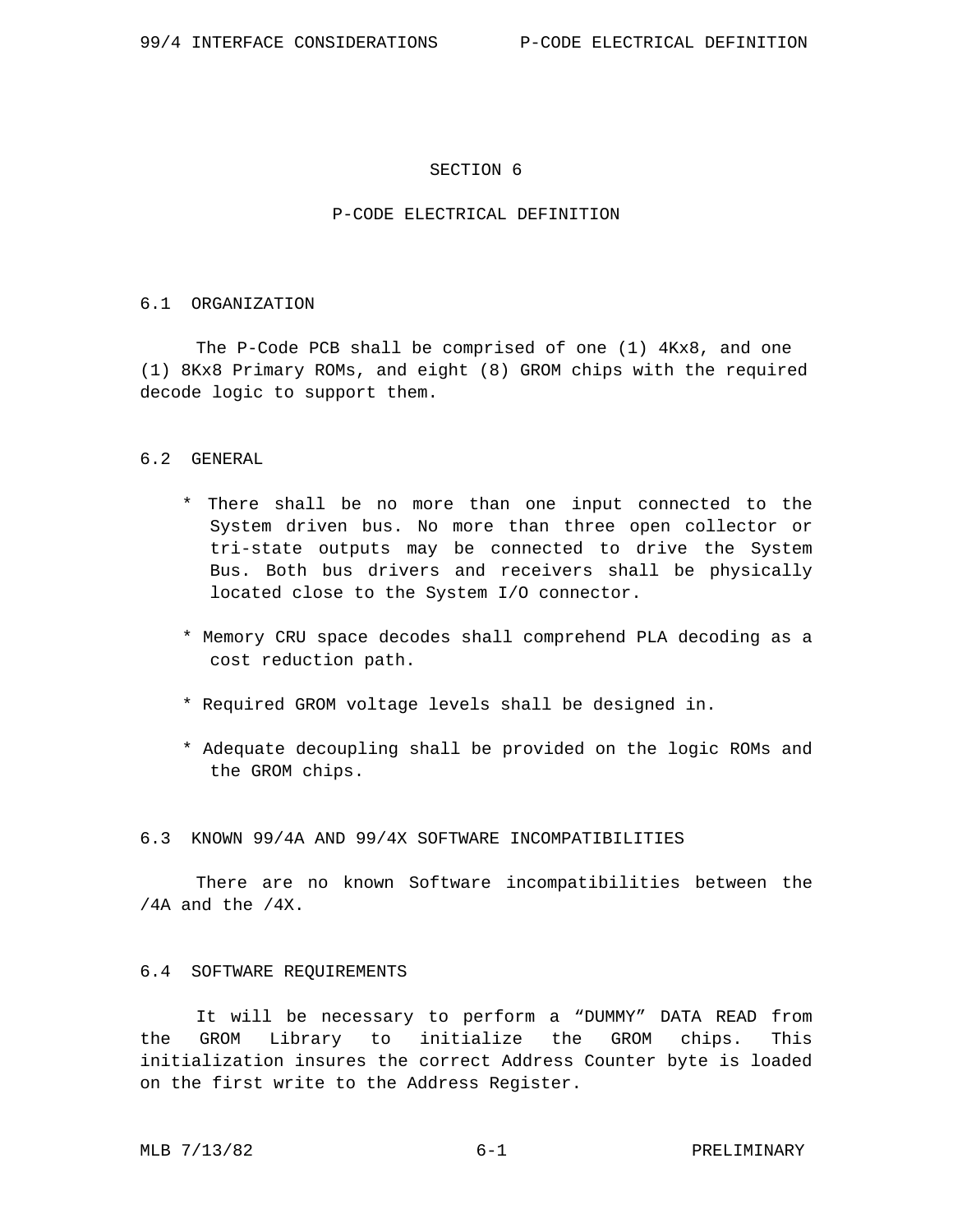# SECTION 6

# P-CODE ELECTRICAL DEFINITION

## 6.1 ORGANIZATION

The P-Code PCB shall be comprised of one (1) 4Kx8, and one (1) 8Kx8 Primary ROMs, and eight (8) GROM chips with the required decode logic to support them.

## 6.2 GENERAL

* There shall be no more than one input connected to the System driven bus. No more than three open collector or tri-state outputs may be connected to drive the System Bus. Both bus drivers and receivers shall be physically located close to the System I/O connector.

* Memory CRU space decodes shall comprehend PLA decoding as a cost reduction path.

* Required GROM voltage levels shall be designed in.

* Adequate decoupling shall be provided on the logic ROMs and the GROM chips.

## 6.3 KNOWN 99/4A AND 99/4X SOFTWARE INCOMPATIBILITIES

There are no known Software incompatibilities between the /4A and the /4X.

## 6.4 SOFTWARE REQUIREMENTS

It will be necessary to perform a “DUMMY” DATA READ from the GROM Library to initialize the GROM chips. This initialization insures the correct Address Counter byte is loaded on the first write to the Address Register.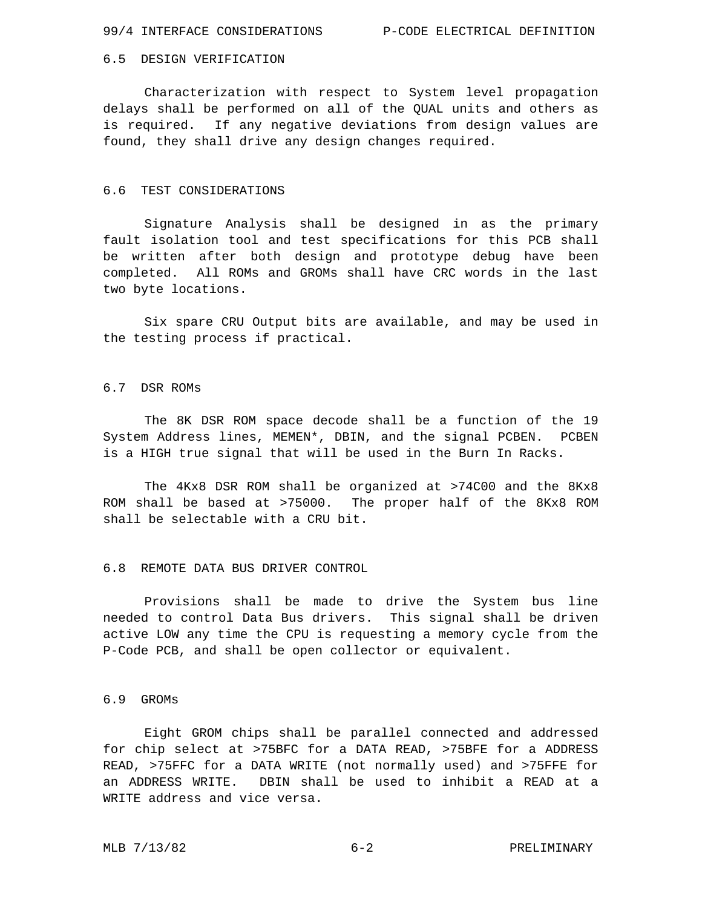## 6.5 DESIGN VERIFICATION

Characterization with respect to System level propagation delays shall be performed on all of the QUAL units and others as is required. If any negative deviations from design values are found, they shall drive any design changes required.

## 6.6 TEST CONSIDERATIONS

Signature Analysis shall be designed in as the primary fault isolation tool and test specifications for this PCB shall be written after both design and prototype debug have been completed. All ROMs and GROMs shall have CRC words in the last two byte locations.

Six spare CRU Output bits are available, and may be used in the testing process if practical.

## 6.7 DSR ROMs

The 8K DSR ROM space decode shall be a function of the 19 System Address lines, MEMEN*, DBIN, and the signal PCBEN. PCBEN is a HIGH true signal that will be used in the Burn In Racks.

The 4Kx8 DSR ROM shall be organized at >74C00 and the 8Kx8 ROM shall be based at >75000. The proper half of the 8Kx8 ROM shall be selectable with a CRU bit.

## 6.8 REMOTE DATA BUS DRIVER CONTROL

Provisions shall be made to drive the System bus line needed to control Data Bus drivers. This signal shall be driven active LOW any time the CPU is requesting a memory cycle from the P-Code PCB, and shall be open collector or equivalent.

## 6.9 GROMs

Eight GROM chips shall be parallel connected and addressed for chip select at >75BFC for a DATA READ, >75BFE for a ADDRESS READ, >75FFC for a DATA WRITE (not normally used) and >75FFE for an ADDRESS WRITE. DBIN shall be used to inhibit a READ at a WRITE address and vice versa.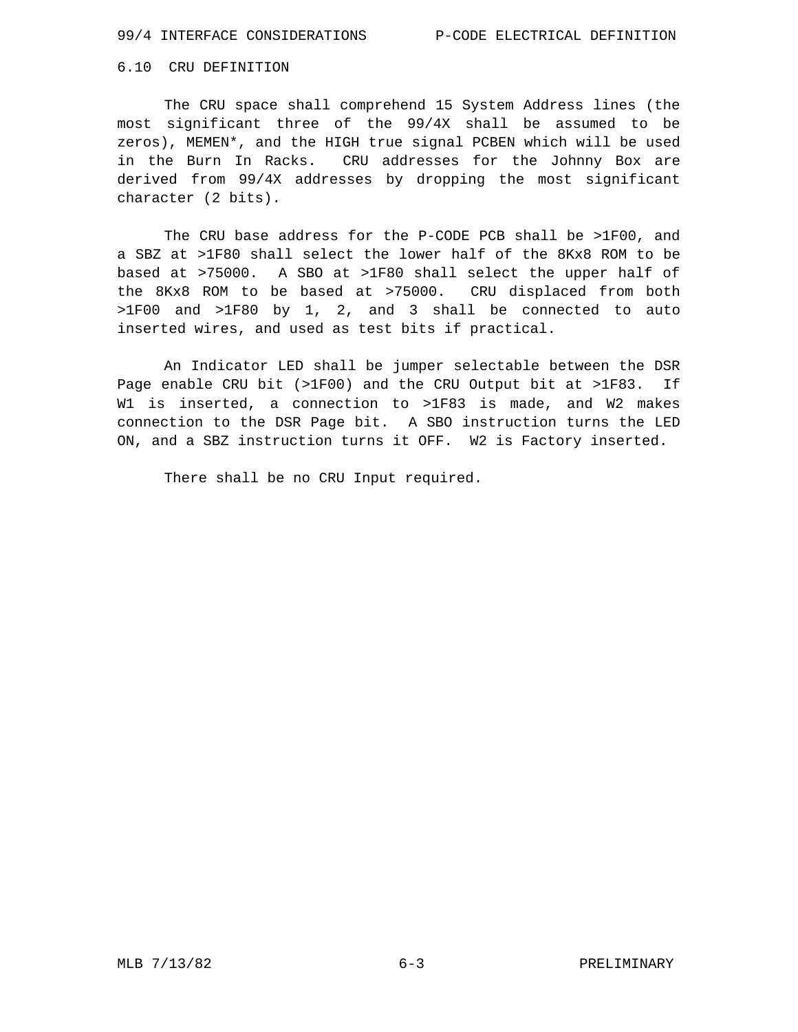## 6.10 CRU DEFINITION

The CRU space shall comprehend 15 System Address lines (the most significant three of the 99/4X shall be assumed to be zeros), MEMEN*, and the HIGH true signal PCBEN which will be used in the Burn In Racks. CRU addresses for the Johnny Box are derived from 99/4X addresses by dropping the most significant character (2 bits).

The CRU base address for the P-CODE PCB shall be >1F00, and a SBZ at >1F80 shall select the lower half of the 8Kx8 ROM to be based at >75000. A SBO at >1F80 shall select the upper half of the 8Kx8 ROM to be based at >75000. CRU displaced from both >1F00 and >1F80 by 1, 2, and 3 shall be connected to auto inserted wires, and used as test bits if practical.

An Indicator LED shall be jumper selectable between the DSR Page enable CRU bit (>1F00) and the CRU Output bit at >1F83. If W1 is inserted, a connection to >1F83 is made, and W2 makes connection to the DSR Page bit. A SBO instruction turns the LED ON, and a SBZ instruction turns it OFF. W2 is Factory inserted.

There shall be no CRU Input required.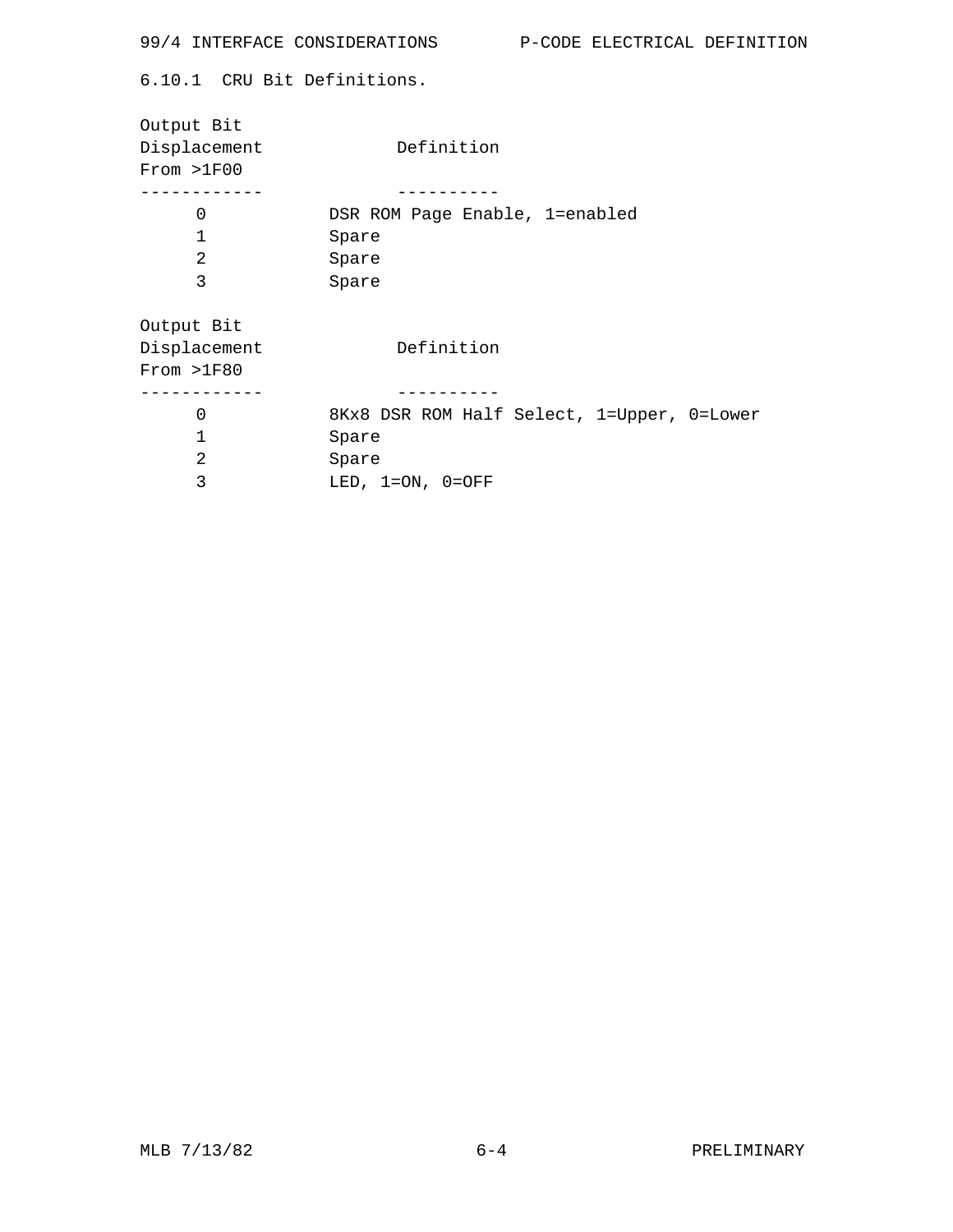## 6.10.1 CRU Bit Definitions.

| Output Bit Displacement From >1F00 | Definition |
|---|---|
| 0 | DSR ROM Page Enable, 1=enabled |
| 1 | Spare |
| 2 | Spare |
| 3 | Spare |

| Output Bit Displacement From >1F80 | Definition |
|---|---|
| 0 | 8Kx8 DSR ROM Half Select, 1=Upper, 0=Lower |
| 1 | Spare |
| 2 | Spare |
| 3 | LED, 1=ON, 0=OFF |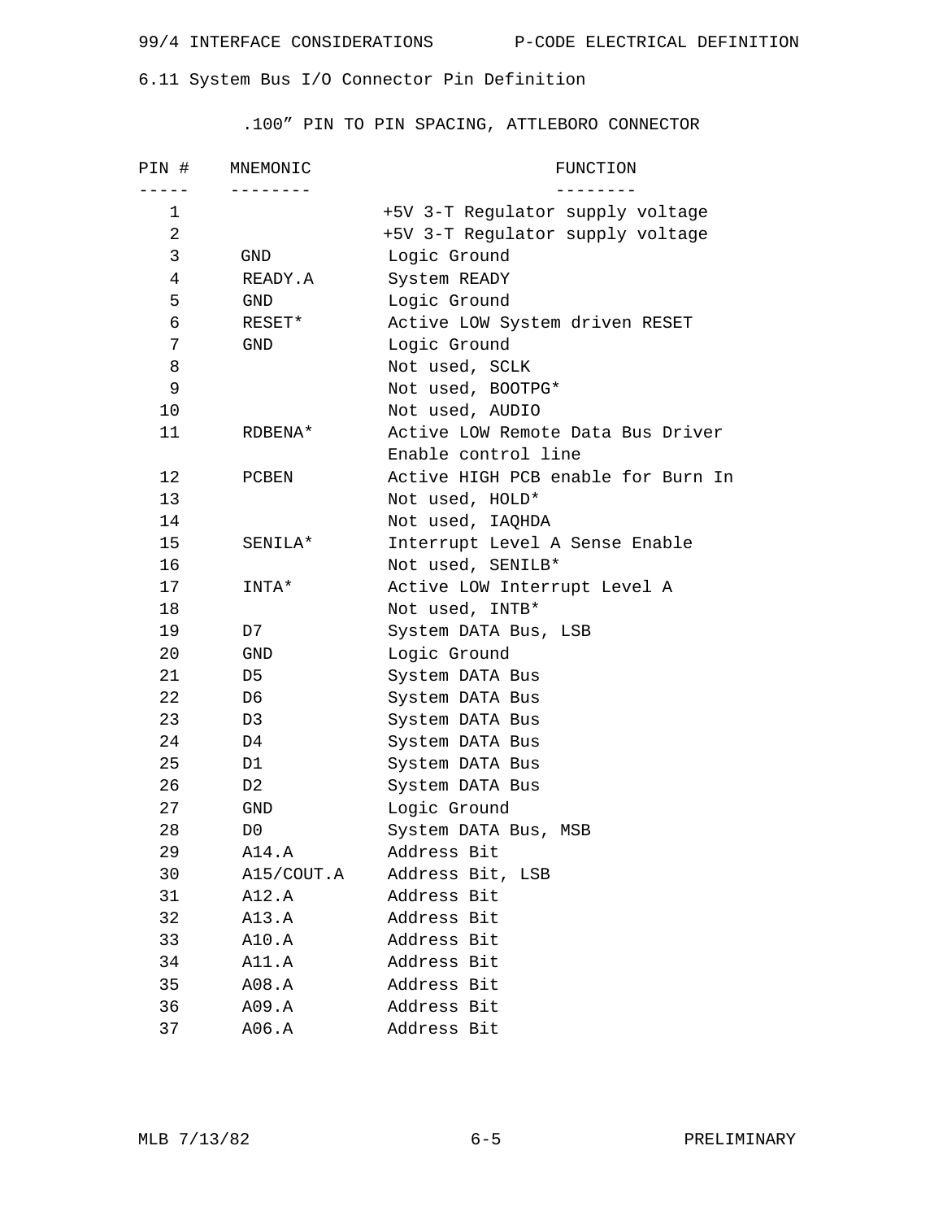## 6.11 System Bus I/O Connector Pin Definition

.100” PIN TO PIN SPACING, ATTLEBORO CONNECTOR

| PIN # | MNEMONIC | FUNCTION |
|---|---|---|
| 1 | | +5V 3-T Regulator supply voltage |
| 2 | | +5V 3-T Regulator supply voltage |
| 3 | GND | Logic Ground |
| 4 | READY.A | System READY |
| 5 | GND | Logic Ground |
| 6 | RESET* | Active LOW System driven RESET |
| 7 | GND | Logic Ground |
| 8 | | Not used, SCLK |
| 9 | | Not used, BOOTPG* |
| 10 | | Not used, AUDIO |
| 11 | RDBENA* | Active LOW Remote Data Bus Driver Enable control line |
| 12 | PCBEN | Active HIGH PCB enable for Burn In |
| 13 | | Not used, HOLD* |
| 14 | | Not used, IAQHDA |
| 15 | SENILA* | Interrupt Level A Sense Enable |
| 16 | | Not used, SENILB* |
| 17 | INTA* | Active LOW Interrupt Level A |
| 18 | | Not used, INTB* |
| 19 | D7 | System DATA Bus, LSB |
| 20 | GND | Logic Ground |
| 21 | D5 | System DATA Bus |
| 22 | D6 | System DATA Bus |
| 23 | D3 | System DATA Bus |
| 24 | D4 | System DATA Bus |
| 25 | D1 | System DATA Bus |
| 26 | D2 | System DATA Bus |
| 27 | GND | Logic Ground |
| 28 | D0 | System DATA Bus, MSB |
| 29 | A14.A | Address Bit |
| 30 | A15/COUT.A | Address Bit, LSB |
| 31 | A12.A | Address Bit |
| 32 | A13.A | Address Bit |
| 33 | A10.A | Address Bit |
| 34 | A11.A | Address Bit |
| 35 | A08.A | Address Bit |
| 36 | A09.A | Address Bit |
| 37 | A06.A | Address Bit |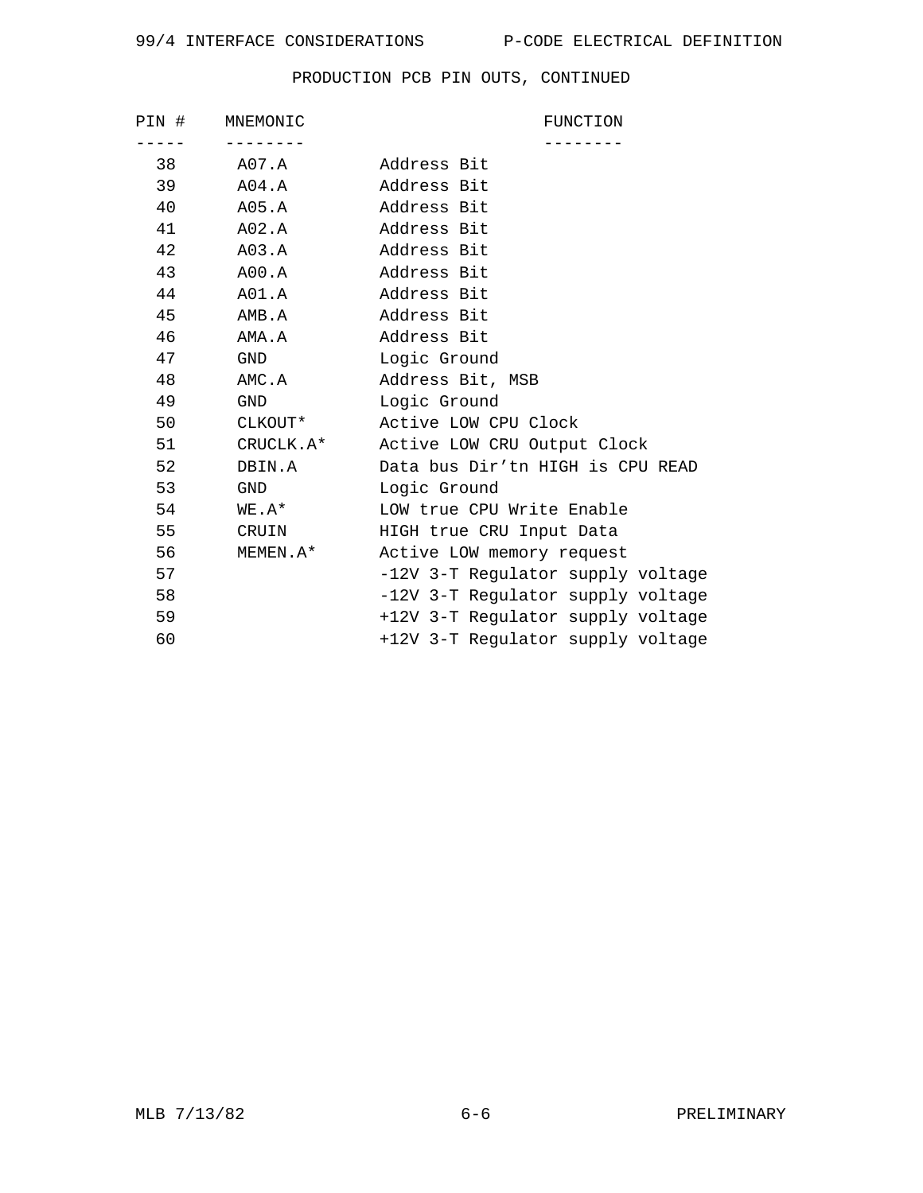## PRODUCTION PCB PIN OUTS, CONTINUED

| PIN # | MNEMONIC | FUNCTION |
| --- | --- | --- |
| 38 | A07.A | Address Bit |
| 39 | A04.A | Address Bit |
| 40 | A05.A | Address Bit |
| 41 | A02.A | Address Bit |
| 42 | A03.A | Address Bit |
| 43 | A00.A | Address Bit |
| 44 | A01.A | Address Bit |
| 45 | AMB.A | Address Bit |
| 46 | AMA.A | Address Bit |
| 47 | GND | Logic Ground |
| 48 | AMC.A | Address Bit, MSB |
| 49 | GND | Logic Ground |
| 50 | CLKOUT* | Active LOW CPU Clock |
| 51 | CRUCLK.A* | Active LOW CRU Output Clock |
| 52 | DBIN.A | Data bus Dir'tn HIGH is CPU READ |
| 53 | GND | Logic Ground |
| 54 | WE.A* | LOW true CPU Write Enable |
| 55 | CRUIN | HIGH true CRU Input Data |
| 56 | MEMEN.A* | Active LOW memory request |
| 57 | | -12V 3-T Regulator supply voltage |
| 58 | | -12V 3-T Regulator supply voltage |
| 59 | | +12V 3-T Regulator supply voltage |
| 60 | | +12V 3-T Regulator supply voltage |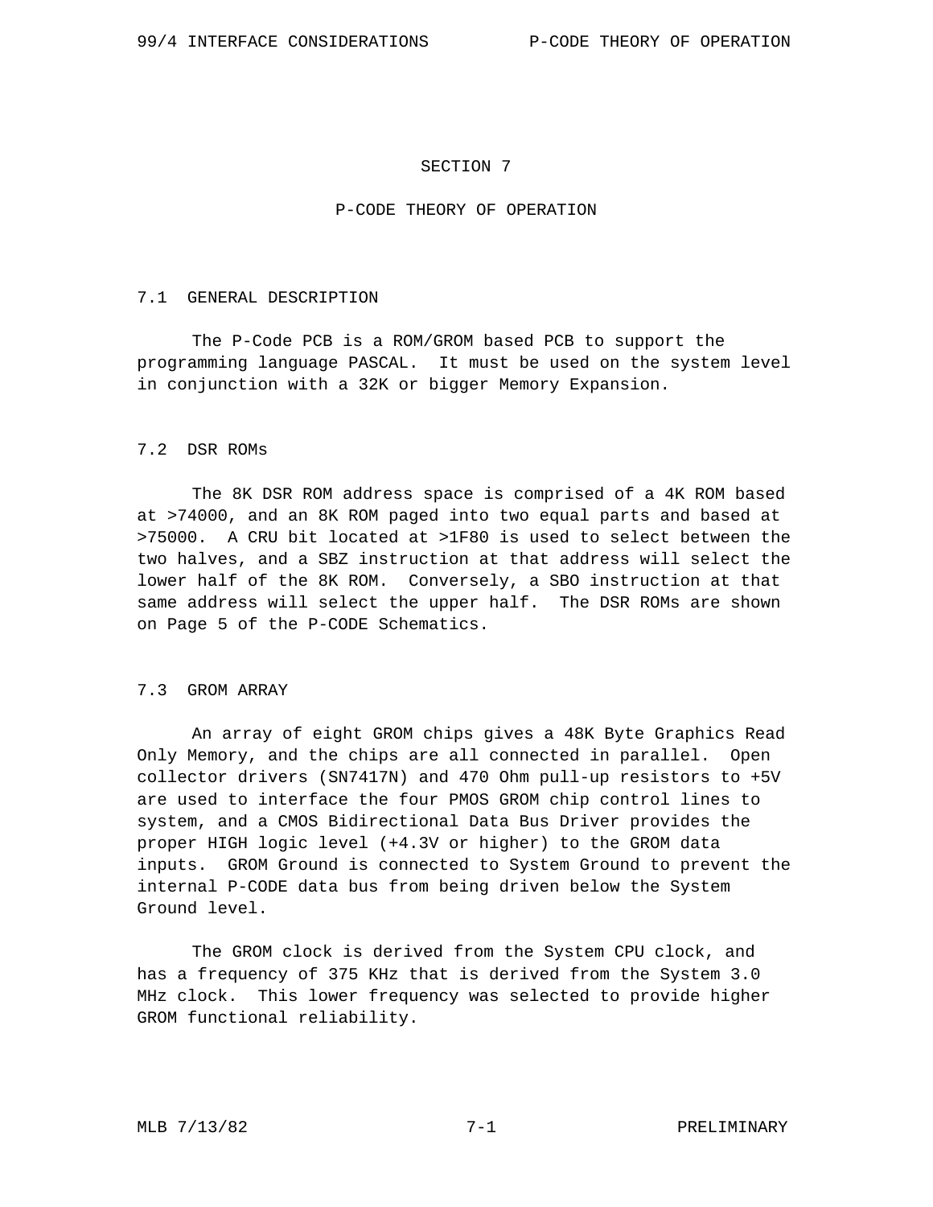# SECTION 7

# P-CODE THEORY OF OPERATION

## 7.1 GENERAL DESCRIPTION

The P-Code PCB is a ROM/GROM based PCB to support the programming language PASCAL. It must be used on the system level in conjunction with a 32K or bigger Memory Expansion.

## 7.2 DSR ROMs

The 8K DSR ROM address space is comprised of a 4K ROM based at >74000, and an 8K ROM paged into two equal parts and based at >75000. A CRU bit located at >1F80 is used to select between the two halves, and a SBZ instruction at that address will select the lower half of the 8K ROM. Conversely, a SBO instruction at that same address will select the upper half. The DSR ROMs are shown on Page 5 of the P-CODE Schematics.

## 7.3 GROM ARRAY

An array of eight GROM chips gives a 48K Byte Graphics Read Only Memory, and the chips are all connected in parallel. Open collector drivers (SN7417N) and 470 Ohm pull-up resistors to +5V are used to interface the four PMOS GROM chip control lines to system, and a CMOS Bidirectional Data Bus Driver provides the proper HIGH logic level (+4.3V or higher) to the GROM data inputs. GROM Ground is connected to System Ground to prevent the internal P-CODE data bus from being driven below the System Ground level.

The GROM clock is derived from the System CPU clock, and has a frequency of 375 KHz that is derived from the System 3.0 MHz clock. This lower frequency was selected to provide higher GROM functional reliability.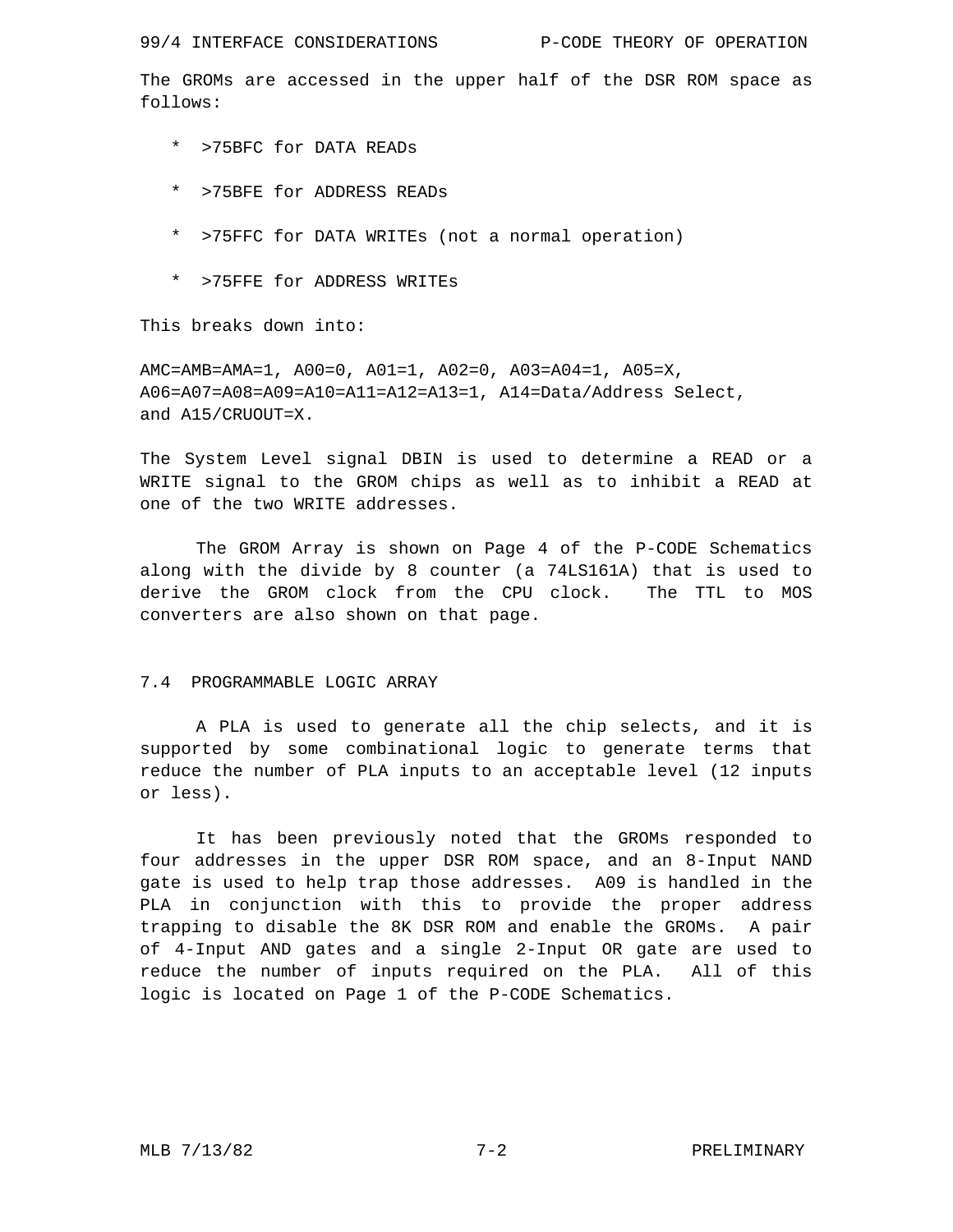The GROMs are accessed in the upper half of the DSR ROM space as follows:

* >75BFC for DATA READs
* >75BFE for ADDRESS READs
* >75FFC for DATA WRITEs (not a normal operation)
* >75FFE for ADDRESS WRITEs

This breaks down into:

AMC=AMB=AMA=1, A00=0, A01=1, A02=0, A03=A04=1, A05=X, A06=A07=A08=A09=A10=A11=A12=A13=1, A14=Data/Address Select, and A15/CRUOUT=X.

The System Level signal DBIN is used to determine a READ or a WRITE signal to the GROM chips as well as to inhibit a READ at one of the two WRITE addresses.

The GROM Array is shown on Page 4 of the P-CODE Schematics along with the divide by 8 counter (a 74LS161A) that is used to derive the GROM clock from the CPU clock. The TTL to MOS converters are also shown on that page.

## 7.4 PROGRAMMABLE LOGIC ARRAY

A PLA is used to generate all the chip selects, and it is supported by some combinational logic to generate terms that reduce the number of PLA inputs to an acceptable level (12 inputs or less).

It has been previously noted that the GROMs responded to four addresses in the upper DSR ROM space, and an 8-Input NAND gate is used to help trap those addresses. A09 is handled in the PLA in conjunction with this to provide the proper address trapping to disable the 8K DSR ROM and enable the GROMs. A pair of 4-Input AND gates and a single 2-Input OR gate are used to reduce the number of inputs required on the PLA. All of this logic is located on Page 1 of the P-CODE Schematics.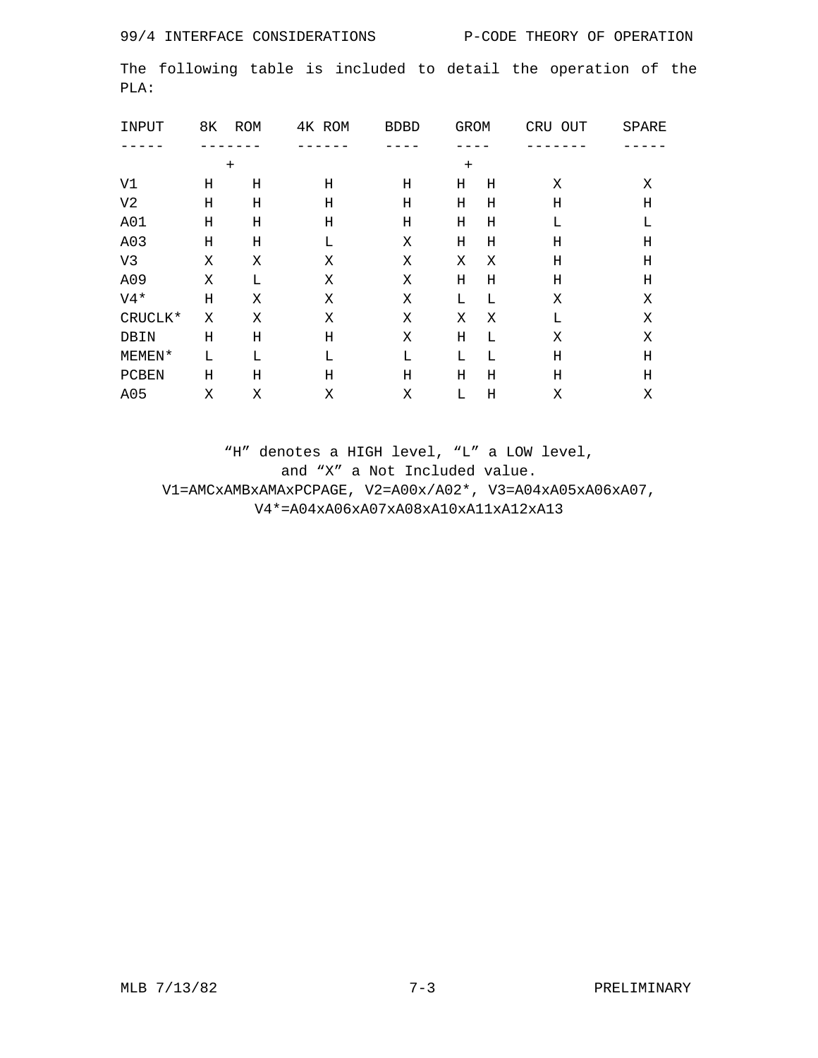The following table is included to detail the operation of the PLA:

| INPUT | 8K ROM | | 4K ROM | BDBD | GROM | | CRU OUT | SPARE |
|---|---|---|---|---|---|---|---|---|
| | + | | | | + | | | |
| V1 | H | H | H | H | H | H | X | X |
| V2 | H | H | H | H | H | H | H | H |
| A01 | H | H | H | H | H | H | L | L |
| A03 | H | H | L | X | H | H | H | H |
| V3 | X | X | X | X | X | X | H | H |
| A09 | X | L | X | X | H | H | H | H |
| V4* | H | X | X | X | L | L | X | X |
| CRUCLK* | X | X | X | X | X | X | L | X |
| DBIN | H | H | H | X | H | L | X | X |
| MEMEN* | L | L | L | L | L | L | H | H |
| PCBEN | H | H | H | H | H | H | H | H |
| A05 | X | X | X | X | L | H | X | X |

"H" denotes a HIGH level, "L" a LOW level, and "X" a Not Included value.
V1=AMCxAMBxAMAxPCPAGE, V2=A00x/A02*, V3=A04xA05xA06xA07,
V4*=A04xA06xA07xA08xA10xA11xA12xA13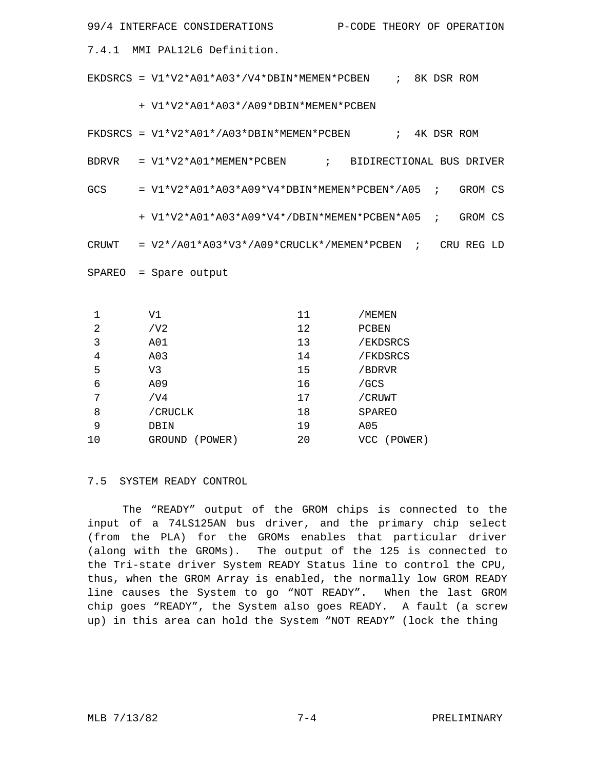### 7.4.1 MMI PAL12L6 Definition.

```
EKDSRCS = V1*V2*A01*A03*/V4*DBIN*MEMEN*PCBEN    ;  8K DSR ROM

        + V1*V2*A01*A03*/A09*DBIN*MEMEN*PCBEN

FKDSRCS = V1*V2*A01*/A03*DBIN*MEMEN*PCBEN       ;  4K DSR ROM

BDRVR   = V1*V2*A01*MEMEN*PCBEN      ;   BIDIRECTIONAL BUS DRIVER

GCS     = V1*V2*A01*A03*A09*V4*DBIN*MEMEN*PCBEN*/A05  ;   GROM CS

        + V1*V2*A01*A03*A09*V4*/DBIN*MEMEN*PCBEN*A05  ;   GROM CS

CRUWT   = V2*/A01*A03*V3*/A09*CRUCLK*/MEMEN*PCBEN  ;   CRU REG LD

SPAREO  = Spare output
```

| | | | |
|---|---|---|---|
| 1 | V1 | 11 | /MEMEN |
| 2 | /V2 | 12 | PCBEN |
| 3 | A01 | 13 | /EKDSRCS |
| 4 | A03 | 14 | /FKDSRCS |
| 5 | V3 | 15 | /BDRVR |
| 6 | A09 | 16 | /GCS |
| 7 | /V4 | 17 | /CRUWT |
| 8 | /CRUCLK | 18 | SPAREO |
| 9 | DBIN | 19 | A05 |
| 10 | GROUND (POWER) | 20 | VCC (POWER) |

## 7.5 SYSTEM READY CONTROL

The “READY” output of the GROM chips is connected to the input of a 74LS125AN bus driver, and the primary chip select (from the PLA) for the GROMs enables that particular driver (along with the GROMs). The output of the 125 is connected to the Tri-state driver System READY Status line to control the CPU, thus, when the GROM Array is enabled, the normally low GROM READY line causes the System to go “NOT READY”. When the last GROM chip goes “READY”, the System also goes READY. A fault (a screw up) in this area can hold the System “NOT READY” (lock the thing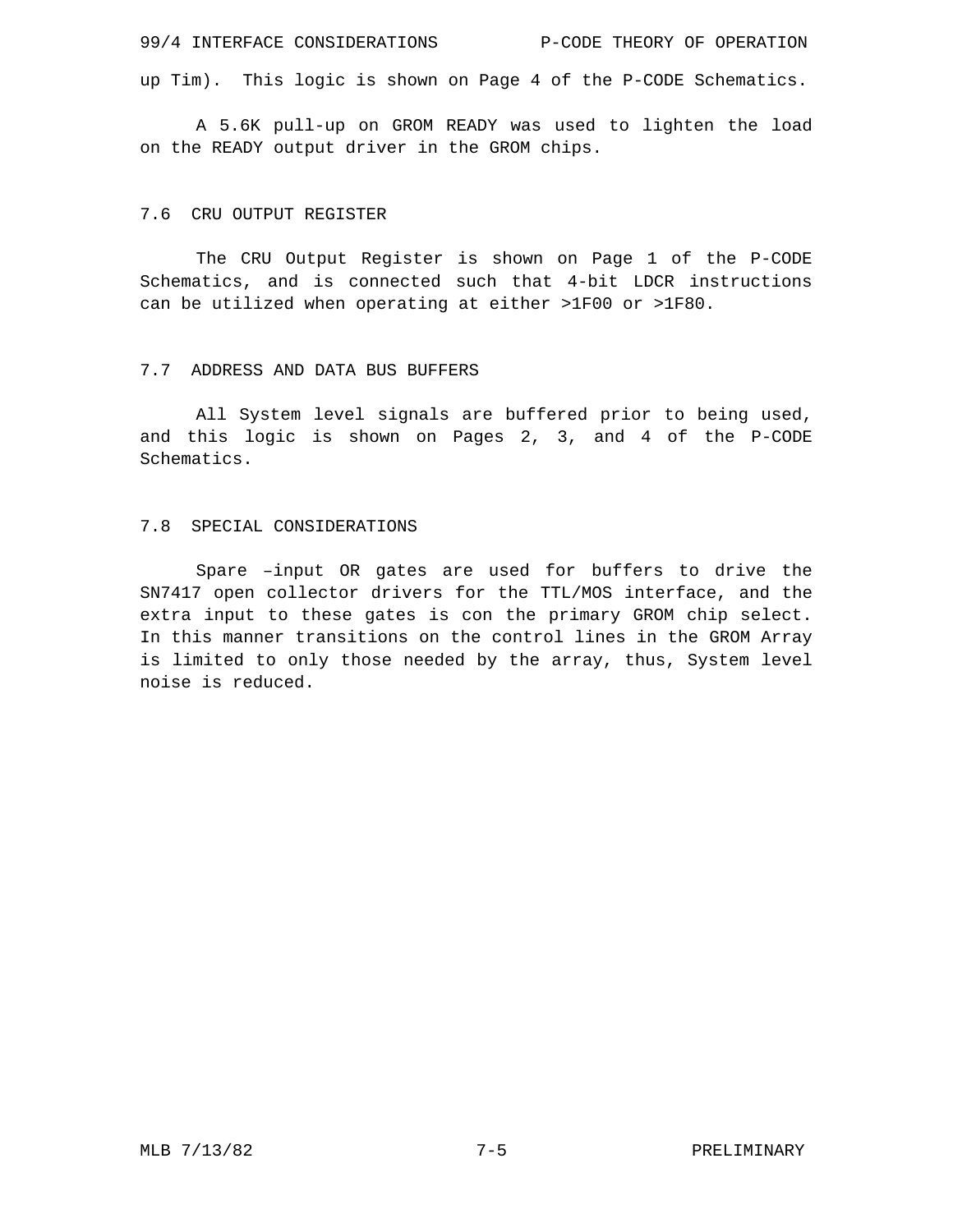up Tim). This logic is shown on Page 4 of the P-CODE Schematics.

A 5.6K pull-up on GROM READY was used to lighten the load on the READY output driver in the GROM chips.

## 7.6 CRU OUTPUT REGISTER

The CRU Output Register is shown on Page 1 of the P-CODE Schematics, and is connected such that 4-bit LDCR instructions can be utilized when operating at either >1F00 or >1F80.

## 7.7 ADDRESS AND DATA BUS BUFFERS

All System level signals are buffered prior to being used, and this logic is shown on Pages 2, 3, and 4 of the P-CODE Schematics.

## 7.8 SPECIAL CONSIDERATIONS

Spare –input OR gates are used for buffers to drive the SN7417 open collector drivers for the TTL/MOS interface, and the extra input to these gates is con the primary GROM chip select. In this manner transitions on the control lines in the GROM Array is limited to only those needed by the array, thus, System level noise is reduced.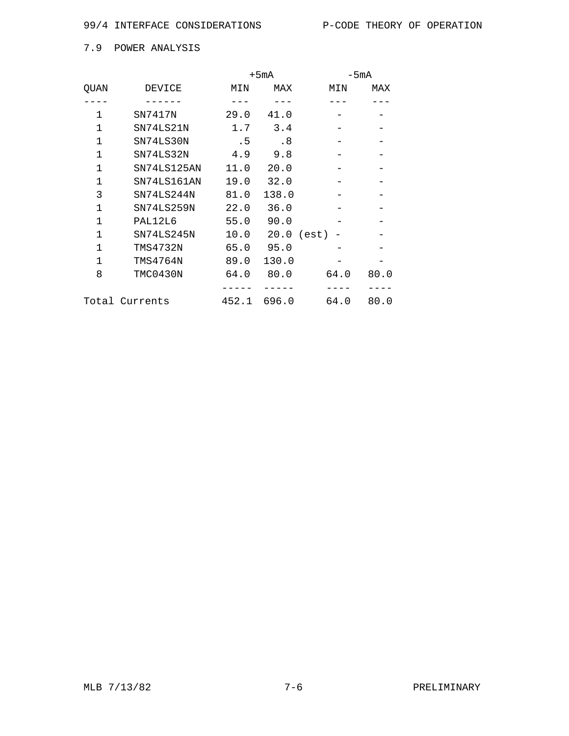## 7.9 POWER ANALYSIS

| QUAN | DEVICE | +5mA MIN | +5mA MAX | -5mA MIN | -5mA MAX |
|---|---|---|---|---|---|
| 1 | SN7417N | 29.0 | 41.0 | - | - |
| 1 | SN74LS21N | 1.7 | 3.4 | - | - |
| 1 | SN74LS30N | .5 | .8 | - | - |
| 1 | SN74LS32N | 4.9 | 9.8 | - | - |
| 1 | SN74LS125AN | 11.0 | 20.0 | - | - |
| 1 | SN74LS161AN | 19.0 | 32.0 | - | - |
| 3 | SN74LS244N | 81.0 | 138.0 | - | - |
| 1 | SN74LS259N | 22.0 | 36.0 | - | - |
| 1 | PAL12L6 | 55.0 | 90.0 | - | - |
| 1 | SN74LS245N | 10.0 | 20.0 (est) | - | - |
| 1 | TMS4732N | 65.0 | 95.0 | - | - |
| 1 | TMS4764N | 89.0 | 130.0 | - | - |
| 8 | TMC0430N | 64.0 | 80.0 | 64.0 | 80.0 |
| Total Currents | | 452.1 | 696.0 | 64.0 | 80.0 |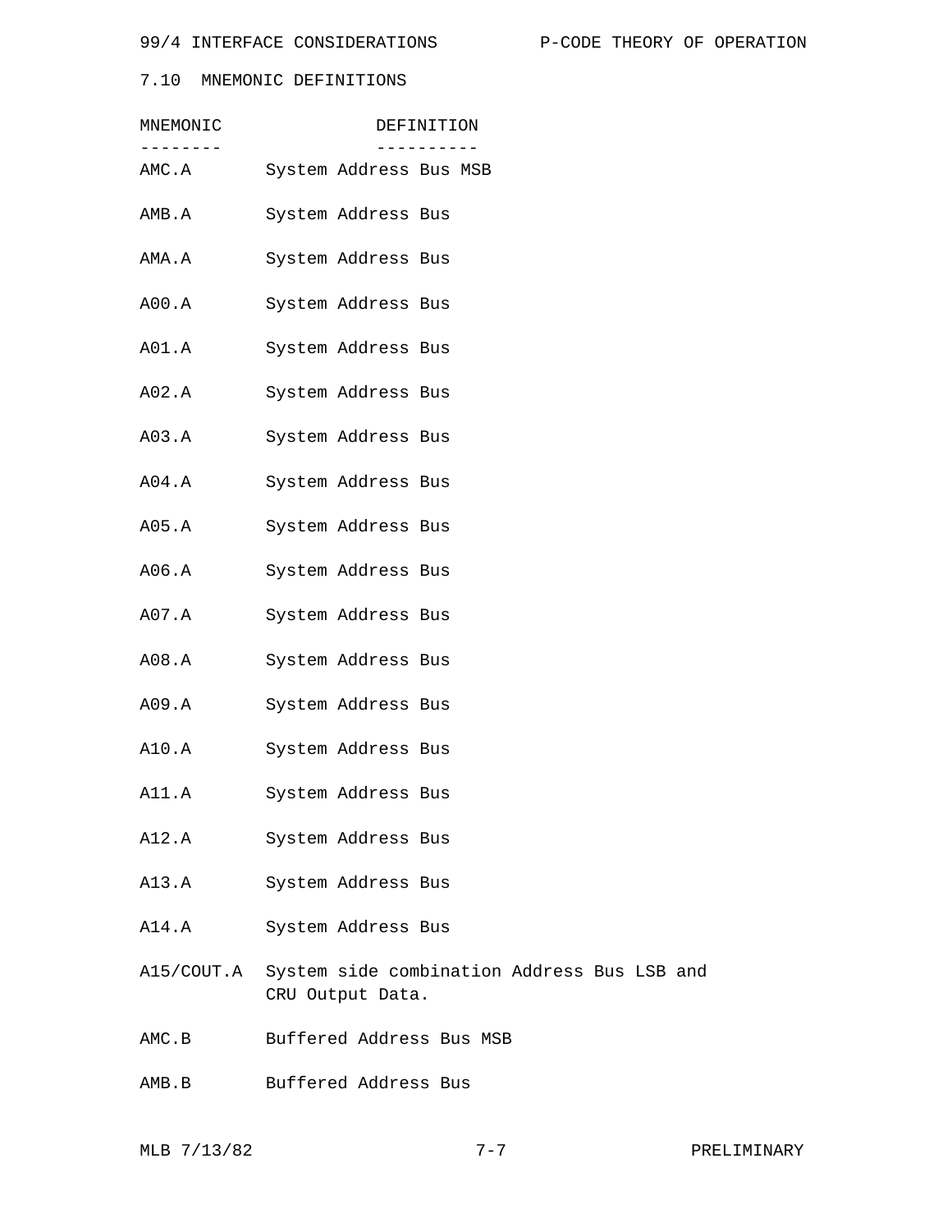## 7.10 MNEMONIC DEFINITIONS

| MNEMONIC | DEFINITION |
|---|---|
| AMC.A | System Address Bus MSB |
| AMB.A | System Address Bus |
| AMA.A | System Address Bus |
| A00.A | System Address Bus |
| A01.A | System Address Bus |
| A02.A | System Address Bus |
| A03.A | System Address Bus |
| A04.A | System Address Bus |
| A05.A | System Address Bus |
| A06.A | System Address Bus |
| A07.A | System Address Bus |
| A08.A | System Address Bus |
| A09.A | System Address Bus |
| A10.A | System Address Bus |
| A11.A | System Address Bus |
| A12.A | System Address Bus |
| A13.A | System Address Bus |
| A14.A | System Address Bus |
| A15/COUT.A | System side combination Address Bus LSB and CRU Output Data. |
| AMC.B | Buffered Address Bus MSB |
| AMB.B | Buffered Address Bus |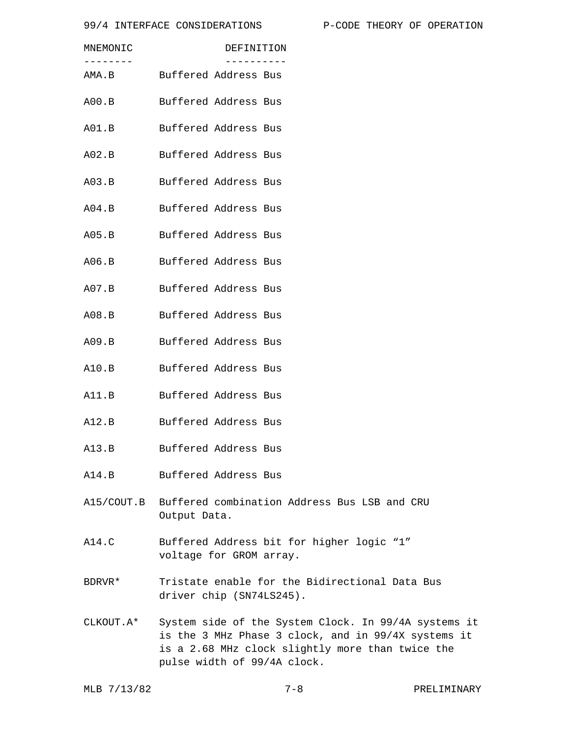| MNEMONIC | DEFINITION |
| --- | --- |
| AMA.B | Buffered Address Bus |
| A00.B | Buffered Address Bus |
| A01.B | Buffered Address Bus |
| A02.B | Buffered Address Bus |
| A03.B | Buffered Address Bus |
| A04.B | Buffered Address Bus |
| A05.B | Buffered Address Bus |
| A06.B | Buffered Address Bus |
| A07.B | Buffered Address Bus |
| A08.B | Buffered Address Bus |
| A09.B | Buffered Address Bus |
| A10.B | Buffered Address Bus |
| A11.B | Buffered Address Bus |
| A12.B | Buffered Address Bus |
| A13.B | Buffered Address Bus |
| A14.B | Buffered Address Bus |
| A15/COUT.B | Buffered combination Address Bus LSB and CRU Output Data. |
| A14.C | Buffered Address bit for higher logic “1” voltage for GROM array. |
| BDRVR* | Tristate enable for the Bidirectional Data Bus driver chip (SN74LS245). |
| CLKOUT.A* | System side of the System Clock. In 99/4A systems it is the 3 MHz Phase 3 clock, and in 99/4X systems it is a 2.68 MHz clock slightly more than twice the pulse width of 99/4A clock. |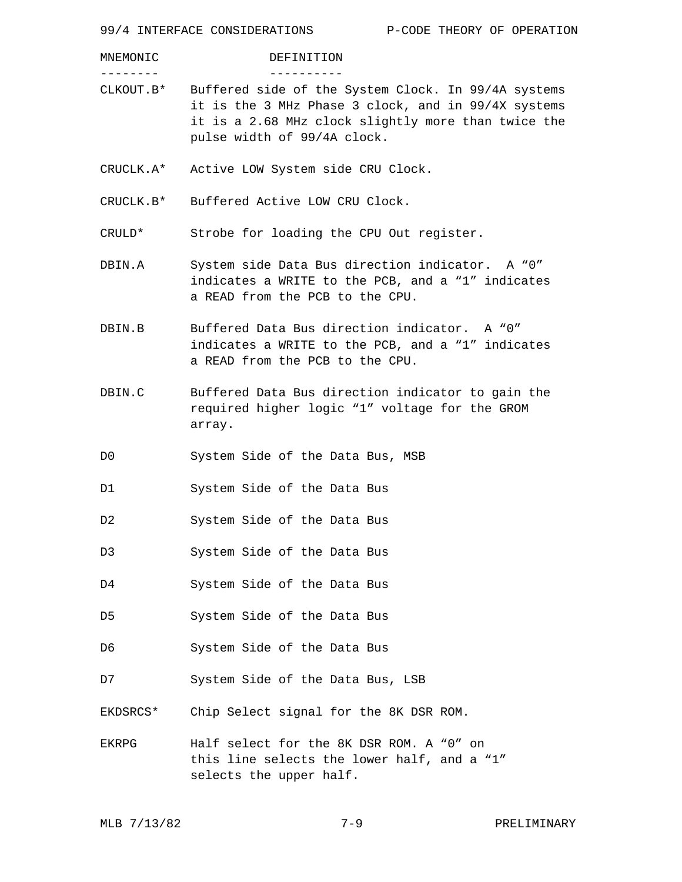| MNEMONIC | DEFINITION |
| --- | --- |
| CLKOUT.B* | Buffered side of the System Clock. In 99/4A systems it is the 3 MHz Phase 3 clock, and in 99/4X systems it is a 2.68 MHz clock slightly more than twice the pulse width of 99/4A clock. |
| CRUCLK.A* | Active LOW System side CRU Clock. |
| CRUCLK.B* | Buffered Active LOW CRU Clock. |
| CRULD* | Strobe for loading the CPU Out register. |
| DBIN.A | System side Data Bus direction indicator. A “0” indicates a WRITE to the PCB, and a “1” indicates a READ from the PCB to the CPU. |
| DBIN.B | Buffered Data Bus direction indicator. A “0” indicates a WRITE to the PCB, and a “1” indicates a READ from the PCB to the CPU. |
| DBIN.C | Buffered Data Bus direction indicator to gain the required higher logic “1” voltage for the GROM array. |
| D0 | System Side of the Data Bus, MSB |
| D1 | System Side of the Data Bus |
| D2 | System Side of the Data Bus |
| D3 | System Side of the Data Bus |
| D4 | System Side of the Data Bus |
| D5 | System Side of the Data Bus |
| D6 | System Side of the Data Bus |
| D7 | System Side of the Data Bus, LSB |
| EKDSRCS* | Chip Select signal for the 8K DSR ROM. |
| EKRPG | Half select for the 8K DSR ROM. A “0” on this line selects the lower half, and a “1” selects the upper half. |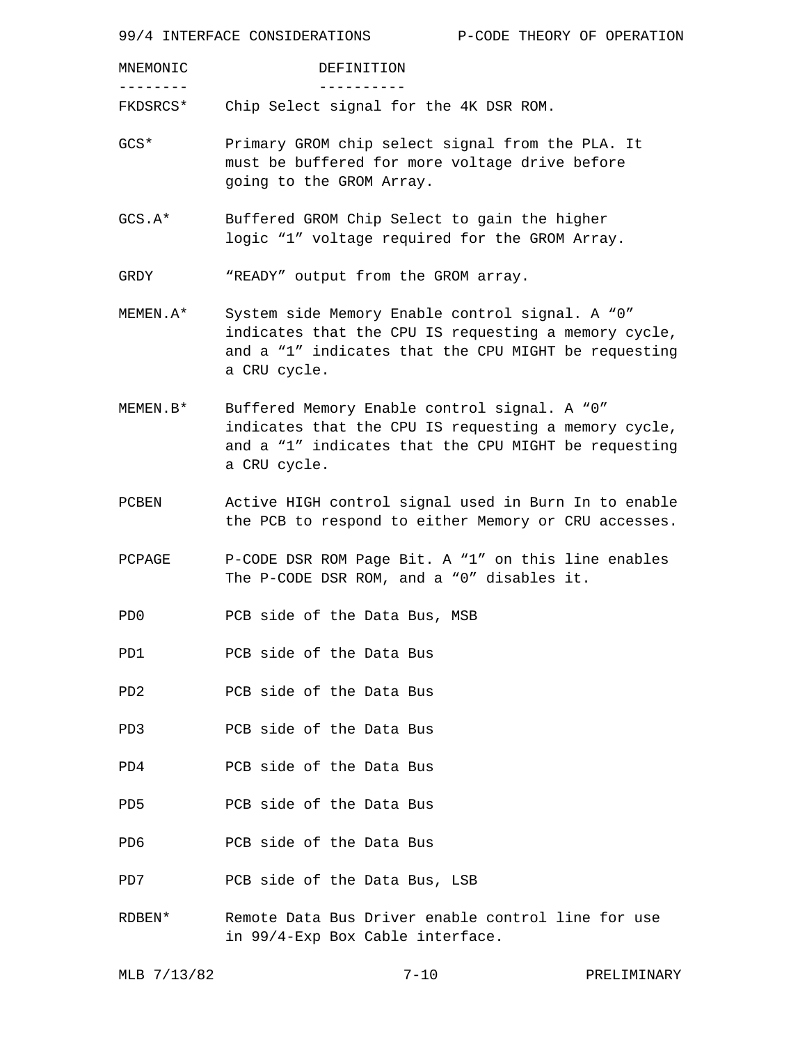| MNEMONIC | DEFINITION |
| --- | --- |
| FKDSRCS* | Chip Select signal for the 4K DSR ROM. |
| GCS* | Primary GROM chip select signal from the PLA. It must be buffered for more voltage drive before going to the GROM Array. |
| GCS.A* | Buffered GROM Chip Select to gain the higher logic “1” voltage required for the GROM Array. |
| GRDY | “READY” output from the GROM array. |
| MEMEN.A* | System side Memory Enable control signal. A “0” indicates that the CPU IS requesting a memory cycle, and a “1” indicates that the CPU MIGHT be requesting a CRU cycle. |
| MEMEN.B* | Buffered Memory Enable control signal. A “0” indicates that the CPU IS requesting a memory cycle, and a “1” indicates that the CPU MIGHT be requesting a CRU cycle. |
| PCBEN | Active HIGH control signal used in Burn In to enable the PCB to respond to either Memory or CRU accesses. |
| PCPAGE | P-CODE DSR ROM Page Bit. A “1” on this line enables The P-CODE DSR ROM, and a “0” disables it. |
| PD0 | PCB side of the Data Bus, MSB |
| PD1 | PCB side of the Data Bus |
| PD2 | PCB side of the Data Bus |
| PD3 | PCB side of the Data Bus |
| PD4 | PCB side of the Data Bus |
| PD5 | PCB side of the Data Bus |
| PD6 | PCB side of the Data Bus |
| PD7 | PCB side of the Data Bus, LSB |
| RDBEN* | Remote Data Bus Driver enable control line for use in 99/4-Exp Box Cable interface. |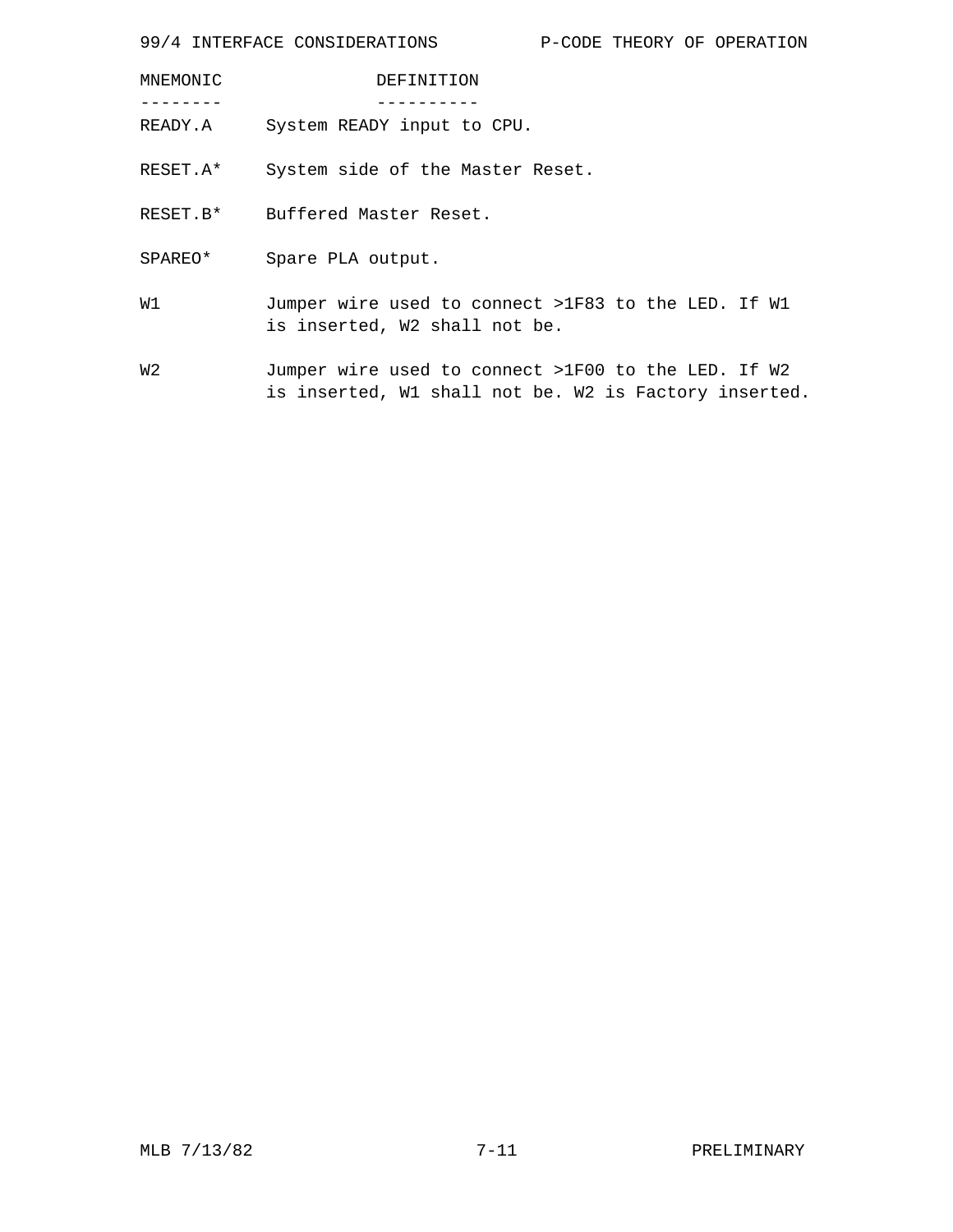| MNEMONIC | DEFINITION |
| --- | --- |
| READY.A | System READY input to CPU. |
| RESET.A* | System side of the Master Reset. |
| RESET.B* | Buffered Master Reset. |
| SPAREO* | Spare PLA output. |
| W1 | Jumper wire used to connect >1F83 to the LED. If W1 is inserted, W2 shall not be. |
| W2 | Jumper wire used to connect >1F00 to the LED. If W2 is inserted, W1 shall not be. W2 is Factory inserted. |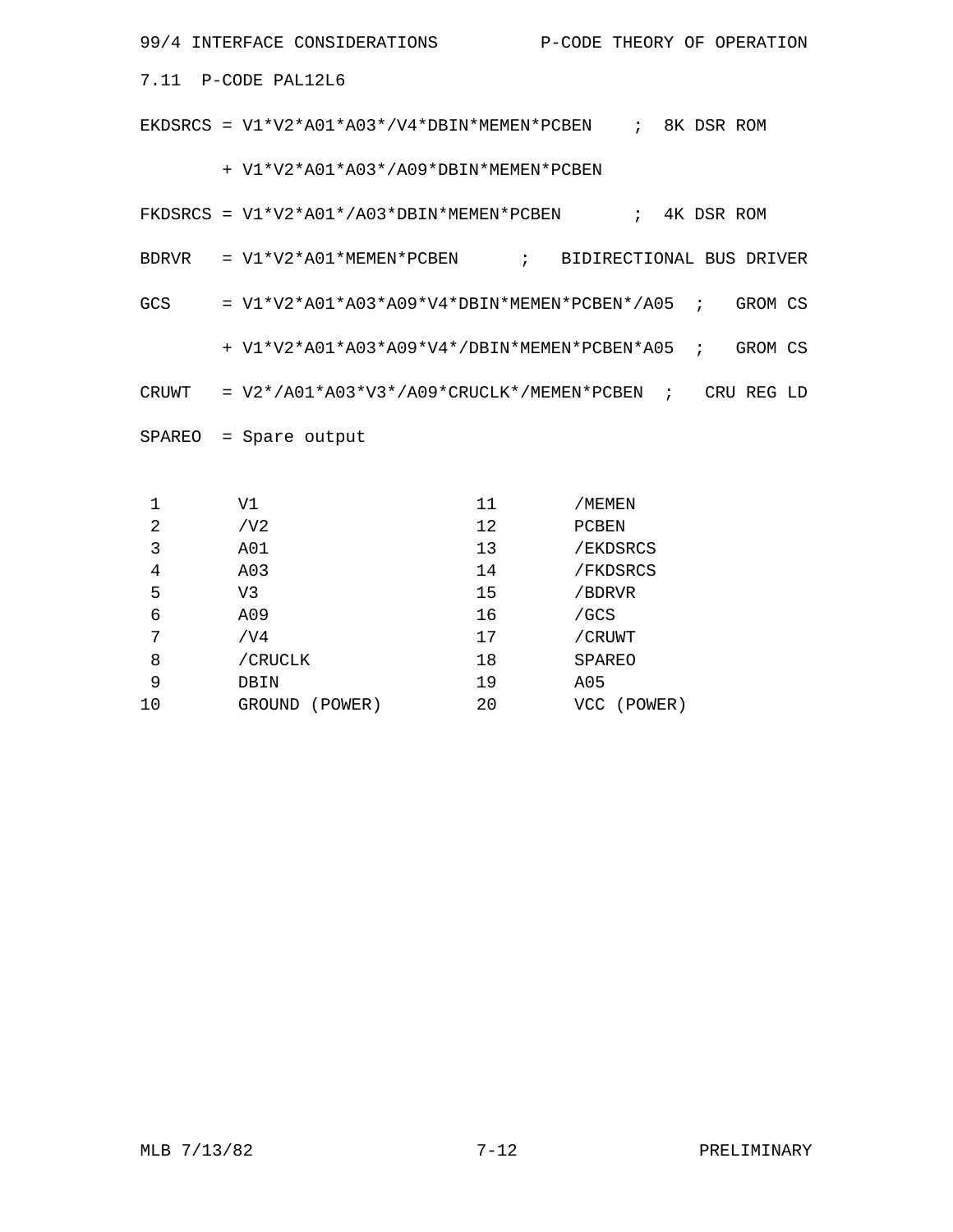## 7.11 P-CODE PAL12L6

```
EKDSRCS = V1*V2*A01*A03*/V4*DBIN*MEMEN*PCBEN    ;  8K DSR ROM

        + V1*V2*A01*A03*/A09*DBIN*MEMEN*PCBEN

FKDSRCS = V1*V2*A01*/A03*DBIN*MEMEN*PCBEN       ;  4K DSR ROM

BDRVR   = V1*V2*A01*MEMEN*PCBEN      ;   BIDIRECTIONAL BUS DRIVER

GCS     = V1*V2*A01*A03*A09*V4*DBIN*MEMEN*PCBEN*/A05  ;   GROM CS

        + V1*V2*A01*A03*A09*V4*/DBIN*MEMEN*PCBEN*A05  ;   GROM CS

CRUWT   = V2*/A01*A03*V3*/A09*CRUCLK*/MEMEN*PCBEN  ;   CRU REG LD

SPAREO  = Spare output
```

| Pin | Signal | Pin | Signal |
|---|---|---|---|
| 1 | V1 | 11 | /MEMEN |
| 2 | /V2 | 12 | PCBEN |
| 3 | A01 | 13 | /EKDSRCS |
| 4 | A03 | 14 | /FKDSRCS |
| 5 | V3 | 15 | /BDRVR |
| 6 | A09 | 16 | /GCS |
| 7 | /V4 | 17 | /CRUWT |
| 8 | /CRUCLK | 18 | SPAREO |
| 9 | DBIN | 19 | A05 |
| 10 | GROUND (POWER) | 20 | VCC (POWER) |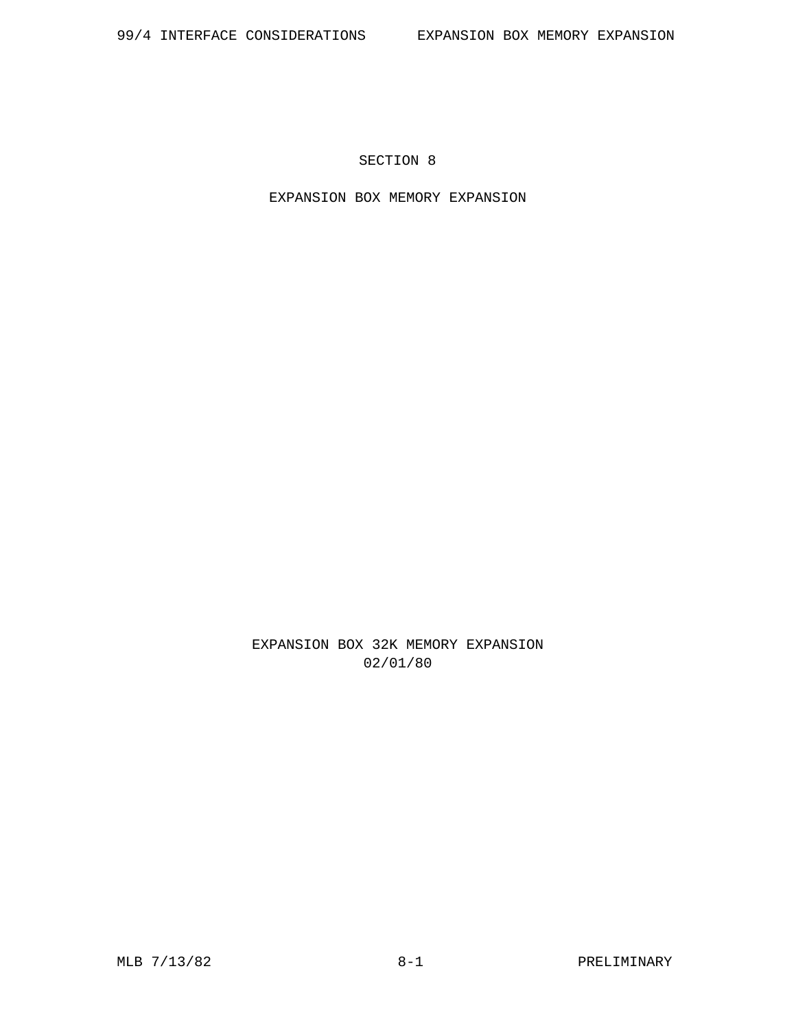# SECTION 8

## EXPANSION BOX MEMORY EXPANSION

EXPANSION BOX 32K MEMORY EXPANSION
02/01/80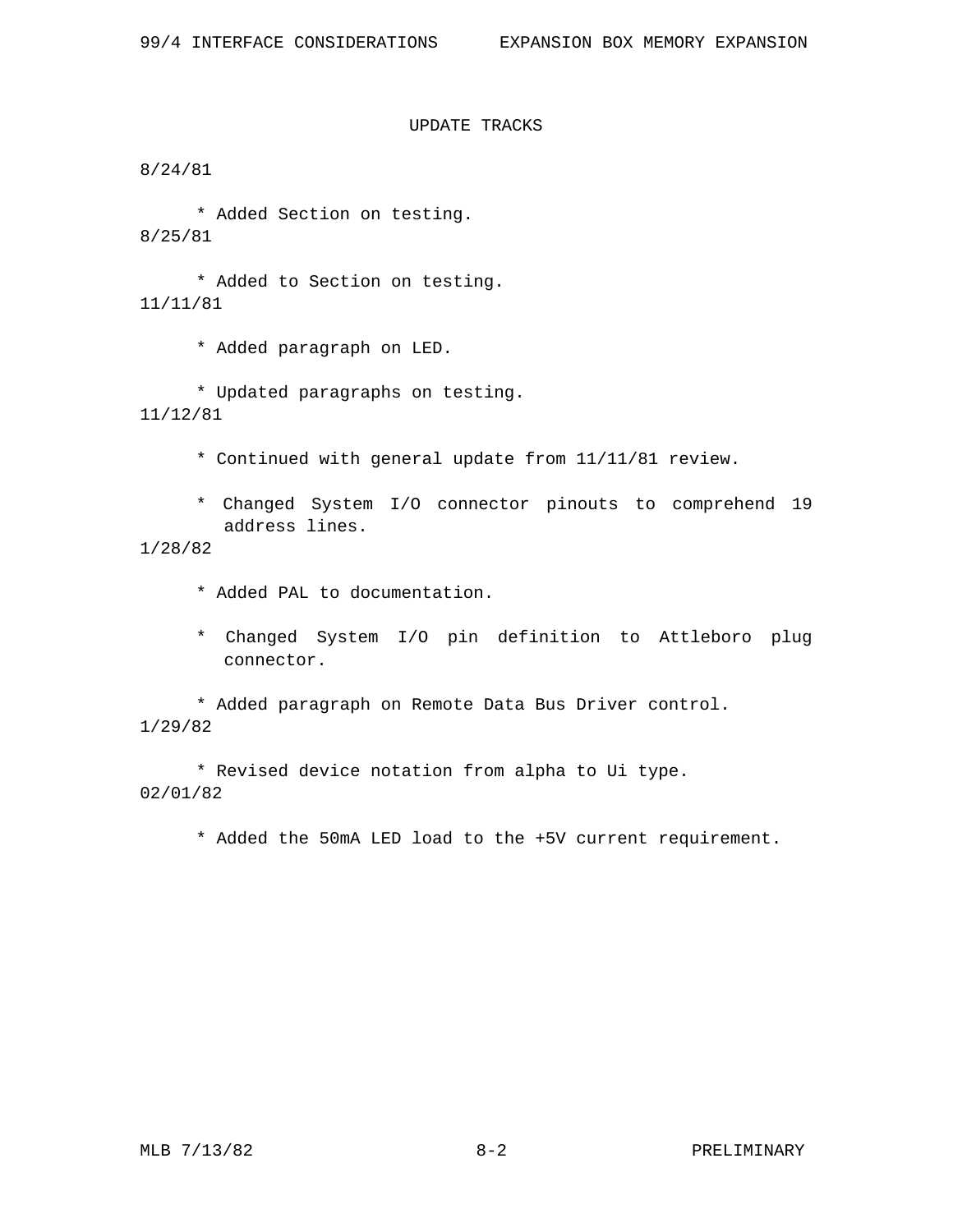## UPDATE TRACKS

8/24/81

* Added Section on testing.

8/25/81

* Added to Section on testing.

11/11/81

* Added paragraph on LED.

* Updated paragraphs on testing.

11/12/81

* Continued with general update from 11/11/81 review.

* Changed System I/O connector pinouts to comprehend 19 address lines.

1/28/82

* Added PAL to documentation.

* Changed System I/O pin definition to Attleboro plug connector.

* Added paragraph on Remote Data Bus Driver control.

1/29/82

* Revised device notation from alpha to Ui type.

02/01/82

* Added the 50mA LED load to the +5V current requirement.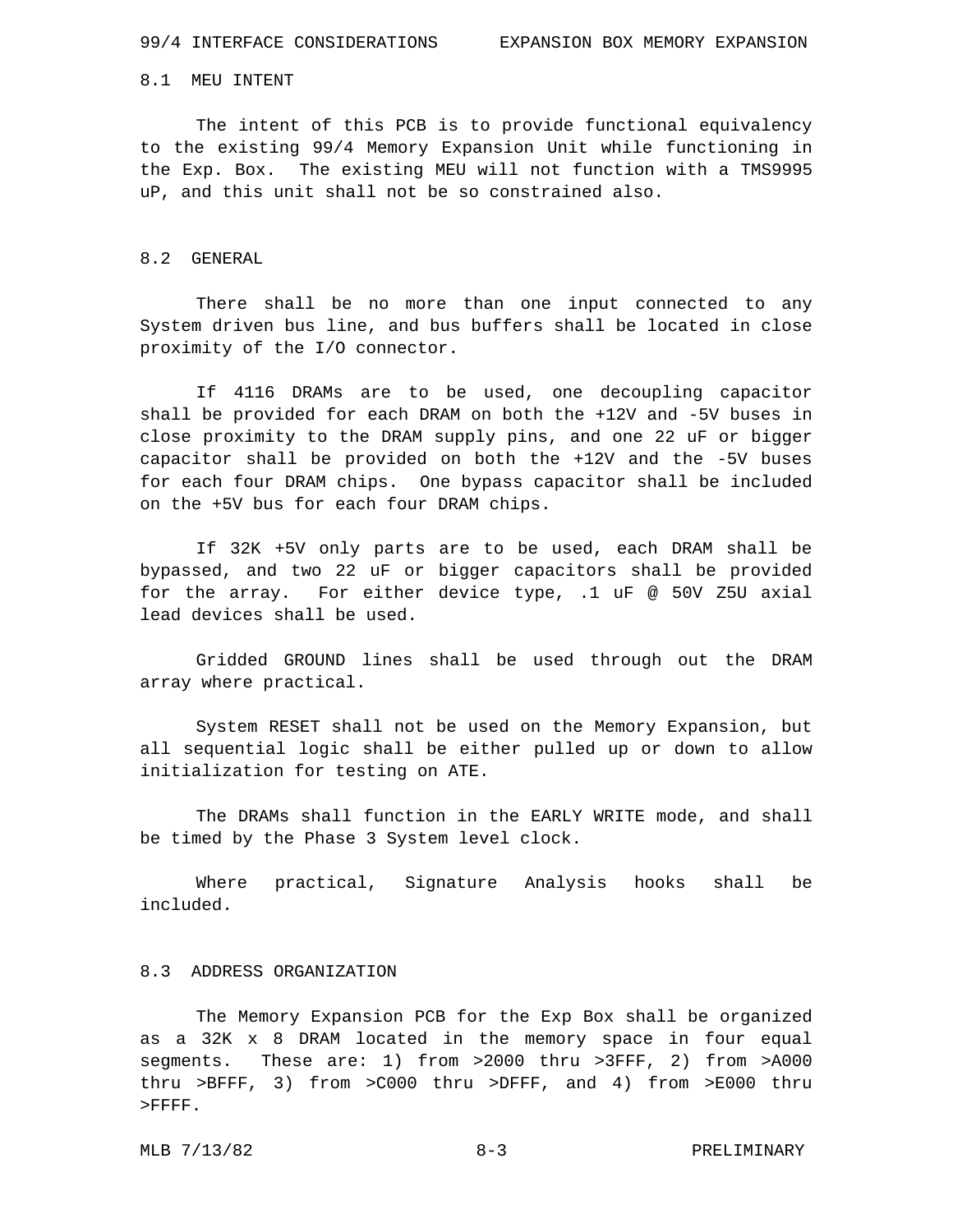## 8.1 MEU INTENT

The intent of this PCB is to provide functional equivalency to the existing 99/4 Memory Expansion Unit while functioning in the Exp. Box. The existing MEU will not function with a TMS9995 uP, and this unit shall not be so constrained also.

## 8.2 GENERAL

There shall be no more than one input connected to any System driven bus line, and bus buffers shall be located in close proximity of the I/O connector.

If 4116 DRAMs are to be used, one decoupling capacitor shall be provided for each DRAM on both the +12V and -5V buses in close proximity to the DRAM supply pins, and one 22 uF or bigger capacitor shall be provided on both the +12V and the -5V buses for each four DRAM chips. One bypass capacitor shall be included on the +5V bus for each four DRAM chips.

If 32K +5V only parts are to be used, each DRAM shall be bypassed, and two 22 uF or bigger capacitors shall be provided for the array. For either device type, .1 uF @ 50V Z5U axial lead devices shall be used.

Gridded GROUND lines shall be used through out the DRAM array where practical.

System RESET shall not be used on the Memory Expansion, but all sequential logic shall be either pulled up or down to allow initialization for testing on ATE.

The DRAMs shall function in the EARLY WRITE mode, and shall be timed by the Phase 3 System level clock.

Where practical, Signature Analysis hooks shall be included.

## 8.3 ADDRESS ORGANIZATION

The Memory Expansion PCB for the Exp Box shall be organized as a 32K x 8 DRAM located in the memory space in four equal segments. These are: 1) from >2000 thru >3FFF, 2) from >A000 thru >BFFF, 3) from >C000 thru >DFFF, and 4) from >E000 thru >FFFF.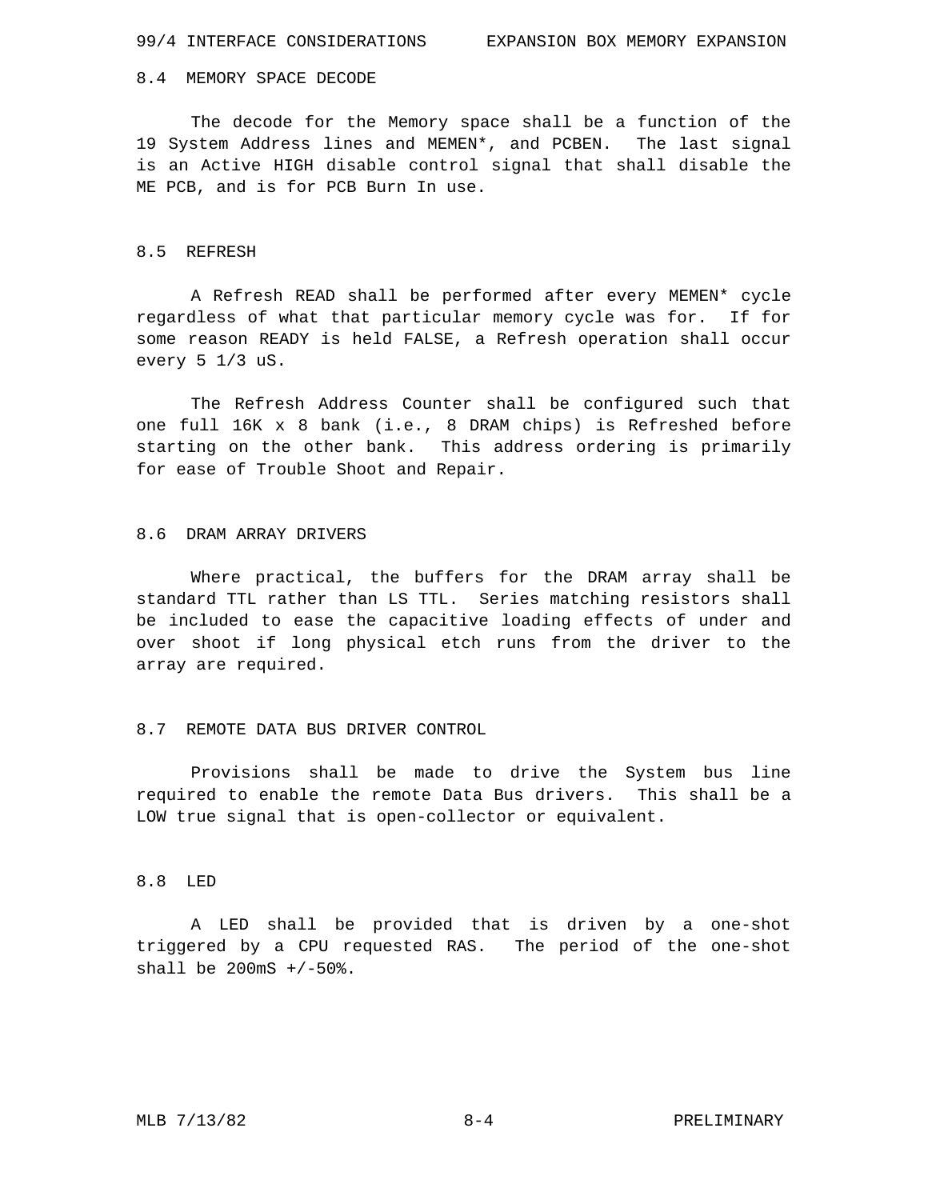## 8.4 MEMORY SPACE DECODE

The decode for the Memory space shall be a function of the 19 System Address lines and MEMEN*, and PCBEN. The last signal is an Active HIGH disable control signal that shall disable the ME PCB, and is for PCB Burn In use.

## 8.5 REFRESH

A Refresh READ shall be performed after every MEMEN* cycle regardless of what that particular memory cycle was for. If for some reason READY is held FALSE, a Refresh operation shall occur every 5 1/3 uS.

The Refresh Address Counter shall be configured such that one full 16K x 8 bank (i.e., 8 DRAM chips) is Refreshed before starting on the other bank. This address ordering is primarily for ease of Trouble Shoot and Repair.

## 8.6 DRAM ARRAY DRIVERS

Where practical, the buffers for the DRAM array shall be standard TTL rather than LS TTL. Series matching resistors shall be included to ease the capacitive loading effects of under and over shoot if long physical etch runs from the driver to the array are required.

## 8.7 REMOTE DATA BUS DRIVER CONTROL

Provisions shall be made to drive the System bus line required to enable the remote Data Bus drivers. This shall be a LOW true signal that is open-collector or equivalent.

## 8.8 LED

A LED shall be provided that is driven by a one-shot triggered by a CPU requested RAS. The period of the one-shot shall be 200mS +/-50%.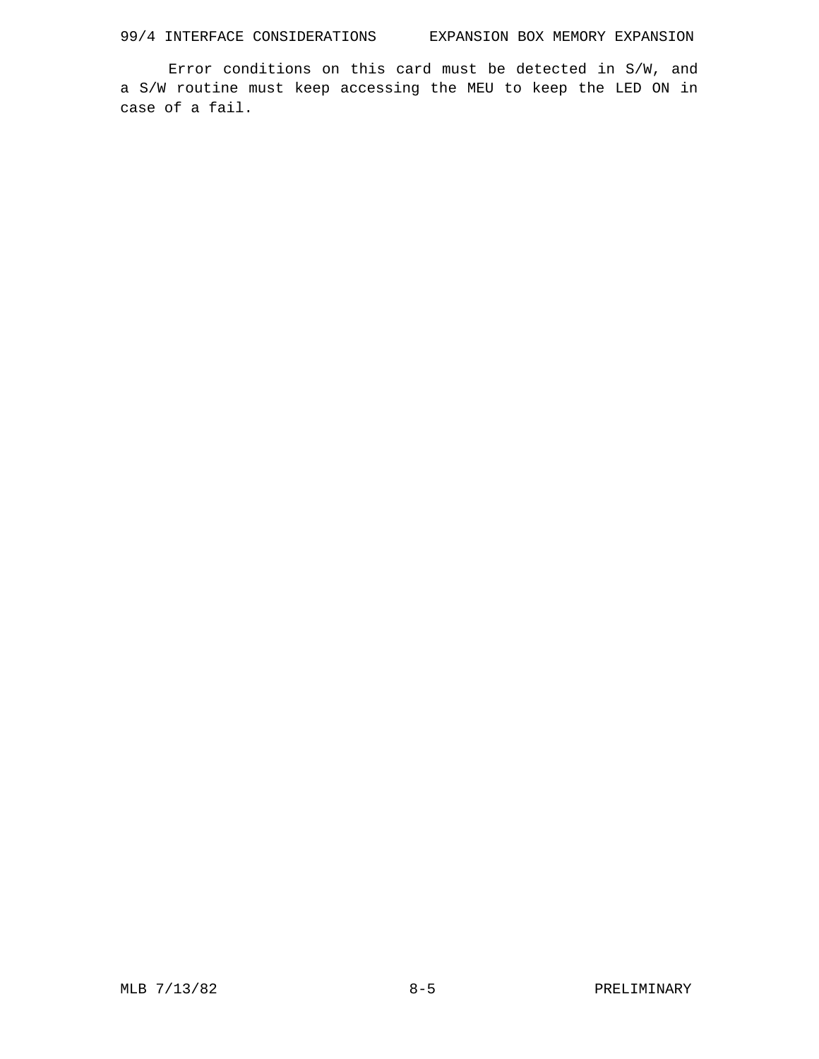Error conditions on this card must be detected in S/W, and a S/W routine must keep accessing the MEU to keep the LED ON in case of a fail.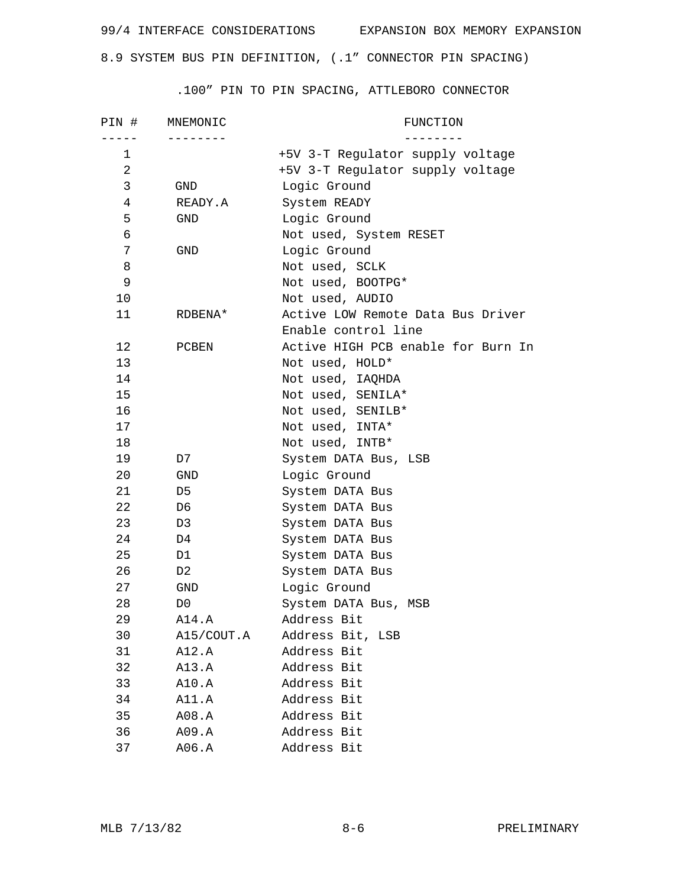## 8.9 SYSTEM BUS PIN DEFINITION, (.1" CONNECTOR PIN SPACING)

.100" PIN TO PIN SPACING, ATTLEBORO CONNECTOR

| PIN # | MNEMONIC | FUNCTION |
|---|---|---|
| 1 | | +5V 3-T Regulator supply voltage |
| 2 | | +5V 3-T Regulator supply voltage |
| 3 | GND | Logic Ground |
| 4 | READY.A | System READY |
| 5 | GND | Logic Ground |
| 6 | | Not used, System RESET |
| 7 | GND | Logic Ground |
| 8 | | Not used, SCLK |
| 9 | | Not used, BOOTPG* |
| 10 | | Not used, AUDIO |
| 11 | RDBENA* | Active LOW Remote Data Bus Driver Enable control line |
| 12 | PCBEN | Active HIGH PCB enable for Burn In |
| 13 | | Not used, HOLD* |
| 14 | | Not used, IAQHDA |
| 15 | | Not used, SENILA* |
| 16 | | Not used, SENILB* |
| 17 | | Not used, INTA* |
| 18 | | Not used, INTB* |
| 19 | D7 | System DATA Bus, LSB |
| 20 | GND | Logic Ground |
| 21 | D5 | System DATA Bus |
| 22 | D6 | System DATA Bus |
| 23 | D3 | System DATA Bus |
| 24 | D4 | System DATA Bus |
| 25 | D1 | System DATA Bus |
| 26 | D2 | System DATA Bus |
| 27 | GND | Logic Ground |
| 28 | D0 | System DATA Bus, MSB |
| 29 | A14.A | Address Bit |
| 30 | A15/COUT.A | Address Bit, LSB |
| 31 | A12.A | Address Bit |
| 32 | A13.A | Address Bit |
| 33 | A10.A | Address Bit |
| 34 | A11.A | Address Bit |
| 35 | A08.A | Address Bit |
| 36 | A09.A | Address Bit |
| 37 | A06.A | Address Bit |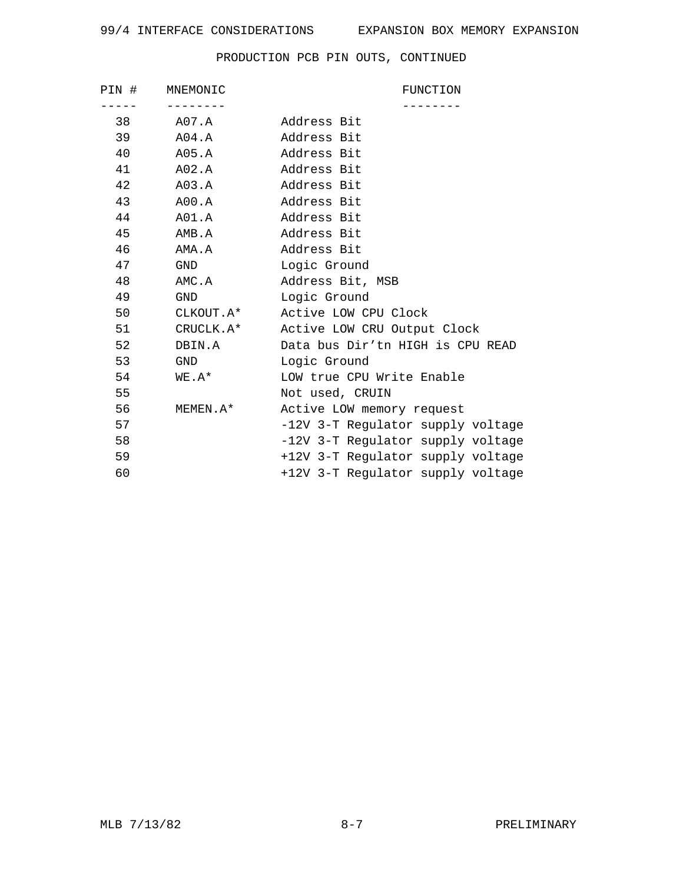## PRODUCTION PCB PIN OUTS, CONTINUED

| PIN # | MNEMONIC | FUNCTION |
|---|---|---|
| 38 | A07.A | Address Bit |
| 39 | A04.A | Address Bit |
| 40 | A05.A | Address Bit |
| 41 | A02.A | Address Bit |
| 42 | A03.A | Address Bit |
| 43 | A00.A | Address Bit |
| 44 | A01.A | Address Bit |
| 45 | AMB.A | Address Bit |
| 46 | AMA.A | Address Bit |
| 47 | GND | Logic Ground |
| 48 | AMC.A | Address Bit, MSB |
| 49 | GND | Logic Ground |
| 50 | CLKOUT.A* | Active LOW CPU Clock |
| 51 | CRUCLK.A* | Active LOW CRU Output Clock |
| 52 | DBIN.A | Data bus Dir'tn HIGH is CPU READ |
| 53 | GND | Logic Ground |
| 54 | WE.A* | LOW true CPU Write Enable |
| 55 | | Not used, CRUIN |
| 56 | MEMEN.A* | Active LOW memory request |
| 57 | | -12V 3-T Regulator supply voltage |
| 58 | | -12V 3-T Regulator supply voltage |
| 59 | | +12V 3-T Regulator supply voltage |
| 60 | | +12V 3-T Regulator supply voltage |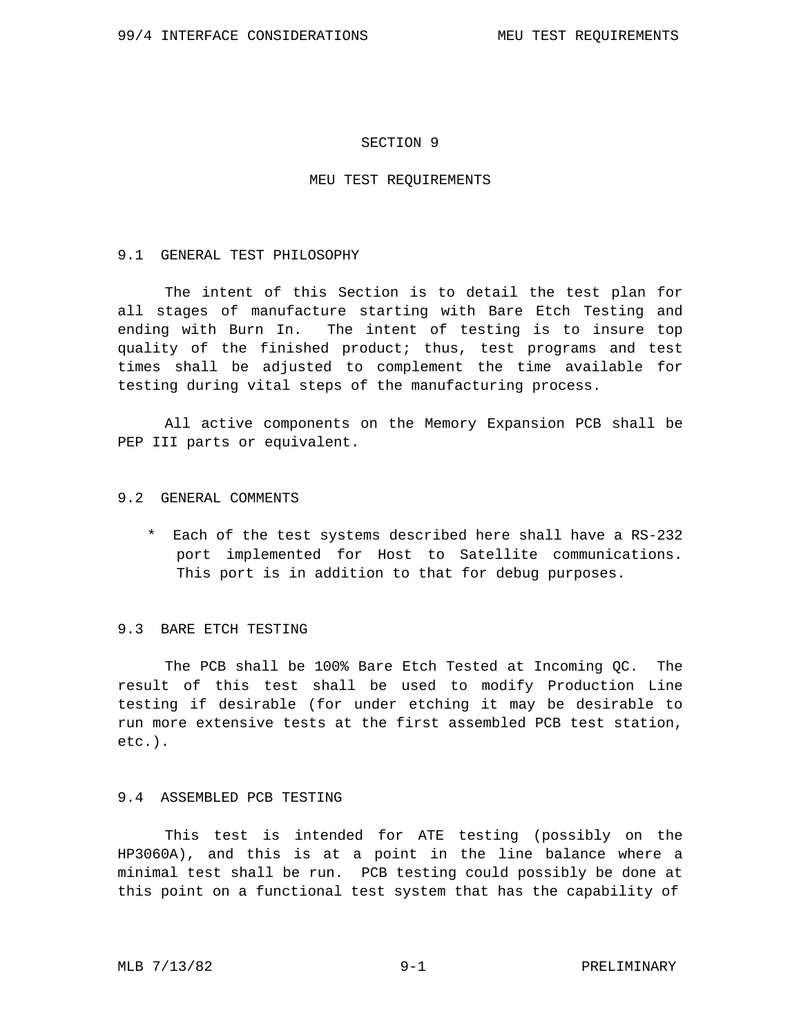# SECTION 9

# MEU TEST REQUIREMENTS

## 9.1 GENERAL TEST PHILOSOPHY

The intent of this Section is to detail the test plan for all stages of manufacture starting with Bare Etch Testing and ending with Burn In. The intent of testing is to insure top quality of the finished product; thus, test programs and test times shall be adjusted to complement the time available for testing during vital steps of the manufacturing process.

All active components on the Memory Expansion PCB shall be PEP III parts or equivalent.

## 9.2 GENERAL COMMENTS

* Each of the test systems described here shall have a RS-232 port implemented for Host to Satellite communications. This port is in addition to that for debug purposes.

## 9.3 BARE ETCH TESTING

The PCB shall be 100% Bare Etch Tested at Incoming QC. The result of this test shall be used to modify Production Line testing if desirable (for under etching it may be desirable to run more extensive tests at the first assembled PCB test station, etc.).

## 9.4 ASSEMBLED PCB TESTING

This test is intended for ATE testing (possibly on the HP3060A), and this is at a point in the line balance where a minimal test shall be run. PCB testing could possibly be done at this point on a functional test system that has the capability of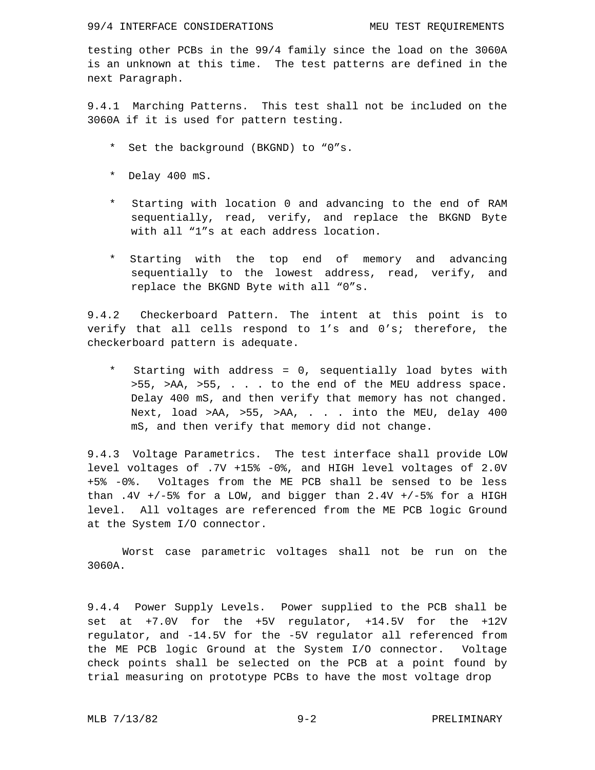testing other PCBs in the 99/4 family since the load on the 3060A is an unknown at this time. The test patterns are defined in the next Paragraph.

9.4.1 Marching Patterns. This test shall not be included on the 3060A if it is used for pattern testing.

* Set the background (BKGND) to “0”s.
* Delay 400 mS.
* Starting with location 0 and advancing to the end of RAM sequentially, read, verify, and replace the BKGND Byte with all “1”s at each address location.
* Starting with the top end of memory and advancing sequentially to the lowest address, read, verify, and replace the BKGND Byte with all “0”s.

9.4.2 Checkerboard Pattern. The intent at this point is to verify that all cells respond to 1’s and 0’s; therefore, the checkerboard pattern is adequate.

* Starting with address = 0, sequentially load bytes with >55, >AA, >55, . . . to the end of the MEU address space. Delay 400 mS, and then verify that memory has not changed. Next, load >AA, >55, >AA, . . . into the MEU, delay 400 mS, and then verify that memory did not change.

9.4.3 Voltage Parametrics. The test interface shall provide LOW level voltages of .7V +15% -0%, and HIGH level voltages of 2.0V +5% -0%. Voltages from the ME PCB shall be sensed to be less than .4V +/-5% for a LOW, and bigger than 2.4V +/-5% for a HIGH level. All voltages are referenced from the ME PCB logic Ground at the System I/O connector.

Worst case parametric voltages shall not be run on the 3060A.

9.4.4 Power Supply Levels. Power supplied to the PCB shall be set at +7.0V for the +5V regulator, +14.5V for the +12V regulator, and -14.5V for the -5V regulator all referenced from the ME PCB logic Ground at the System I/O connector. Voltage check points shall be selected on the PCB at a point found by trial measuring on prototype PCBs to have the most voltage drop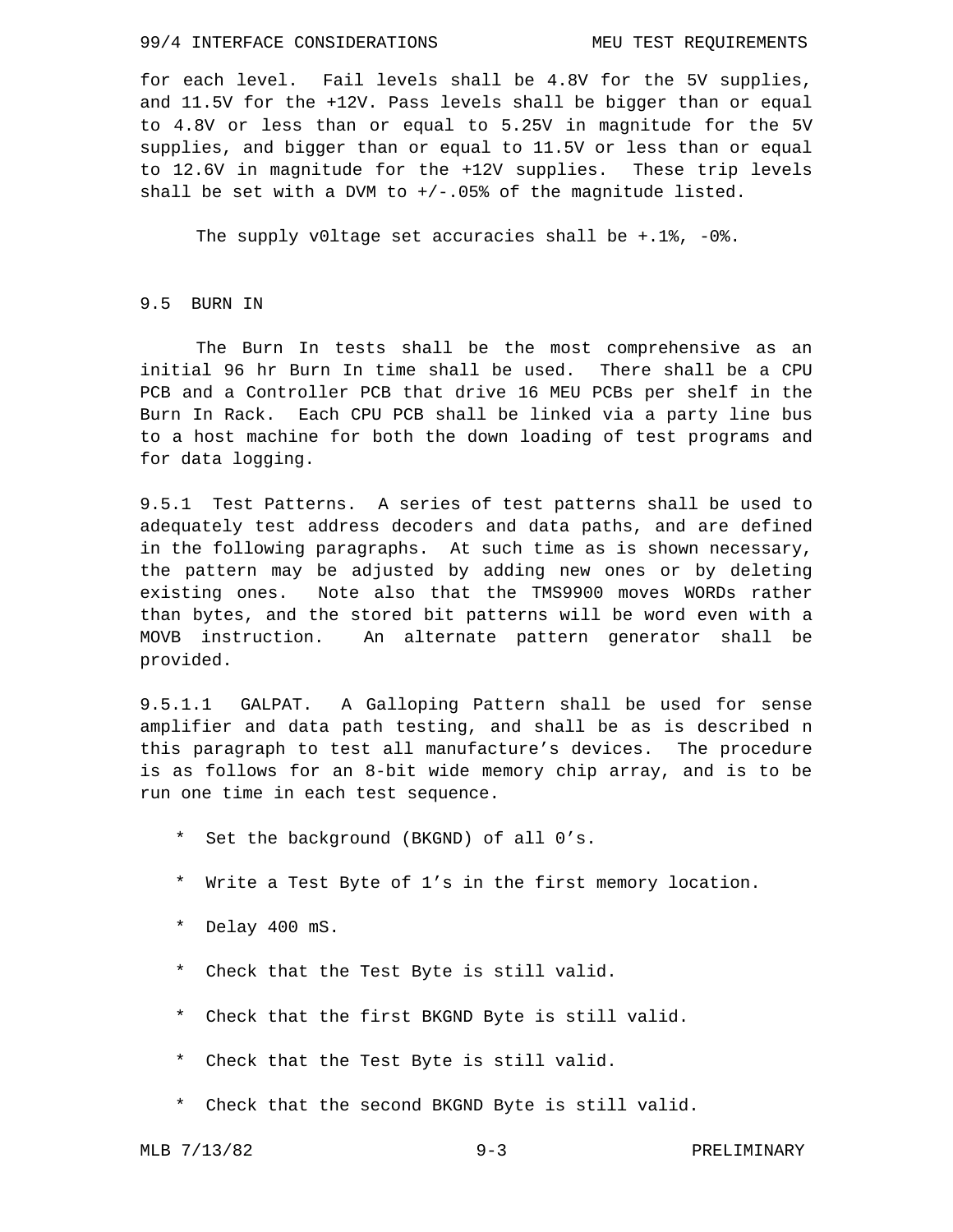for each level. Fail levels shall be 4.8V for the 5V supplies, and 11.5V for the +12V. Pass levels shall be bigger than or equal to 4.8V or less than or equal to 5.25V in magnitude for the 5V supplies, and bigger than or equal to 11.5V or less than or equal to 12.6V in magnitude for the +12V supplies. These trip levels shall be set with a DVM to +/-.05% of the magnitude listed.

The supply v0ltage set accuracies shall be +.1%, -0%.

## 9.5 BURN IN

The Burn In tests shall be the most comprehensive as an initial 96 hr Burn In time shall be used. There shall be a CPU PCB and a Controller PCB that drive 16 MEU PCBs per shelf in the Burn In Rack. Each CPU PCB shall be linked via a party line bus to a host machine for both the down loading of test programs and for data logging.

9.5.1 Test Patterns. A series of test patterns shall be used to adequately test address decoders and data paths, and are defined in the following paragraphs. At such time as is shown necessary, the pattern may be adjusted by adding new ones or by deleting existing ones. Note also that the TMS9900 moves WORDs rather than bytes, and the stored bit patterns will be word even with a MOVB instruction. An alternate pattern generator shall be provided.

9.5.1.1 GALPAT. A Galloping Pattern shall be used for sense amplifier and data path testing, and shall be as is described n this paragraph to test all manufacture's devices. The procedure is as follows for an 8-bit wide memory chip array, and is to be run one time in each test sequence.

* Set the background (BKGND) of all 0's.
* Write a Test Byte of 1's in the first memory location.
* Delay 400 mS.
* Check that the Test Byte is still valid.
* Check that the first BKGND Byte is still valid.
* Check that the Test Byte is still valid.
* Check that the second BKGND Byte is still valid.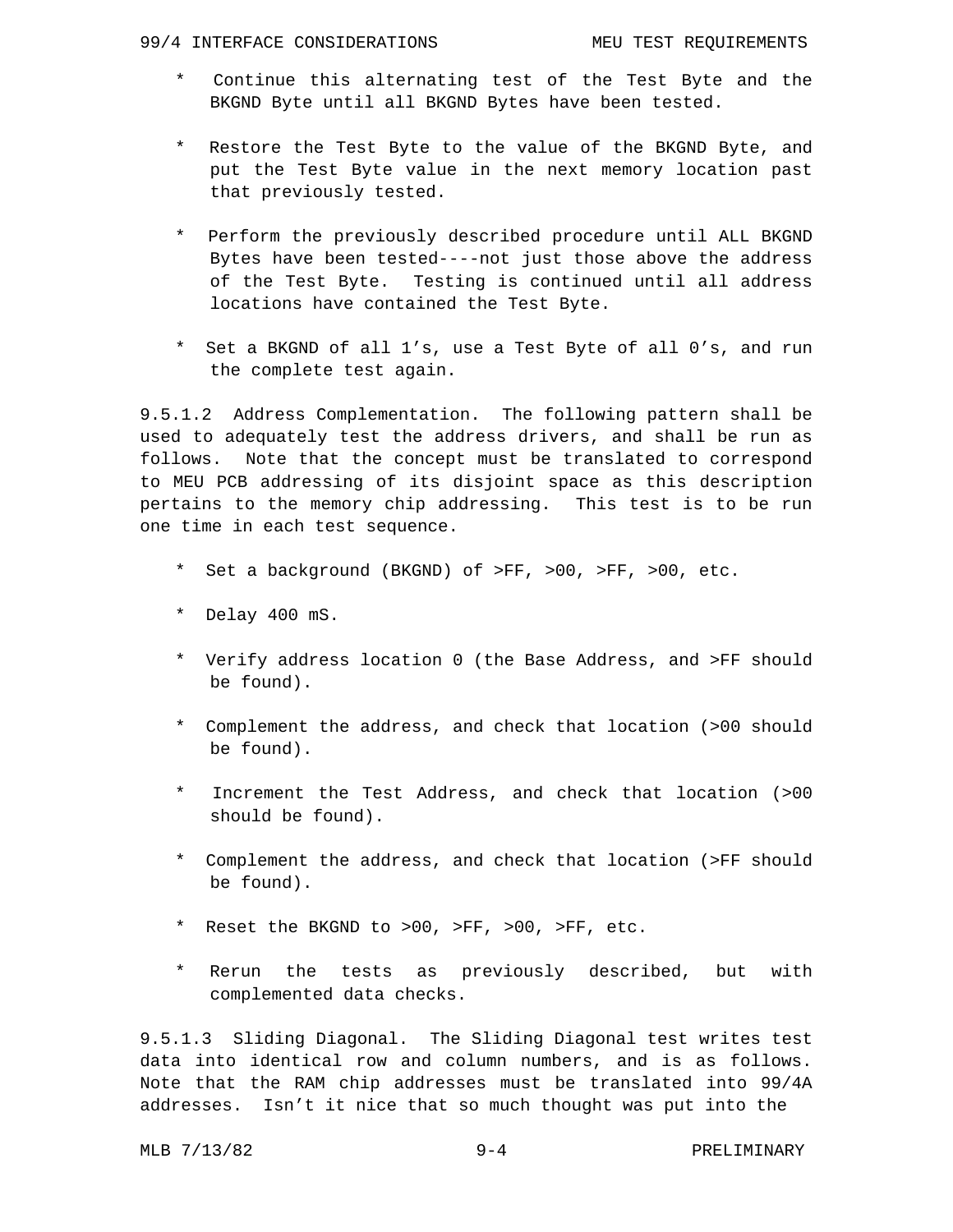* Continue this alternating test of the Test Byte and the BKGND Byte until all BKGND Bytes have been tested.

* Restore the Test Byte to the value of the BKGND Byte, and put the Test Byte value in the next memory location past that previously tested.

* Perform the previously described procedure until ALL BKGND Bytes have been tested----not just those above the address of the Test Byte. Testing is continued until all address locations have contained the Test Byte.

* Set a BKGND of all 1's, use a Test Byte of all 0's, and run the complete test again.

9.5.1.2 Address Complementation. The following pattern shall be used to adequately test the address drivers, and shall be run as follows. Note that the concept must be translated to correspond to MEU PCB addressing of its disjoint space as this description pertains to the memory chip addressing. This test is to be run one time in each test sequence.

* Set a background (BKGND) of >FF, >00, >FF, >00, etc.

* Delay 400 mS.

* Verify address location 0 (the Base Address, and >FF should be found).

* Complement the address, and check that location (>00 should be found).

* Increment the Test Address, and check that location (>00 should be found).

* Complement the address, and check that location (>FF should be found).

* Reset the BKGND to >00, >FF, >00, >FF, etc.

* Rerun the tests as previously described, but with complemented data checks.

9.5.1.3 Sliding Diagonal. The Sliding Diagonal test writes test data into identical row and column numbers, and is as follows. Note that the RAM chip addresses must be translated into 99/4A addresses. Isn't it nice that so much thought was put into the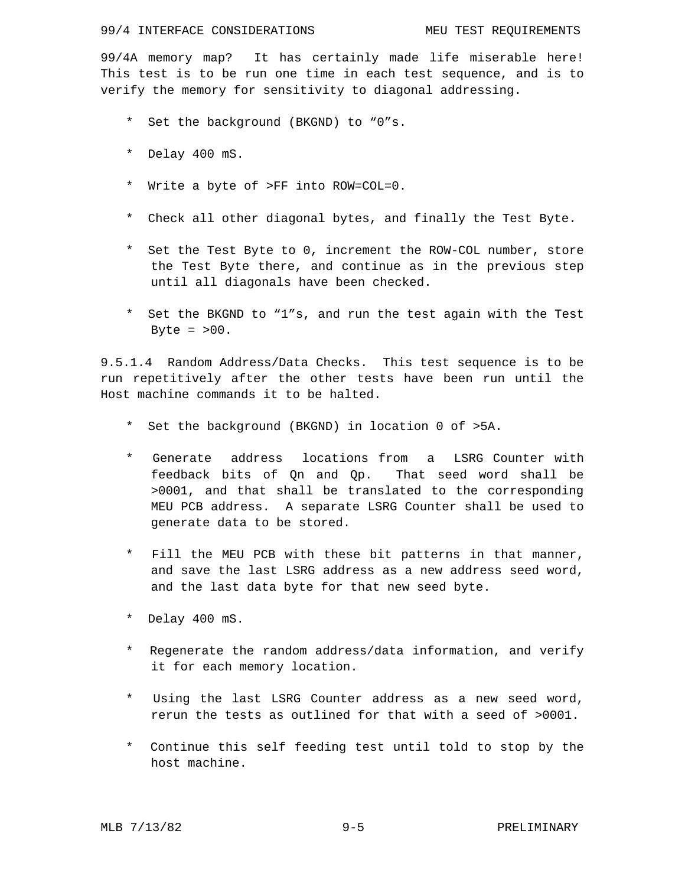99/4A memory map?  It has certainly made life miserable here! This test is to be run one time in each test sequence, and is to verify the memory for sensitivity to diagonal addressing.

* Set the background (BKGND) to “0”s.

* Delay 400 mS.

* Write a byte of >FF into ROW=COL=0.

* Check all other diagonal bytes, and finally the Test Byte.

* Set the Test Byte to 0, increment the ROW-COL number, store the Test Byte there, and continue as in the previous step until all diagonals have been checked.

* Set the BKGND to “1”s, and run the test again with the Test Byte = >00.

9.5.1.4  Random Address/Data Checks.  This test sequence is to be run repetitively after the other tests have been run until the Host machine commands it to be halted.

* Set the background (BKGND) in location 0 of >5A.

* Generate address locations from a LSRG Counter with feedback bits of Qn and Qp.  That seed word shall be >0001, and that shall be translated to the corresponding MEU PCB address.  A separate LSRG Counter shall be used to generate data to be stored.

* Fill the MEU PCB with these bit patterns in that manner, and save the last LSRG address as a new address seed word, and the last data byte for that new seed byte.

* Delay 400 mS.

* Regenerate the random address/data information, and verify it for each memory location.

* Using the last LSRG Counter address as a new seed word, rerun the tests as outlined for that with a seed of >0001.

* Continue this self feeding test until told to stop by the host machine.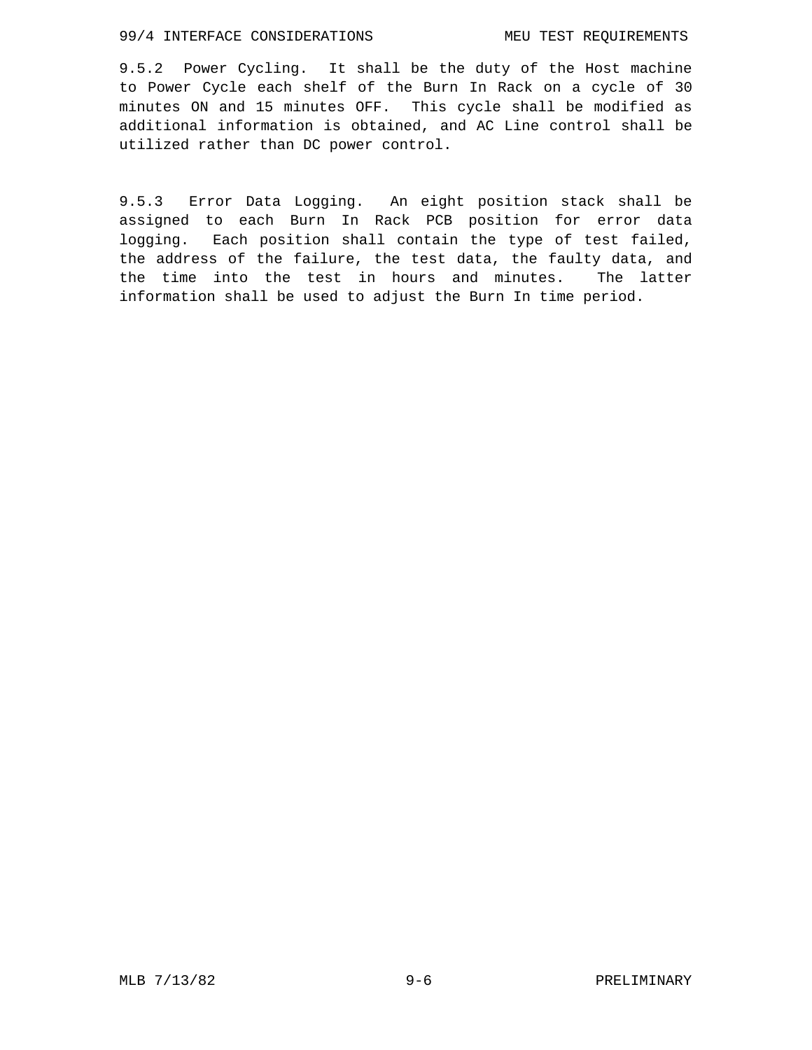9.5.2 Power Cycling. It shall be the duty of the Host machine to Power Cycle each shelf of the Burn In Rack on a cycle of 30 minutes ON and 15 minutes OFF. This cycle shall be modified as additional information is obtained, and AC Line control shall be utilized rather than DC power control.

9.5.3 Error Data Logging. An eight position stack shall be assigned to each Burn In Rack PCB position for error data logging. Each position shall contain the type of test failed, the address of the failure, the test data, the faulty data, and the time into the test in hours and minutes. The latter information shall be used to adjust the Burn In time period.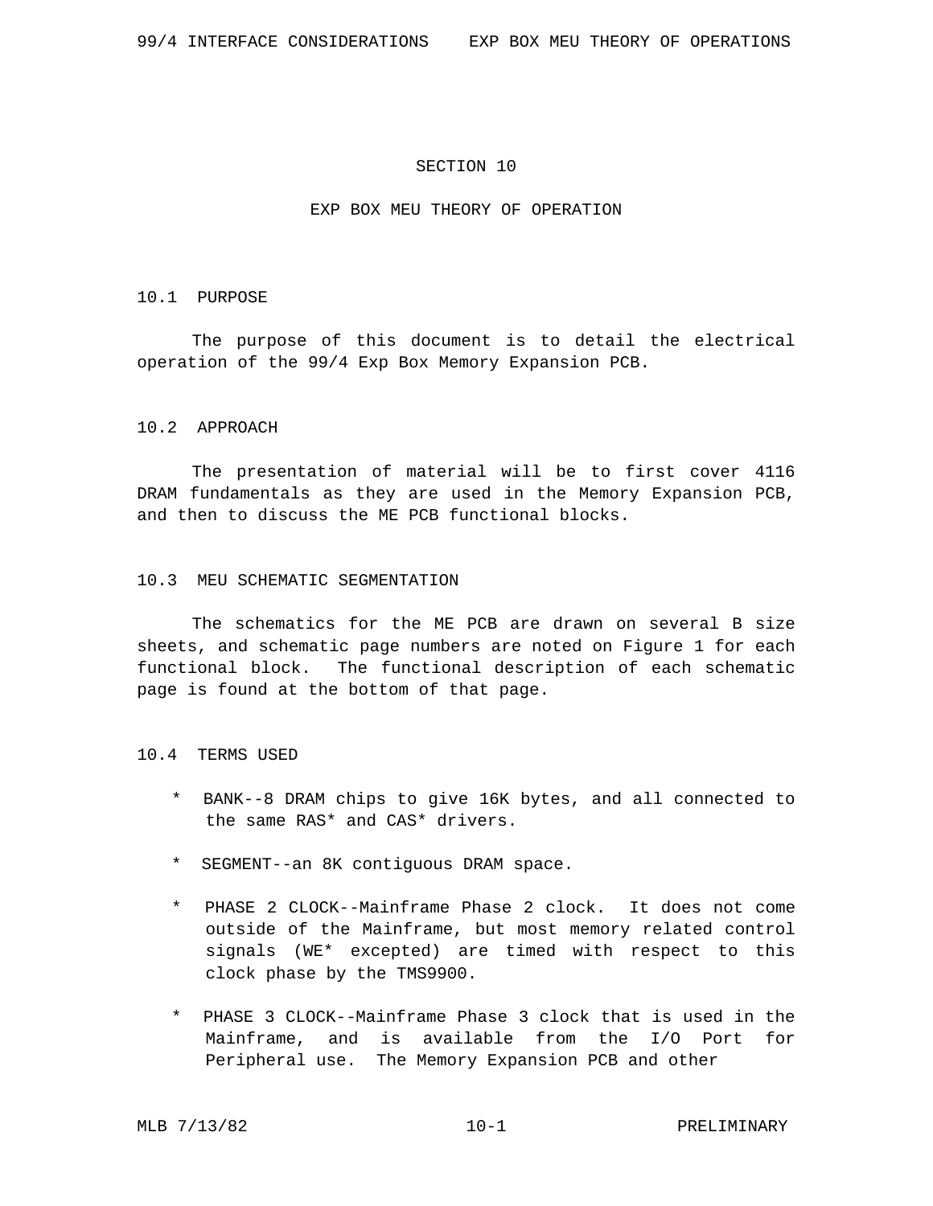# SECTION 10

# EXP BOX MEU THEORY OF OPERATION

## 10.1 PURPOSE

The purpose of this document is to detail the electrical operation of the 99/4 Exp Box Memory Expansion PCB.

## 10.2 APPROACH

The presentation of material will be to first cover 4116 DRAM fundamentals as they are used in the Memory Expansion PCB, and then to discuss the ME PCB functional blocks.

## 10.3 MEU SCHEMATIC SEGMENTATION

The schematics for the ME PCB are drawn on several B size sheets, and schematic page numbers are noted on Figure 1 for each functional block. The functional description of each schematic page is found at the bottom of that page.

## 10.4 TERMS USED

* BANK--8 DRAM chips to give 16K bytes, and all connected to the same RAS* and CAS* drivers.

* SEGMENT--an 8K contiguous DRAM space.

* PHASE 2 CLOCK--Mainframe Phase 2 clock. It does not come outside of the Mainframe, but most memory related control signals (WE* excepted) are timed with respect to this clock phase by the TMS9900.

* PHASE 3 CLOCK--Mainframe Phase 3 clock that is used in the Mainframe, and is available from the I/O Port for Peripheral use. The Memory Expansion PCB and other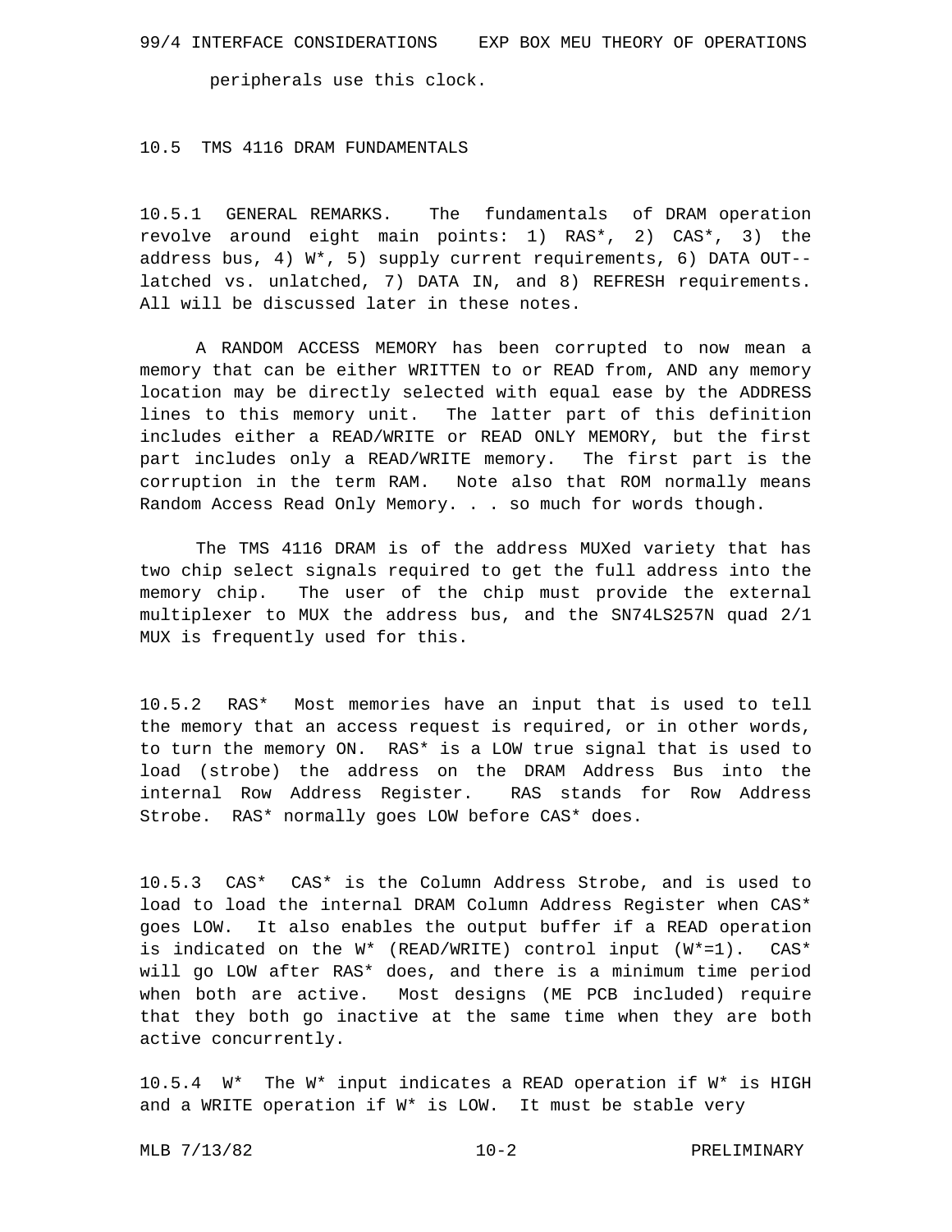peripherals use this clock.

## 10.5 TMS 4116 DRAM FUNDAMENTALS

10.5.1 GENERAL REMARKS. The fundamentals of DRAM operation revolve around eight main points: 1) RAS*, 2) CAS*, 3) the address bus, 4) W*, 5) supply current requirements, 6) DATA OUT--latched vs. unlatched, 7) DATA IN, and 8) REFRESH requirements. All will be discussed later in these notes.

A RANDOM ACCESS MEMORY has been corrupted to now mean a memory that can be either WRITTEN to or READ from, AND any memory location may be directly selected with equal ease by the ADDRESS lines to this memory unit. The latter part of this definition includes either a READ/WRITE or READ ONLY MEMORY, but the first part includes only a READ/WRITE memory. The first part is the corruption in the term RAM. Note also that ROM normally means Random Access Read Only Memory. . . so much for words though.

The TMS 4116 DRAM is of the address MUXed variety that has two chip select signals required to get the full address into the memory chip. The user of the chip must provide the external multiplexer to MUX the address bus, and the SN74LS257N quad 2/1 MUX is frequently used for this.

10.5.2 RAS* Most memories have an input that is used to tell the memory that an access request is required, or in other words, to turn the memory ON. RAS* is a LOW true signal that is used to load (strobe) the address on the DRAM Address Bus into the internal Row Address Register. RAS stands for Row Address Strobe. RAS* normally goes LOW before CAS* does.

10.5.3 CAS* CAS* is the Column Address Strobe, and is used to load to load the internal DRAM Column Address Register when CAS* goes LOW. It also enables the output buffer if a READ operation is indicated on the W* (READ/WRITE) control input (W*=1). CAS* will go LOW after RAS* does, and there is a minimum time period when both are active. Most designs (ME PCB included) require that they both go inactive at the same time when they are both active concurrently.

10.5.4 W* The W* input indicates a READ operation if W* is HIGH and a WRITE operation if W* is LOW. It must be stable very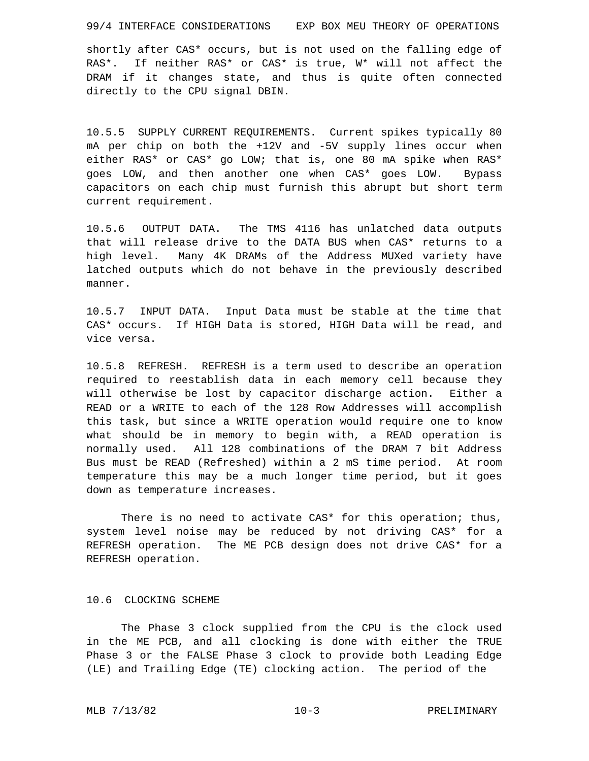shortly after CAS* occurs, but is not used on the falling edge of RAS*. If neither RAS* or CAS* is true, W* will not affect the DRAM if it changes state, and thus is quite often connected directly to the CPU signal DBIN.

10.5.5 SUPPLY CURRENT REQUIREMENTS. Current spikes typically 80 mA per chip on both the +12V and -5V supply lines occur when either RAS* or CAS* go LOW; that is, one 80 mA spike when RAS* goes LOW, and then another one when CAS* goes LOW. Bypass capacitors on each chip must furnish this abrupt but short term current requirement.

10.5.6 OUTPUT DATA. The TMS 4116 has unlatched data outputs that will release drive to the DATA BUS when CAS* returns to a high level. Many 4K DRAMs of the Address MUXed variety have latched outputs which do not behave in the previously described manner.

10.5.7 INPUT DATA. Input Data must be stable at the time that CAS* occurs. If HIGH Data is stored, HIGH Data will be read, and vice versa.

10.5.8 REFRESH. REFRESH is a term used to describe an operation required to reestablish data in each memory cell because they will otherwise be lost by capacitor discharge action. Either a READ or a WRITE to each of the 128 Row Addresses will accomplish this task, but since a WRITE operation would require one to know what should be in memory to begin with, a READ operation is normally used. All 128 combinations of the DRAM 7 bit Address Bus must be READ (Refreshed) within a 2 mS time period. At room temperature this may be a much longer time period, but it goes down as temperature increases.

There is no need to activate CAS* for this operation; thus, system level noise may be reduced by not driving CAS* for a REFRESH operation. The ME PCB design does not drive CAS* for a REFRESH operation.

## 10.6 CLOCKING SCHEME

The Phase 3 clock supplied from the CPU is the clock used in the ME PCB, and all clocking is done with either the TRUE Phase 3 or the FALSE Phase 3 clock to provide both Leading Edge (LE) and Trailing Edge (TE) clocking action. The period of the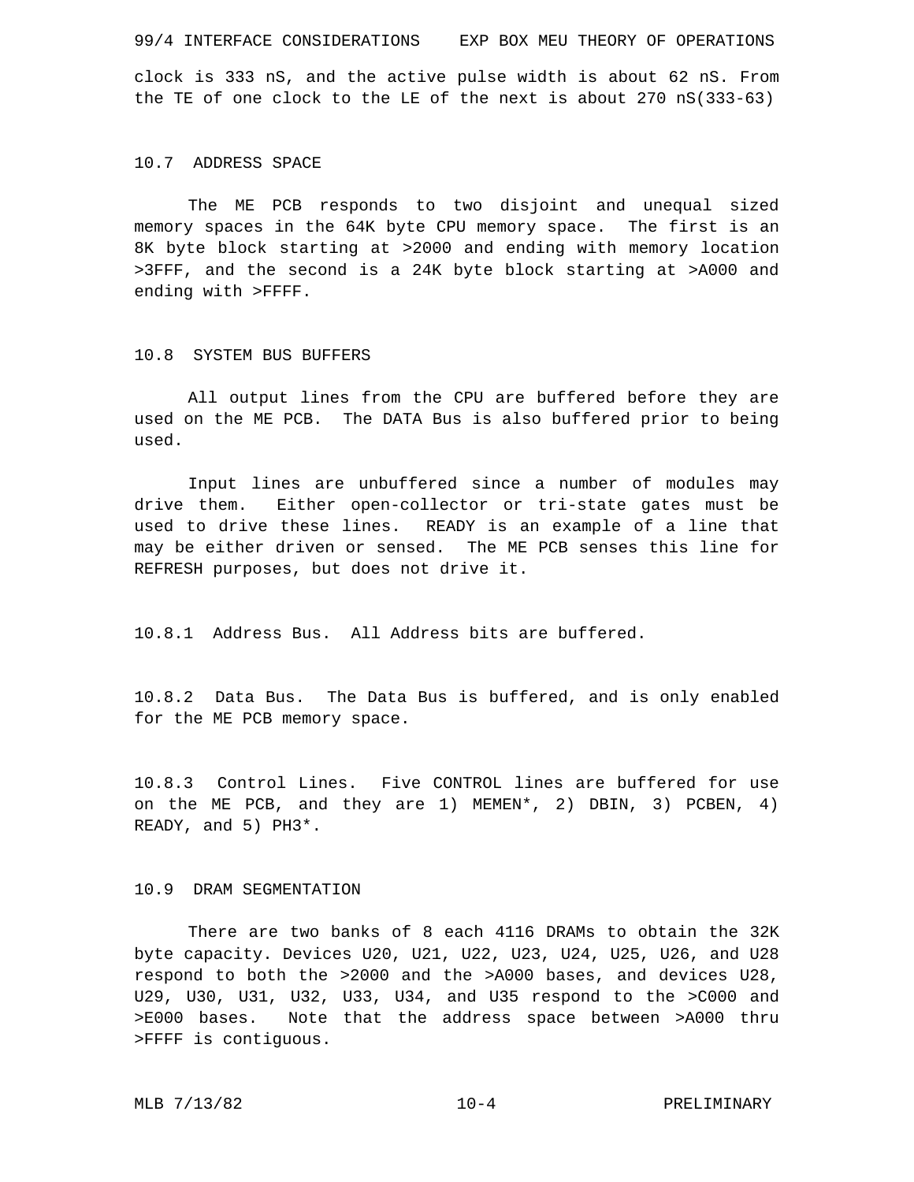clock is 333 nS, and the active pulse width is about 62 nS. From the TE of one clock to the LE of the next is about 270 nS(333-63)

## 10.7 ADDRESS SPACE

The ME PCB responds to two disjoint and unequal sized memory spaces in the 64K byte CPU memory space. The first is an 8K byte block starting at >2000 and ending with memory location >3FFF, and the second is a 24K byte block starting at >A000 and ending with >FFFF.

## 10.8 SYSTEM BUS BUFFERS

All output lines from the CPU are buffered before they are used on the ME PCB. The DATA Bus is also buffered prior to being used.

Input lines are unbuffered since a number of modules may drive them. Either open-collector or tri-state gates must be used to drive these lines. READY is an example of a line that may be either driven or sensed. The ME PCB senses this line for REFRESH purposes, but does not drive it.

10.8.1 Address Bus. All Address bits are buffered.

10.8.2 Data Bus. The Data Bus is buffered, and is only enabled for the ME PCB memory space.

10.8.3 Control Lines. Five CONTROL lines are buffered for use on the ME PCB, and they are 1) MEMEN*, 2) DBIN, 3) PCBEN, 4) READY, and 5) PH3*.

## 10.9 DRAM SEGMENTATION

There are two banks of 8 each 4116 DRAMs to obtain the 32K byte capacity. Devices U20, U21, U22, U23, U24, U25, U26, and U28 respond to both the >2000 and the >A000 bases, and devices U28, U29, U30, U31, U32, U33, U34, and U35 respond to the >C000 and >E000 bases. Note that the address space between >A000 thru >FFFF is contiguous.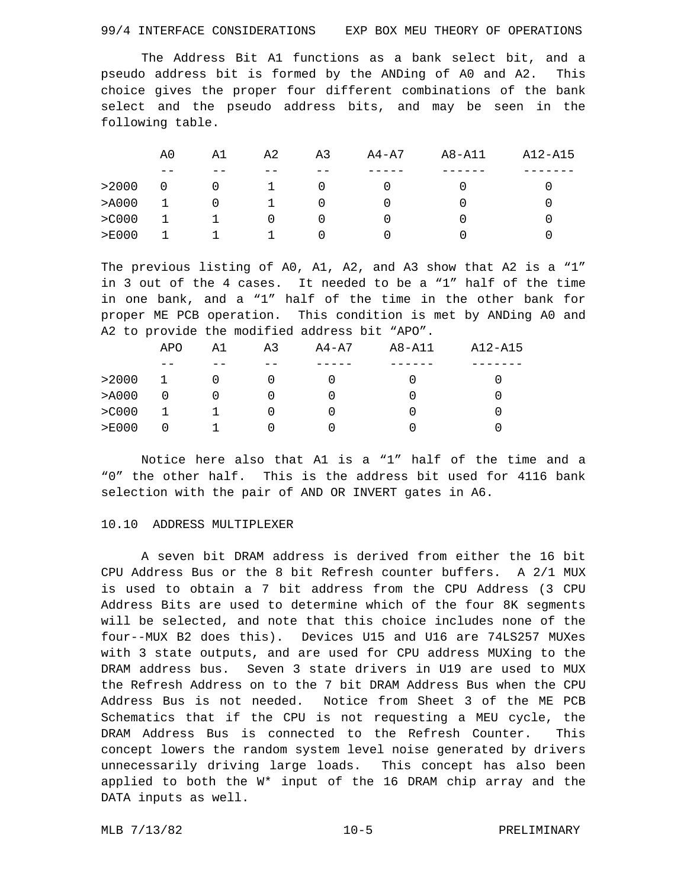The Address Bit A1 functions as a bank select bit, and a pseudo address bit is formed by the ANDing of A0 and A2. This choice gives the proper four different combinations of the bank select and the pseudo address bits, and may be seen in the following table.

| | A0 | A1 | A2 | A3 | A4-A7 | A8-A11 | A12-A15 |
|---|---|---|---|---|---|---|---|
| >2000 | 0 | 0 | 1 | 0 | 0 | 0 | 0 |
| >A000 | 1 | 0 | 1 | 0 | 0 | 0 | 0 |
| >C000 | 1 | 1 | 0 | 0 | 0 | 0 | 0 |
| >E000 | 1 | 1 | 1 | 0 | 0 | 0 | 0 |

The previous listing of A0, A1, A2, and A3 show that A2 is a "1" in 3 out of the 4 cases. It needed to be a "1" half of the time in one bank, and a "1" half of the time in the other bank for proper ME PCB operation. This condition is met by ANDing A0 and A2 to provide the modified address bit "APO".

| | APO | A1 | A3 | A4-A7 | A8-A11 | A12-A15 |
|---|---|---|---|---|---|---|
| >2000 | 1 | 0 | 0 | 0 | 0 | 0 |
| >A000 | 0 | 0 | 0 | 0 | 0 | 0 |
| >C000 | 1 | 1 | 0 | 0 | 0 | 0 |
| >E000 | 0 | 1 | 0 | 0 | 0 | 0 |

Notice here also that A1 is a "1" half of the time and a "0" the other half. This is the address bit used for 4116 bank selection with the pair of AND OR INVERT gates in A6.

## 10.10 ADDRESS MULTIPLEXER

A seven bit DRAM address is derived from either the 16 bit CPU Address Bus or the 8 bit Refresh counter buffers. A 2/1 MUX is used to obtain a 7 bit address from the CPU Address (3 CPU Address Bits are used to determine which of the four 8K segments will be selected, and note that this choice includes none of the four--MUX B2 does this). Devices U15 and U16 are 74LS257 MUXes with 3 state outputs, and are used for CPU address MUXing to the DRAM address bus. Seven 3 state drivers in U19 are used to MUX the Refresh Address on to the 7 bit DRAM Address Bus when the CPU Address Bus is not needed. Notice from Sheet 3 of the ME PCB Schematics that if the CPU is not requesting a MEU cycle, the DRAM Address Bus is connected to the Refresh Counter. This concept lowers the random system level noise generated by drivers unnecessarily driving large loads. This concept has also been applied to both the W* input of the 16 DRAM chip array and the DATA inputs as well.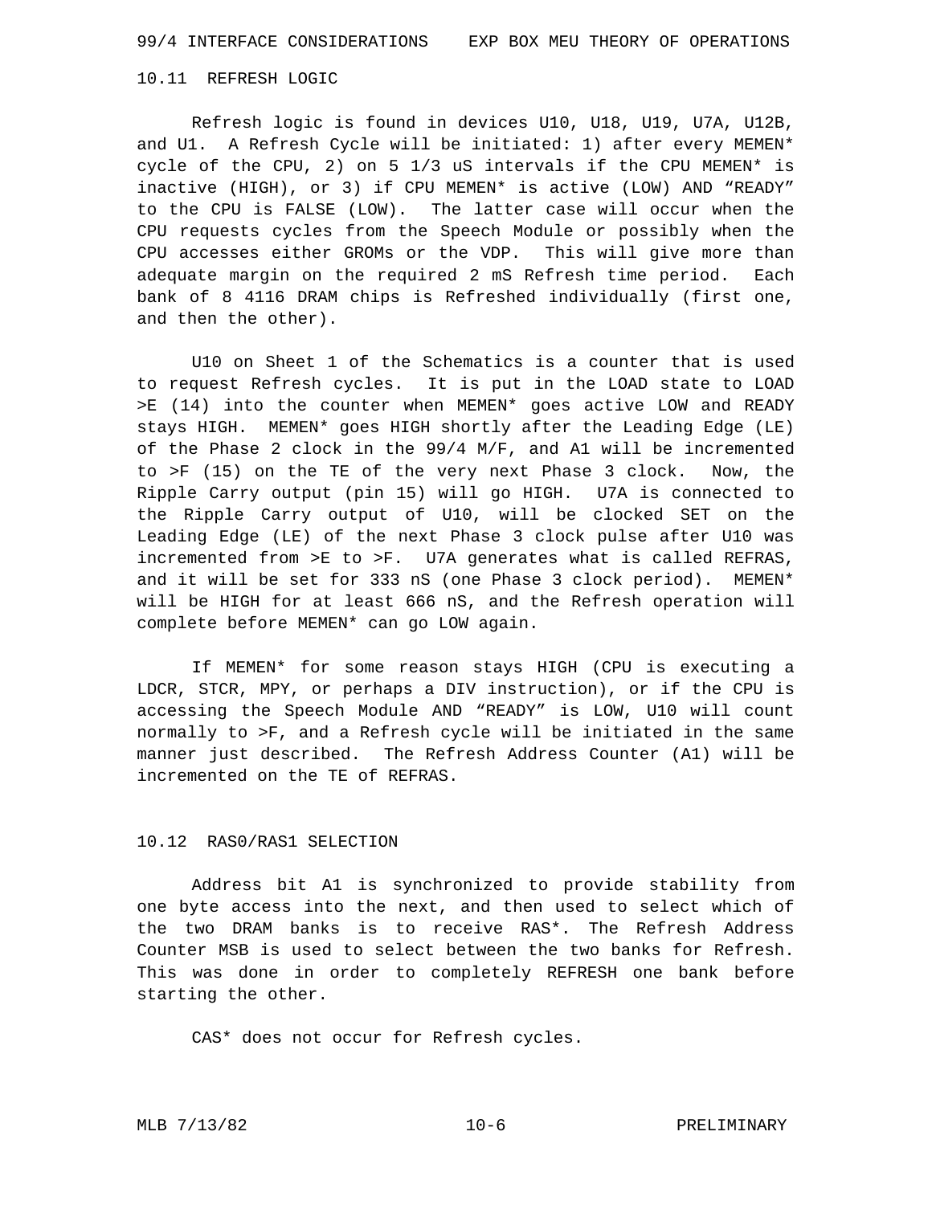## 10.11 REFRESH LOGIC

Refresh logic is found in devices U10, U18, U19, U7A, U12B, and U1. A Refresh Cycle will be initiated: 1) after every MEMEN* cycle of the CPU, 2) on 5 1/3 uS intervals if the CPU MEMEN* is inactive (HIGH), or 3) if CPU MEMEN* is active (LOW) AND “READY” to the CPU is FALSE (LOW). The latter case will occur when the CPU requests cycles from the Speech Module or possibly when the CPU accesses either GROMs or the VDP. This will give more than adequate margin on the required 2 mS Refresh time period. Each bank of 8 4116 DRAM chips is Refreshed individually (first one, and then the other).

U10 on Sheet 1 of the Schematics is a counter that is used to request Refresh cycles. It is put in the LOAD state to LOAD >E (14) into the counter when MEMEN* goes active LOW and READY stays HIGH. MEMEN* goes HIGH shortly after the Leading Edge (LE) of the Phase 2 clock in the 99/4 M/F, and A1 will be incremented to >F (15) on the TE of the very next Phase 3 clock. Now, the Ripple Carry output (pin 15) will go HIGH. U7A is connected to the Ripple Carry output of U10, will be clocked SET on the Leading Edge (LE) of the next Phase 3 clock pulse after U10 was incremented from >E to >F. U7A generates what is called REFRAS, and it will be set for 333 nS (one Phase 3 clock period). MEMEN* will be HIGH for at least 666 nS, and the Refresh operation will complete before MEMEN* can go LOW again.

If MEMEN* for some reason stays HIGH (CPU is executing a LDCR, STCR, MPY, or perhaps a DIV instruction), or if the CPU is accessing the Speech Module AND “READY” is LOW, U10 will count normally to >F, and a Refresh cycle will be initiated in the same manner just described. The Refresh Address Counter (A1) will be incremented on the TE of REFRAS.

## 10.12 RAS0/RAS1 SELECTION

Address bit A1 is synchronized to provide stability from one byte access into the next, and then used to select which of the two DRAM banks is to receive RAS*. The Refresh Address Counter MSB is used to select between the two banks for Refresh. This was done in order to completely REFRESH one bank before starting the other.

CAS* does not occur for Refresh cycles.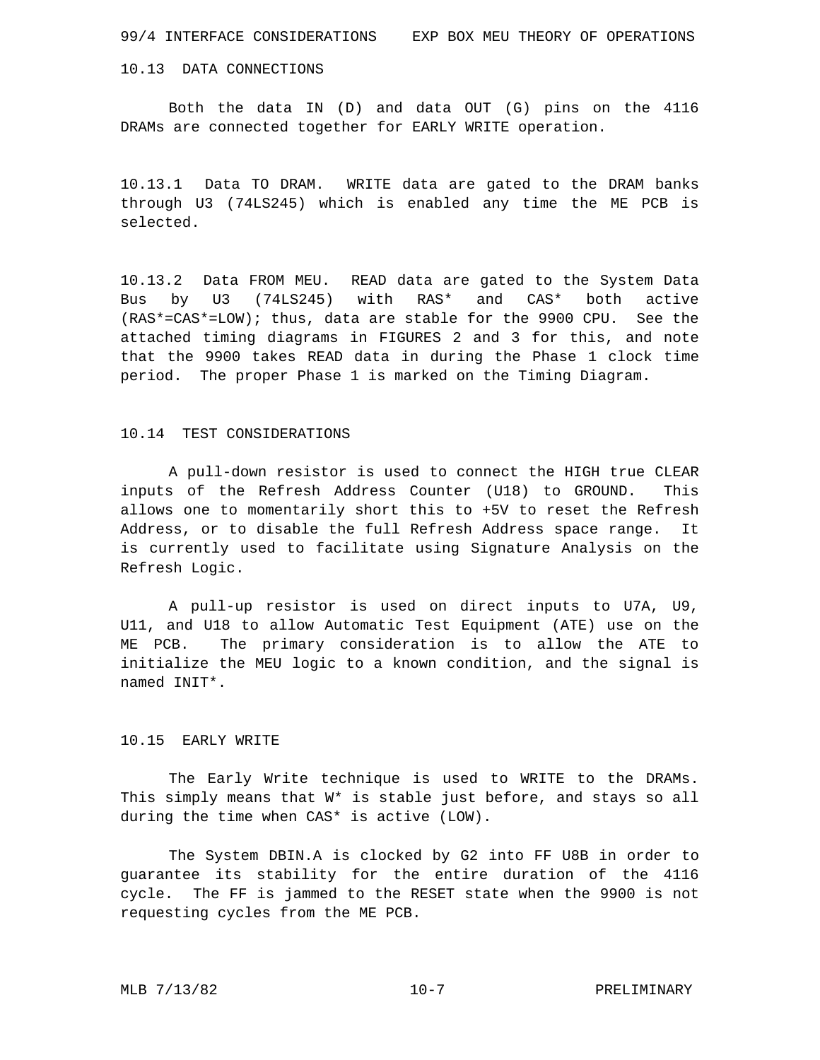## 10.13 DATA CONNECTIONS

Both the data IN (D) and data OUT (G) pins on the 4116 DRAMs are connected together for EARLY WRITE operation.

### 10.13.1 Data TO DRAM.

WRITE data are gated to the DRAM banks through U3 (74LS245) which is enabled any time the ME PCB is selected.

### 10.13.2 Data FROM MEU.

READ data are gated to the System Data Bus by U3 (74LS245) with RAS* and CAS* both active (RAS*=CAS*=LOW); thus, data are stable for the 9900 CPU. See the attached timing diagrams in FIGURES 2 and 3 for this, and note that the 9900 takes READ data in during the Phase 1 clock time period. The proper Phase 1 is marked on the Timing Diagram.

## 10.14 TEST CONSIDERATIONS

A pull-down resistor is used to connect the HIGH true CLEAR inputs of the Refresh Address Counter (U18) to GROUND. This allows one to momentarily short this to +5V to reset the Refresh Address, or to disable the full Refresh Address space range. It is currently used to facilitate using Signature Analysis on the Refresh Logic.

A pull-up resistor is used on direct inputs to U7A, U9, U11, and U18 to allow Automatic Test Equipment (ATE) use on the ME PCB. The primary consideration is to allow the ATE to initialize the MEU logic to a known condition, and the signal is named INIT*.

## 10.15 EARLY WRITE

The Early Write technique is used to WRITE to the DRAMs. This simply means that W* is stable just before, and stays so all during the time when CAS* is active (LOW).

The System DBIN.A is clocked by G2 into FF U8B in order to guarantee its stability for the entire duration of the 4116 cycle. The FF is jammed to the RESET state when the 9900 is not requesting cycles from the ME PCB.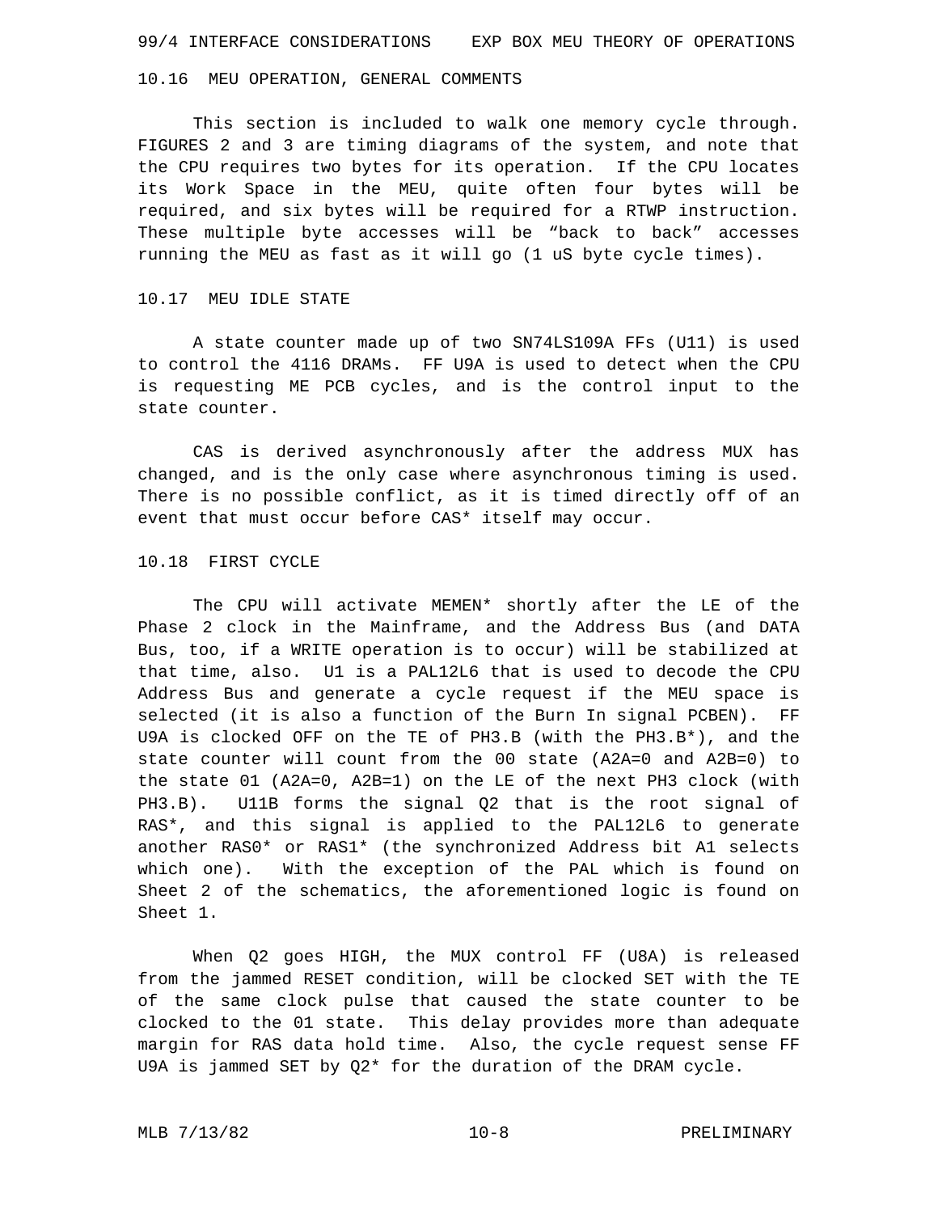## 10.16 MEU OPERATION, GENERAL COMMENTS

This section is included to walk one memory cycle through. FIGURES 2 and 3 are timing diagrams of the system, and note that the CPU requires two bytes for its operation. If the CPU locates its Work Space in the MEU, quite often four bytes will be required, and six bytes will be required for a RTWP instruction. These multiple byte accesses will be “back to back” accesses running the MEU as fast as it will go (1 uS byte cycle times).

## 10.17 MEU IDLE STATE

A state counter made up of two SN74LS109A FFs (U11) is used to control the 4116 DRAMs. FF U9A is used to detect when the CPU is requesting ME PCB cycles, and is the control input to the state counter.

CAS is derived asynchronously after the address MUX has changed, and is the only case where asynchronous timing is used. There is no possible conflict, as it is timed directly off of an event that must occur before CAS* itself may occur.

## 10.18 FIRST CYCLE

The CPU will activate MEMEN* shortly after the LE of the Phase 2 clock in the Mainframe, and the Address Bus (and DATA Bus, too, if a WRITE operation is to occur) will be stabilized at that time, also. U1 is a PAL12L6 that is used to decode the CPU Address Bus and generate a cycle request if the MEU space is selected (it is also a function of the Burn In signal PCBEN). FF U9A is clocked OFF on the TE of PH3.B (with the PH3.B*), and the state counter will count from the 00 state (A2A=0 and A2B=0) to the state 01 (A2A=0, A2B=1) on the LE of the next PH3 clock (with PH3.B). U11B forms the signal Q2 that is the root signal of RAS*, and this signal is applied to the PAL12L6 to generate another RAS0* or RAS1* (the synchronized Address bit A1 selects which one). With the exception of the PAL which is found on Sheet 2 of the schematics, the aforementioned logic is found on Sheet 1.

When Q2 goes HIGH, the MUX control FF (U8A) is released from the jammed RESET condition, will be clocked SET with the TE of the same clock pulse that caused the state counter to be clocked to the 01 state. This delay provides more than adequate margin for RAS data hold time. Also, the cycle request sense FF U9A is jammed SET by Q2* for the duration of the DRAM cycle.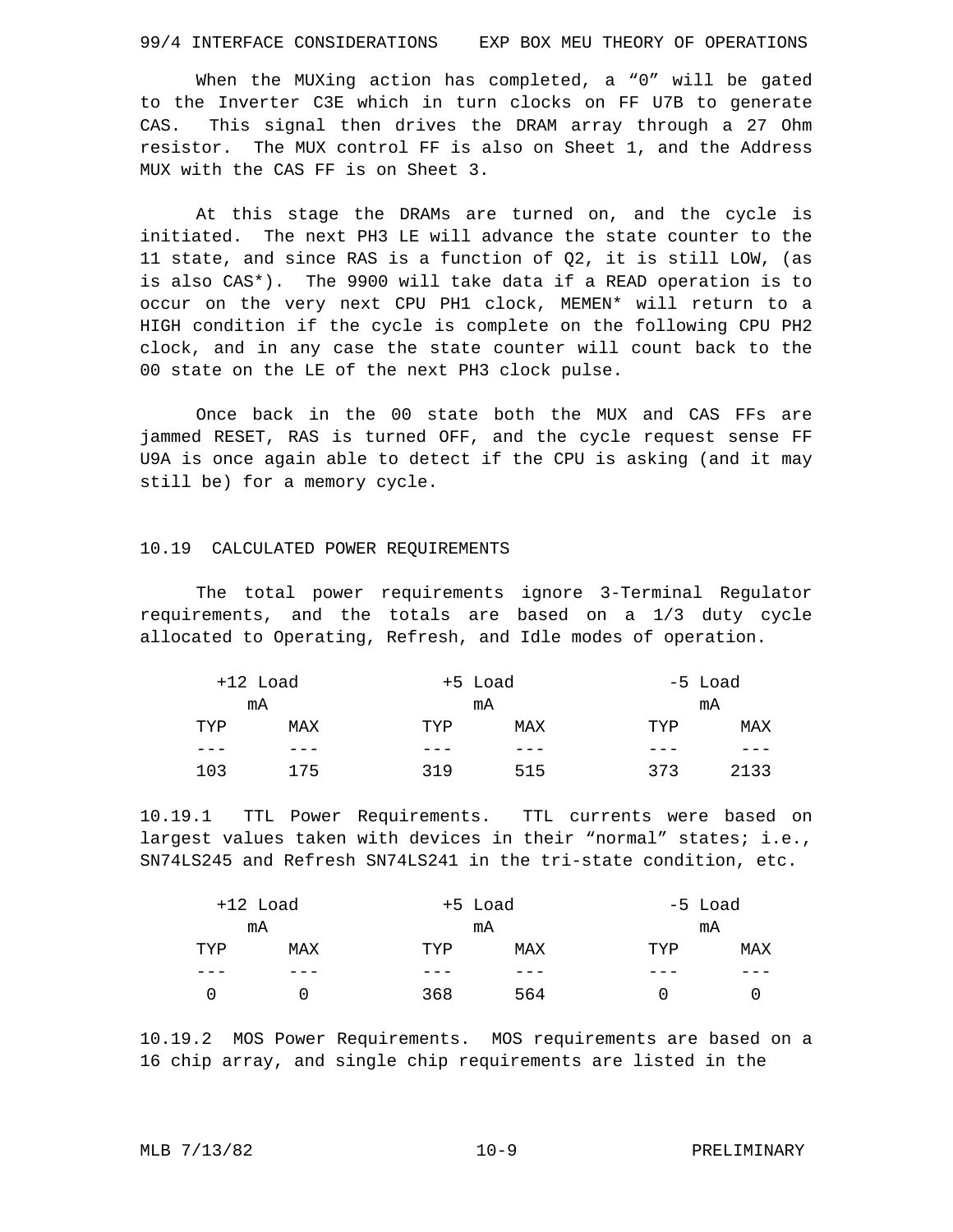When the MUXing action has completed, a “0” will be gated to the Inverter C3E which in turn clocks on FF U7B to generate CAS. This signal then drives the DRAM array through a 27 Ohm resistor. The MUX control FF is also on Sheet 1, and the Address MUX with the CAS FF is on Sheet 3.

At this stage the DRAMs are turned on, and the cycle is initiated. The next PH3 LE will advance the state counter to the 11 state, and since RAS is a function of Q2, it is still LOW, (as is also CAS*). The 9900 will take data if a READ operation is to occur on the very next CPU PH1 clock, MEMEN* will return to a HIGH condition if the cycle is complete on the following CPU PH2 clock, and in any case the state counter will count back to the 00 state on the LE of the next PH3 clock pulse.

Once back in the 00 state both the MUX and CAS FFs are jammed RESET, RAS is turned OFF, and the cycle request sense FF U9A is once again able to detect if the CPU is asking (and it may still be) for a memory cycle.

## 10.19 CALCULATED POWER REQUIREMENTS

The total power requirements ignore 3-Terminal Regulator requirements, and the totals are based on a 1/3 duty cycle allocated to Operating, Refresh, and Idle modes of operation.

| +12 Load mA | | +5 Load mA | | -5 Load mA | |
|---|---|---|---|---|---|
| TYP | MAX | TYP | MAX | TYP | MAX |
| 103 | 175 | 319 | 515 | 373 | 2133 |

10.19.1 TTL Power Requirements. TTL currents were based on largest values taken with devices in their “normal” states; i.e., SN74LS245 and Refresh SN74LS241 in the tri-state condition, etc.

| +12 Load mA | | +5 Load mA | | -5 Load mA | |
|---|---|---|---|---|---|
| TYP | MAX | TYP | MAX | TYP | MAX |
| 0 | 0 | 368 | 564 | 0 | 0 |

10.19.2 MOS Power Requirements. MOS requirements are based on a 16 chip array, and single chip requirements are listed in the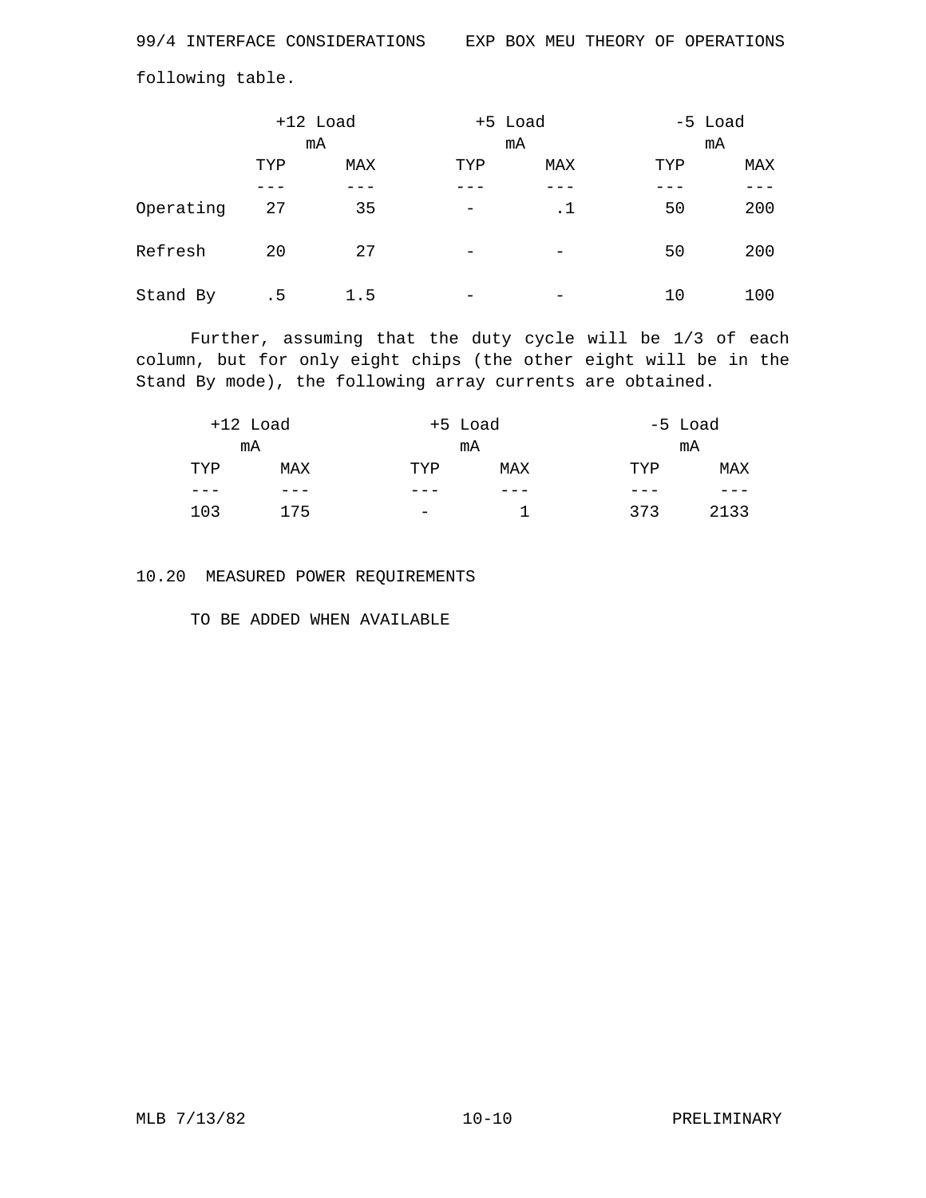following table.

| | +12 Load mA | | +5 Load mA | | -5 Load mA | |
|---|---|---|---|---|---|---|
| | TYP | MAX | TYP | MAX | TYP | MAX |
| Operating | 27 | 35 | - | .1 | 50 | 200 |
| Refresh | 20 | 27 | - | - | 50 | 200 |
| Stand By | .5 | 1.5 | - | - | 10 | 100 |

Further, assuming that the duty cycle will be 1/3 of each column, but for only eight chips (the other eight will be in the Stand By mode), the following array currents are obtained.

| +12 Load mA | | +5 Load mA | | -5 Load mA | |
|---|---|---|---|---|---|
| TYP | MAX | TYP | MAX | TYP | MAX |
| 103 | 175 | - | 1 | 373 | 2133 |

## 10.20 MEASURED POWER REQUIREMENTS

TO BE ADDED WHEN AVAILABLE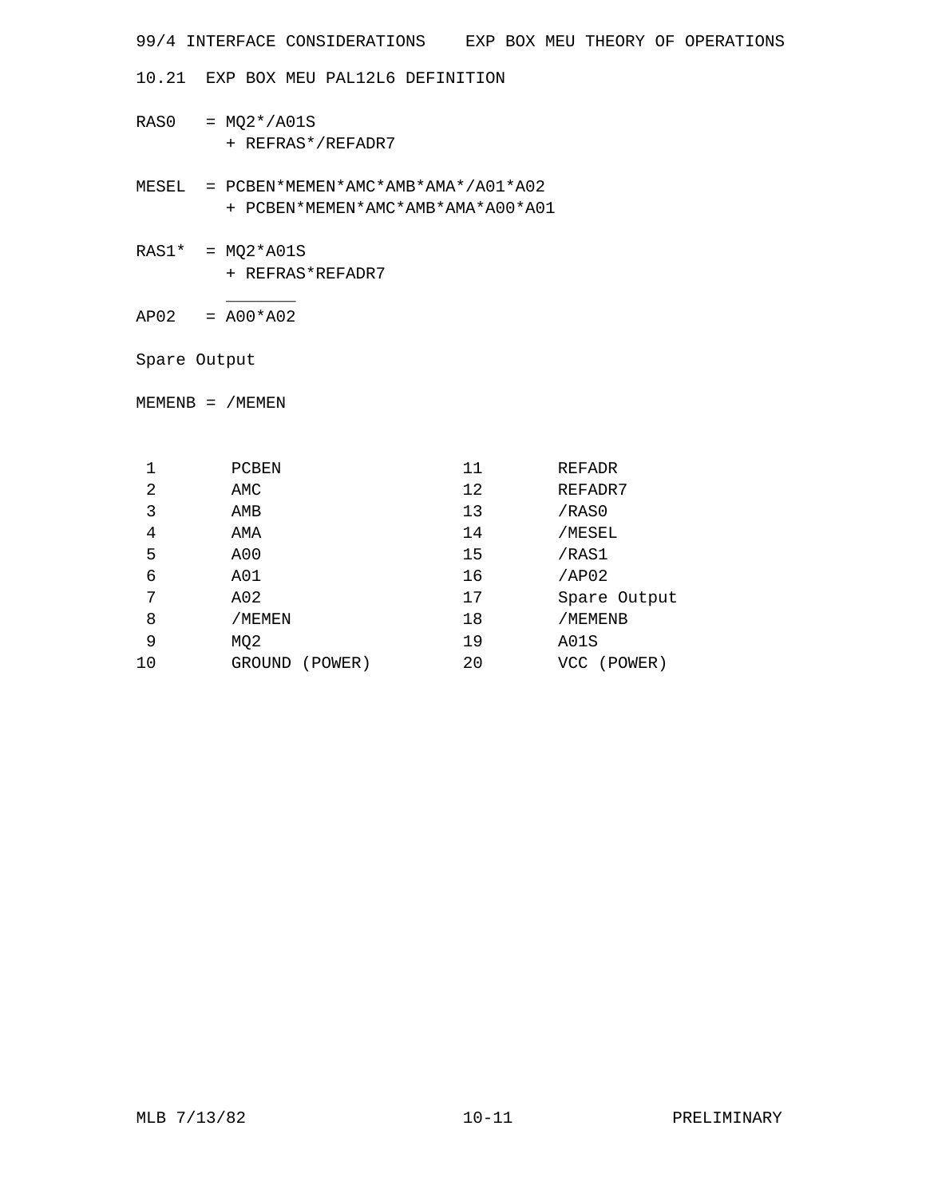## 10.21 EXP BOX MEU PAL12L6 DEFINITION

```
RAS0   = MQ2*/A01S
         + REFRAS*/REFADR7

MESEL  = PCBEN*MEMEN*AMC*AMB*AMA*/A01*A02
         + PCBEN*MEMEN*AMC*AMB*AMA*A00*A01

RAS1*  = MQ2*A01S
         + REFRAS*REFADR7
```

$AP02 = \overline{A00*A02}$

Spare Output

```
MEMENB = /MEMEN
```

| Pin | Signal | Pin | Signal |
|---|---|---|---|
| 1 | PCBEN | 11 | REFADR |
| 2 | AMC | 12 | REFADR7 |
| 3 | AMB | 13 | /RAS0 |
| 4 | AMA | 14 | /MESEL |
| 5 | A00 | 15 | /RAS1 |
| 6 | A01 | 16 | /AP02 |
| 7 | A02 | 17 | Spare Output |
| 8 | /MEMEN | 18 | /MEMENB |
| 9 | MQ2 | 19 | A01S |
| 10 | GROUND (POWER) | 20 | VCC (POWER) |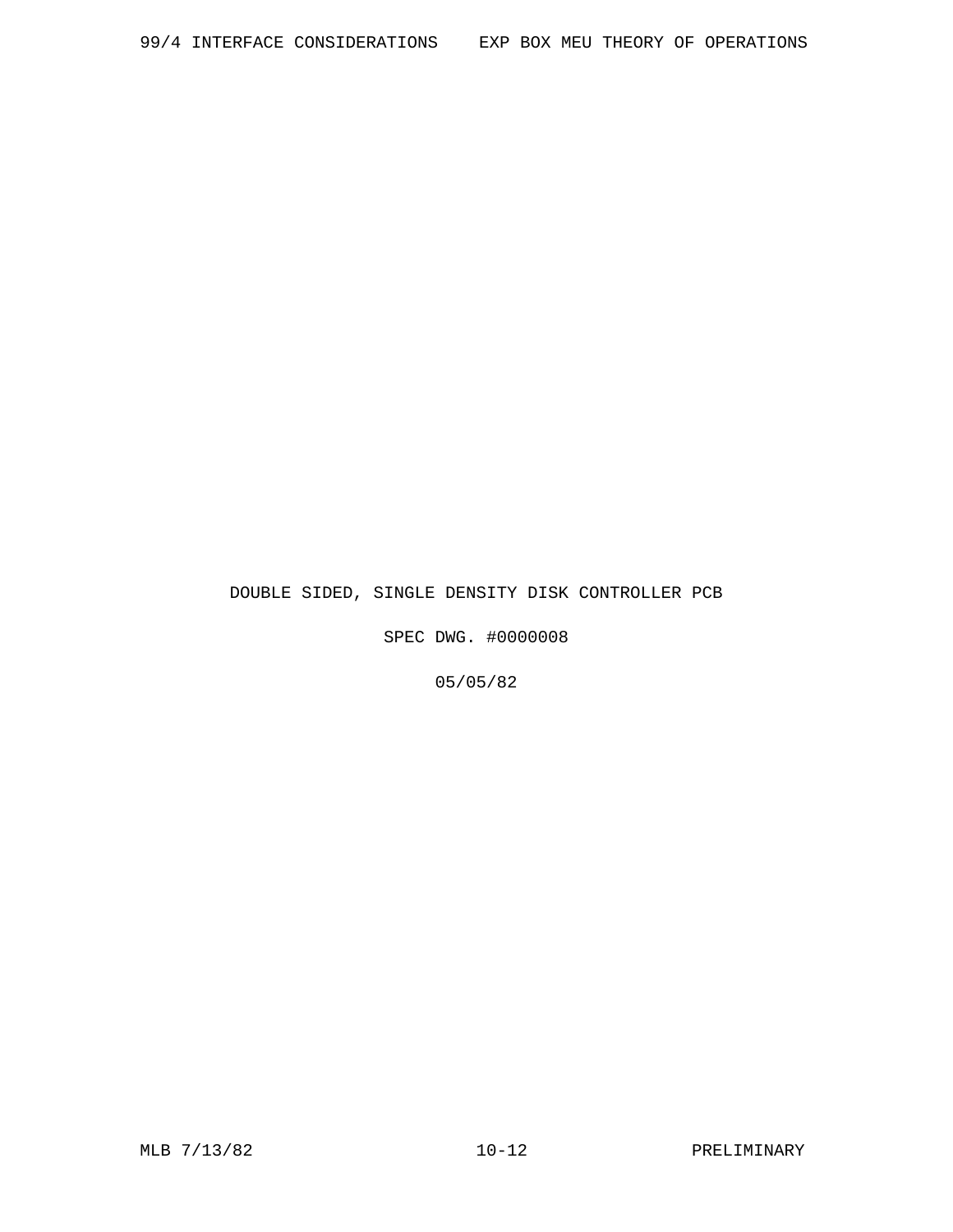DOUBLE SIDED, SINGLE DENSITY DISK CONTROLLER PCB

SPEC DWG. #0000008

05/05/82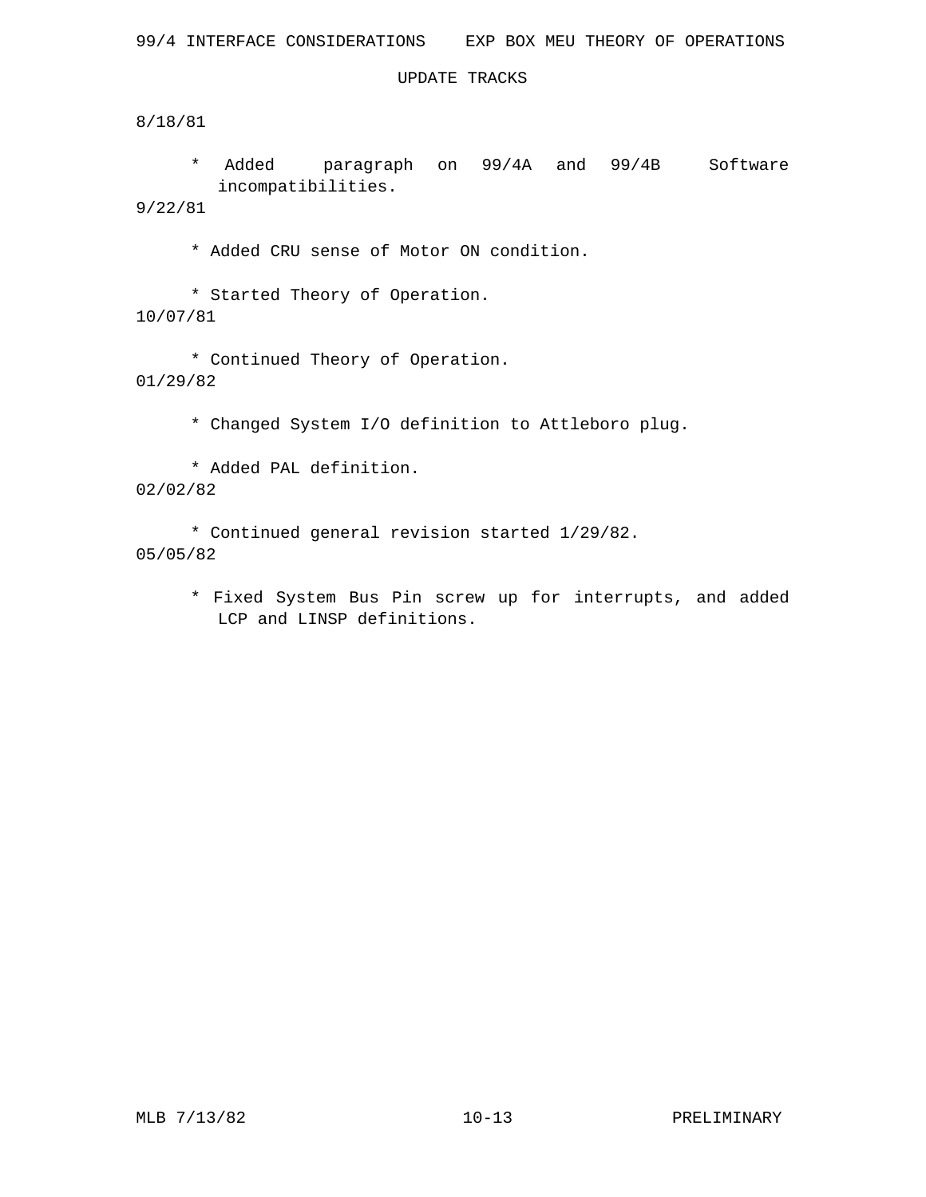## UPDATE TRACKS

8/18/81

* Added paragraph on 99/4A and 99/4B Software incompatibilities.

9/22/81

* Added CRU sense of Motor ON condition.

* Started Theory of Operation.

10/07/81

* Continued Theory of Operation.

01/29/82

* Changed System I/O definition to Attleboro plug.

* Added PAL definition.

02/02/82

* Continued general revision started 1/29/82.

05/05/82

* Fixed System Bus Pin screw up for interrupts, and added LCP and LINSP definitions.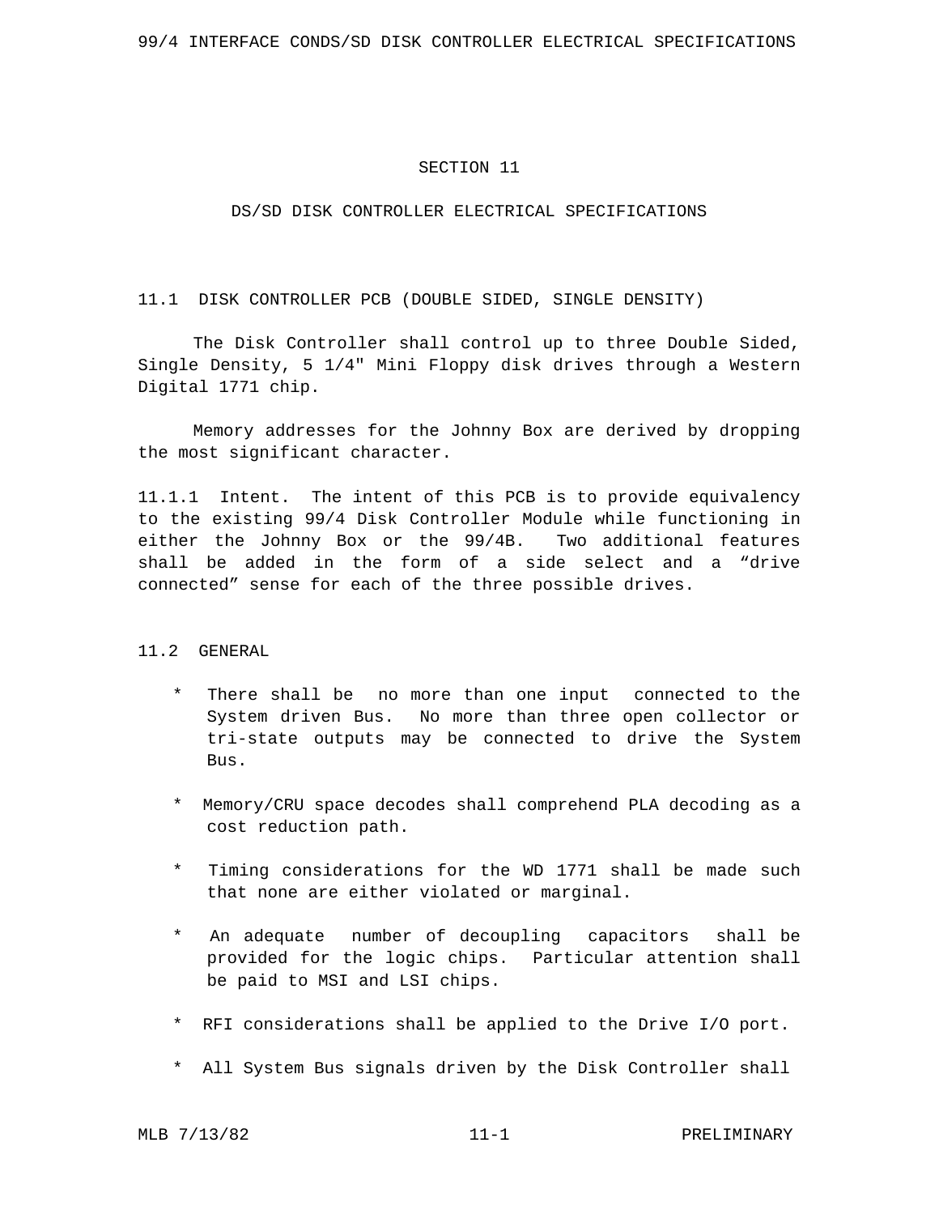# SECTION 11

## DS/SD DISK CONTROLLER ELECTRICAL SPECIFICATIONS

### 11.1 DISK CONTROLLER PCB (DOUBLE SIDED, SINGLE DENSITY)

The Disk Controller shall control up to three Double Sided, Single Density, 5 1/4" Mini Floppy disk drives through a Western Digital 1771 chip.

Memory addresses for the Johnny Box are derived by dropping the most significant character.

11.1.1 Intent. The intent of this PCB is to provide equivalency to the existing 99/4 Disk Controller Module while functioning in either the Johnny Box or the 99/4B. Two additional features shall be added in the form of a side select and a “drive connected” sense for each of the three possible drives.

### 11.2 GENERAL

* There shall be no more than one input connected to the System driven Bus. No more than three open collector or tri-state outputs may be connected to drive the System Bus.

* Memory/CRU space decodes shall comprehend PLA decoding as a cost reduction path.

* Timing considerations for the WD 1771 shall be made such that none are either violated or marginal.

* An adequate number of decoupling capacitors shall be provided for the logic chips. Particular attention shall be paid to MSI and LSI chips.

* RFI considerations shall be applied to the Drive I/O port.

* All System Bus signals driven by the Disk Controller shall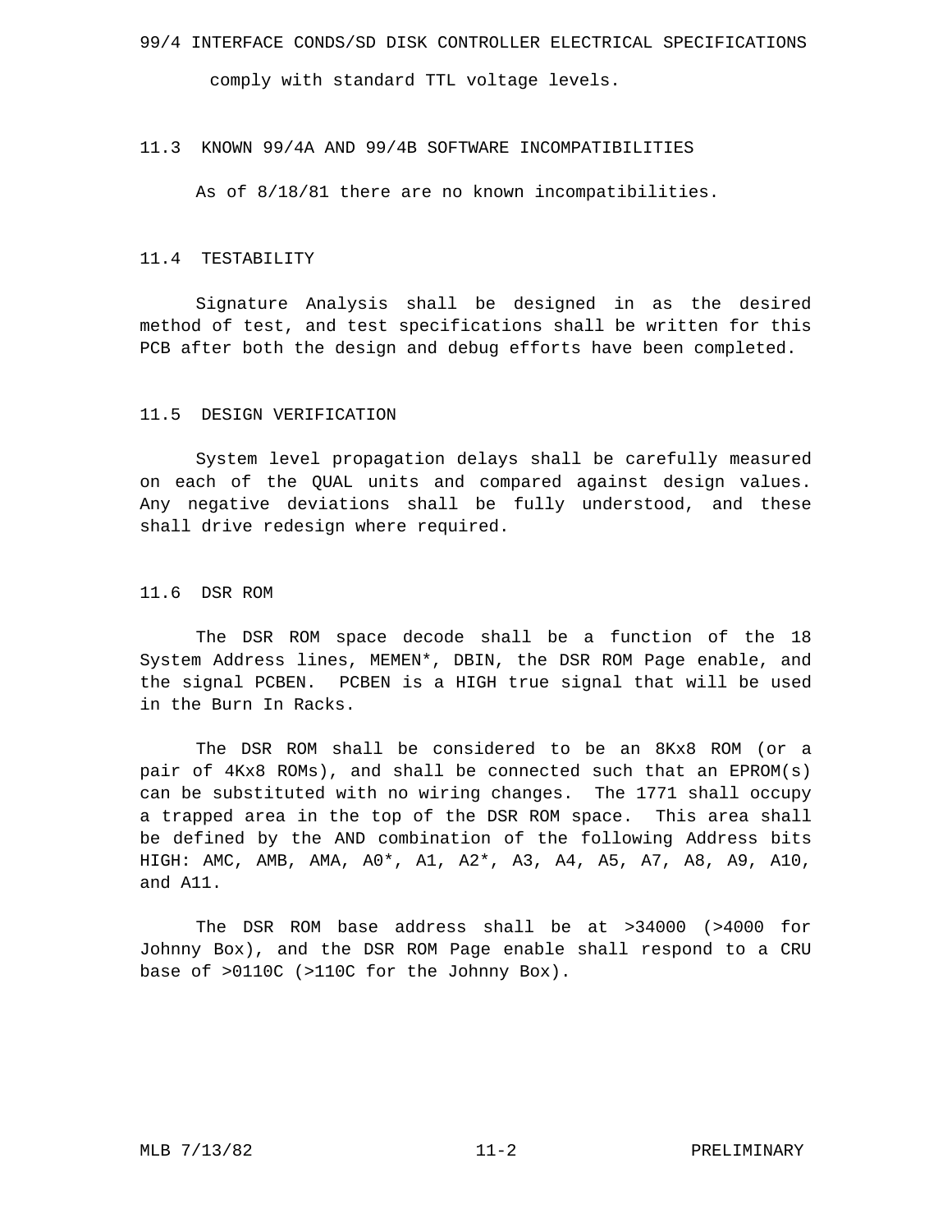comply with standard TTL voltage levels.

## 11.3 KNOWN 99/4A AND 99/4B SOFTWARE INCOMPATIBILITIES

As of 8/18/81 there are no known incompatibilities.

## 11.4 TESTABILITY

Signature Analysis shall be designed in as the desired method of test, and test specifications shall be written for this PCB after both the design and debug efforts have been completed.

## 11.5 DESIGN VERIFICATION

System level propagation delays shall be carefully measured on each of the QUAL units and compared against design values. Any negative deviations shall be fully understood, and these shall drive redesign where required.

## 11.6 DSR ROM

The DSR ROM space decode shall be a function of the 18 System Address lines, MEMEN*, DBIN, the DSR ROM Page enable, and the signal PCBEN. PCBEN is a HIGH true signal that will be used in the Burn In Racks.

The DSR ROM shall be considered to be an 8Kx8 ROM (or a pair of 4Kx8 ROMs), and shall be connected such that an EPROM(s) can be substituted with no wiring changes. The 1771 shall occupy a trapped area in the top of the DSR ROM space. This area shall be defined by the AND combination of the following Address bits HIGH: AMC, AMB, AMA, A0*, A1, A2*, A3, A4, A5, A7, A8, A9, A10, and A11.

The DSR ROM base address shall be at >34000 (>4000 for Johnny Box), and the DSR ROM Page enable shall respond to a CRU base of >0110C (>110C for the Johnny Box).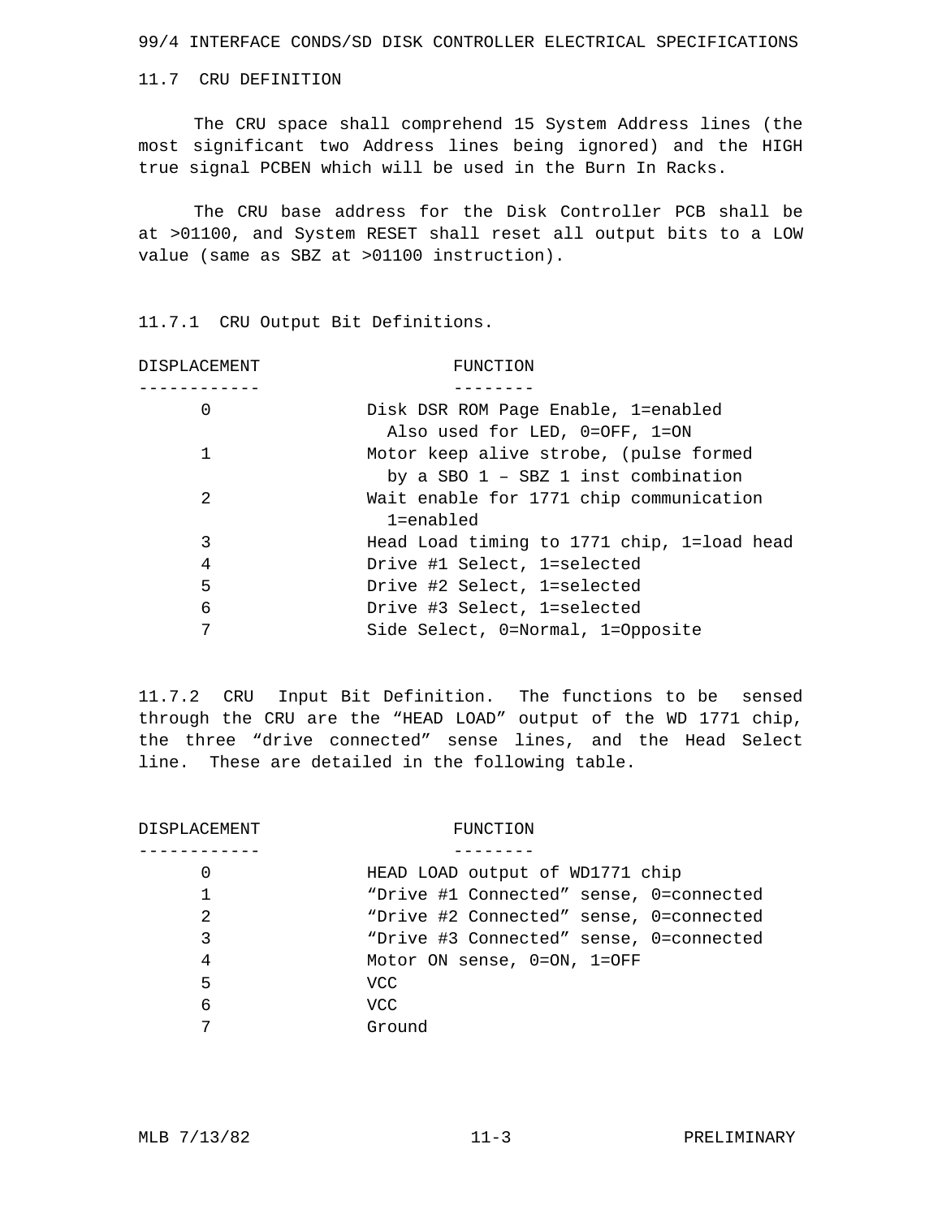## 11.7 CRU DEFINITION

The CRU space shall comprehend 15 System Address lines (the most significant two Address lines being ignored) and the HIGH true signal PCBEN which will be used in the Burn In Racks.

The CRU base address for the Disk Controller PCB shall be at >01100, and System RESET shall reset all output bits to a LOW value (same as SBZ at >01100 instruction).

### 11.7.1 CRU Output Bit Definitions.

| DISPLACEMENT | FUNCTION |
|---|---|
| 0 | Disk DSR ROM Page Enable, 1=enabled<br>Also used for LED, 0=OFF, 1=ON |
| 1 | Motor keep alive strobe, (pulse formed<br>by a SBO 1 – SBZ 1 inst combination |
| 2 | Wait enable for 1771 chip communication<br>1=enabled |
| 3 | Head Load timing to 1771 chip, 1=load head |
| 4 | Drive #1 Select, 1=selected |
| 5 | Drive #2 Select, 1=selected |
| 6 | Drive #3 Select, 1=selected |
| 7 | Side Select, 0=Normal, 1=Opposite |

### 11.7.2 CRU Input Bit Definition.

The functions to be sensed through the CRU are the “HEAD LOAD” output of the WD 1771 chip, the three “drive connected” sense lines, and the Head Select line. These are detailed in the following table.

| DISPLACEMENT | FUNCTION |
|---|---|
| 0 | HEAD LOAD output of WD1771 chip |
| 1 | “Drive #1 Connected” sense, 0=connected |
| 2 | “Drive #2 Connected” sense, 0=connected |
| 3 | “Drive #3 Connected” sense, 0=connected |
| 4 | Motor ON sense, 0=ON, 1=OFF |
| 5 | VCC |
| 6 | VCC |
| 7 | Ground |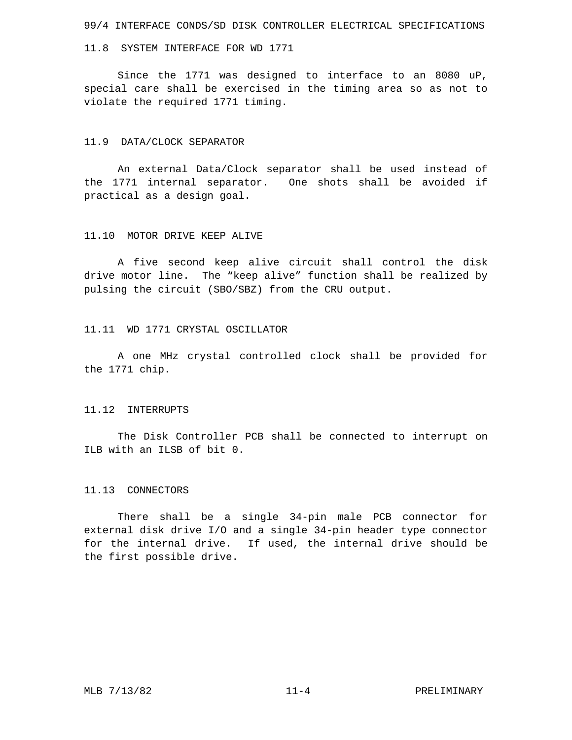## 11.8 SYSTEM INTERFACE FOR WD 1771

Since the 1771 was designed to interface to an 8080 uP, special care shall be exercised in the timing area so as not to violate the required 1771 timing.

## 11.9 DATA/CLOCK SEPARATOR

An external Data/Clock separator shall be used instead of the 1771 internal separator. One shots shall be avoided if practical as a design goal.

## 11.10 MOTOR DRIVE KEEP ALIVE

A five second keep alive circuit shall control the disk drive motor line. The "keep alive" function shall be realized by pulsing the circuit (SBO/SBZ) from the CRU output.

## 11.11 WD 1771 CRYSTAL OSCILLATOR

A one MHz crystal controlled clock shall be provided for the 1771 chip.

## 11.12 INTERRUPTS

The Disk Controller PCB shall be connected to interrupt on ILB with an ILSB of bit 0.

## 11.13 CONNECTORS

There shall be a single 34-pin male PCB connector for external disk drive I/O and a single 34-pin header type connector for the internal drive. If used, the internal drive should be the first possible drive.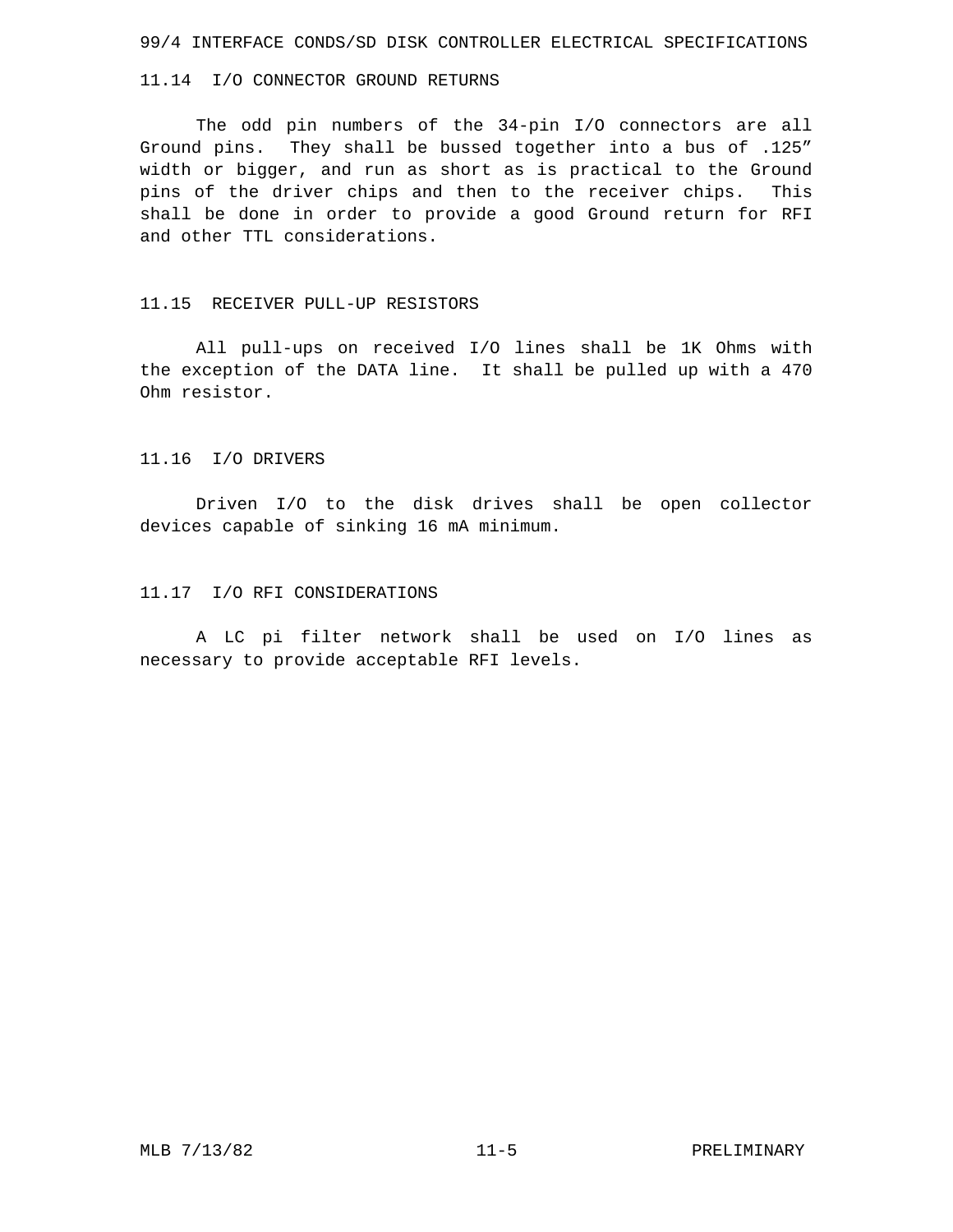### 11.14 I/O CONNECTOR GROUND RETURNS

The odd pin numbers of the 34-pin I/O connectors are all Ground pins. They shall be bussed together into a bus of .125" width or bigger, and run as short as is practical to the Ground pins of the driver chips and then to the receiver chips. This shall be done in order to provide a good Ground return for RFI and other TTL considerations.

### 11.15 RECEIVER PULL-UP RESISTORS

All pull-ups on received I/O lines shall be 1K Ohms with the exception of the DATA line. It shall be pulled up with a 470 Ohm resistor.

### 11.16 I/O DRIVERS

Driven I/O to the disk drives shall be open collector devices capable of sinking 16 mA minimum.

### 11.17 I/O RFI CONSIDERATIONS

A LC pi filter network shall be used on I/O lines as necessary to provide acceptable RFI levels.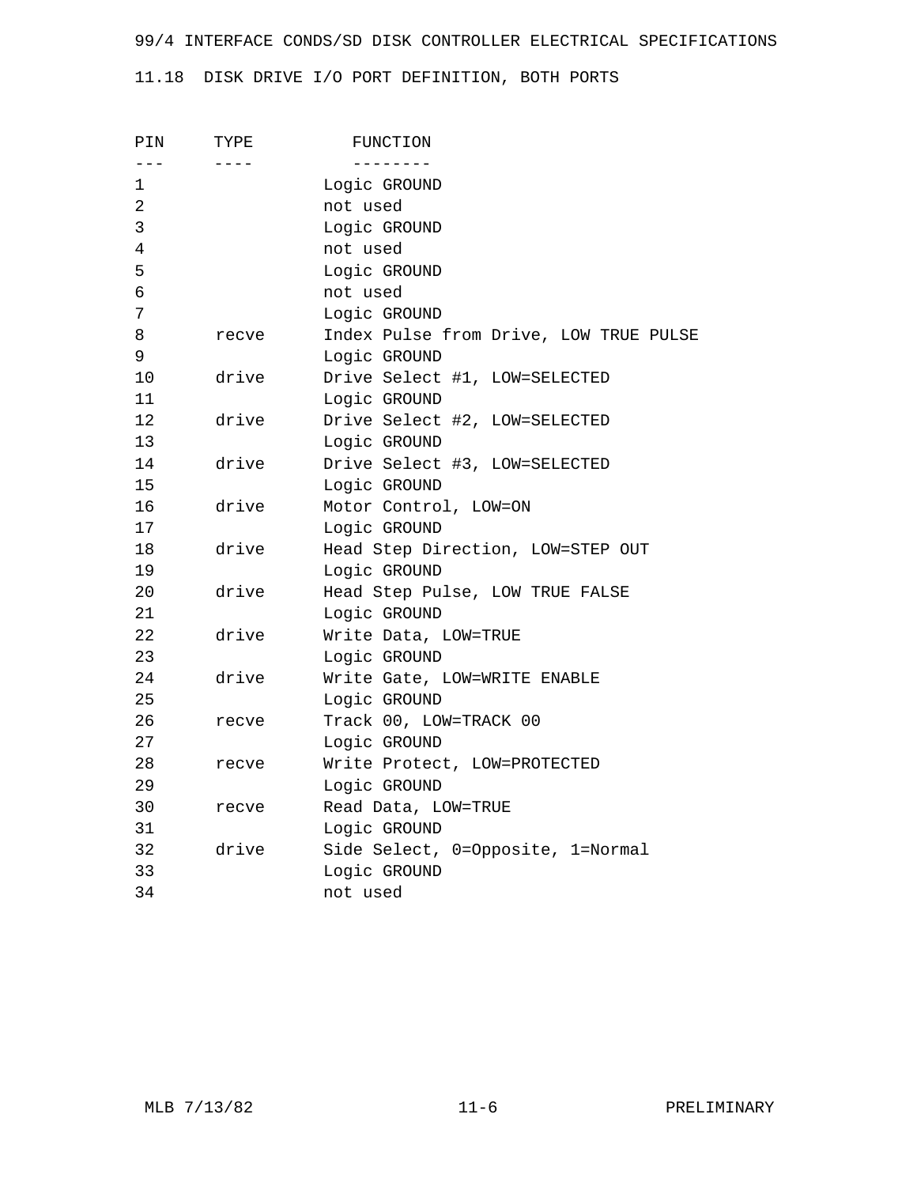## 11.18 DISK DRIVE I/O PORT DEFINITION, BOTH PORTS

| PIN | TYPE | FUNCTION |
|---|---|---|
| 1 | | Logic GROUND |
| 2 | | not used |
| 3 | | Logic GROUND |
| 4 | | not used |
| 5 | | Logic GROUND |
| 6 | | not used |
| 7 | | Logic GROUND |
| 8 | recve | Index Pulse from Drive, LOW TRUE PULSE |
| 9 | | Logic GROUND |
| 10 | drive | Drive Select #1, LOW=SELECTED |
| 11 | | Logic GROUND |
| 12 | drive | Drive Select #2, LOW=SELECTED |
| 13 | | Logic GROUND |
| 14 | drive | Drive Select #3, LOW=SELECTED |
| 15 | | Logic GROUND |
| 16 | drive | Motor Control, LOW=ON |
| 17 | | Logic GROUND |
| 18 | drive | Head Step Direction, LOW=STEP OUT |
| 19 | | Logic GROUND |
| 20 | drive | Head Step Pulse, LOW TRUE FALSE |
| 21 | | Logic GROUND |
| 22 | drive | Write Data, LOW=TRUE |
| 23 | | Logic GROUND |
| 24 | drive | Write Gate, LOW=WRITE ENABLE |
| 25 | | Logic GROUND |
| 26 | recve | Track 00, LOW=TRACK 00 |
| 27 | | Logic GROUND |
| 28 | recve | Write Protect, LOW=PROTECTED |
| 29 | | Logic GROUND |
| 30 | recve | Read Data, LOW=TRUE |
| 31 | | Logic GROUND |
| 32 | drive | Side Select, 0=Opposite, 1=Normal |
| 33 | | Logic GROUND |
| 34 | | not used |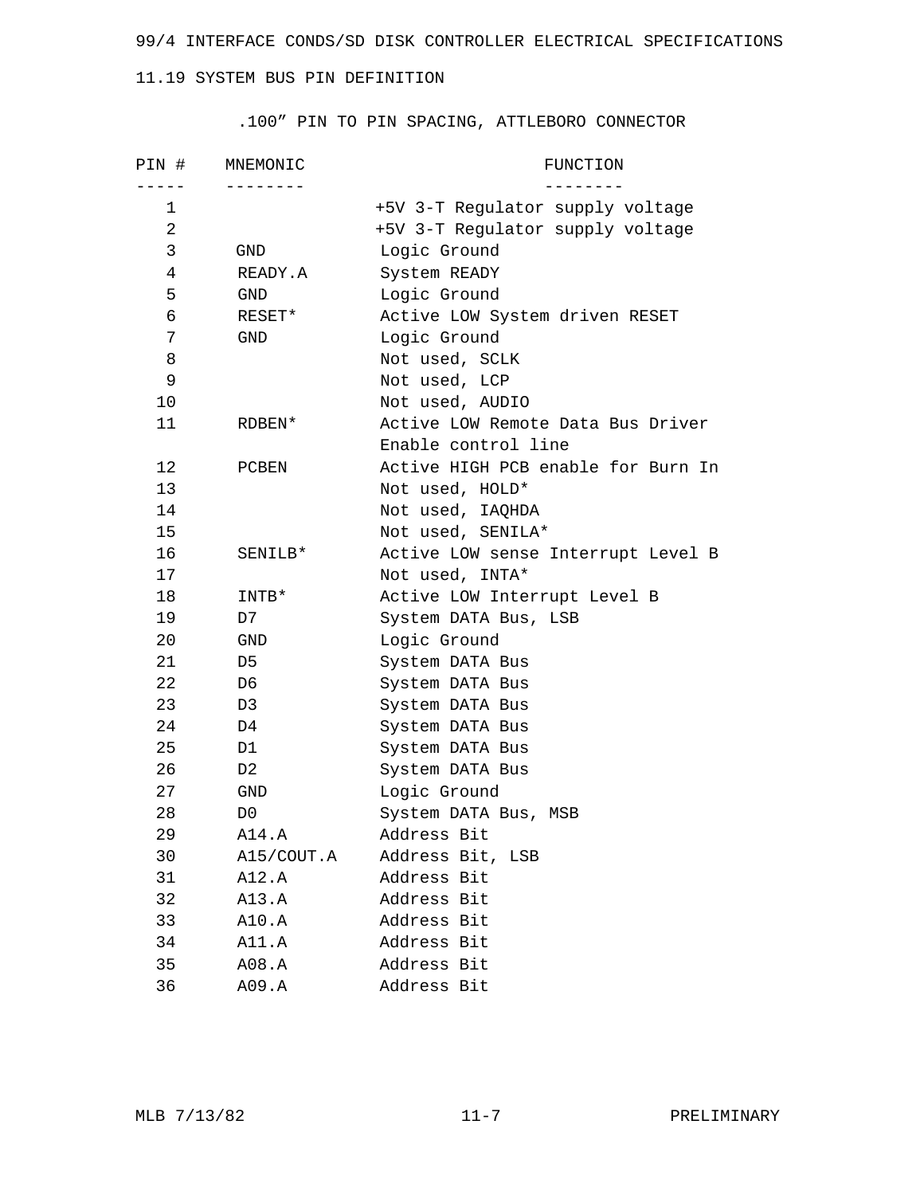## 11.19 SYSTEM BUS PIN DEFINITION

.100” PIN TO PIN SPACING, ATTLEBORO CONNECTOR

| PIN # | MNEMONIC | FUNCTION |
|---|---|---|
| 1 | | +5V 3-T Regulator supply voltage |
| 2 | | +5V 3-T Regulator supply voltage |
| 3 | GND | Logic Ground |
| 4 | READY.A | System READY |
| 5 | GND | Logic Ground |
| 6 | RESET* | Active LOW System driven RESET |
| 7 | GND | Logic Ground |
| 8 | | Not used, SCLK |
| 9 | | Not used, LCP |
| 10 | | Not used, AUDIO |
| 11 | RDBEN* | Active LOW Remote Data Bus Driver Enable control line |
| 12 | PCBEN | Active HIGH PCB enable for Burn In |
| 13 | | Not used, HOLD* |
| 14 | | Not used, IAQHDA |
| 15 | | Not used, SENILA* |
| 16 | SENILB* | Active LOW sense Interrupt Level B |
| 17 | | Not used, INTA* |
| 18 | INTB* | Active LOW Interrupt Level B |
| 19 | D7 | System DATA Bus, LSB |
| 20 | GND | Logic Ground |
| 21 | D5 | System DATA Bus |
| 22 | D6 | System DATA Bus |
| 23 | D3 | System DATA Bus |
| 24 | D4 | System DATA Bus |
| 25 | D1 | System DATA Bus |
| 26 | D2 | System DATA Bus |
| 27 | GND | Logic Ground |
| 28 | D0 | System DATA Bus, MSB |
| 29 | A14.A | Address Bit |
| 30 | A15/COUT.A | Address Bit, LSB |
| 31 | A12.A | Address Bit |
| 32 | A13.A | Address Bit |
| 33 | A10.A | Address Bit |
| 34 | A11.A | Address Bit |
| 35 | A08.A | Address Bit |
| 36 | A09.A | Address Bit |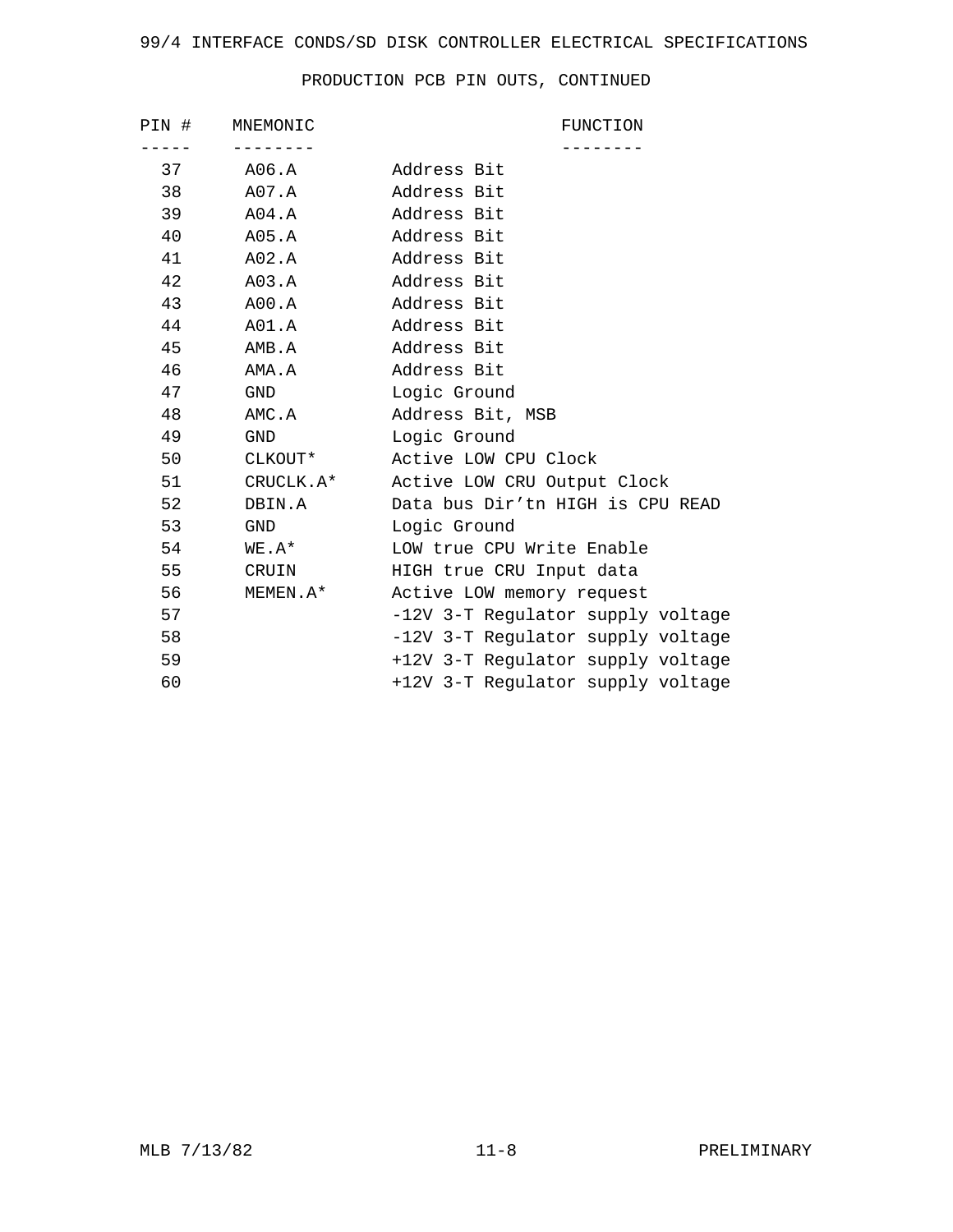# 99/4 INTERFACE CONDS/SD DISK CONTROLLER ELECTRICAL SPECIFICATIONS

## PRODUCTION PCB PIN OUTS, CONTINUED

| PIN # | MNEMONIC | FUNCTION |
|---|---|---|
| 37 | A06.A | Address Bit |
| 38 | A07.A | Address Bit |
| 39 | A04.A | Address Bit |
| 40 | A05.A | Address Bit |
| 41 | A02.A | Address Bit |
| 42 | A03.A | Address Bit |
| 43 | A00.A | Address Bit |
| 44 | A01.A | Address Bit |
| 45 | AMB.A | Address Bit |
| 46 | AMA.A | Address Bit |
| 47 | GND | Logic Ground |
| 48 | AMC.A | Address Bit, MSB |
| 49 | GND | Logic Ground |
| 50 | CLKOUT* | Active LOW CPU Clock |
| 51 | CRUCLK.A* | Active LOW CRU Output Clock |
| 52 | DBIN.A | Data bus Dir'tn HIGH is CPU READ |
| 53 | GND | Logic Ground |
| 54 | WE.A* | LOW true CPU Write Enable |
| 55 | CRUIN | HIGH true CRU Input data |
| 56 | MEMEN.A* | Active LOW memory request |
| 57 | | -12V 3-T Regulator supply voltage |
| 58 | | -12V 3-T Regulator supply voltage |
| 59 | | +12V 3-T Regulator supply voltage |
| 60 | | +12V 3-T Regulator supply voltage |

MLB 7/13/82 PRELIMINARY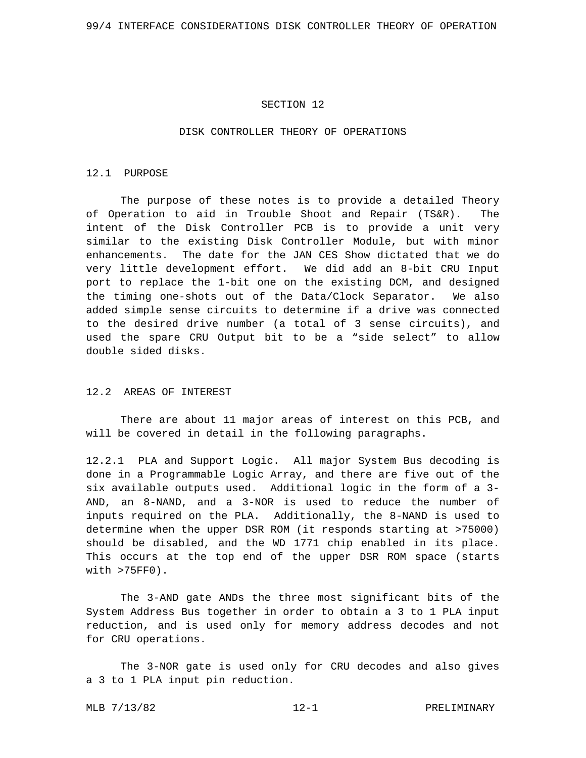# SECTION 12

## DISK CONTROLLER THEORY OF OPERATIONS

### 12.1 PURPOSE

The purpose of these notes is to provide a detailed Theory of Operation to aid in Trouble Shoot and Repair (TS&R). The intent of the Disk Controller PCB is to provide a unit very similar to the existing Disk Controller Module, but with minor enhancements. The date for the JAN CES Show dictated that we do very little development effort. We did add an 8-bit CRU Input port to replace the 1-bit one on the existing DCM, and designed the timing one-shots out of the Data/Clock Separator. We also added simple sense circuits to determine if a drive was connected to the desired drive number (a total of 3 sense circuits), and used the spare CRU Output bit to be a “side select” to allow double sided disks.

### 12.2 AREAS OF INTEREST

There are about 11 major areas of interest on this PCB, and will be covered in detail in the following paragraphs.

12.2.1 PLA and Support Logic. All major System Bus decoding is done in a Programmable Logic Array, and there are five out of the six available outputs used. Additional logic in the form of a 3-AND, an 8-NAND, and a 3-NOR is used to reduce the number of inputs required on the PLA. Additionally, the 8-NAND is used to determine when the upper DSR ROM (it responds starting at >75000) should be disabled, and the WD 1771 chip enabled in its place. This occurs at the top end of the upper DSR ROM space (starts with >75FF0).

The 3-AND gate ANDs the three most significant bits of the System Address Bus together in order to obtain a 3 to 1 PLA input reduction, and is used only for memory address decodes and not for CRU operations.

The 3-NOR gate is used only for CRU decodes and also gives a 3 to 1 PLA input pin reduction.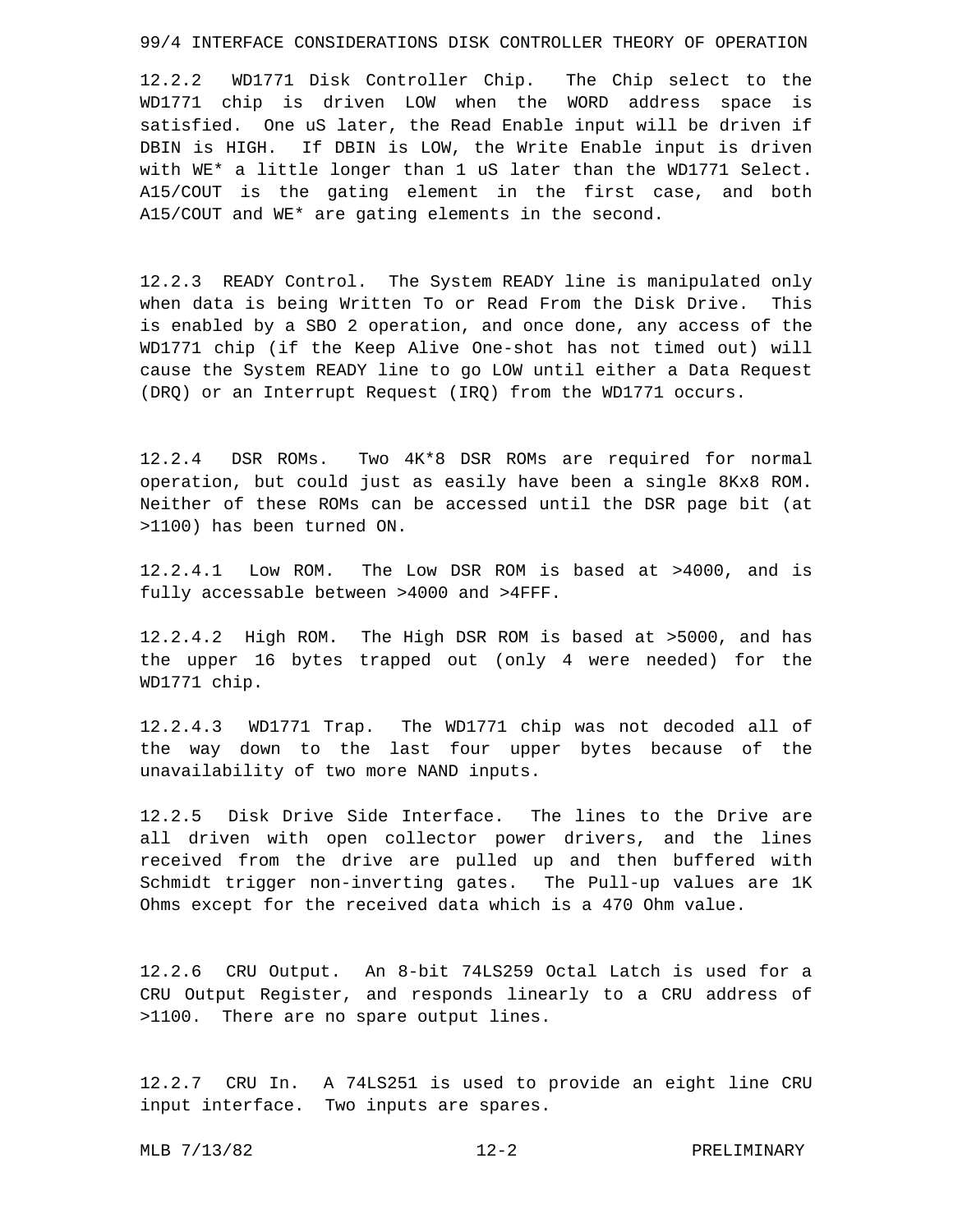12.2.2  WD1771 Disk Controller Chip.  The Chip select to the WD1771 chip is driven LOW when the WORD address space is satisfied.  One uS later, the Read Enable input will be driven if DBIN is HIGH.  If DBIN is LOW, the Write Enable input is driven with WE* a little longer than 1 uS later than the WD1771 Select. A15/COUT is the gating element in the first case, and both A15/COUT and WE* are gating elements in the second.

12.2.3  READY Control.  The System READY line is manipulated only when data is being Written To or Read From the Disk Drive.  This is enabled by a SBO 2 operation, and once done, any access of the WD1771 chip (if the Keep Alive One-shot has not timed out) will cause the System READY line to go LOW until either a Data Request (DRQ) or an Interrupt Request (IRQ) from the WD1771 occurs.

12.2.4  DSR ROMs.  Two 4K*8 DSR ROMs are required for normal operation, but could just as easily have been a single 8Kx8 ROM. Neither of these ROMs can be accessed until the DSR page bit (at >1100) has been turned ON.

12.2.4.1  Low ROM.  The Low DSR ROM is based at >4000, and is fully accessable between >4000 and >4FFF.

12.2.4.2  High ROM.  The High DSR ROM is based at >5000, and has the upper 16 bytes trapped out (only 4 were needed) for the WD1771 chip.

12.2.4.3  WD1771 Trap.  The WD1771 chip was not decoded all of the way down to the last four upper bytes because of the unavailability of two more NAND inputs.

12.2.5  Disk Drive Side Interface.  The lines to the Drive are all driven with open collector power drivers, and the lines received from the drive are pulled up and then buffered with Schmidt trigger non-inverting gates.  The Pull-up values are 1K Ohms except for the received data which is a 470 Ohm value.

12.2.6  CRU Output.  An 8-bit 74LS259 Octal Latch is used for a CRU Output Register, and responds linearly to a CRU address of >1100.  There are no spare output lines.

12.2.7  CRU In.  A 74LS251 is used to provide an eight line CRU input interface.  Two inputs are spares.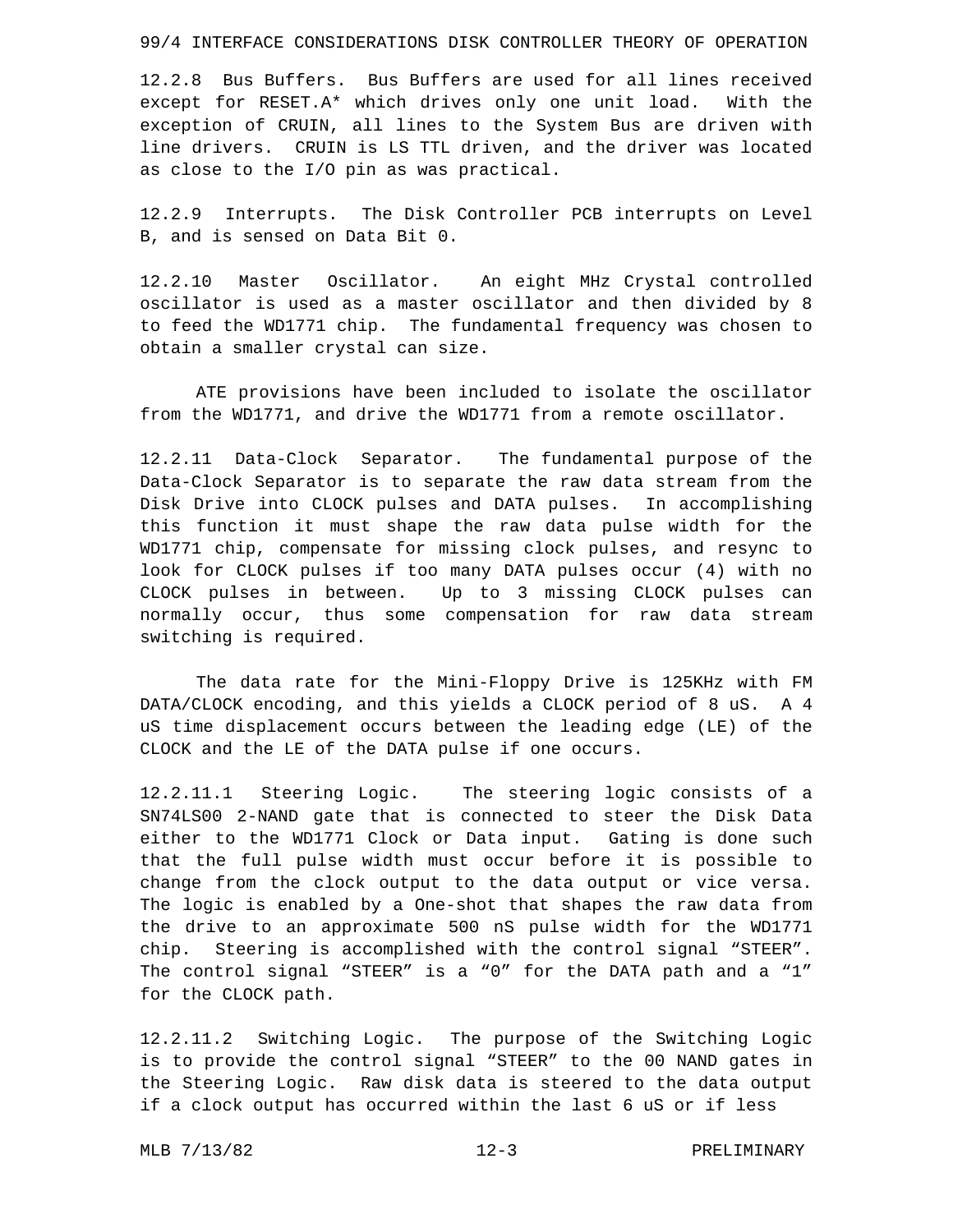12.2.8 Bus Buffers. Bus Buffers are used for all lines received except for RESET.A* which drives only one unit load. With the exception of CRUIN, all lines to the System Bus are driven with line drivers. CRUIN is LS TTL driven, and the driver was located as close to the I/O pin as was practical.

12.2.9 Interrupts. The Disk Controller PCB interrupts on Level B, and is sensed on Data Bit 0.

12.2.10 Master Oscillator. An eight MHz Crystal controlled oscillator is used as a master oscillator and then divided by 8 to feed the WD1771 chip. The fundamental frequency was chosen to obtain a smaller crystal can size.

ATE provisions have been included to isolate the oscillator from the WD1771, and drive the WD1771 from a remote oscillator.

12.2.11 Data-Clock Separator. The fundamental purpose of the Data-Clock Separator is to separate the raw data stream from the Disk Drive into CLOCK pulses and DATA pulses. In accomplishing this function it must shape the raw data pulse width for the WD1771 chip, compensate for missing clock pulses, and resync to look for CLOCK pulses if too many DATA pulses occur (4) with no CLOCK pulses in between. Up to 3 missing CLOCK pulses can normally occur, thus some compensation for raw data stream switching is required.

The data rate for the Mini-Floppy Drive is 125KHz with FM DATA/CLOCK encoding, and this yields a CLOCK period of 8 uS. A 4 uS time displacement occurs between the leading edge (LE) of the CLOCK and the LE of the DATA pulse if one occurs.

12.2.11.1 Steering Logic. The steering logic consists of a SN74LS00 2-NAND gate that is connected to steer the Disk Data either to the WD1771 Clock or Data input. Gating is done such that the full pulse width must occur before it is possible to change from the clock output to the data output or vice versa. The logic is enabled by a One-shot that shapes the raw data from the drive to an approximate 500 nS pulse width for the WD1771 chip. Steering is accomplished with the control signal "STEER". The control signal "STEER" is a "0" for the DATA path and a "1" for the CLOCK path.

12.2.11.2 Switching Logic. The purpose of the Switching Logic is to provide the control signal "STEER" to the 00 NAND gates in the Steering Logic. Raw disk data is steered to the data output if a clock output has occurred within the last 6 uS or if less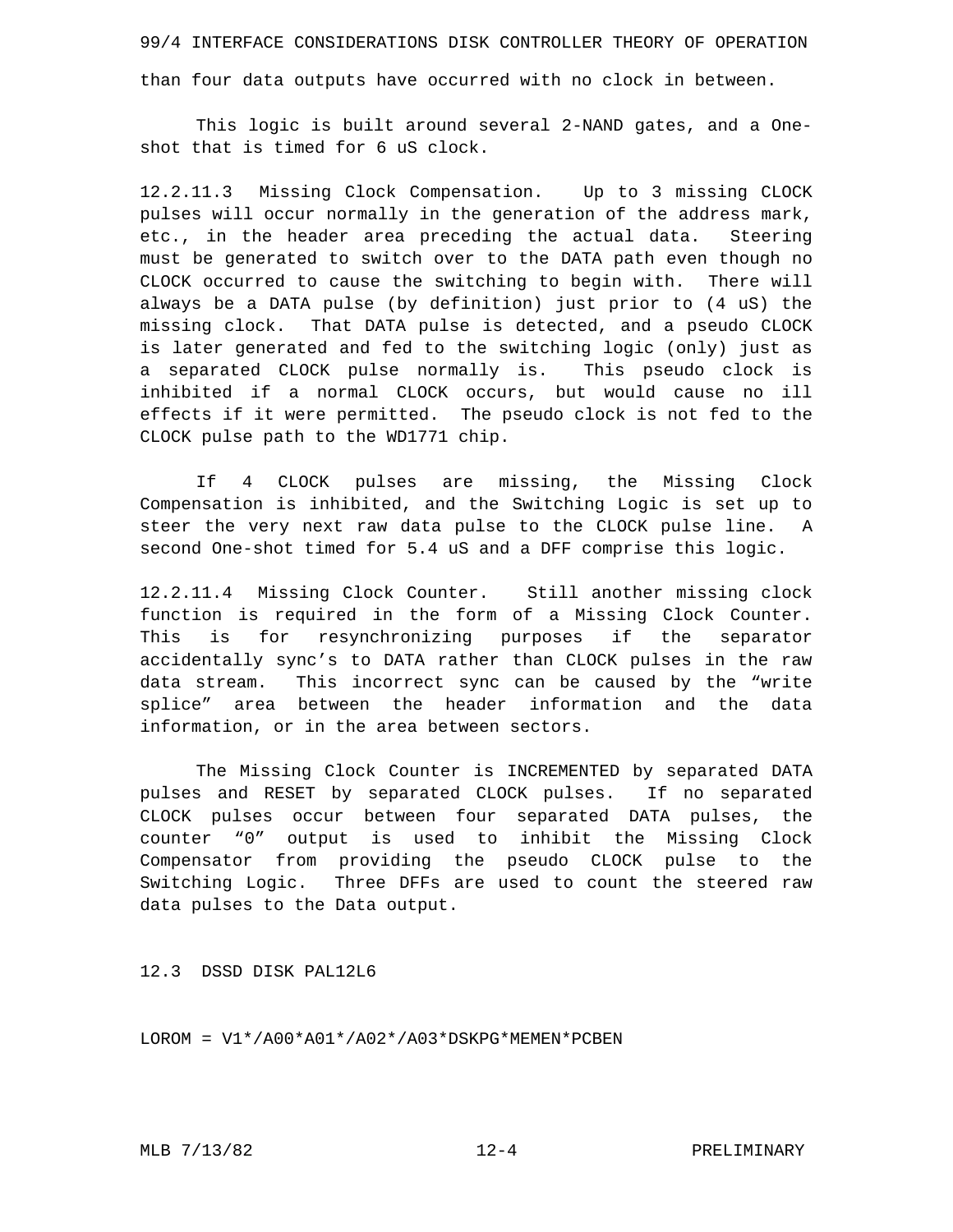than four data outputs have occurred with no clock in between.

This logic is built around several 2-NAND gates, and a One-shot that is timed for 6 uS clock.

12.2.11.3 Missing Clock Compensation. Up to 3 missing CLOCK pulses will occur normally in the generation of the address mark, etc., in the header area preceding the actual data. Steering must be generated to switch over to the DATA path even though no CLOCK occurred to cause the switching to begin with. There will always be a DATA pulse (by definition) just prior to (4 uS) the missing clock. That DATA pulse is detected, and a pseudo CLOCK is later generated and fed to the switching logic (only) just as a separated CLOCK pulse normally is. This pseudo clock is inhibited if a normal CLOCK occurs, but would cause no ill effects if it were permitted. The pseudo clock is not fed to the CLOCK pulse path to the WD1771 chip.

If 4 CLOCK pulses are missing, the Missing Clock Compensation is inhibited, and the Switching Logic is set up to steer the very next raw data pulse to the CLOCK pulse line. A second One-shot timed for 5.4 uS and a DFF comprise this logic.

12.2.11.4 Missing Clock Counter. Still another missing clock function is required in the form of a Missing Clock Counter. This is for resynchronizing purposes if the separator accidentally sync's to DATA rather than CLOCK pulses in the raw data stream. This incorrect sync can be caused by the "write splice" area between the header information and the data information, or in the area between sectors.

The Missing Clock Counter is INCREMENTED by separated DATA pulses and RESET by separated CLOCK pulses. If no separated CLOCK pulses occur between four separated DATA pulses, the counter "0" output is used to inhibit the Missing Clock Compensator from providing the pseudo CLOCK pulse to the Switching Logic. Three DFFs are used to count the steered raw data pulses to the Data output.

## 12.3 DSSD DISK PAL12L6

LOROM = V1*/A00*A01*/A02*/A03*DSKPG*MEMEN*PCBEN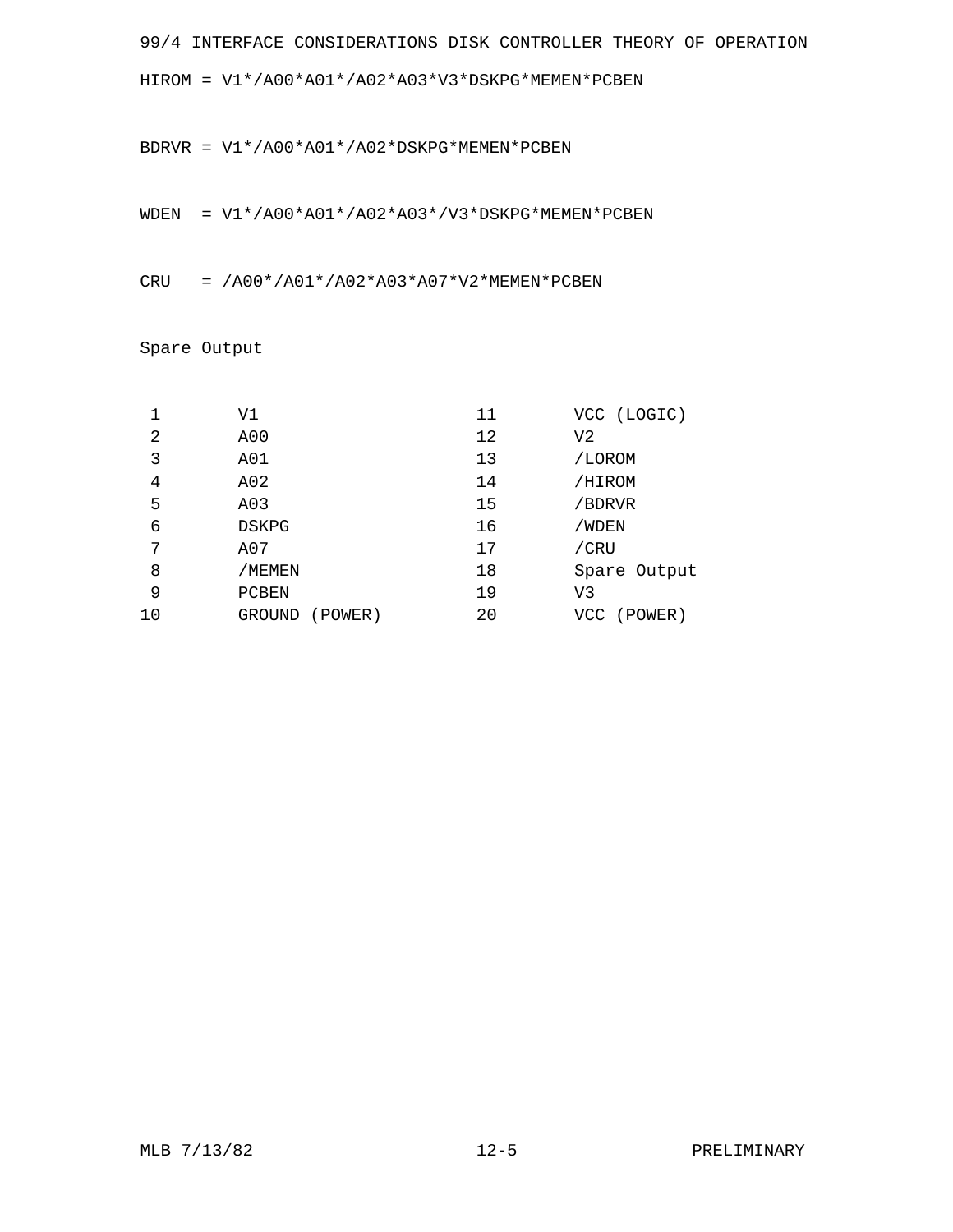HIROM = V1*/A00*A01*/A02*A03*V3*DSKPG*MEMEN*PCBEN

BDRVR = V1*/A00*A01*/A02*DSKPG*MEMEN*PCBEN

WDEN  = V1*/A00*A01*/A02*A03*/V3*DSKPG*MEMEN*PCBEN

CRU   = /A00*/A01*/A02*A03*A07*V2*MEMEN*PCBEN

Spare Output

| Pin | Signal | Pin | Signal |
|---|---|---|---|
| 1 | V1 | 11 | VCC (LOGIC) |
| 2 | A00 | 12 | V2 |
| 3 | A01 | 13 | /LOROM |
| 4 | A02 | 14 | /HIROM |
| 5 | A03 | 15 | /BDRVR |
| 6 | DSKPG | 16 | /WDEN |
| 7 | A07 | 17 | /CRU |
| 8 | /MEMEN | 18 | Spare Output |
| 9 | PCBEN | 19 | V3 |
| 10 | GROUND (POWER) | 20 | VCC (POWER) |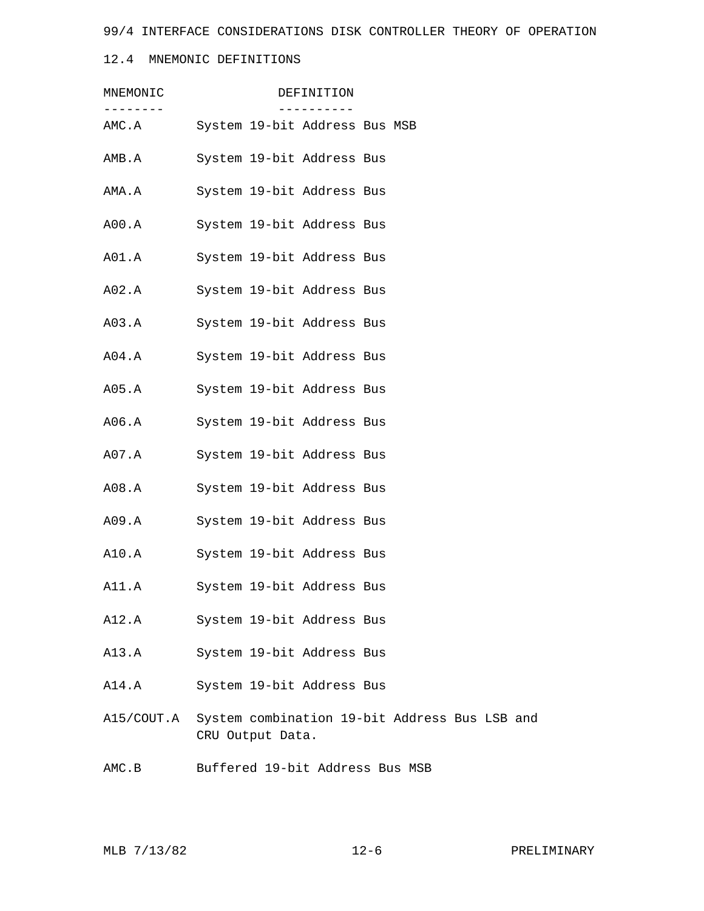## 12.4 MNEMONIC DEFINITIONS

| MNEMONIC | DEFINITION |
|---|---|
| AMC.A | System 19-bit Address Bus MSB |
| AMB.A | System 19-bit Address Bus |
| AMA.A | System 19-bit Address Bus |
| A00.A | System 19-bit Address Bus |
| A01.A | System 19-bit Address Bus |
| A02.A | System 19-bit Address Bus |
| A03.A | System 19-bit Address Bus |
| A04.A | System 19-bit Address Bus |
| A05.A | System 19-bit Address Bus |
| A06.A | System 19-bit Address Bus |
| A07.A | System 19-bit Address Bus |
| A08.A | System 19-bit Address Bus |
| A09.A | System 19-bit Address Bus |
| A10.A | System 19-bit Address Bus |
| A11.A | System 19-bit Address Bus |
| A12.A | System 19-bit Address Bus |
| A13.A | System 19-bit Address Bus |
| A14.A | System 19-bit Address Bus |
| A15/COUT.A | System combination 19-bit Address Bus LSB and CRU Output Data. |
| AMC.B | Buffered 19-bit Address Bus MSB |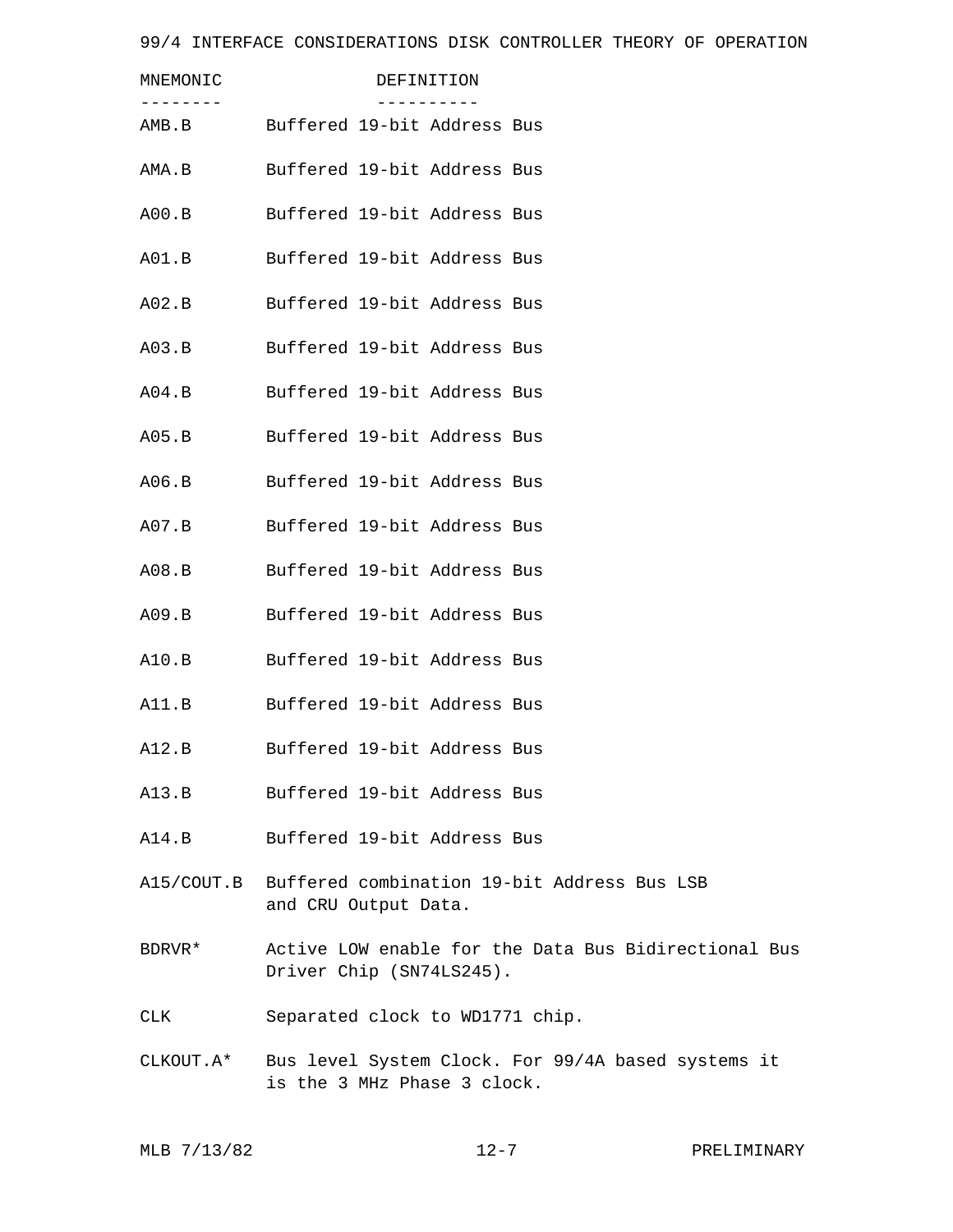| MNEMONIC | DEFINITION |
| --- | --- |
| AMB.B | Buffered 19-bit Address Bus |
| AMA.B | Buffered 19-bit Address Bus |
| A00.B | Buffered 19-bit Address Bus |
| A01.B | Buffered 19-bit Address Bus |
| A02.B | Buffered 19-bit Address Bus |
| A03.B | Buffered 19-bit Address Bus |
| A04.B | Buffered 19-bit Address Bus |
| A05.B | Buffered 19-bit Address Bus |
| A06.B | Buffered 19-bit Address Bus |
| A07.B | Buffered 19-bit Address Bus |
| A08.B | Buffered 19-bit Address Bus |
| A09.B | Buffered 19-bit Address Bus |
| A10.B | Buffered 19-bit Address Bus |
| A11.B | Buffered 19-bit Address Bus |
| A12.B | Buffered 19-bit Address Bus |
| A13.B | Buffered 19-bit Address Bus |
| A14.B | Buffered 19-bit Address Bus |
| A15/COUT.B | Buffered combination 19-bit Address Bus LSB and CRU Output Data. |
| BDRVR* | Active LOW enable for the Data Bus Bidirectional Bus Driver Chip (SN74LS245). |
| CLK | Separated clock to WD1771 chip. |
| CLKOUT.A* | Bus level System Clock. For 99/4A based systems it is the 3 MHz Phase 3 clock. |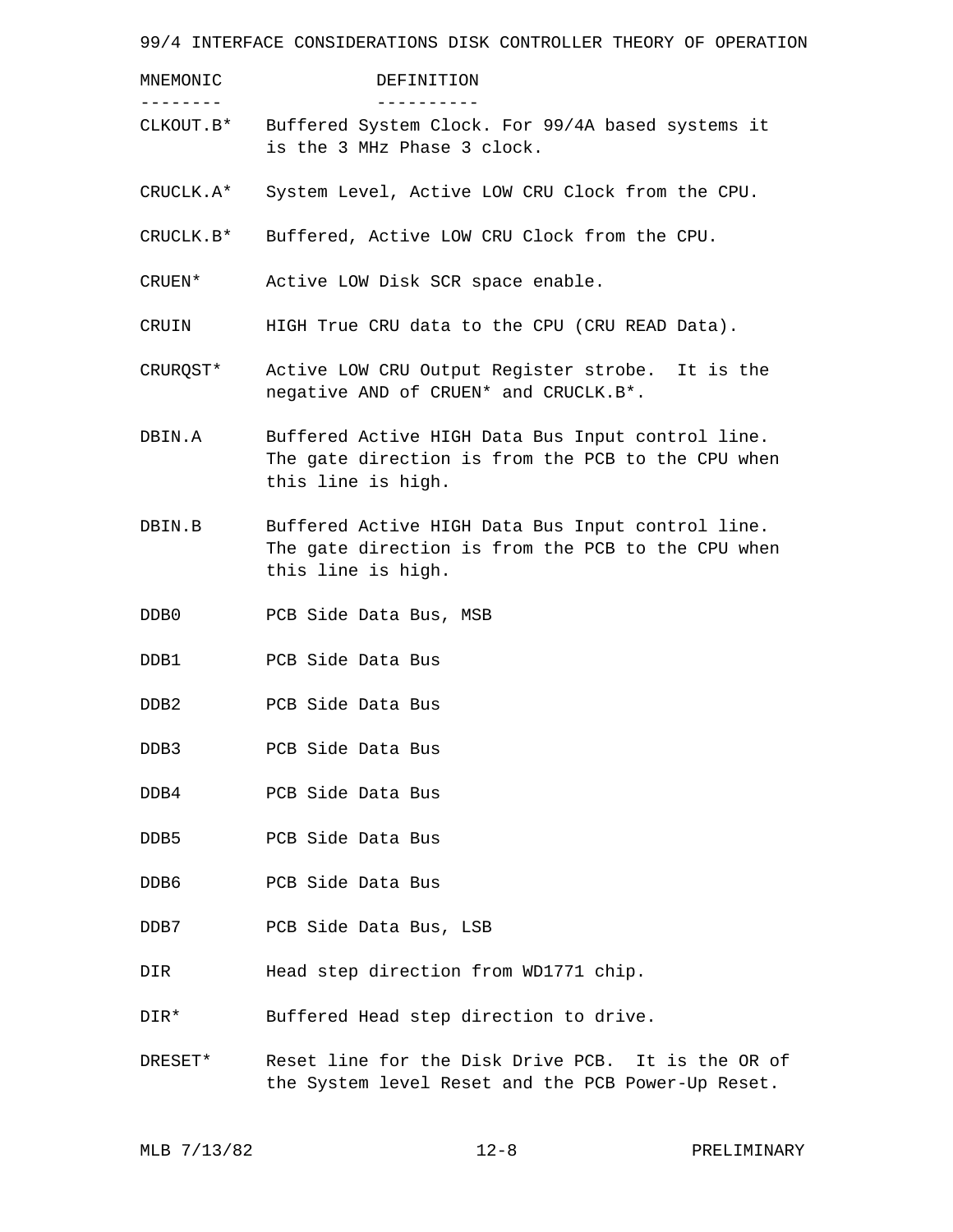| MNEMONIC | DEFINITION |
| --- | --- |
| CLKOUT.B* | Buffered System Clock. For 99/4A based systems it is the 3 MHz Phase 3 clock. |
| CRUCLK.A* | System Level, Active LOW CRU Clock from the CPU. |
| CRUCLK.B* | Buffered, Active LOW CRU Clock from the CPU. |
| CRUEN* | Active LOW Disk SCR space enable. |
| CRUIN | HIGH True CRU data to the CPU (CRU READ Data). |
| CRURQST* | Active LOW CRU Output Register strobe. It is the negative AND of CRUEN* and CRUCLK.B*. |
| DBIN.A | Buffered Active HIGH Data Bus Input control line. The gate direction is from the PCB to the CPU when this line is high. |
| DBIN.B | Buffered Active HIGH Data Bus Input control line. The gate direction is from the PCB to the CPU when this line is high. |
| DDB0 | PCB Side Data Bus, MSB |
| DDB1 | PCB Side Data Bus |
| DDB2 | PCB Side Data Bus |
| DDB3 | PCB Side Data Bus |
| DDB4 | PCB Side Data Bus |
| DDB5 | PCB Side Data Bus |
| DDB6 | PCB Side Data Bus |
| DDB7 | PCB Side Data Bus, LSB |
| DIR | Head step direction from WD1771 chip. |
| DIR* | Buffered Head step direction to drive. |
| DRESET* | Reset line for the Disk Drive PCB. It is the OR of the System level Reset and the PCB Power-Up Reset. |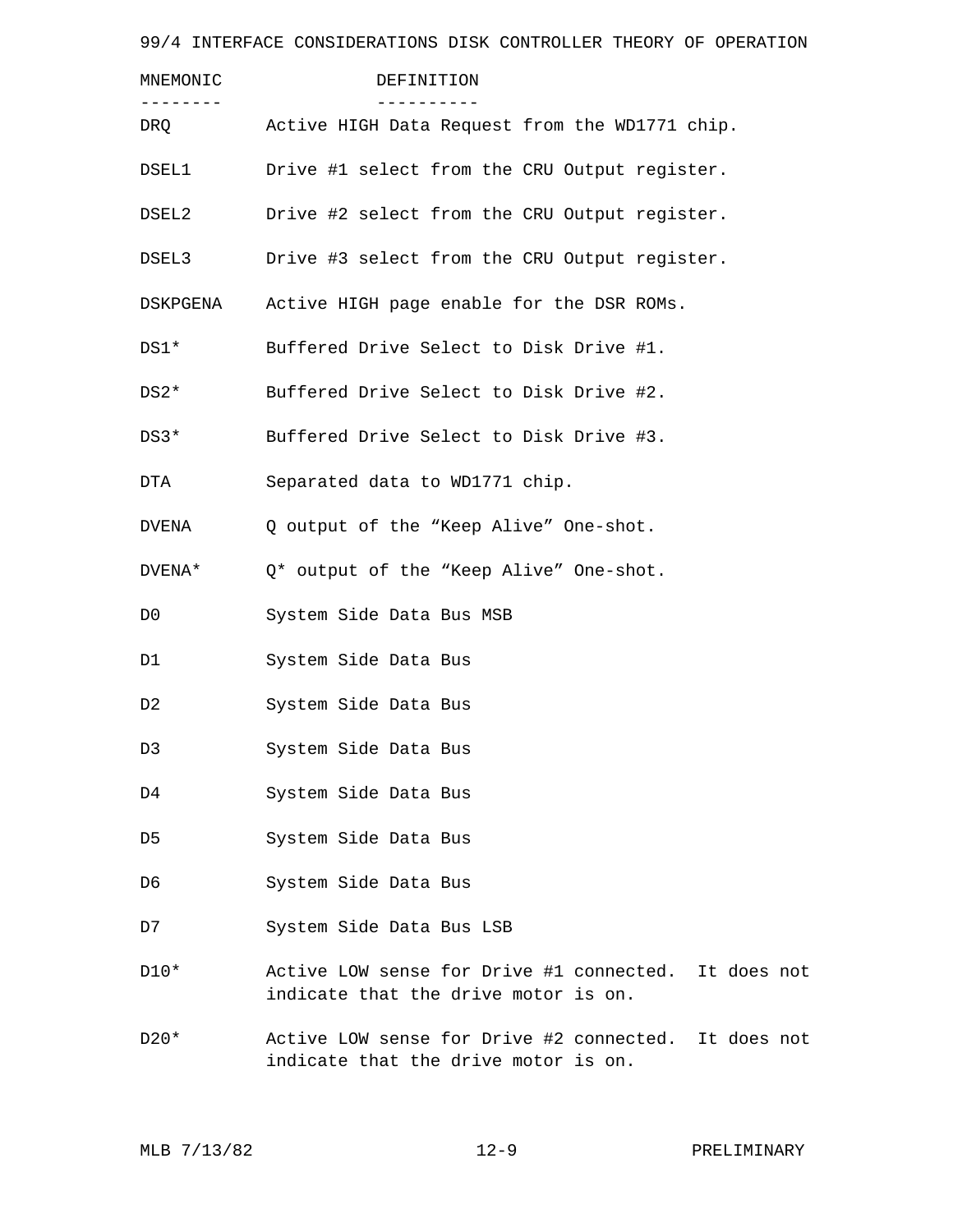| MNEMONIC | DEFINITION |
| --- | --- |
| DRQ | Active HIGH Data Request from the WD1771 chip. |
| DSEL1 | Drive #1 select from the CRU Output register. |
| DSEL2 | Drive #2 select from the CRU Output register. |
| DSEL3 | Drive #3 select from the CRU Output register. |
| DSKPGENA | Active HIGH page enable for the DSR ROMs. |
| DS1* | Buffered Drive Select to Disk Drive #1. |
| DS2* | Buffered Drive Select to Disk Drive #2. |
| DS3* | Buffered Drive Select to Disk Drive #3. |
| DTA | Separated data to WD1771 chip. |
| DVENA | Q output of the “Keep Alive” One-shot. |
| DVENA* | Q* output of the “Keep Alive” One-shot. |
| D0 | System Side Data Bus MSB |
| D1 | System Side Data Bus |
| D2 | System Side Data Bus |
| D3 | System Side Data Bus |
| D4 | System Side Data Bus |
| D5 | System Side Data Bus |
| D6 | System Side Data Bus |
| D7 | System Side Data Bus LSB |
| D10* | Active LOW sense for Drive #1 connected. It does not indicate that the drive motor is on. |
| D20* | Active LOW sense for Drive #2 connected. It does not indicate that the drive motor is on. |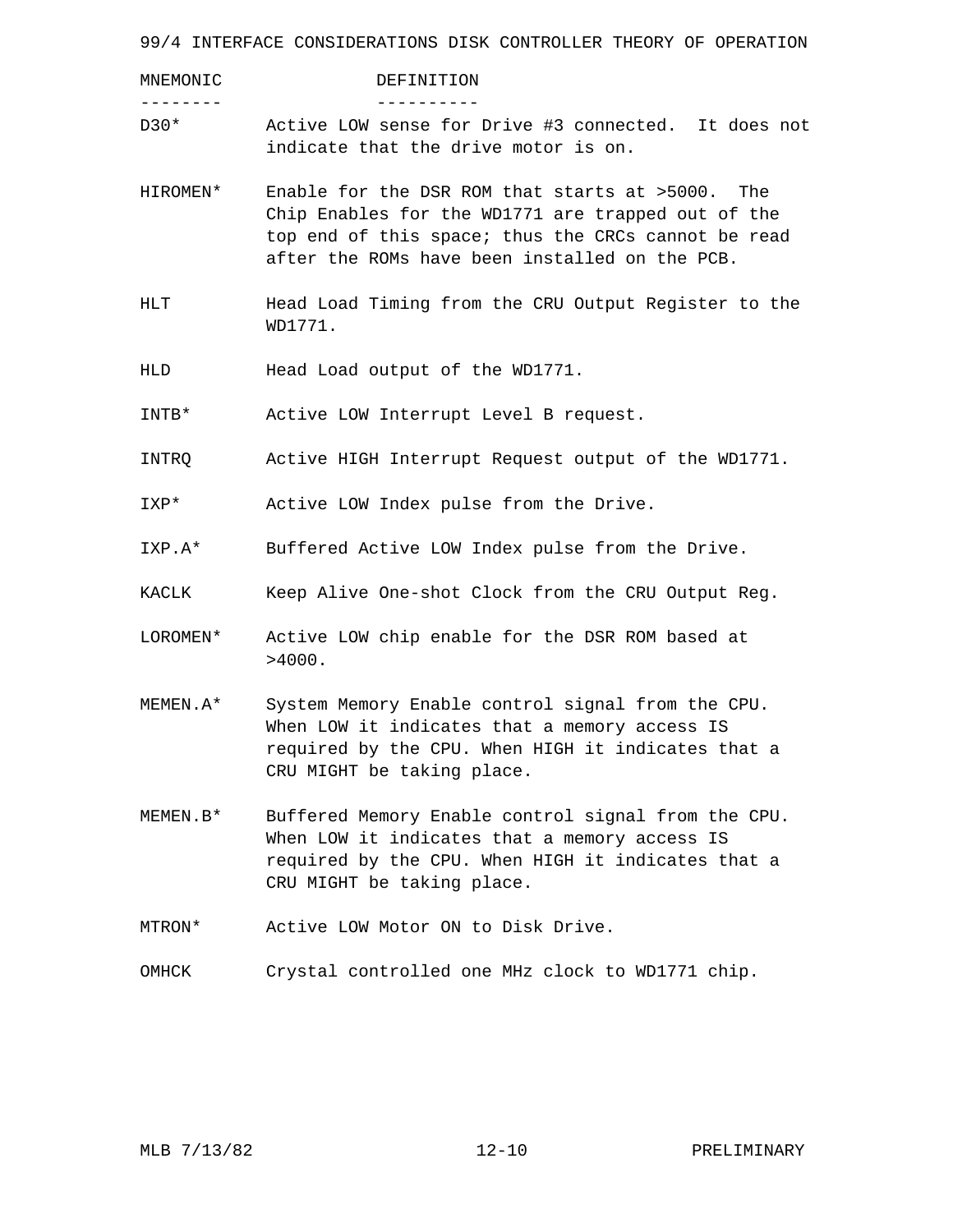| MNEMONIC | DEFINITION |
| --- | --- |
| D30* | Active LOW sense for Drive #3 connected. It does not indicate that the drive motor is on. |
| HIROMEN* | Enable for the DSR ROM that starts at >5000. The Chip Enables for the WD1771 are trapped out of the top end of this space; thus the CRCs cannot be read after the ROMs have been installed on the PCB. |
| HLT | Head Load Timing from the CRU Output Register to the WD1771. |
| HLD | Head Load output of the WD1771. |
| INTB* | Active LOW Interrupt Level B request. |
| INTRQ | Active HIGH Interrupt Request output of the WD1771. |
| IXP* | Active LOW Index pulse from the Drive. |
| IXP.A* | Buffered Active LOW Index pulse from the Drive. |
| KACLK | Keep Alive One-shot Clock from the CRU Output Reg. |
| LOROMEN* | Active LOW chip enable for the DSR ROM based at >4000. |
| MEMEN.A* | System Memory Enable control signal from the CPU. When LOW it indicates that a memory access IS required by the CPU. When HIGH it indicates that a CRU MIGHT be taking place. |
| MEMEN.B* | Buffered Memory Enable control signal from the CPU. When LOW it indicates that a memory access IS required by the CPU. When HIGH it indicates that a CRU MIGHT be taking place. |
| MTRON* | Active LOW Motor ON to Disk Drive. |
| OMHCK | Crystal controlled one MHz clock to WD1771 chip. |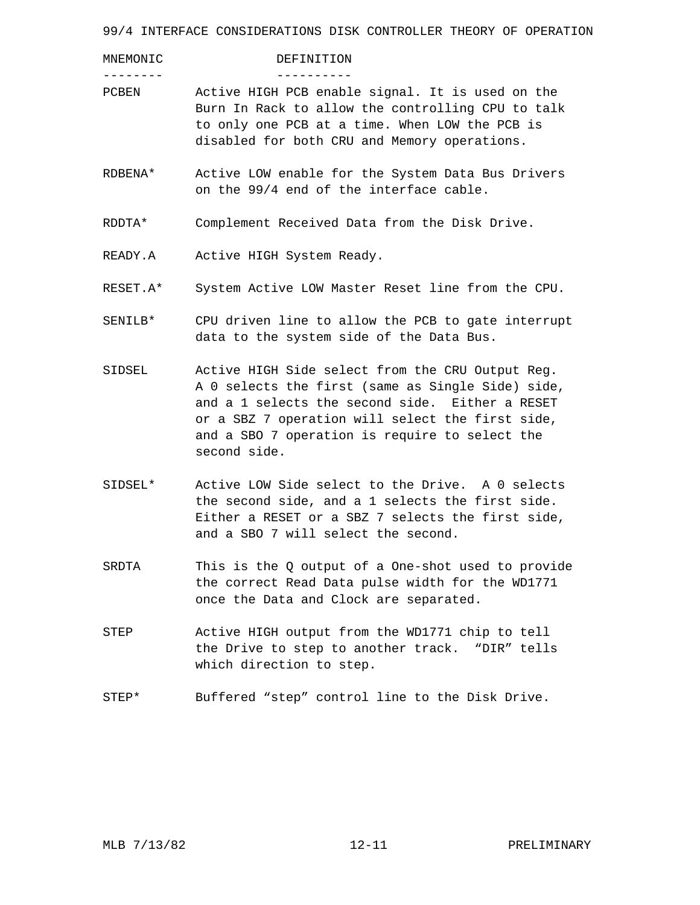| MNEMONIC | DEFINITION |
| --- | --- |
| PCBEN | Active HIGH PCB enable signal. It is used on the Burn In Rack to allow the controlling CPU to talk to only one PCB at a time. When LOW the PCB is disabled for both CRU and Memory operations. |
| RDBENA* | Active LOW enable for the System Data Bus Drivers on the 99/4 end of the interface cable. |
| RDDTA* | Complement Received Data from the Disk Drive. |
| READY.A | Active HIGH System Ready. |
| RESET.A* | System Active LOW Master Reset line from the CPU. |
| SENILB* | CPU driven line to allow the PCB to gate interrupt data to the system side of the Data Bus. |
| SIDSEL | Active HIGH Side select from the CRU Output Reg. A 0 selects the first (same as Single Side) side, and a 1 selects the second side. Either a RESET or a SBZ 7 operation will select the first side, and a SBO 7 operation is require to select the second side. |
| SIDSEL* | Active LOW Side select to the Drive. A 0 selects the second side, and a 1 selects the first side. Either a RESET or a SBZ 7 selects the first side, and a SBO 7 will select the second. |
| SRDTA | This is the Q output of a One-shot used to provide the correct Read Data pulse width for the WD1771 once the Data and Clock are separated. |
| STEP | Active HIGH output from the WD1771 chip to tell the Drive to step to another track. "DIR" tells which direction to step. |
| STEP* | Buffered "step" control line to the Disk Drive. |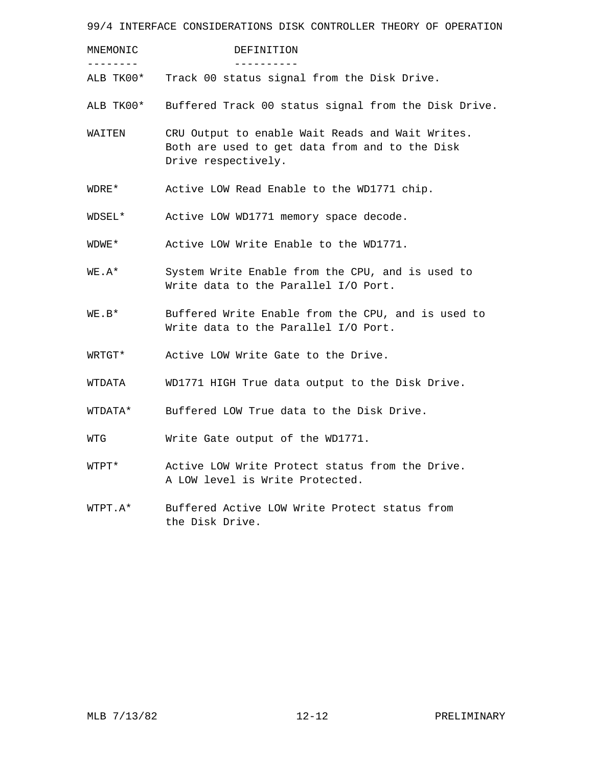| MNEMONIC | DEFINITION |
| --- | --- |
| ALB TK00* | Track 00 status signal from the Disk Drive. |
| ALB TK00* | Buffered Track 00 status signal from the Disk Drive. |
| WAITEN | CRU Output to enable Wait Reads and Wait Writes. Both are used to get data from and to the Disk Drive respectively. |
| WDRE* | Active LOW Read Enable to the WD1771 chip. |
| WDSEL* | Active LOW WD1771 memory space decode. |
| WDWE* | Active LOW Write Enable to the WD1771. |
| WE.A* | System Write Enable from the CPU, and is used to Write data to the Parallel I/O Port. |
| WE.B* | Buffered Write Enable from the CPU, and is used to Write data to the Parallel I/O Port. |
| WRTGT* | Active LOW Write Gate to the Drive. |
| WTDATA | WD1771 HIGH True data output to the Disk Drive. |
| WTDATA* | Buffered LOW True data to the Disk Drive. |
| WTG | Write Gate output of the WD1771. |
| WTPT* | Active LOW Write Protect status from the Drive. A LOW level is Write Protected. |
| WTPT.A* | Buffered Active LOW Write Protect status from the Disk Drive. |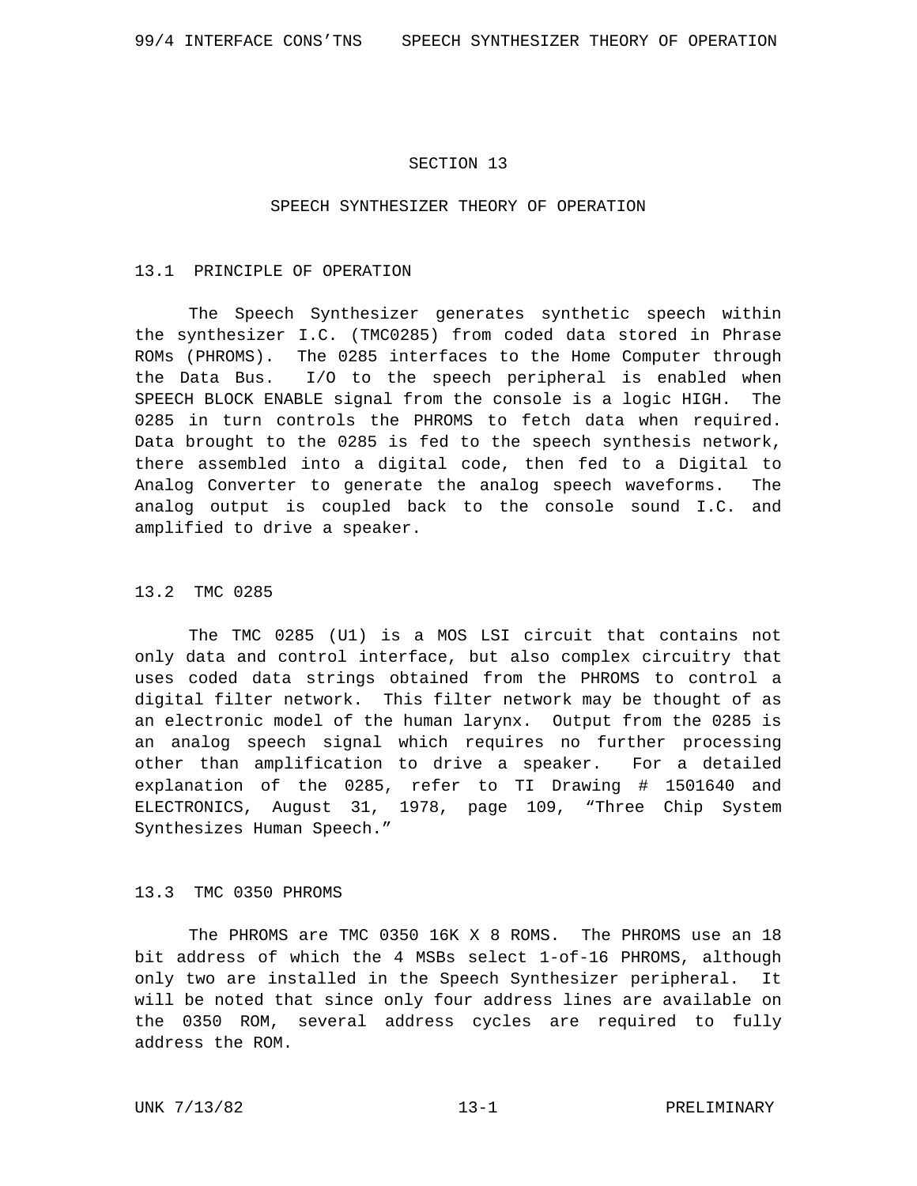# SECTION 13

# SPEECH SYNTHESIZER THEORY OF OPERATION

## 13.1 PRINCIPLE OF OPERATION

The Speech Synthesizer generates synthetic speech within the synthesizer I.C. (TMC0285) from coded data stored in Phrase ROMs (PHROMS). The 0285 interfaces to the Home Computer through the Data Bus. I/O to the speech peripheral is enabled when SPEECH BLOCK ENABLE signal from the console is a logic HIGH. The 0285 in turn controls the PHROMS to fetch data when required. Data brought to the 0285 is fed to the speech synthesis network, there assembled into a digital code, then fed to a Digital to Analog Converter to generate the analog speech waveforms. The analog output is coupled back to the console sound I.C. and amplified to drive a speaker.

## 13.2 TMC 0285

The TMC 0285 (U1) is a MOS LSI circuit that contains not only data and control interface, but also complex circuitry that uses coded data strings obtained from the PHROMS to control a digital filter network. This filter network may be thought of as an electronic model of the human larynx. Output from the 0285 is an analog speech signal which requires no further processing other than amplification to drive a speaker. For a detailed explanation of the 0285, refer to TI Drawing # 1501640 and ELECTRONICS, August 31, 1978, page 109, “Three Chip System Synthesizes Human Speech.”

## 13.3 TMC 0350 PHROMS

The PHROMS are TMC 0350 16K X 8 ROMS. The PHROMS use an 18 bit address of which the 4 MSBs select 1-of-16 PHROMS, although only two are installed in the Speech Synthesizer peripheral. It will be noted that since only four address lines are available on the 0350 ROM, several address cycles are required to fully address the ROM.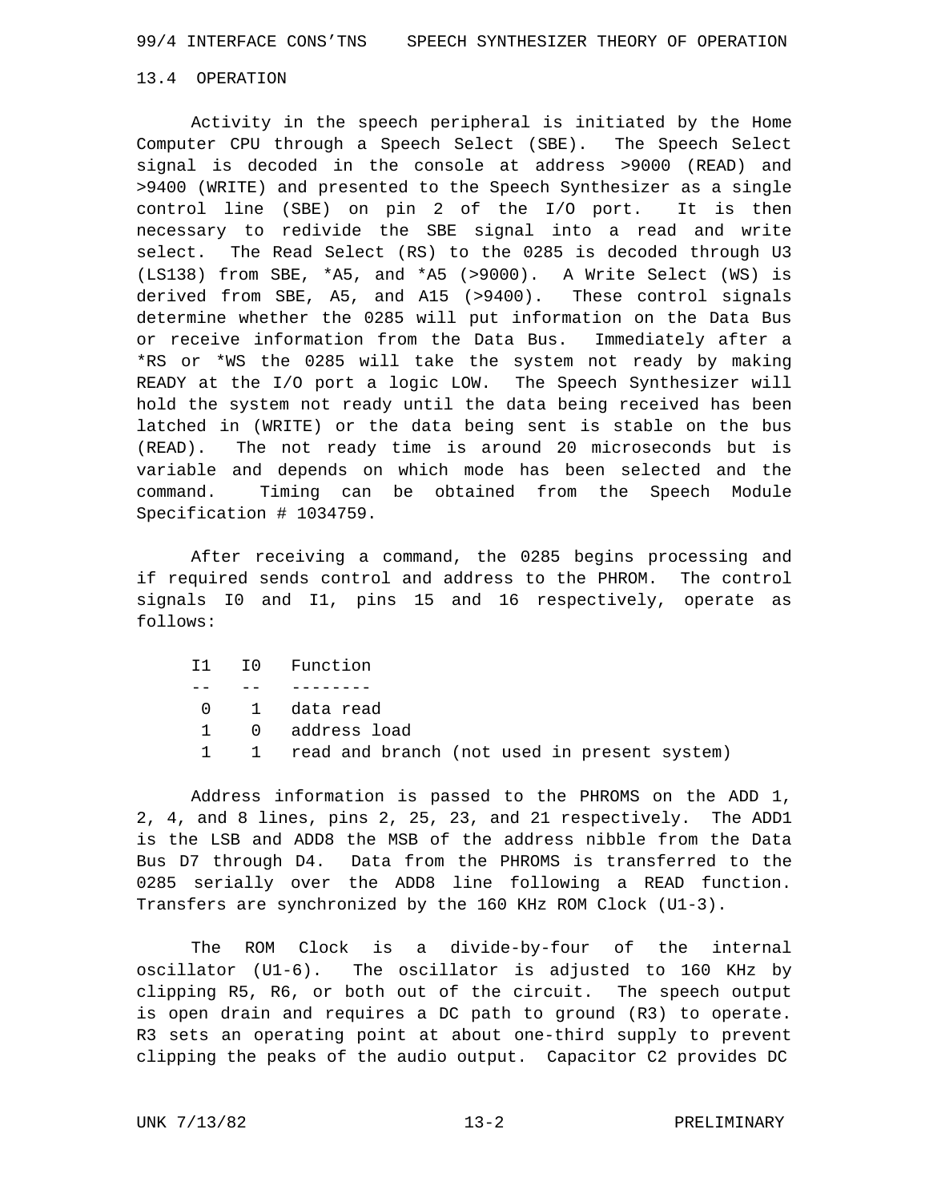## 13.4 OPERATION

Activity in the speech peripheral is initiated by the Home Computer CPU through a Speech Select (SBE). The Speech Select signal is decoded in the console at address >9000 (READ) and >9400 (WRITE) and presented to the Speech Synthesizer as a single control line (SBE) on pin 2 of the I/O port. It is then necessary to redivide the SBE signal into a read and write select. The Read Select (RS) to the 0285 is decoded through U3 (LS138) from SBE, *A5, and *A5 (>9000). A Write Select (WS) is derived from SBE, A5, and A15 (>9400). These control signals determine whether the 0285 will put information on the Data Bus or receive information from the Data Bus. Immediately after a *RS or *WS the 0285 will take the system not ready by making READY at the I/O port a logic LOW. The Speech Synthesizer will hold the system not ready until the data being received has been latched in (WRITE) or the data being sent is stable on the bus (READ). The not ready time is around 20 microseconds but is variable and depends on which mode has been selected and the command. Timing can be obtained from the Speech Module Specification # 1034759.

After receiving a command, the 0285 begins processing and if required sends control and address to the PHROM. The control signals I0 and I1, pins 15 and 16 respectively, operate as follows:

| I1 | I0 | Function |
| --- | --- | --- |
| 0 | 1 | data read |
| 1 | 0 | address load |
| 1 | 1 | read and branch (not used in present system) |

Address information is passed to the PHROMS on the ADD 1, 2, 4, and 8 lines, pins 2, 25, 23, and 21 respectively. The ADD1 is the LSB and ADD8 the MSB of the address nibble from the Data Bus D7 through D4. Data from the PHROMS is transferred to the 0285 serially over the ADD8 line following a READ function. Transfers are synchronized by the 160 KHz ROM Clock (U1-3).

The ROM Clock is a divide-by-four of the internal oscillator (U1-6). The oscillator is adjusted to 160 KHz by clipping R5, R6, or both out of the circuit. The speech output is open drain and requires a DC path to ground (R3) to operate. R3 sets an operating point at about one-third supply to prevent clipping the peaks of the audio output. Capacitor C2 provides DC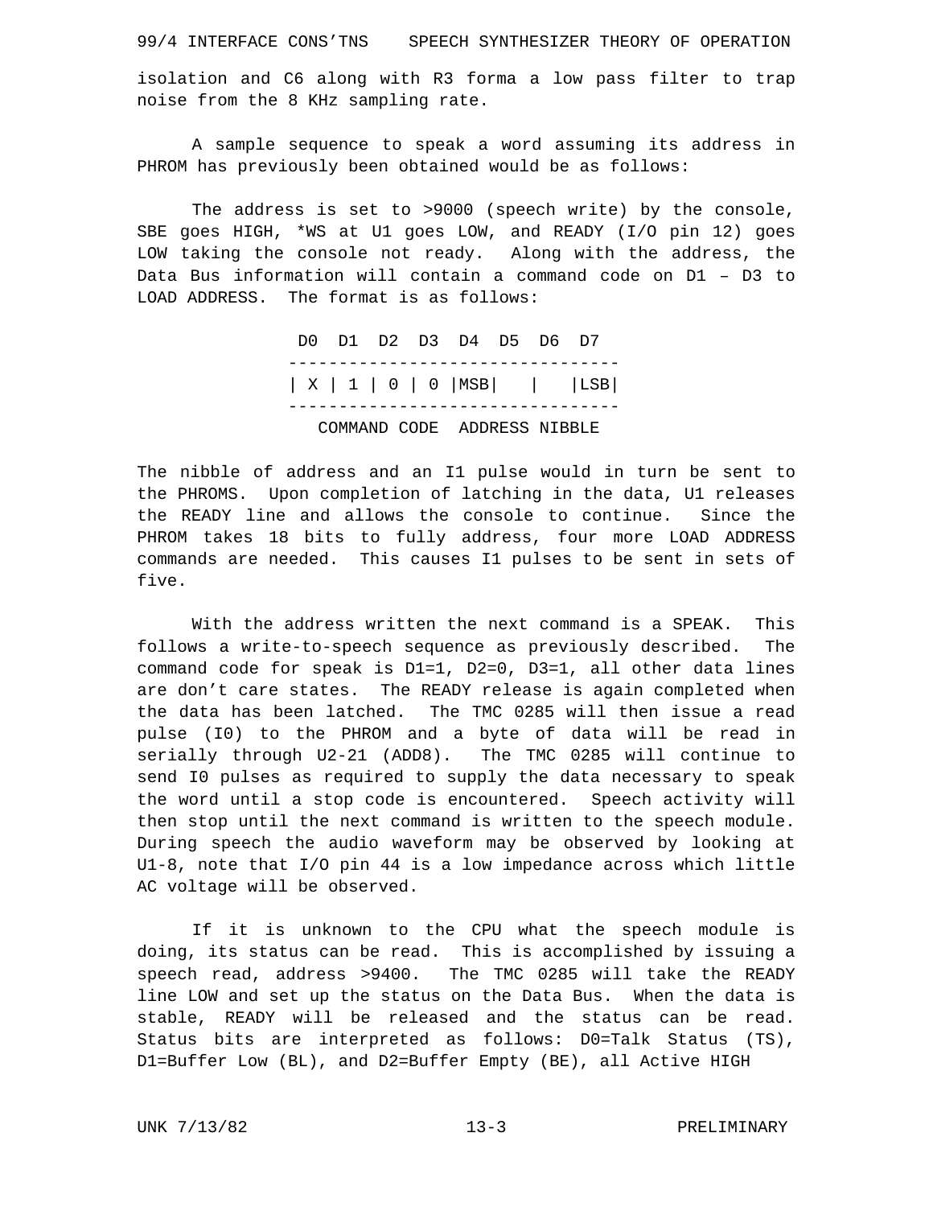isolation and C6 along with R3 forma a low pass filter to trap noise from the 8 KHz sampling rate.

A sample sequence to speak a word assuming its address in PHROM has previously been obtained would be as follows:

The address is set to >9000 (speech write) by the console, SBE goes HIGH, *WS at U1 goes LOW, and READY (I/O pin 12) goes LOW taking the console not ready. Along with the address, the Data Bus information will contain a command code on D1 – D3 to LOAD ADDRESS. The format is as follows:

```
 D0  D1  D2  D3  D4  D5  D6  D7
---------------------------------
| X | 1 | 0 | 0 |MSB|   |   |LSB|
---------------------------------
   COMMAND CODE  ADDRESS NIBBLE
```

The nibble of address and an I1 pulse would in turn be sent to the PHROMS. Upon completion of latching in the data, U1 releases the READY line and allows the console to continue. Since the PHROM takes 18 bits to fully address, four more LOAD ADDRESS commands are needed. This causes I1 pulses to be sent in sets of five.

With the address written the next command is a SPEAK. This follows a write-to-speech sequence as previously described. The command code for speak is D1=1, D2=0, D3=1, all other data lines are don't care states. The READY release is again completed when the data has been latched. The TMC 0285 will then issue a read pulse (I0) to the PHROM and a byte of data will be read in serially through U2-21 (ADD8). The TMC 0285 will continue to send I0 pulses as required to supply the data necessary to speak the word until a stop code is encountered. Speech activity will then stop until the next command is written to the speech module. During speech the audio waveform may be observed by looking at U1-8, note that I/O pin 44 is a low impedance across which little AC voltage will be observed.

If it is unknown to the CPU what the speech module is doing, its status can be read. This is accomplished by issuing a speech read, address >9400. The TMC 0285 will take the READY line LOW and set up the status on the Data Bus. When the data is stable, READY will be released and the status can be read. Status bits are interpreted as follows: D0=Talk Status (TS), D1=Buffer Low (BL), and D2=Buffer Empty (BE), all Active HIGH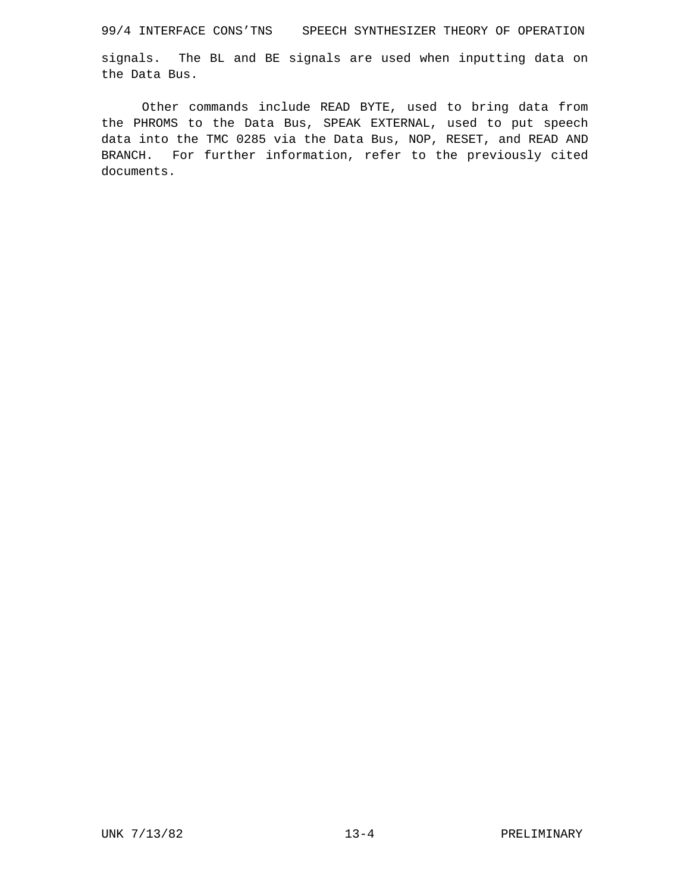signals. The BL and BE signals are used when inputting data on the Data Bus.

Other commands include READ BYTE, used to bring data from the PHROMS to the Data Bus, SPEAK EXTERNAL, used to put speech data into the TMC 0285 via the Data Bus, NOP, RESET, and READ AND BRANCH. For further information, refer to the previously cited documents.